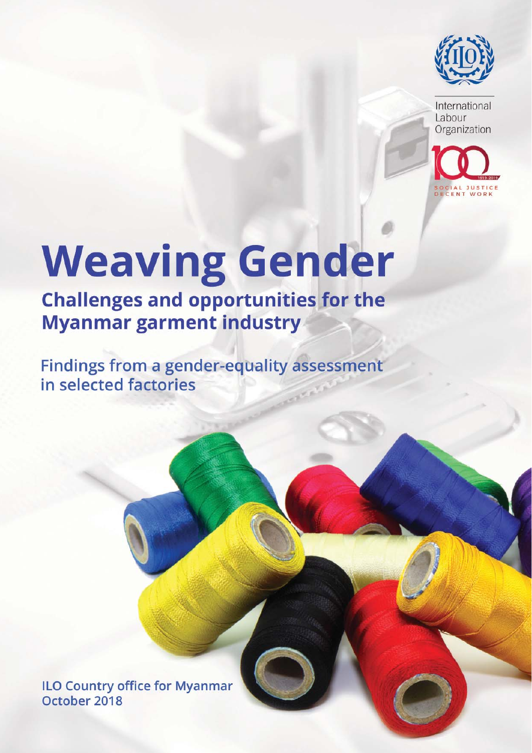International Labour Organization

SOCIAL JUSTICE DECENT WORK

# Weaving Gender

## Challenges and opportunities for the Myanmar garment industry

Findings from a gender-equality assessment in selected factories

ILO Country office for Myanmar
October 2018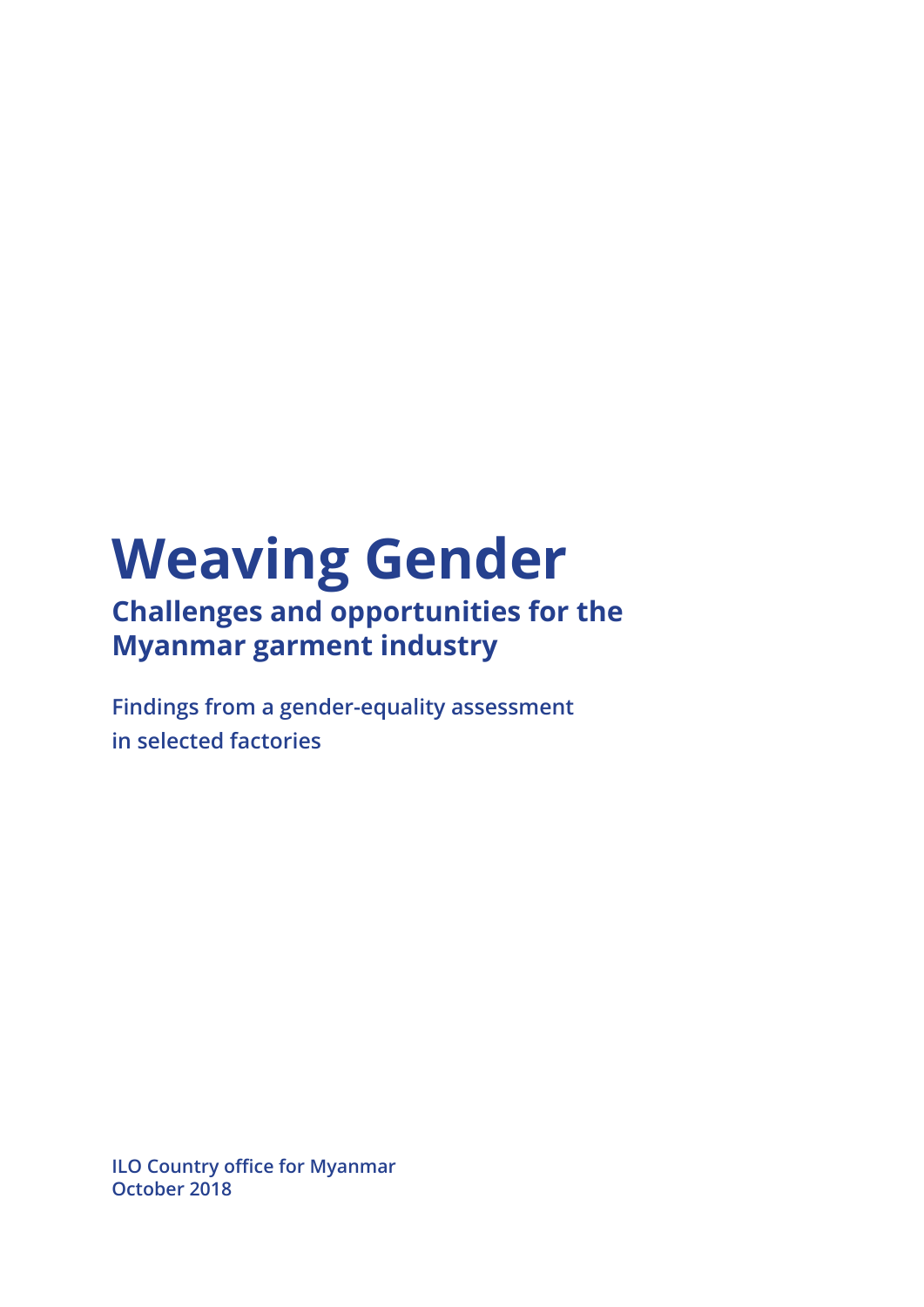# Weaving Gender

## Challenges and opportunities for the Myanmar garment industry

**Findings from a gender-equality assessment in selected factories**

**ILO Country office for Myanmar**
**October 2018**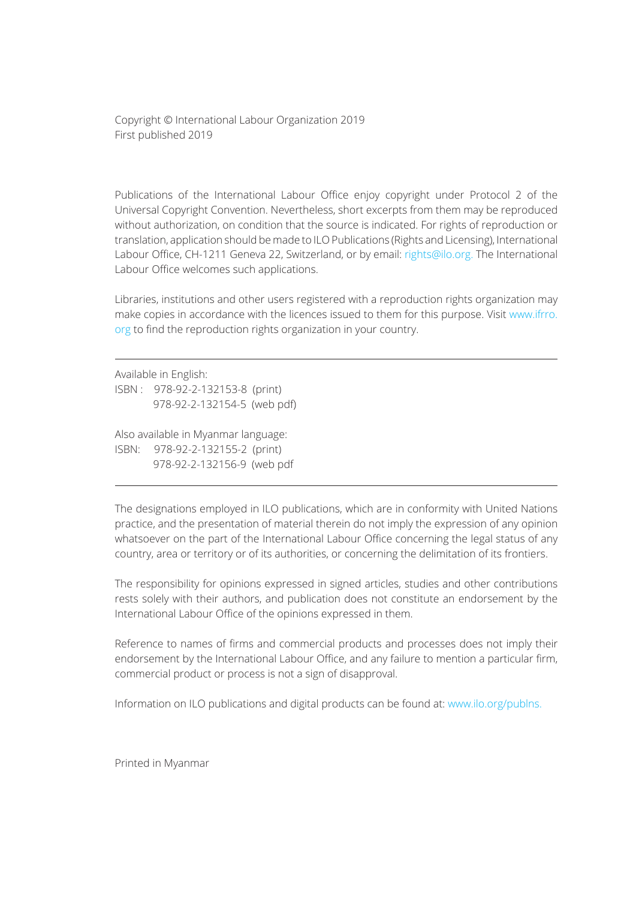Copyright © International Labour Organization 2019
First published 2019

Publications of the International Labour Office enjoy copyright under Protocol 2 of the Universal Copyright Convention. Nevertheless, short excerpts from them may be reproduced without authorization, on condition that the source is indicated. For rights of reproduction or translation, application should be made to ILO Publications (Rights and Licensing), International Labour Office, CH-1211 Geneva 22, Switzerland, or by email: rights@ilo.org. The International Labour Office welcomes such applications.

Libraries, institutions and other users registered with a reproduction rights organization may make copies in accordance with the licences issued to them for this purpose. Visit www.ifrro.org to find the reproduction rights organization in your country.

---

Available in English:
ISBN : 978-92-2-132153-8 (print)
978-92-2-132154-5 (web pdf)

Also available in Myanmar language:
ISBN: 978-92-2-132155-2 (print)
978-92-2-132156-9 (web pdf

---

The designations employed in ILO publications, which are in conformity with United Nations practice, and the presentation of material therein do not imply the expression of any opinion whatsoever on the part of the International Labour Office concerning the legal status of any country, area or territory or of its authorities, or concerning the delimitation of its frontiers.

The responsibility for opinions expressed in signed articles, studies and other contributions rests solely with their authors, and publication does not constitute an endorsement by the International Labour Office of the opinions expressed in them.

Reference to names of firms and commercial products and processes does not imply their endorsement by the International Labour Office, and any failure to mention a particular firm, commercial product or process is not a sign of disapproval.

Information on ILO publications and digital products can be found at: www.ilo.org/publns.

Printed in Myanmar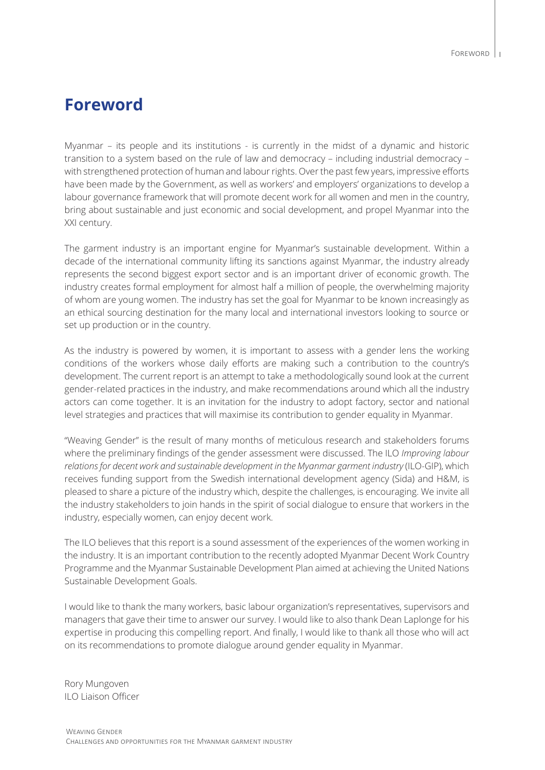# Foreword

Myanmar – its people and its institutions - is currently in the midst of a dynamic and historic transition to a system based on the rule of law and democracy – including industrial democracy – with strengthened protection of human and labour rights. Over the past few years, impressive efforts have been made by the Government, as well as workers' and employers' organizations to develop a labour governance framework that will promote decent work for all women and men in the country, bring about sustainable and just economic and social development, and propel Myanmar into the XXI century.

The garment industry is an important engine for Myanmar's sustainable development. Within a decade of the international community lifting its sanctions against Myanmar, the industry already represents the second biggest export sector and is an important driver of economic growth. The industry creates formal employment for almost half a million of people, the overwhelming majority of whom are young women. The industry has set the goal for Myanmar to be known increasingly as an ethical sourcing destination for the many local and international investors looking to source or set up production or in the country.

As the industry is powered by women, it is important to assess with a gender lens the working conditions of the workers whose daily efforts are making such a contribution to the country's development. The current report is an attempt to take a methodologically sound look at the current gender-related practices in the industry, and make recommendations around which all the industry actors can come together. It is an invitation for the industry to adopt factory, sector and national level strategies and practices that will maximise its contribution to gender equality in Myanmar.

"Weaving Gender" is the result of many months of meticulous research and stakeholders forums where the preliminary findings of the gender assessment were discussed. The ILO *Improving labour relations for decent work and sustainable development in the Myanmar garment industry* (ILO-GIP), which receives funding support from the Swedish international development agency (Sida) and H&M, is pleased to share a picture of the industry which, despite the challenges, is encouraging. We invite all the industry stakeholders to join hands in the spirit of social dialogue to ensure that workers in the industry, especially women, can enjoy decent work.

The ILO believes that this report is a sound assessment of the experiences of the women working in the industry. It is an important contribution to the recently adopted Myanmar Decent Work Country Programme and the Myanmar Sustainable Development Plan aimed at achieving the United Nations Sustainable Development Goals.

I would like to thank the many workers, basic labour organization's representatives, supervisors and managers that gave their time to answer our survey. I would like to also thank Dean Laplonge for his expertise in producing this compelling report. And finally, I would like to thank all those who will act on its recommendations to promote dialogue around gender equality in Myanmar.

Rory Mungoven
ILO Liaison Officer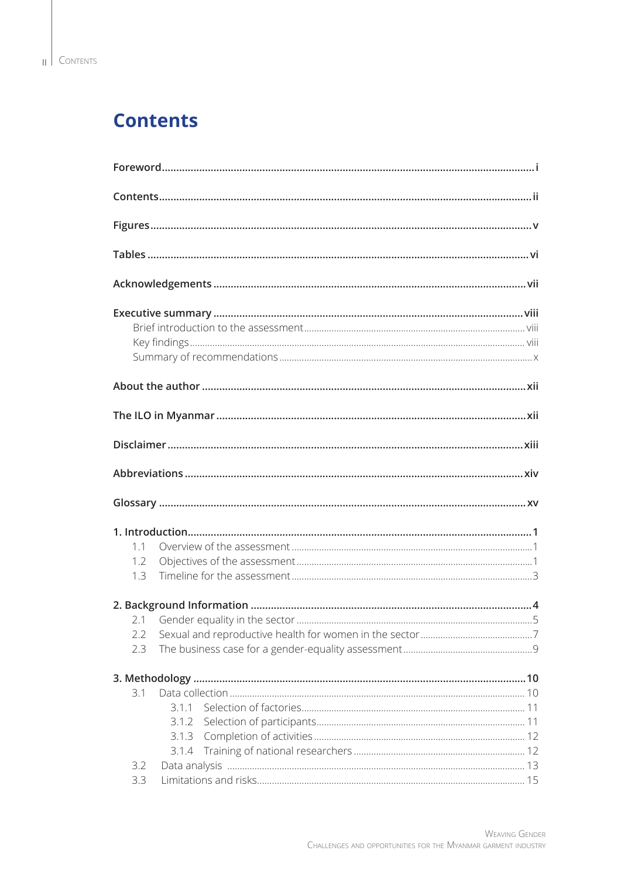# Contents

**Foreword** ... i

**Contents** ... ii

**Figures** ... v

**Tables** ... vi

**Acknowledgements** ... vii

**Executive summary** ... viii

- Brief introduction to the assessment ... viii
- Key findings ... viii
- Summary of recommendations ... x

**About the author** ... xii

**The ILO in Myanmar** ... xii

**Disclaimer** ... xiii

**Abbreviations** ... xiv

**Glossary** ... xv

**1. Introduction** ... 1

- 1.1 Overview of the assessment ... 1
- 1.2 Objectives of the assessment ... 1
- 1.3 Timeline for the assessment ... 3

**2. Background Information** ... 4

- 2.1 Gender equality in the sector ... 5
- 2.2 Sexual and reproductive health for women in the sector ... 7
- 2.3 The business case for a gender-equality assessment ... 9

**3. Methodology** ... 10

- 3.1 Data collection ... 10
  - 3.1.1 Selection of factories ... 11
  - 3.1.2 Selection of participants ... 11
  - 3.1.3 Completion of activities ... 12
  - 3.1.4 Training of national researchers ... 12
- 3.2 Data analysis ... 13
- 3.3 Limitations and risks ... 15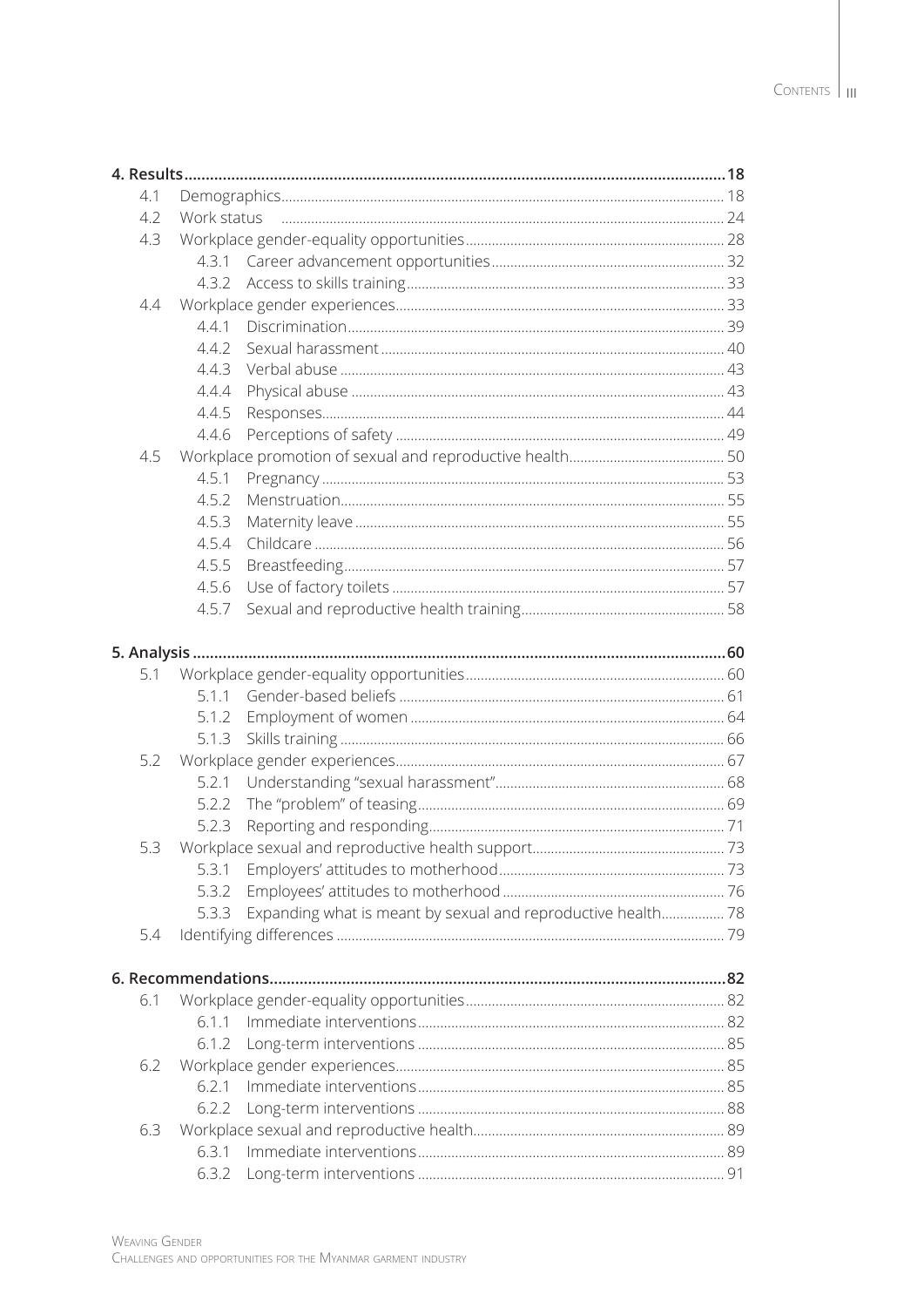- **4. Results** ... 18
  - 4.1 Demographics ... 18
  - 4.2 Work status ... 24
  - 4.3 Workplace gender-equality opportunities ... 28
    - 4.3.1 Career advancement opportunities ... 32
    - 4.3.2 Access to skills training ... 33
  - 4.4 Workplace gender experiences ... 33
    - 4.4.1 Discrimination ... 39
    - 4.4.2 Sexual harassment ... 40
    - 4.4.3 Verbal abuse ... 43
    - 4.4.4 Physical abuse ... 43
    - 4.4.5 Responses ... 44
    - 4.4.6 Perceptions of safety ... 49
  - 4.5 Workplace promotion of sexual and reproductive health ... 50
    - 4.5.1 Pregnancy ... 53
    - 4.5.2 Menstruation ... 55
    - 4.5.3 Maternity leave ... 55
    - 4.5.4 Childcare ... 56
    - 4.5.5 Breastfeeding ... 57
    - 4.5.6 Use of factory toilets ... 57
    - 4.5.7 Sexual and reproductive health training ... 58

- **5. Analysis** ... 60
  - 5.1 Workplace gender-equality opportunities ... 60
    - 5.1.1 Gender-based beliefs ... 61
    - 5.1.2 Employment of women ... 64
    - 5.1.3 Skills training ... 66
  - 5.2 Workplace gender experiences ... 67
    - 5.2.1 Understanding "sexual harassment" ... 68
    - 5.2.2 The "problem" of teasing ... 69
    - 5.2.3 Reporting and responding ... 71
  - 5.3 Workplace sexual and reproductive health support ... 73
    - 5.3.1 Employers' attitudes to motherhood ... 73
    - 5.3.2 Employees' attitudes to motherhood ... 76
    - 5.3.3 Expanding what is meant by sexual and reproductive health ... 78
  - 5.4 Identifying differences ... 79

- **6. Recommendations** ... 82
  - 6.1 Workplace gender-equality opportunities ... 82
    - 6.1.1 Immediate interventions ... 82
    - 6.1.2 Long-term interventions ... 85
  - 6.2 Workplace gender experiences ... 85
    - 6.2.1 Immediate interventions ... 85
    - 6.2.2 Long-term interventions ... 88
  - 6.3 Workplace sexual and reproductive health ... 89
    - 6.3.1 Immediate interventions ... 89
    - 6.3.2 Long-term interventions ... 91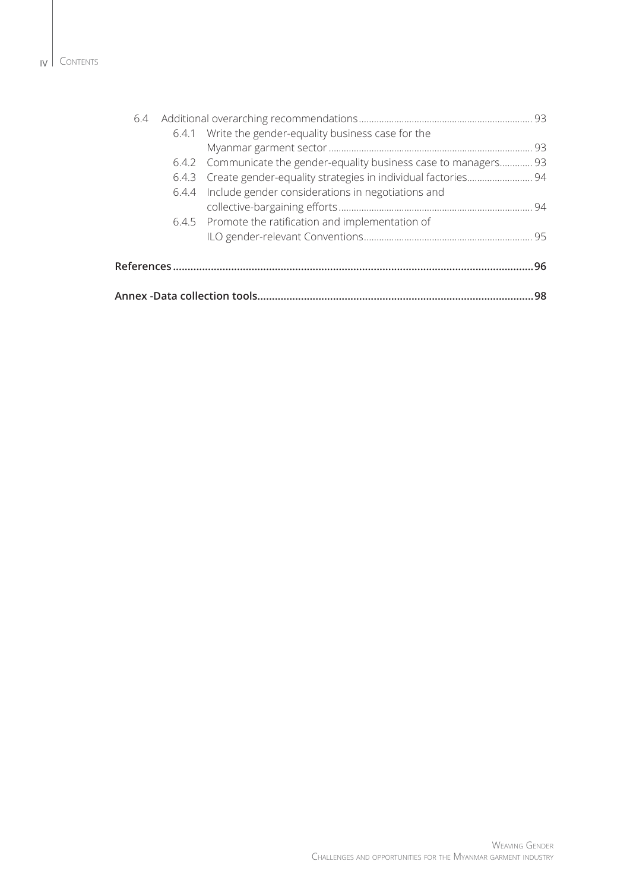6.4 Additional overarching recommendations ... 93

- 6.4.1 Write the gender-equality business case for the Myanmar garment sector ... 93
- 6.4.2 Communicate the gender-equality business case to managers ... 93
- 6.4.3 Create gender-equality strategies in individual factories ... 94
- 6.4.4 Include gender considerations in negotiations and collective-bargaining efforts ... 94
- 6.4.5 Promote the ratification and implementation of ILO gender-relevant Conventions ... 95

**References ... 96**

**Annex -Data collection tools ... 98**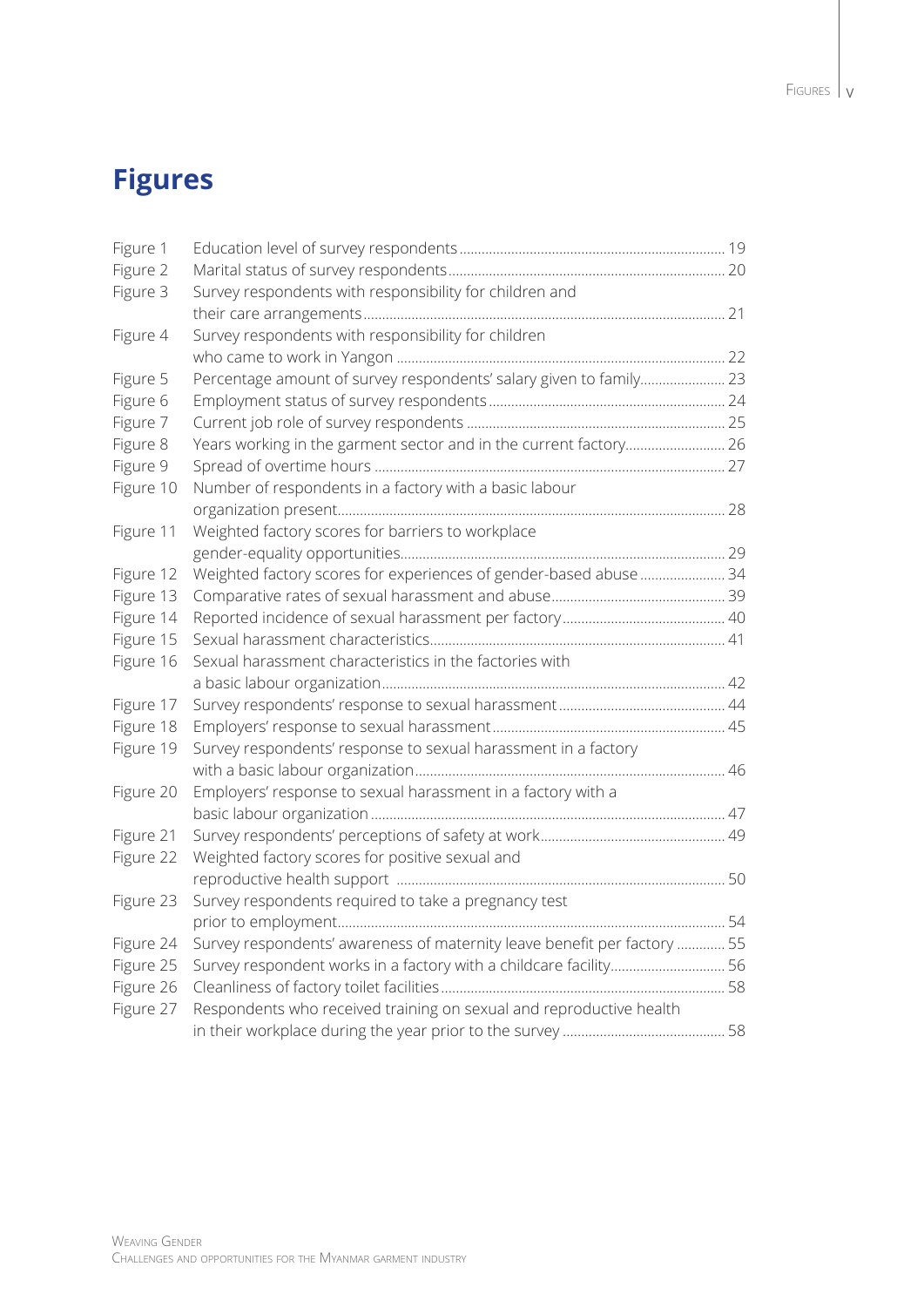# Figures

| | | |
|---|---|---|
| Figure 1 | Education level of survey respondents | 19 |
| Figure 2 | Marital status of survey respondents | 20 |
| Figure 3 | Survey respondents with responsibility for children and their care arrangements | 21 |
| Figure 4 | Survey respondents with responsibility for children who came to work in Yangon | 22 |
| Figure 5 | Percentage amount of survey respondents' salary given to family | 23 |
| Figure 6 | Employment status of survey respondents | 24 |
| Figure 7 | Current job role of survey respondents | 25 |
| Figure 8 | Years working in the garment sector and in the current factory | 26 |
| Figure 9 | Spread of overtime hours | 27 |
| Figure 10 | Number of respondents in a factory with a basic labour organization present | 28 |
| Figure 11 | Weighted factory scores for barriers to workplace gender-equality opportunities | 29 |
| Figure 12 | Weighted factory scores for experiences of gender-based abuse | 34 |
| Figure 13 | Comparative rates of sexual harassment and abuse | 39 |
| Figure 14 | Reported incidence of sexual harassment per factory | 40 |
| Figure 15 | Sexual harassment characteristics | 41 |
| Figure 16 | Sexual harassment characteristics in the factories with a basic labour organization | 42 |
| Figure 17 | Survey respondents' response to sexual harassment | 44 |
| Figure 18 | Employers' response to sexual harassment | 45 |
| Figure 19 | Survey respondents' response to sexual harassment in a factory with a basic labour organization | 46 |
| Figure 20 | Employers' response to sexual harassment in a factory with a basic labour organization | 47 |
| Figure 21 | Survey respondents' perceptions of safety at work | 49 |
| Figure 22 | Weighted factory scores for positive sexual and reproductive health support | 50 |
| Figure 23 | Survey respondents required to take a pregnancy test prior to employment | 54 |
| Figure 24 | Survey respondents' awareness of maternity leave benefit per factory | 55 |
| Figure 25 | Survey respondent works in a factory with a childcare facility | 56 |
| Figure 26 | Cleanliness of factory toilet facilities | 58 |
| Figure 27 | Respondents who received training on sexual and reproductive health in their workplace during the year prior to the survey | 58 |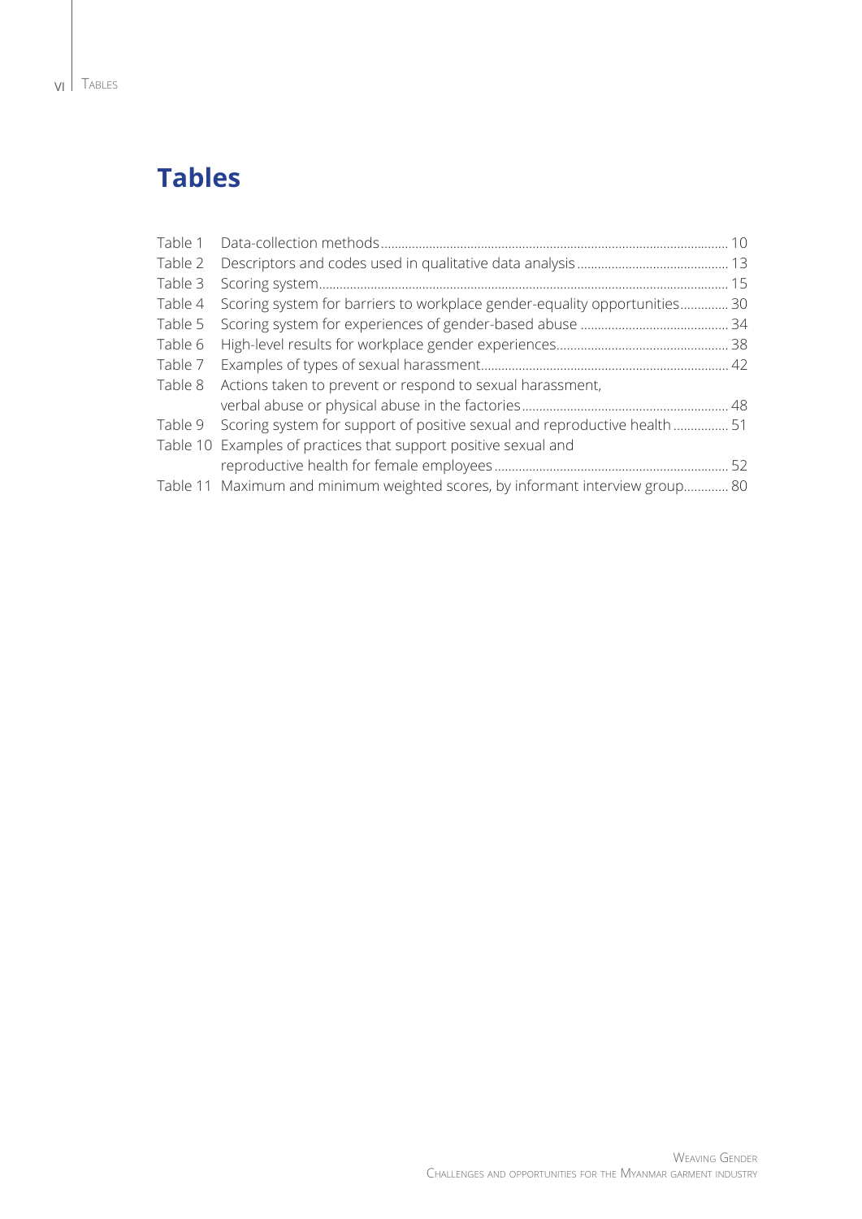# Tables

| | | |
|---|---|---|
| Table 1 | Data-collection methods | 10 |
| Table 2 | Descriptors and codes used in qualitative data analysis | 13 |
| Table 3 | Scoring system | 15 |
| Table 4 | Scoring system for barriers to workplace gender-equality opportunities | 30 |
| Table 5 | Scoring system for experiences of gender-based abuse | 34 |
| Table 6 | High-level results for workplace gender experiences | 38 |
| Table 7 | Examples of types of sexual harassment | 42 |
| Table 8 | Actions taken to prevent or respond to sexual harassment, verbal abuse or physical abuse in the factories | 48 |
| Table 9 | Scoring system for support of positive sexual and reproductive health | 51 |
| Table 10 | Examples of practices that support positive sexual and reproductive health for female employees | 52 |
| Table 11 | Maximum and minimum weighted scores, by informant interview group | 80 |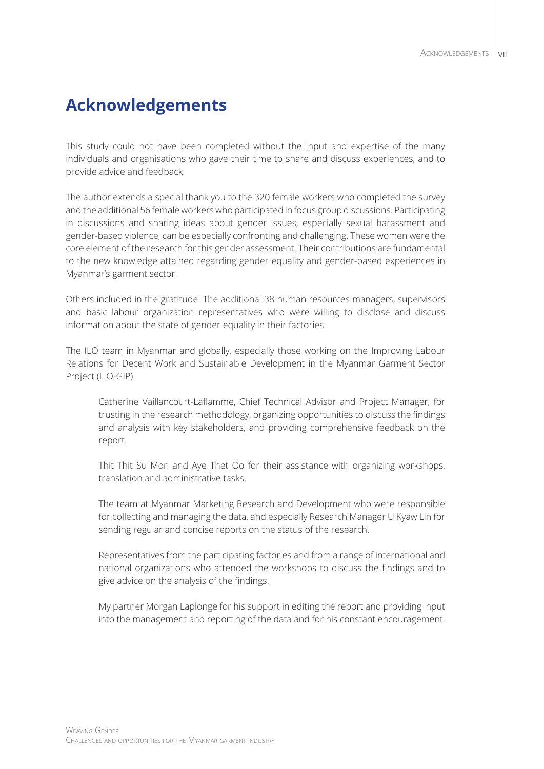# Acknowledgements

This study could not have been completed without the input and expertise of the many individuals and organisations who gave their time to share and discuss experiences, and to provide advice and feedback.

The author extends a special thank you to the 320 female workers who completed the survey and the additional 56 female workers who participated in focus group discussions. Participating in discussions and sharing ideas about gender issues, especially sexual harassment and gender-based violence, can be especially confronting and challenging. These women were the core element of the research for this gender assessment. Their contributions are fundamental to the new knowledge attained regarding gender equality and gender-based experiences in Myanmar's garment sector.

Others included in the gratitude: The additional 38 human resources managers, supervisors and basic labour organization representatives who were willing to disclose and discuss information about the state of gender equality in their factories.

The ILO team in Myanmar and globally, especially those working on the Improving Labour Relations for Decent Work and Sustainable Development in the Myanmar Garment Sector Project (ILO-GIP):

> Catherine Vaillancourt-Laflamme, Chief Technical Advisor and Project Manager, for trusting in the research methodology, organizing opportunities to discuss the findings and analysis with key stakeholders, and providing comprehensive feedback on the report.
>
> Thit Thit Su Mon and Aye Thet Oo for their assistance with organizing workshops, translation and administrative tasks.
>
> The team at Myanmar Marketing Research and Development who were responsible for collecting and managing the data, and especially Research Manager U Kyaw Lin for sending regular and concise reports on the status of the research.
>
> Representatives from the participating factories and from a range of international and national organizations who attended the workshops to discuss the findings and to give advice on the analysis of the findings.
>
> My partner Morgan Laplonge for his support in editing the report and providing input into the management and reporting of the data and for his constant encouragement.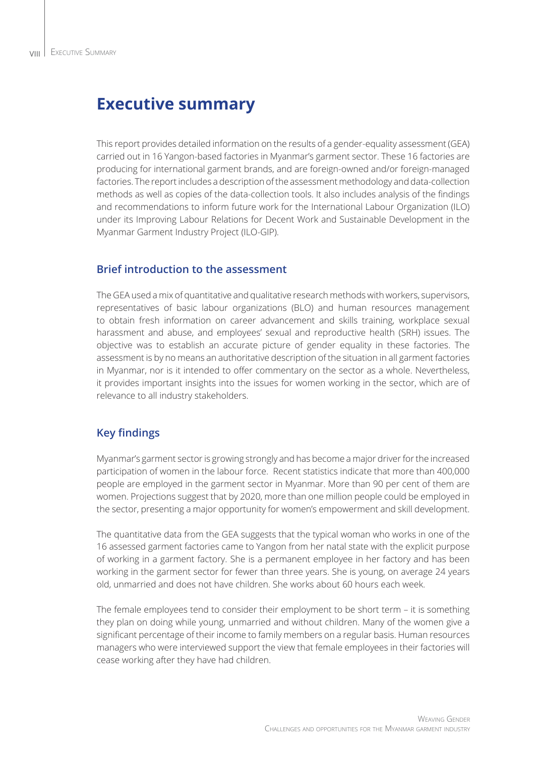# Executive summary

This report provides detailed information on the results of a gender-equality assessment (GEA) carried out in 16 Yangon-based factories in Myanmar's garment sector. These 16 factories are producing for international garment brands, and are foreign-owned and/or foreign-managed factories. The report includes a description of the assessment methodology and data-collection methods as well as copies of the data-collection tools. It also includes analysis of the findings and recommendations to inform future work for the International Labour Organization (ILO) under its Improving Labour Relations for Decent Work and Sustainable Development in the Myanmar Garment Industry Project (ILO-GIP).

## Brief introduction to the assessment

The GEA used a mix of quantitative and qualitative research methods with workers, supervisors, representatives of basic labour organizations (BLO) and human resources management to obtain fresh information on career advancement and skills training, workplace sexual harassment and abuse, and employees' sexual and reproductive health (SRH) issues. The objective was to establish an accurate picture of gender equality in these factories. The assessment is by no means an authoritative description of the situation in all garment factories in Myanmar, nor is it intended to offer commentary on the sector as a whole. Nevertheless, it provides important insights into the issues for women working in the sector, which are of relevance to all industry stakeholders.

## Key findings

Myanmar's garment sector is growing strongly and has become a major driver for the increased participation of women in the labour force. Recent statistics indicate that more than 400,000 people are employed in the garment sector in Myanmar. More than 90 per cent of them are women. Projections suggest that by 2020, more than one million people could be employed in the sector, presenting a major opportunity for women's empowerment and skill development.

The quantitative data from the GEA suggests that the typical woman who works in one of the 16 assessed garment factories came to Yangon from her natal state with the explicit purpose of working in a garment factory. She is a permanent employee in her factory and has been working in the garment sector for fewer than three years. She is young, on average 24 years old, unmarried and does not have children. She works about 60 hours each week.

The female employees tend to consider their employment to be short term – it is something they plan on doing while young, unmarried and without children. Many of the women give a significant percentage of their income to family members on a regular basis. Human resources managers who were interviewed support the view that female employees in their factories will cease working after they have had children.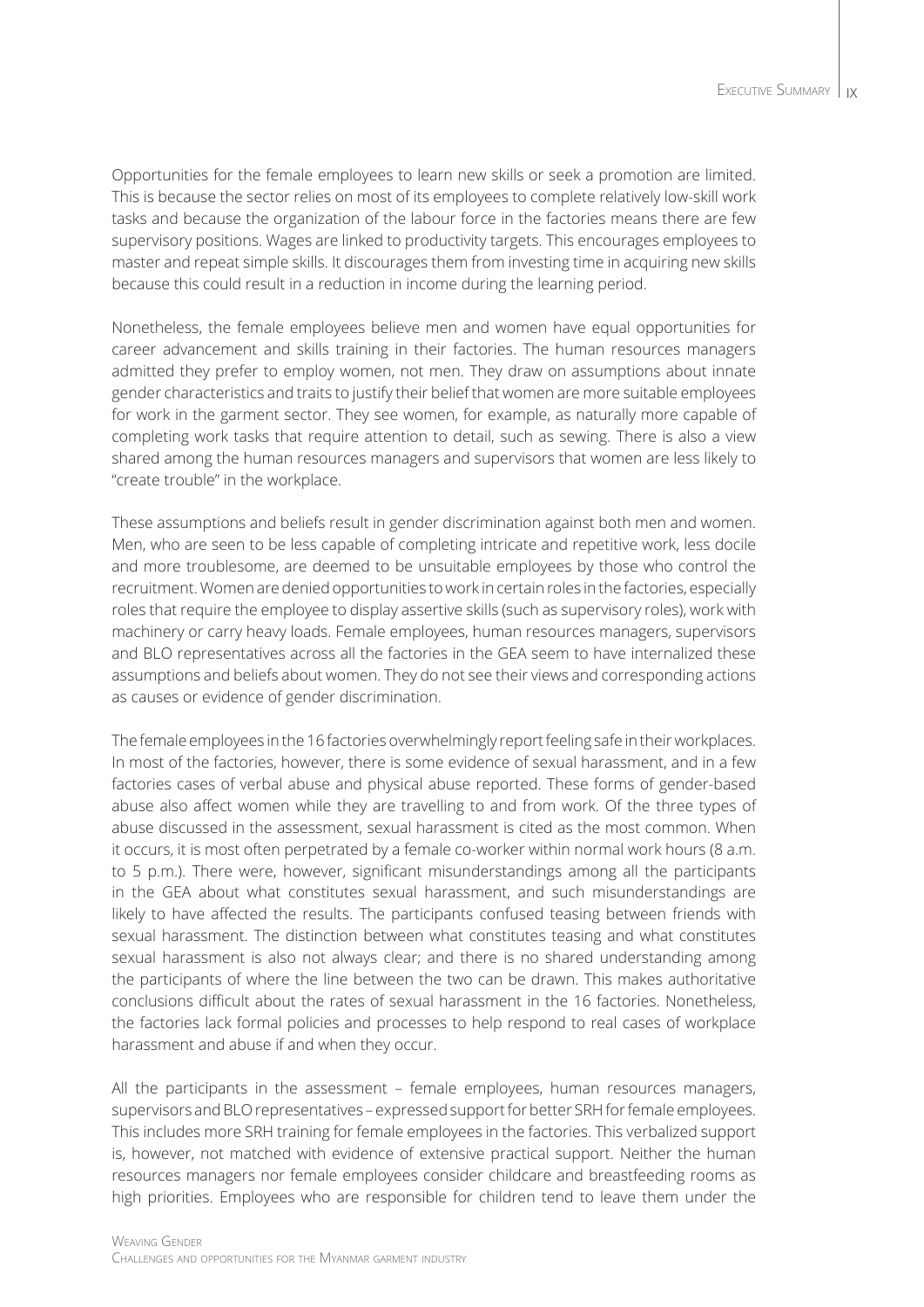Opportunities for the female employees to learn new skills or seek a promotion are limited. This is because the sector relies on most of its employees to complete relatively low-skill work tasks and because the organization of the labour force in the factories means there are few supervisory positions. Wages are linked to productivity targets. This encourages employees to master and repeat simple skills. It discourages them from investing time in acquiring new skills because this could result in a reduction in income during the learning period.

Nonetheless, the female employees believe men and women have equal opportunities for career advancement and skills training in their factories. The human resources managers admitted they prefer to employ women, not men. They draw on assumptions about innate gender characteristics and traits to justify their belief that women are more suitable employees for work in the garment sector. They see women, for example, as naturally more capable of completing work tasks that require attention to detail, such as sewing. There is also a view shared among the human resources managers and supervisors that women are less likely to "create trouble" in the workplace.

These assumptions and beliefs result in gender discrimination against both men and women. Men, who are seen to be less capable of completing intricate and repetitive work, less docile and more troublesome, are deemed to be unsuitable employees by those who control the recruitment. Women are denied opportunities to work in certain roles in the factories, especially roles that require the employee to display assertive skills (such as supervisory roles), work with machinery or carry heavy loads. Female employees, human resources managers, supervisors and BLO representatives across all the factories in the GEA seem to have internalized these assumptions and beliefs about women. They do not see their views and corresponding actions as causes or evidence of gender discrimination.

The female employees in the 16 factories overwhelmingly report feeling safe in their workplaces. In most of the factories, however, there is some evidence of sexual harassment, and in a few factories cases of verbal abuse and physical abuse reported. These forms of gender-based abuse also affect women while they are travelling to and from work. Of the three types of abuse discussed in the assessment, sexual harassment is cited as the most common. When it occurs, it is most often perpetrated by a female co-worker within normal work hours (8 a.m. to 5 p.m.). There were, however, significant misunderstandings among all the participants in the GEA about what constitutes sexual harassment, and such misunderstandings are likely to have affected the results. The participants confused teasing between friends with sexual harassment. The distinction between what constitutes teasing and what constitutes sexual harassment is also not always clear; and there is no shared understanding among the participants of where the line between the two can be drawn. This makes authoritative conclusions difficult about the rates of sexual harassment in the 16 factories. Nonetheless, the factories lack formal policies and processes to help respond to real cases of workplace harassment and abuse if and when they occur.

All the participants in the assessment – female employees, human resources managers, supervisors and BLO representatives – expressed support for better SRH for female employees. This includes more SRH training for female employees in the factories. This verbalized support is, however, not matched with evidence of extensive practical support. Neither the human resources managers nor female employees consider childcare and breastfeeding rooms as high priorities. Employees who are responsible for children tend to leave them under the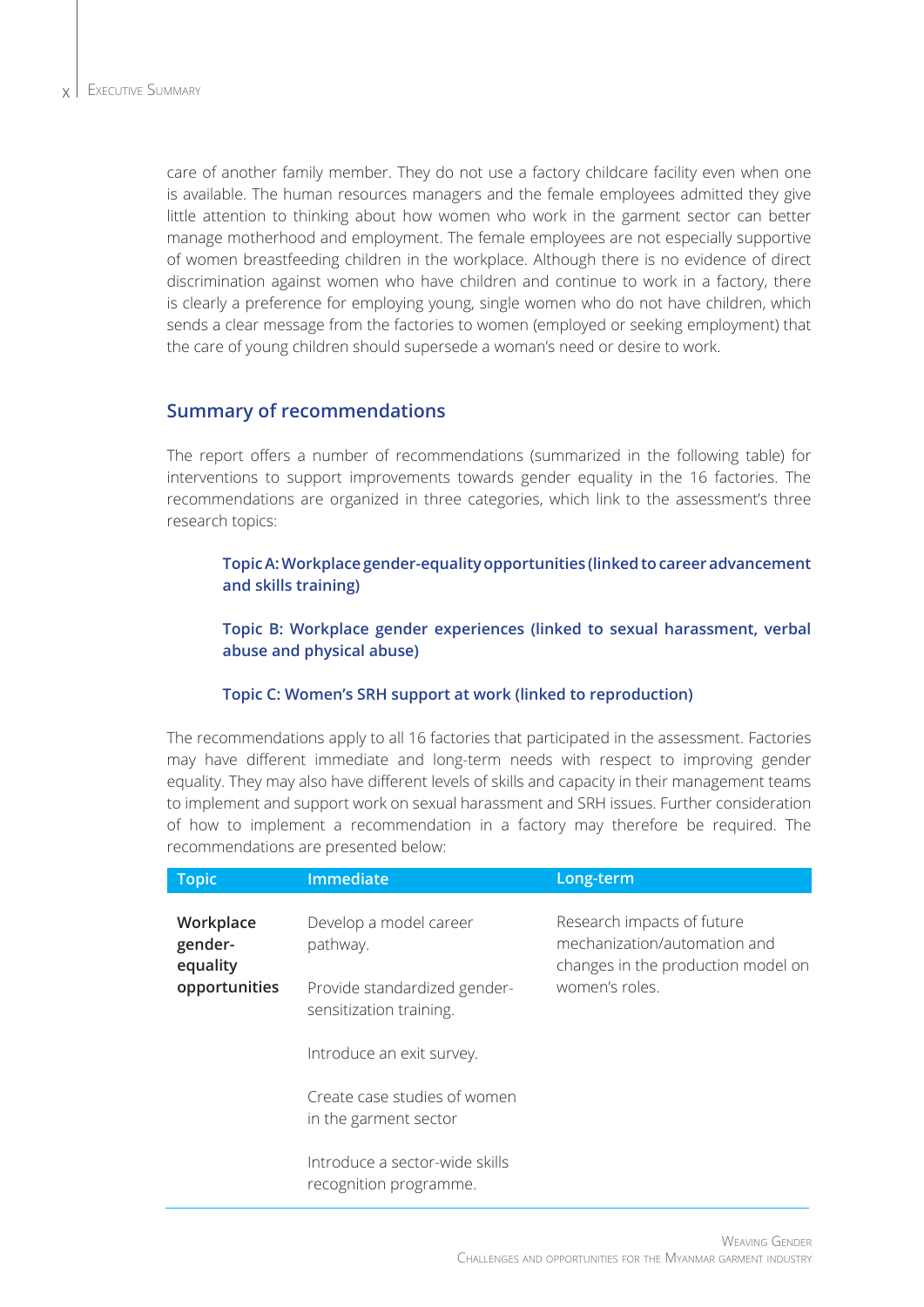care of another family member. They do not use a factory childcare facility even when one is available. The human resources managers and the female employees admitted they give little attention to thinking about how women who work in the garment sector can better manage motherhood and employment. The female employees are not especially supportive of women breastfeeding children in the workplace. Although there is no evidence of direct discrimination against women who have children and continue to work in a factory, there is clearly a preference for employing young, single women who do not have children, which sends a clear message from the factories to women (employed or seeking employment) that the care of young children should supersede a woman's need or desire to work.

## Summary of recommendations

The report offers a number of recommendations (summarized in the following table) for interventions to support improvements towards gender equality in the 16 factories. The recommendations are organized in three categories, which link to the assessment's three research topics:

**Topic A: Workplace gender-equality opportunities (linked to career advancement and skills training)**

**Topic B: Workplace gender experiences (linked to sexual harassment, verbal abuse and physical abuse)**

**Topic C: Women's SRH support at work (linked to reproduction)**

The recommendations apply to all 16 factories that participated in the assessment. Factories may have different immediate and long-term needs with respect to improving gender equality. They may also have different levels of skills and capacity in their management teams to implement and support work on sexual harassment and SRH issues. Further consideration of how to implement a recommendation in a factory may therefore be required. The recommendations are presented below:

| Topic | Immediate | Long-term |
|---|---|---|
| **Workplace gender-equality opportunities** | Develop a model career pathway.<br><br>Provide standardized gender-sensitization training.<br><br>Introduce an exit survey.<br><br>Create case studies of women in the garment sector<br><br>Introduce a sector-wide skills recognition programme. | Research impacts of future mechanization/automation and changes in the production model on women's roles. |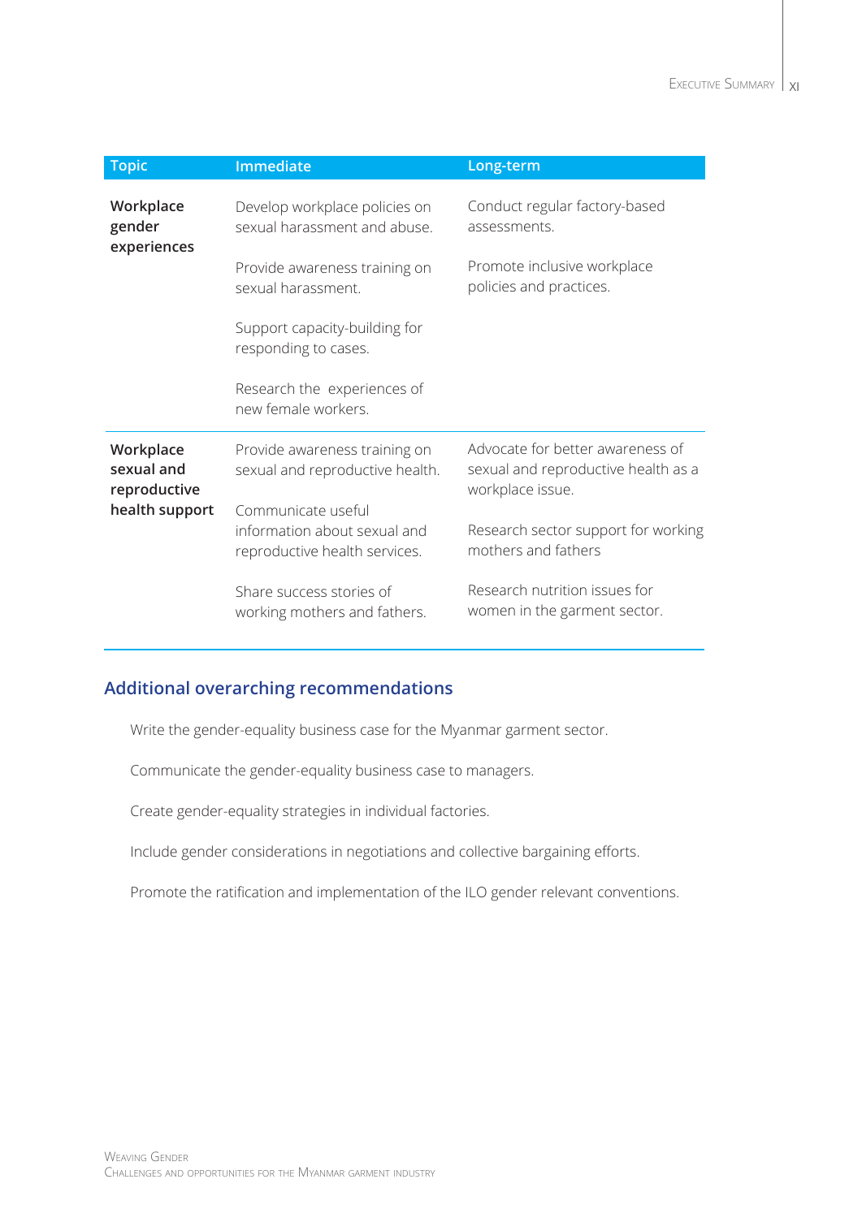| Topic | Immediate | Long-term |
|---|---|---|
| **Workplace gender experiences** | Develop workplace policies on sexual harassment and abuse. | Conduct regular factory-based assessments. |
| | Provide awareness training on sexual harassment. | Promote inclusive workplace policies and practices. |
| | Support capacity-building for responding to cases. | |
| | Research the experiences of new female workers. | |
| **Workplace sexual and reproductive health support** | Provide awareness training on sexual and reproductive health. | Advocate for better awareness of sexual and reproductive health as a workplace issue. |
| | Communicate useful information about sexual and reproductive health services. | Research sector support for working mothers and fathers |
| | Share success stories of working mothers and fathers. | Research nutrition issues for women in the garment sector. |

## Additional overarching recommendations

Write the gender-equality business case for the Myanmar garment sector.

Communicate the gender-equality business case to managers.

Create gender-equality strategies in individual factories.

Include gender considerations in negotiations and collective bargaining efforts.

Promote the ratification and implementation of the ILO gender relevant conventions.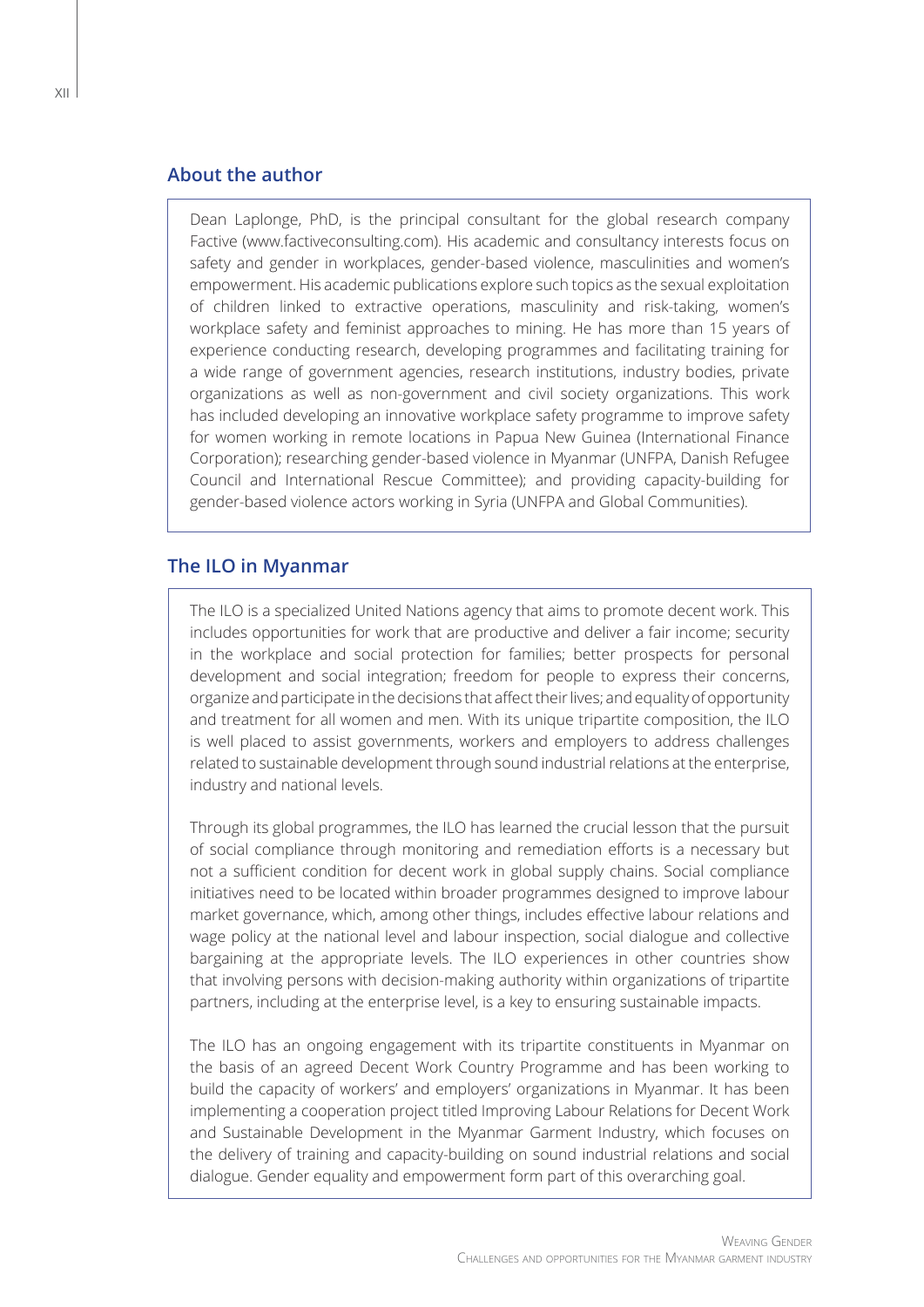## About the author

Dean Laplonge, PhD, is the principal consultant for the global research company Factive (www.factiveconsulting.com). His academic and consultancy interests focus on safety and gender in workplaces, gender-based violence, masculinities and women's empowerment. His academic publications explore such topics as the sexual exploitation of children linked to extractive operations, masculinity and risk-taking, women's workplace safety and feminist approaches to mining. He has more than 15 years of experience conducting research, developing programmes and facilitating training for a wide range of government agencies, research institutions, industry bodies, private organizations as well as non-government and civil society organizations. This work has included developing an innovative workplace safety programme to improve safety for women working in remote locations in Papua New Guinea (International Finance Corporation); researching gender-based violence in Myanmar (UNFPA, Danish Refugee Council and International Rescue Committee); and providing capacity-building for gender-based violence actors working in Syria (UNFPA and Global Communities).

## The ILO in Myanmar

The ILO is a specialized United Nations agency that aims to promote decent work. This includes opportunities for work that are productive and deliver a fair income; security in the workplace and social protection for families; better prospects for personal development and social integration; freedom for people to express their concerns, organize and participate in the decisions that affect their lives; and equality of opportunity and treatment for all women and men. With its unique tripartite composition, the ILO is well placed to assist governments, workers and employers to address challenges related to sustainable development through sound industrial relations at the enterprise, industry and national levels.

Through its global programmes, the ILO has learned the crucial lesson that the pursuit of social compliance through monitoring and remediation efforts is a necessary but not a sufficient condition for decent work in global supply chains. Social compliance initiatives need to be located within broader programmes designed to improve labour market governance, which, among other things, includes effective labour relations and wage policy at the national level and labour inspection, social dialogue and collective bargaining at the appropriate levels. The ILO experiences in other countries show that involving persons with decision-making authority within organizations of tripartite partners, including at the enterprise level, is a key to ensuring sustainable impacts.

The ILO has an ongoing engagement with its tripartite constituents in Myanmar on the basis of an agreed Decent Work Country Programme and has been working to build the capacity of workers' and employers' organizations in Myanmar. It has been implementing a cooperation project titled Improving Labour Relations for Decent Work and Sustainable Development in the Myanmar Garment Industry, which focuses on the delivery of training and capacity-building on sound industrial relations and social dialogue. Gender equality and empowerment form part of this overarching goal.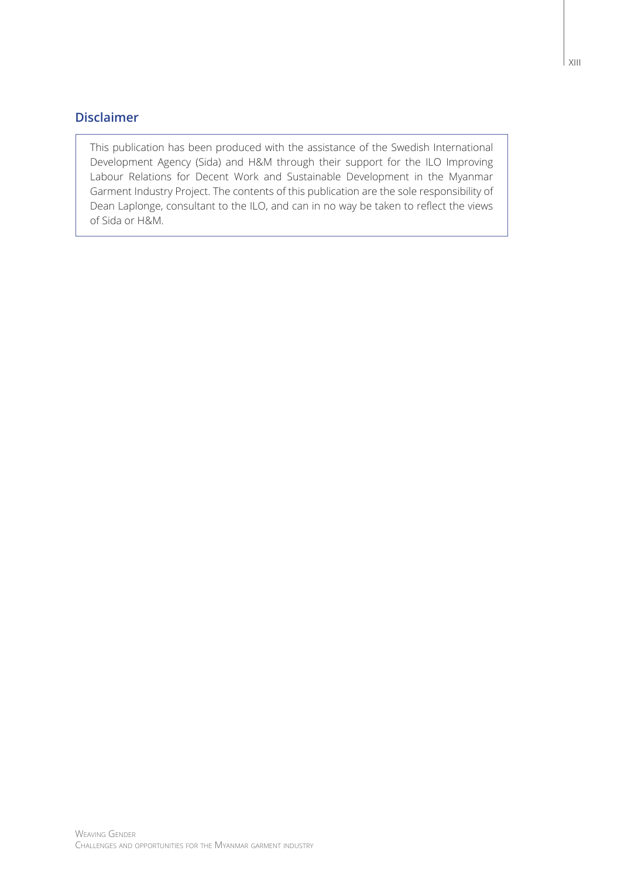## Disclaimer

This publication has been produced with the assistance of the Swedish International Development Agency (Sida) and H&M through their support for the ILO Improving Labour Relations for Decent Work and Sustainable Development in the Myanmar Garment Industry Project. The contents of this publication are the sole responsibility of Dean Laplonge, consultant to the ILO, and can in no way be taken to reflect the views of Sida or H&M.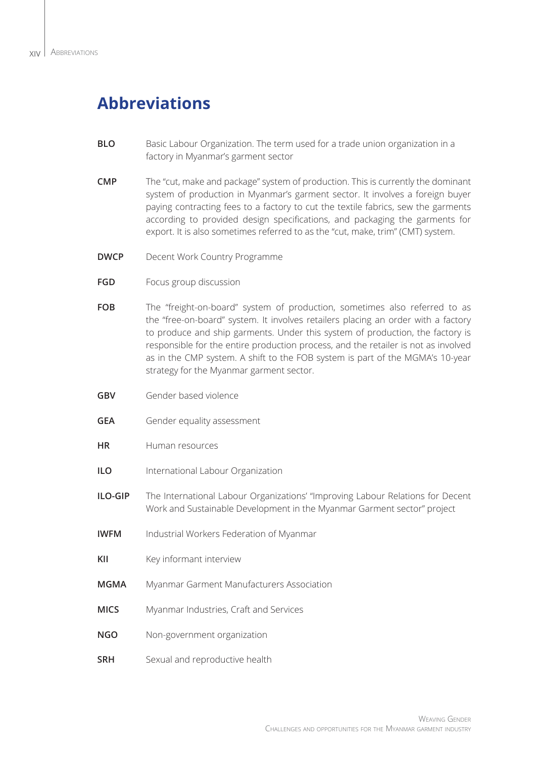# Abbreviations

**BLO** Basic Labour Organization. The term used for a trade union organization in a factory in Myanmar's garment sector

**CMP** The "cut, make and package" system of production. This is currently the dominant system of production in Myanmar's garment sector. It involves a foreign buyer paying contracting fees to a factory to cut the textile fabrics, sew the garments according to provided design specifications, and packaging the garments for export. It is also sometimes referred to as the "cut, make, trim" (CMT) system.

**DWCP** Decent Work Country Programme

**FGD** Focus group discussion

**FOB** The "freight-on-board" system of production, sometimes also referred to as the "free-on-board" system. It involves retailers placing an order with a factory to produce and ship garments. Under this system of production, the factory is responsible for the entire production process, and the retailer is not as involved as in the CMP system. A shift to the FOB system is part of the MGMA's 10-year strategy for the Myanmar garment sector.

**GBV** Gender based violence

**GEA** Gender equality assessment

**HR** Human resources

**ILO** International Labour Organization

**ILO-GIP** The International Labour Organizations' "Improving Labour Relations for Decent Work and Sustainable Development in the Myanmar Garment sector" project

**IWFM** Industrial Workers Federation of Myanmar

**KII** Key informant interview

**MGMA** Myanmar Garment Manufacturers Association

**MICS** Myanmar Industries, Craft and Services

**NGO** Non-government organization

**SRH** Sexual and reproductive health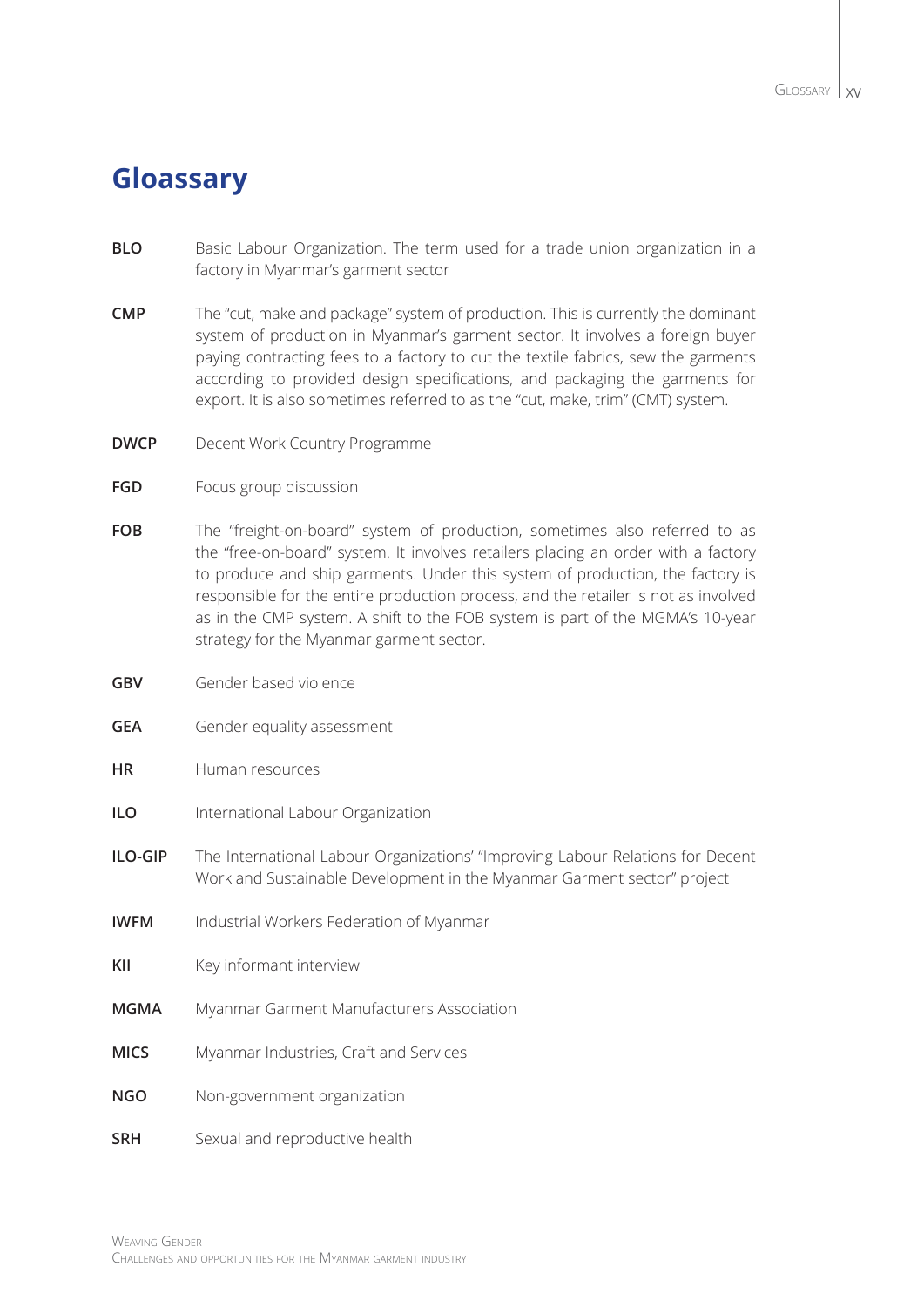# Gloassary

**BLO** Basic Labour Organization. The term used for a trade union organization in a factory in Myanmar's garment sector

**CMP** The "cut, make and package" system of production. This is currently the dominant system of production in Myanmar's garment sector. It involves a foreign buyer paying contracting fees to a factory to cut the textile fabrics, sew the garments according to provided design specifications, and packaging the garments for export. It is also sometimes referred to as the "cut, make, trim" (CMT) system.

**DWCP** Decent Work Country Programme

**FGD** Focus group discussion

**FOB** The "freight-on-board" system of production, sometimes also referred to as the "free-on-board" system. It involves retailers placing an order with a factory to produce and ship garments. Under this system of production, the factory is responsible for the entire production process, and the retailer is not as involved as in the CMP system. A shift to the FOB system is part of the MGMA's 10-year strategy for the Myanmar garment sector.

**GBV** Gender based violence

**GEA** Gender equality assessment

**HR** Human resources

**ILO** International Labour Organization

**ILO-GIP** The International Labour Organizations' "Improving Labour Relations for Decent Work and Sustainable Development in the Myanmar Garment sector" project

**IWFM** Industrial Workers Federation of Myanmar

**KII** Key informant interview

**MGMA** Myanmar Garment Manufacturers Association

**MICS** Myanmar Industries, Craft and Services

**NGO** Non-government organization

**SRH** Sexual and reproductive health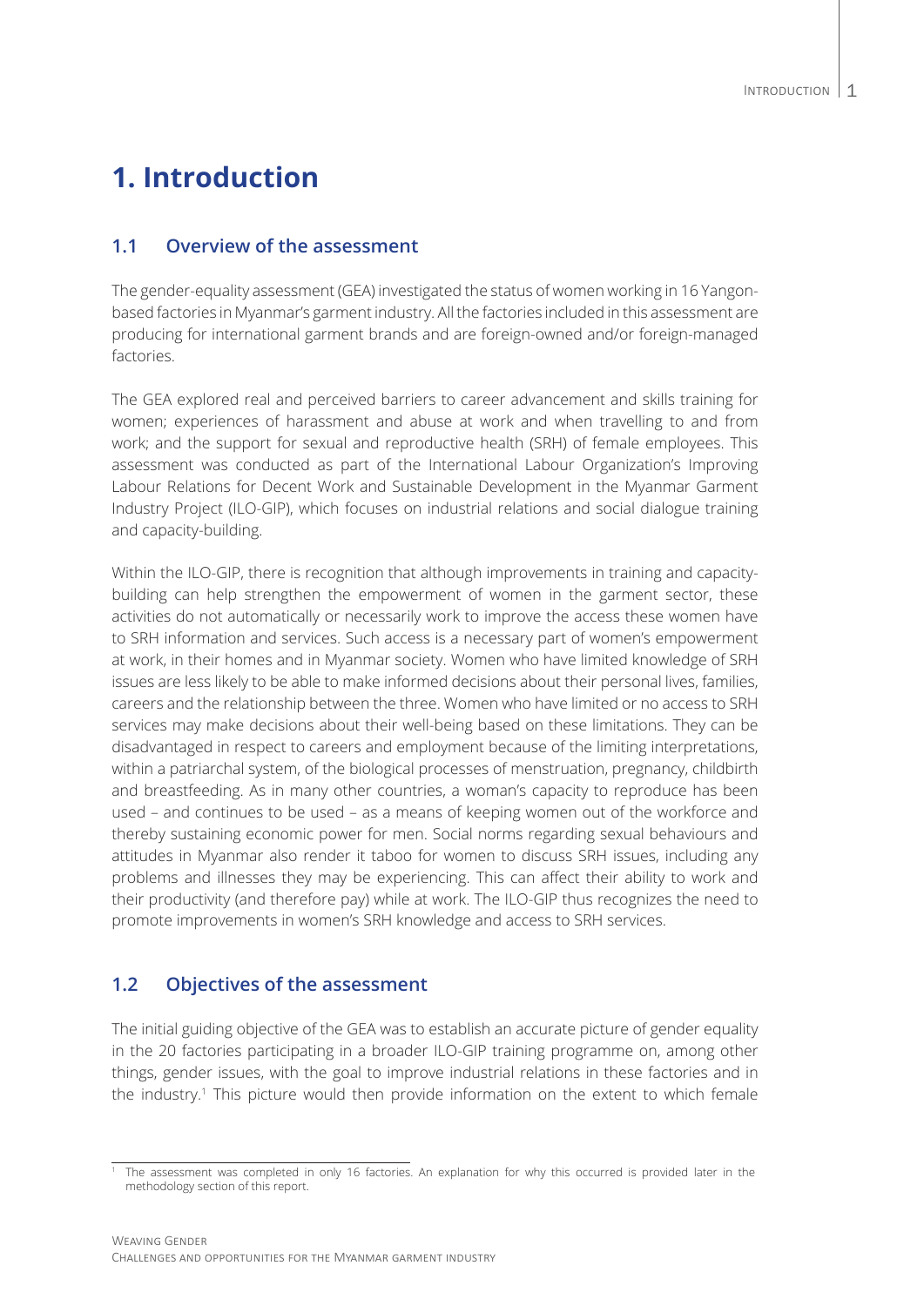# 1. Introduction

## 1.1 Overview of the assessment

The gender-equality assessment (GEA) investigated the status of women working in 16 Yangon-based factories in Myanmar's garment industry. All the factories included in this assessment are producing for international garment brands and are foreign-owned and/or foreign-managed factories.

The GEA explored real and perceived barriers to career advancement and skills training for women; experiences of harassment and abuse at work and when travelling to and from work; and the support for sexual and reproductive health (SRH) of female employees. This assessment was conducted as part of the International Labour Organization's Improving Labour Relations for Decent Work and Sustainable Development in the Myanmar Garment Industry Project (ILO-GIP), which focuses on industrial relations and social dialogue training and capacity-building.

Within the ILO-GIP, there is recognition that although improvements in training and capacity-building can help strengthen the empowerment of women in the garment sector, these activities do not automatically or necessarily work to improve the access these women have to SRH information and services. Such access is a necessary part of women's empowerment at work, in their homes and in Myanmar society. Women who have limited knowledge of SRH issues are less likely to be able to make informed decisions about their personal lives, families, careers and the relationship between the three. Women who have limited or no access to SRH services may make decisions about their well-being based on these limitations. They can be disadvantaged in respect to careers and employment because of the limiting interpretations, within a patriarchal system, of the biological processes of menstruation, pregnancy, childbirth and breastfeeding. As in many other countries, a woman's capacity to reproduce has been used – and continues to be used – as a means of keeping women out of the workforce and thereby sustaining economic power for men. Social norms regarding sexual behaviours and attitudes in Myanmar also render it taboo for women to discuss SRH issues, including any problems and illnesses they may be experiencing. This can affect their ability to work and their productivity (and therefore pay) while at work. The ILO-GIP thus recognizes the need to promote improvements in women's SRH knowledge and access to SRH services.

## 1.2 Objectives of the assessment

The initial guiding objective of the GEA was to establish an accurate picture of gender equality in the 20 factories participating in a broader ILO-GIP training programme on, among other things, gender issues, with the goal to improve industrial relations in these factories and in the industry.[1] This picture would then provide information on the extent to which female

---

[1] The assessment was completed in only 16 factories. An explanation for why this occurred is provided later in the methodology section of this report.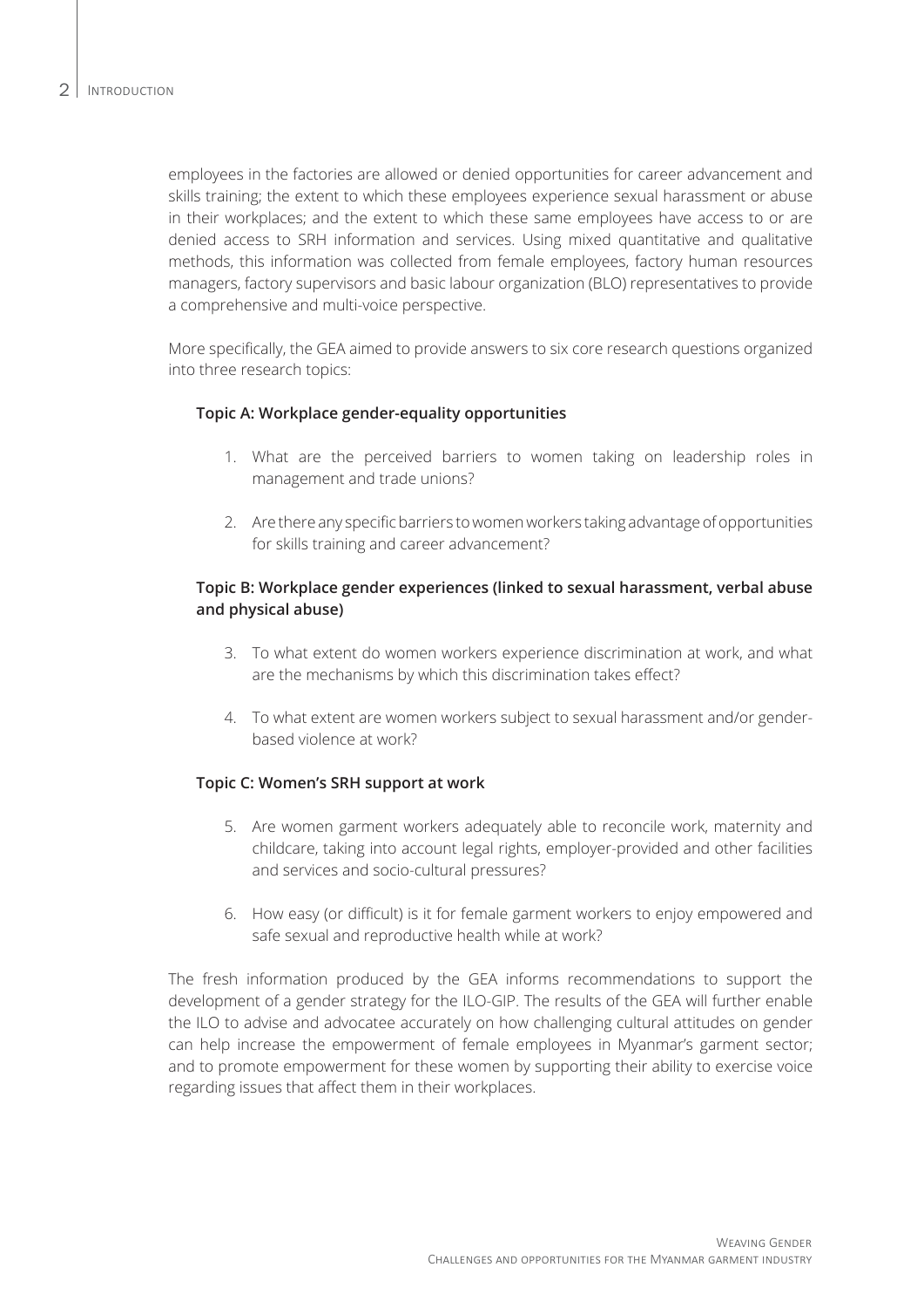employees in the factories are allowed or denied opportunities for career advancement and skills training; the extent to which these employees experience sexual harassment or abuse in their workplaces; and the extent to which these same employees have access to or are denied access to SRH information and services. Using mixed quantitative and qualitative methods, this information was collected from female employees, factory human resources managers, factory supervisors and basic labour organization (BLO) representatives to provide a comprehensive and multi-voice perspective.

More specifically, the GEA aimed to provide answers to six core research questions organized into three research topics:

**Topic A: Workplace gender-equality opportunities**

1. What are the perceived barriers to women taking on leadership roles in management and trade unions?
2. Are there any specific barriers to women workers taking advantage of opportunities for skills training and career advancement?

**Topic B: Workplace gender experiences (linked to sexual harassment, verbal abuse and physical abuse)**

3. To what extent do women workers experience discrimination at work, and what are the mechanisms by which this discrimination takes effect?
4. To what extent are women workers subject to sexual harassment and/or gender-based violence at work?

**Topic C: Women's SRH support at work**

5. Are women garment workers adequately able to reconcile work, maternity and childcare, taking into account legal rights, employer-provided and other facilities and services and socio-cultural pressures?
6. How easy (or difficult) is it for female garment workers to enjoy empowered and safe sexual and reproductive health while at work?

The fresh information produced by the GEA informs recommendations to support the development of a gender strategy for the ILO-GIP. The results of the GEA will further enable the ILO to advise and advocatee accurately on how challenging cultural attitudes on gender can help increase the empowerment of female employees in Myanmar's garment sector; and to promote empowerment for these women by supporting their ability to exercise voice regarding issues that affect them in their workplaces.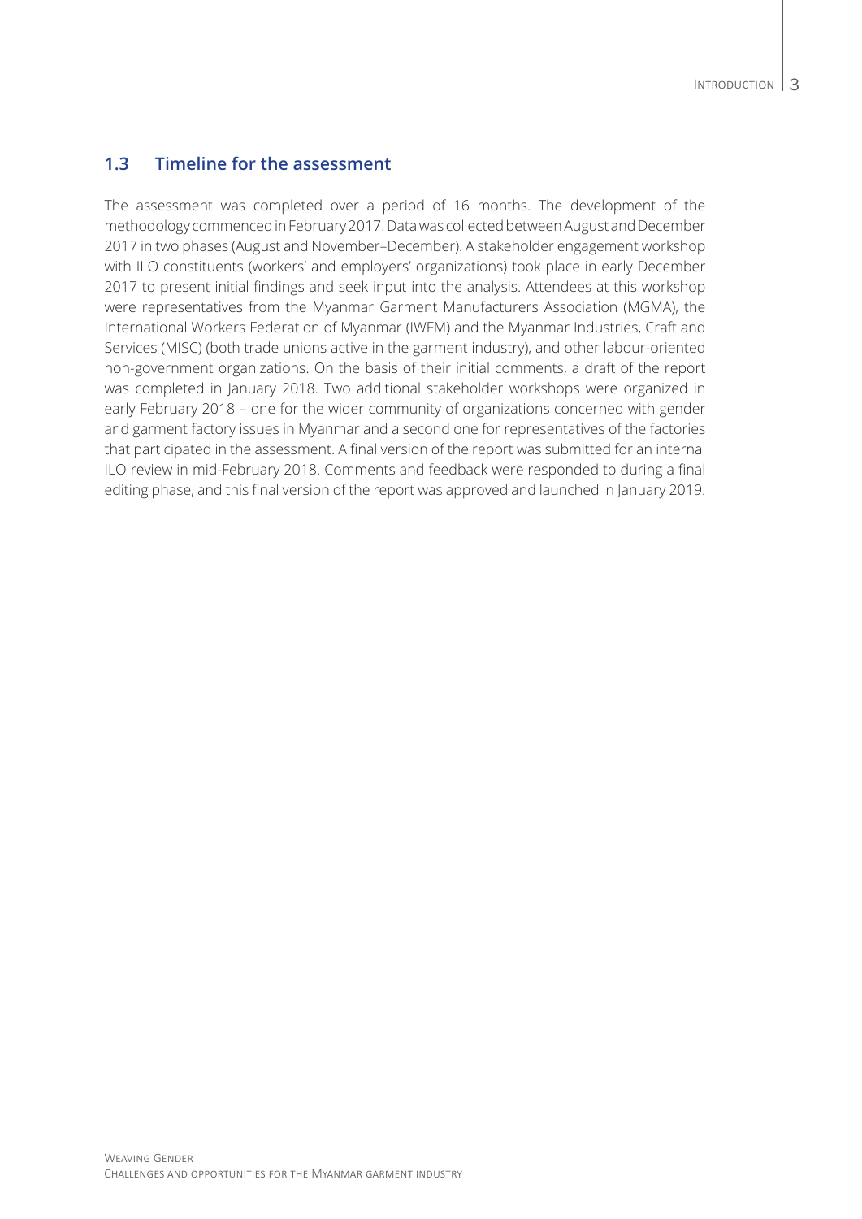## 1.3 Timeline for the assessment

The assessment was completed over a period of 16 months. The development of the methodology commenced in February 2017. Data was collected between August and December 2017 in two phases (August and November–December). A stakeholder engagement workshop with ILO constituents (workers' and employers' organizations) took place in early December 2017 to present initial findings and seek input into the analysis. Attendees at this workshop were representatives from the Myanmar Garment Manufacturers Association (MGMA), the International Workers Federation of Myanmar (IWFM) and the Myanmar Industries, Craft and Services (MISC) (both trade unions active in the garment industry), and other labour-oriented non-government organizations. On the basis of their initial comments, a draft of the report was completed in January 2018. Two additional stakeholder workshops were organized in early February 2018 – one for the wider community of organizations concerned with gender and garment factory issues in Myanmar and a second one for representatives of the factories that participated in the assessment. A final version of the report was submitted for an internal ILO review in mid-February 2018. Comments and feedback were responded to during a final editing phase, and this final version of the report was approved and launched in January 2019.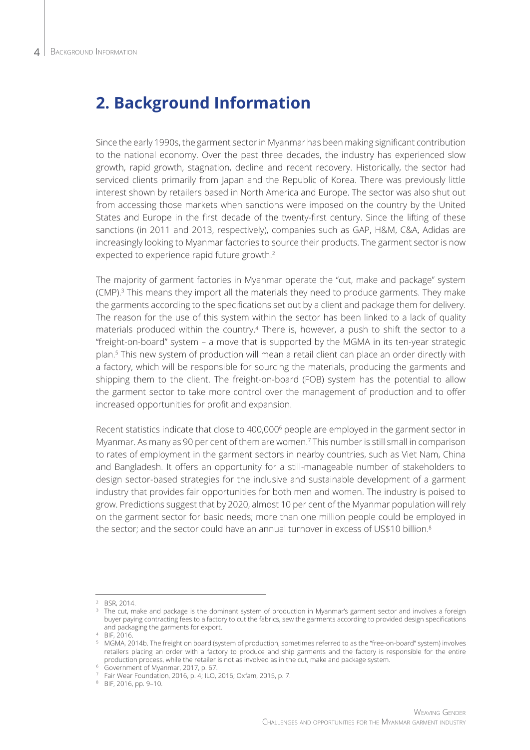## 2. Background Information

Since the early 1990s, the garment sector in Myanmar has been making significant contribution to the national economy. Over the past three decades, the industry has experienced slow growth, rapid growth, stagnation, decline and recent recovery. Historically, the sector had serviced clients primarily from Japan and the Republic of Korea. There was previously little interest shown by retailers based in North America and Europe. The sector was also shut out from accessing those markets when sanctions were imposed on the country by the United States and Europe in the first decade of the twenty-first century. Since the lifting of these sanctions (in 2011 and 2013, respectively), companies such as GAP, H&M, C&A, Adidas are increasingly looking to Myanmar factories to source their products. The garment sector is now expected to experience rapid future growth.[2]

The majority of garment factories in Myanmar operate the "cut, make and package" system (CMP).[3] This means they import all the materials they need to produce garments. They make the garments according to the specifications set out by a client and package them for delivery. The reason for the use of this system within the sector has been linked to a lack of quality materials produced within the country.[4] There is, however, a push to shift the sector to a "freight-on-board" system – a move that is supported by the MGMA in its ten-year strategic plan.[5] This new system of production will mean a retail client can place an order directly with a factory, which will be responsible for sourcing the materials, producing the garments and shipping them to the client. The freight-on-board (FOB) system has the potential to allow the garment sector to take more control over the management of production and to offer increased opportunities for profit and expansion.

Recent statistics indicate that close to 400,000[6] people are employed in the garment sector in Myanmar. As many as 90 per cent of them are women.[7] This number is still small in comparison to rates of employment in the garment sectors in nearby countries, such as Viet Nam, China and Bangladesh. It offers an opportunity for a still-manageable number of stakeholders to design sector-based strategies for the inclusive and sustainable development of a garment industry that provides fair opportunities for both men and women. The industry is poised to grow. Predictions suggest that by 2020, almost 10 per cent of the Myanmar population will rely on the garment sector for basic needs; more than one million people could be employed in the sector; and the sector could have an annual turnover in excess of US$10 billion.[8]

---

[2] BSR, 2014.

[3] The cut, make and package is the dominant system of production in Myanmar's garment sector and involves a foreign buyer paying contracting fees to a factory to cut the fabrics, sew the garments according to provided design specifications and packaging the garments for export.

[4] BIF, 2016.

[5] MGMA, 2014b. The freight on board (system of production, sometimes referred to as the "free-on-board" system) involves retailers placing an order with a factory to produce and ship garments and the factory is responsible for the entire production process, while the retailer is not as involved as in the cut, make and package system.

[6] Government of Myanmar, 2017, p. 67.

[7] Fair Wear Foundation, 2016, p. 4; ILO, 2016; Oxfam, 2015, p. 7.

[8] BIF, 2016, pp. 9–10.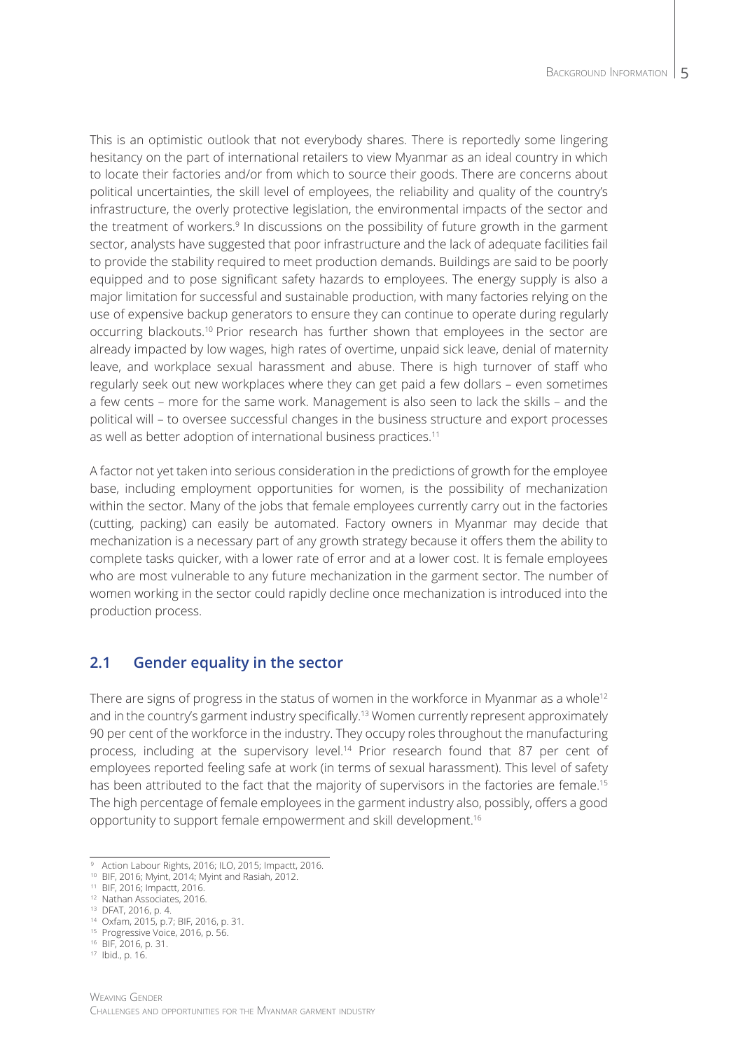This is an optimistic outlook that not everybody shares. There is reportedly some lingering hesitancy on the part of international retailers to view Myanmar as an ideal country in which to locate their factories and/or from which to source their goods. There are concerns about political uncertainties, the skill level of employees, the reliability and quality of the country's infrastructure, the overly protective legislation, the environmental impacts of the sector and the treatment of workers.[9] In discussions on the possibility of future growth in the garment sector, analysts have suggested that poor infrastructure and the lack of adequate facilities fail to provide the stability required to meet production demands. Buildings are said to be poorly equipped and to pose significant safety hazards to employees. The energy supply is also a major limitation for successful and sustainable production, with many factories relying on the use of expensive backup generators to ensure they can continue to operate during regularly occurring blackouts.[10] Prior research has further shown that employees in the sector are already impacted by low wages, high rates of overtime, unpaid sick leave, denial of maternity leave, and workplace sexual harassment and abuse. There is high turnover of staff who regularly seek out new workplaces where they can get paid a few dollars – even sometimes a few cents – more for the same work. Management is also seen to lack the skills – and the political will – to oversee successful changes in the business structure and export processes as well as better adoption of international business practices.[11]

A factor not yet taken into serious consideration in the predictions of growth for the employee base, including employment opportunities for women, is the possibility of mechanization within the sector. Many of the jobs that female employees currently carry out in the factories (cutting, packing) can easily be automated. Factory owners in Myanmar may decide that mechanization is a necessary part of any growth strategy because it offers them the ability to complete tasks quicker, with a lower rate of error and at a lower cost. It is female employees who are most vulnerable to any future mechanization in the garment sector. The number of women working in the sector could rapidly decline once mechanization is introduced into the production process.

## 2.1 Gender equality in the sector

There are signs of progress in the status of women in the workforce in Myanmar as a whole[12] and in the country's garment industry specifically.[13] Women currently represent approximately 90 per cent of the workforce in the industry. They occupy roles throughout the manufacturing process, including at the supervisory level.[14] Prior research found that 87 per cent of employees reported feeling safe at work (in terms of sexual harassment). This level of safety has been attributed to the fact that the majority of supervisors in the factories are female.[15] The high percentage of female employees in the garment industry also, possibly, offers a good opportunity to support female empowerment and skill development.[16]

---

[9] Action Labour Rights, 2016; ILO, 2015; Impactt, 2016.
[10] BIF, 2016; Myint, 2014; Myint and Rasiah, 2012.
[11] BIF, 2016; Impactt, 2016.
[12] Nathan Associates, 2016.
[13] DFAT, 2016, p. 4.
[14] Oxfam, 2015, p.7; BIF, 2016, p. 31.
[15] Progressive Voice, 2016, p. 56.
[16] BIF, 2016, p. 31.
[17] Ibid., p. 16.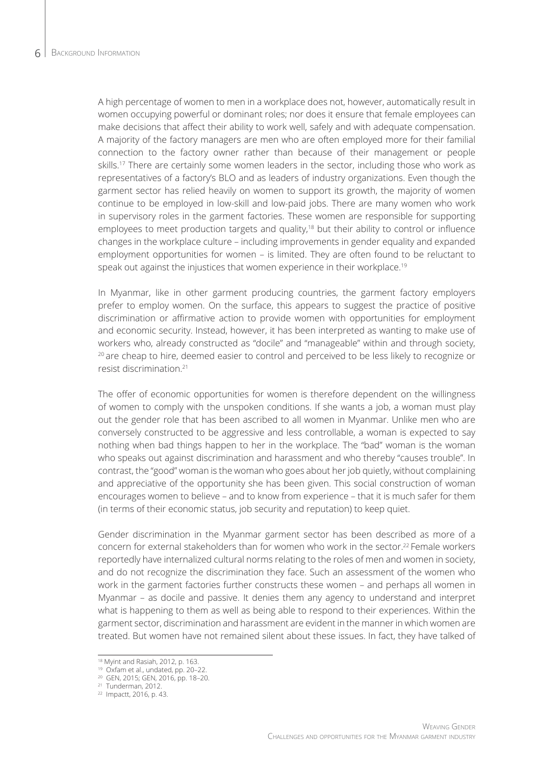A high percentage of women to men in a workplace does not, however, automatically result in women occupying powerful or dominant roles; nor does it ensure that female employees can make decisions that affect their ability to work well, safely and with adequate compensation. A majority of the factory managers are men who are often employed more for their familial connection to the factory owner rather than because of their management or people skills.[17] There are certainly some women leaders in the sector, including those who work as representatives of a factory's BLO and as leaders of industry organizations. Even though the garment sector has relied heavily on women to support its growth, the majority of women continue to be employed in low-skill and low-paid jobs. There are many women who work in supervisory roles in the garment factories. These women are responsible for supporting employees to meet production targets and quality,[18] but their ability to control or influence changes in the workplace culture – including improvements in gender equality and expanded employment opportunities for women – is limited. They are often found to be reluctant to speak out against the injustices that women experience in their workplace.[19]

In Myanmar, like in other garment producing countries, the garment factory employers prefer to employ women. On the surface, this appears to suggest the practice of positive discrimination or affirmative action to provide women with opportunities for employment and economic security. Instead, however, it has been interpreted as wanting to make use of workers who, already constructed as "docile" and "manageable" within and through society, [20] are cheap to hire, deemed easier to control and perceived to be less likely to recognize or resist discrimination.[21]

The offer of economic opportunities for women is therefore dependent on the willingness of women to comply with the unspoken conditions. If she wants a job, a woman must play out the gender role that has been ascribed to all women in Myanmar. Unlike men who are conversely constructed to be aggressive and less controllable, a woman is expected to say nothing when bad things happen to her in the workplace. The "bad" woman is the woman who speaks out against discrimination and harassment and who thereby "causes trouble". In contrast, the "good" woman is the woman who goes about her job quietly, without complaining and appreciative of the opportunity she has been given. This social construction of woman encourages women to believe – and to know from experience – that it is much safer for them (in terms of their economic status, job security and reputation) to keep quiet.

Gender discrimination in the Myanmar garment sector has been described as more of a concern for external stakeholders than for women who work in the sector.[22] Female workers reportedly have internalized cultural norms relating to the roles of men and women in society, and do not recognize the discrimination they face. Such an assessment of the women who work in the garment factories further constructs these women – and perhaps all women in Myanmar – as docile and passive. It denies them any agency to understand and interpret what is happening to them as well as being able to respond to their experiences. Within the garment sector, discrimination and harassment are evident in the manner in which women are treated. But women have not remained silent about these issues. In fact, they have talked of

---

[18] Myint and Rasiah, 2012, p. 163.

[19] Oxfam et al., undated, pp. 20–22.

[20] GEN, 2015; GEN, 2016, pp. 18–20.

[21] Tunderman, 2012.

[22] Impactt, 2016, p. 43.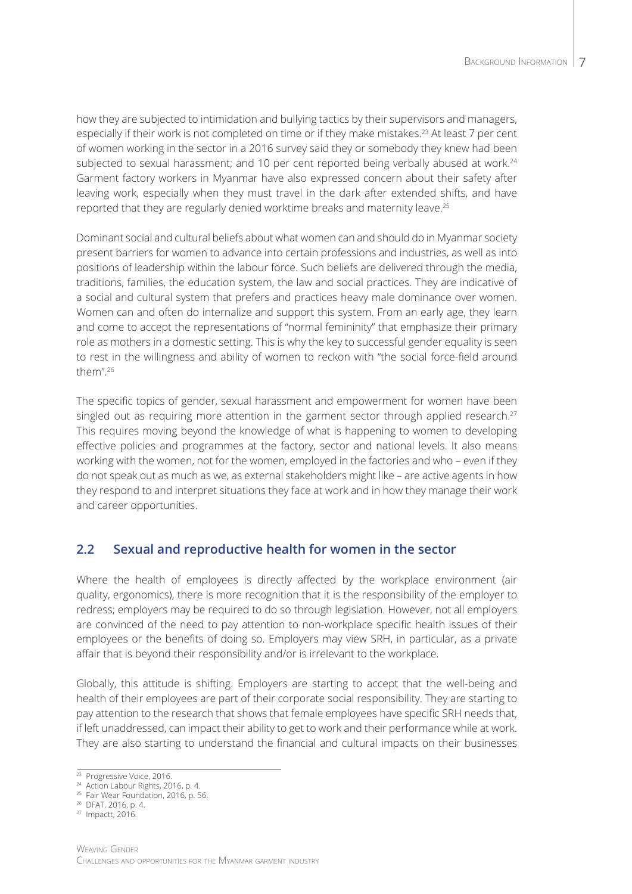how they are subjected to intimidation and bullying tactics by their supervisors and managers, especially if their work is not completed on time or if they make mistakes.[23] At least 7 per cent of women working in the sector in a 2016 survey said they or somebody they knew had been subjected to sexual harassment; and 10 per cent reported being verbally abused at work.[24] Garment factory workers in Myanmar have also expressed concern about their safety after leaving work, especially when they must travel in the dark after extended shifts, and have reported that they are regularly denied worktime breaks and maternity leave.[25]

Dominant social and cultural beliefs about what women can and should do in Myanmar society present barriers for women to advance into certain professions and industries, as well as into positions of leadership within the labour force. Such beliefs are delivered through the media, traditions, families, the education system, the law and social practices. They are indicative of a social and cultural system that prefers and practices heavy male dominance over women. Women can and often do internalize and support this system. From an early age, they learn and come to accept the representations of "normal femininity" that emphasize their primary role as mothers in a domestic setting. This is why the key to successful gender equality is seen to rest in the willingness and ability of women to reckon with "the social force-field around them".[26]

The specific topics of gender, sexual harassment and empowerment for women have been singled out as requiring more attention in the garment sector through applied research.[27] This requires moving beyond the knowledge of what is happening to women to developing effective policies and programmes at the factory, sector and national levels. It also means working with the women, not for the women, employed in the factories and who – even if they do not speak out as much as we, as external stakeholders might like – are active agents in how they respond to and interpret situations they face at work and in how they manage their work and career opportunities.

## 2.2 Sexual and reproductive health for women in the sector

Where the health of employees is directly affected by the workplace environment (air quality, ergonomics), there is more recognition that it is the responsibility of the employer to redress; employers may be required to do so through legislation. However, not all employers are convinced of the need to pay attention to non-workplace specific health issues of their employees or the benefits of doing so. Employers may view SRH, in particular, as a private affair that is beyond their responsibility and/or is irrelevant to the workplace.

Globally, this attitude is shifting. Employers are starting to accept that the well-being and health of their employees are part of their corporate social responsibility. They are starting to pay attention to the research that shows that female employees have specific SRH needs that, if left unaddressed, can impact their ability to get to work and their performance while at work. They are also starting to understand the financial and cultural impacts on their businesses

---

[23] Progressive Voice, 2016.
[24] Action Labour Rights, 2016, p. 4.
[25] Fair Wear Foundation, 2016, p. 56.
[26] DFAT, 2016, p. 4.
[27] Impactt, 2016.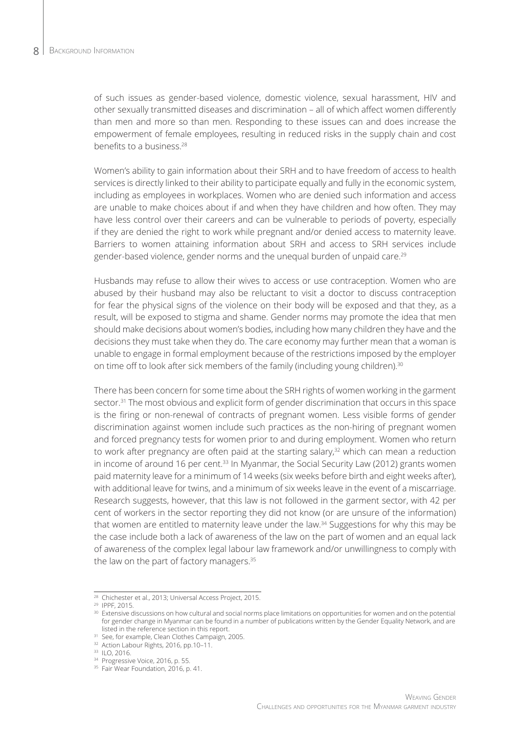of such issues as gender-based violence, domestic violence, sexual harassment, HIV and other sexually transmitted diseases and discrimination – all of which affect women differently than men and more so than men. Responding to these issues can and does increase the empowerment of female employees, resulting in reduced risks in the supply chain and cost benefits to a business.[28]

Women's ability to gain information about their SRH and to have freedom of access to health services is directly linked to their ability to participate equally and fully in the economic system, including as employees in workplaces. Women who are denied such information and access are unable to make choices about if and when they have children and how often. They may have less control over their careers and can be vulnerable to periods of poverty, especially if they are denied the right to work while pregnant and/or denied access to maternity leave. Barriers to women attaining information about SRH and access to SRH services include gender-based violence, gender norms and the unequal burden of unpaid care.[29]

Husbands may refuse to allow their wives to access or use contraception. Women who are abused by their husband may also be reluctant to visit a doctor to discuss contraception for fear the physical signs of the violence on their body will be exposed and that they, as a result, will be exposed to stigma and shame. Gender norms may promote the idea that men should make decisions about women's bodies, including how many children they have and the decisions they must take when they do. The care economy may further mean that a woman is unable to engage in formal employment because of the restrictions imposed by the employer on time off to look after sick members of the family (including young children).[30]

There has been concern for some time about the SRH rights of women working in the garment sector.[31] The most obvious and explicit form of gender discrimination that occurs in this space is the firing or non-renewal of contracts of pregnant women. Less visible forms of gender discrimination against women include such practices as the non-hiring of pregnant women and forced pregnancy tests for women prior to and during employment. Women who return to work after pregnancy are often paid at the starting salary,[32] which can mean a reduction in income of around 16 per cent.[33] In Myanmar, the Social Security Law (2012) grants women paid maternity leave for a minimum of 14 weeks (six weeks before birth and eight weeks after), with additional leave for twins, and a minimum of six weeks leave in the event of a miscarriage. Research suggests, however, that this law is not followed in the garment sector, with 42 per cent of workers in the sector reporting they did not know (or are unsure of the information) that women are entitled to maternity leave under the law.[34] Suggestions for why this may be the case include both a lack of awareness of the law on the part of women and an equal lack of awareness of the complex legal labour law framework and/or unwillingness to comply with the law on the part of factory managers.[35]

---

[28] Chichester et al., 2013; Universal Access Project, 2015.

[29] IPPF, 2015.

[30] Extensive discussions on how cultural and social norms place limitations on opportunities for women and on the potential for gender change in Myanmar can be found in a number of publications written by the Gender Equality Network, and are listed in the reference section in this report.

[31] See, for example, Clean Clothes Campaign, 2005.

[32] Action Labour Rights, 2016, pp.10–11.

[33] ILO, 2016.

[34] Progressive Voice, 2016, p. 55.

[35] Fair Wear Foundation, 2016, p. 41.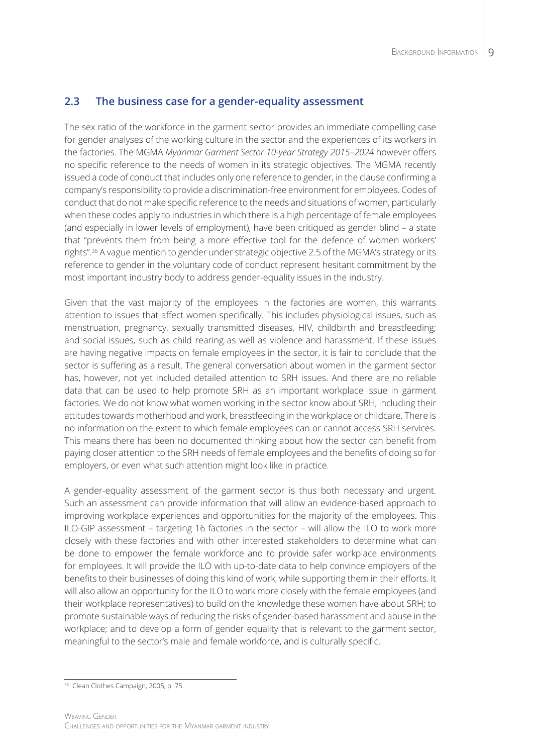## 2.3 The business case for a gender-equality assessment

The sex ratio of the workforce in the garment sector provides an immediate compelling case for gender analyses of the working culture in the sector and the experiences of its workers in the factories. The MGMA *Myanmar Garment Sector 10-year Strategy 2015–2024* however offers no specific reference to the needs of women in its strategic objectives. The MGMA recently issued a code of conduct that includes only one reference to gender, in the clause confirming a company's responsibility to provide a discrimination-free environment for employees. Codes of conduct that do not make specific reference to the needs and situations of women, particularly when these codes apply to industries in which there is a high percentage of female employees (and especially in lower levels of employment), have been critiqued as gender blind – a state that "prevents them from being a more effective tool for the defence of women workers' rights".[36] A vague mention to gender under strategic objective 2.5 of the MGMA's strategy or its reference to gender in the voluntary code of conduct represent hesitant commitment by the most important industry body to address gender-equality issues in the industry.

Given that the vast majority of the employees in the factories are women, this warrants attention to issues that affect women specifically. This includes physiological issues, such as menstruation, pregnancy, sexually transmitted diseases, HIV, childbirth and breastfeeding; and social issues, such as child rearing as well as violence and harassment. If these issues are having negative impacts on female employees in the sector, it is fair to conclude that the sector is suffering as a result. The general conversation about women in the garment sector has, however, not yet included detailed attention to SRH issues. And there are no reliable data that can be used to help promote SRH as an important workplace issue in garment factories. We do not know what women working in the sector know about SRH, including their attitudes towards motherhood and work, breastfeeding in the workplace or childcare. There is no information on the extent to which female employees can or cannot access SRH services. This means there has been no documented thinking about how the sector can benefit from paying closer attention to the SRH needs of female employees and the benefits of doing so for employers, or even what such attention might look like in practice.

A gender-equality assessment of the garment sector is thus both necessary and urgent. Such an assessment can provide information that will allow an evidence-based approach to improving workplace experiences and opportunities for the majority of the employees. This ILO-GIP assessment – targeting 16 factories in the sector – will allow the ILO to work more closely with these factories and with other interested stakeholders to determine what can be done to empower the female workforce and to provide safer workplace environments for employees. It will provide the ILO with up-to-date data to help convince employers of the benefits to their businesses of doing this kind of work, while supporting them in their efforts. It will also allow an opportunity for the ILO to work more closely with the female employees (and their workplace representatives) to build on the knowledge these women have about SRH; to promote sustainable ways of reducing the risks of gender-based harassment and abuse in the workplace; and to develop a form of gender equality that is relevant to the garment sector, meaningful to the sector's male and female workforce, and is culturally specific.

---

[36] Clean Clothes Campaign, 2005, p. 75.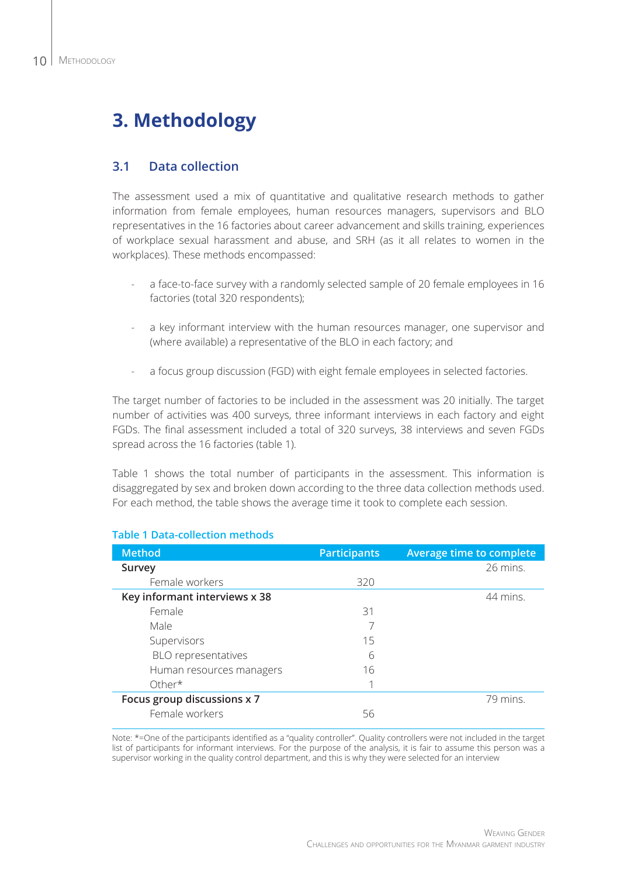# 3. Methodology

## 3.1 Data collection

The assessment used a mix of quantitative and qualitative research methods to gather information from female employees, human resources managers, supervisors and BLO representatives in the 16 factories about career advancement and skills training, experiences of workplace sexual harassment and abuse, and SRH (as it all relates to women in the workplaces). These methods encompassed:

- a face-to-face survey with a randomly selected sample of 20 female employees in 16 factories (total 320 respondents);
- a key informant interview with the human resources manager, one supervisor and (where available) a representative of the BLO in each factory; and
- a focus group discussion (FGD) with eight female employees in selected factories.

The target number of factories to be included in the assessment was 20 initially. The target number of activities was 400 surveys, three informant interviews in each factory and eight FGDs. The final assessment included a total of 320 surveys, 38 interviews and seven FGDs spread across the 16 factories (table 1).

Table 1 shows the total number of participants in the assessment. This information is disaggregated by sex and broken down according to the three data collection methods used. For each method, the table shows the average time it took to complete each session.

**Table 1 Data-collection methods**

| Method | Participants | Average time to complete |
|---|---|---|
| **Survey** | | 26 mins. |
| Female workers | 320 | |
| **Key informant interviews x 38** | | 44 mins. |
| Female | 31 | |
| Male | 7 | |
| Supervisors | 15 | |
| BLO representatives | 6 | |
| Human resources managers | 16 | |
| Other* | 1 | |
| **Focus group discussions x 7** | | 79 mins. |
| Female workers | 56 | |

Note: *=One of the participants identified as a "quality controller". Quality controllers were not included in the target list of participants for informant interviews. For the purpose of the analysis, it is fair to assume this person was a supervisor working in the quality control department, and this is why they were selected for an interview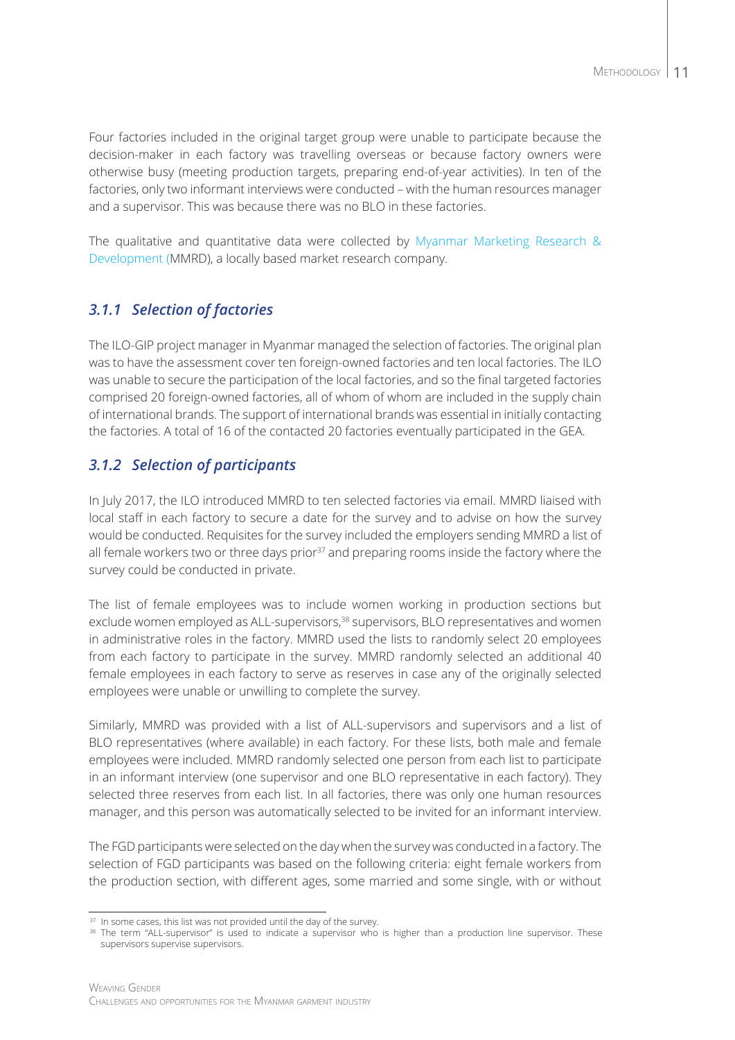Four factories included in the original target group were unable to participate because the decision-maker in each factory was travelling overseas or because factory owners were otherwise busy (meeting production targets, preparing end-of-year activities). In ten of the factories, only two informant interviews were conducted – with the human resources manager and a supervisor. This was because there was no BLO in these factories.

The qualitative and quantitative data were collected by Myanmar Marketing Research & Development (MMRD), a locally based market research company.

### *3.1.1 Selection of factories*

The ILO-GIP project manager in Myanmar managed the selection of factories. The original plan was to have the assessment cover ten foreign-owned factories and ten local factories. The ILO was unable to secure the participation of the local factories, and so the final targeted factories comprised 20 foreign-owned factories, all of whom of whom are included in the supply chain of international brands. The support of international brands was essential in initially contacting the factories. A total of 16 of the contacted 20 factories eventually participated in the GEA.

### *3.1.2 Selection of participants*

In July 2017, the ILO introduced MMRD to ten selected factories via email. MMRD liaised with local staff in each factory to secure a date for the survey and to advise on how the survey would be conducted. Requisites for the survey included the employers sending MMRD a list of all female workers two or three days prior[37] and preparing rooms inside the factory where the survey could be conducted in private.

The list of female employees was to include women working in production sections but exclude women employed as ALL-supervisors,[38] supervisors, BLO representatives and women in administrative roles in the factory. MMRD used the lists to randomly select 20 employees from each factory to participate in the survey. MMRD randomly selected an additional 40 female employees in each factory to serve as reserves in case any of the originally selected employees were unable or unwilling to complete the survey.

Similarly, MMRD was provided with a list of ALL-supervisors and supervisors and a list of BLO representatives (where available) in each factory. For these lists, both male and female employees were included. MMRD randomly selected one person from each list to participate in an informant interview (one supervisor and one BLO representative in each factory). They selected three reserves from each list. In all factories, there was only one human resources manager, and this person was automatically selected to be invited for an informant interview.

The FGD participants were selected on the day when the survey was conducted in a factory. The selection of FGD participants was based on the following criteria: eight female workers from the production section, with different ages, some married and some single, with or without

[37] In some cases, this list was not provided until the day of the survey.

[38] The term "ALL-supervisor" is used to indicate a supervisor who is higher than a production line supervisor. These supervisors supervise supervisors.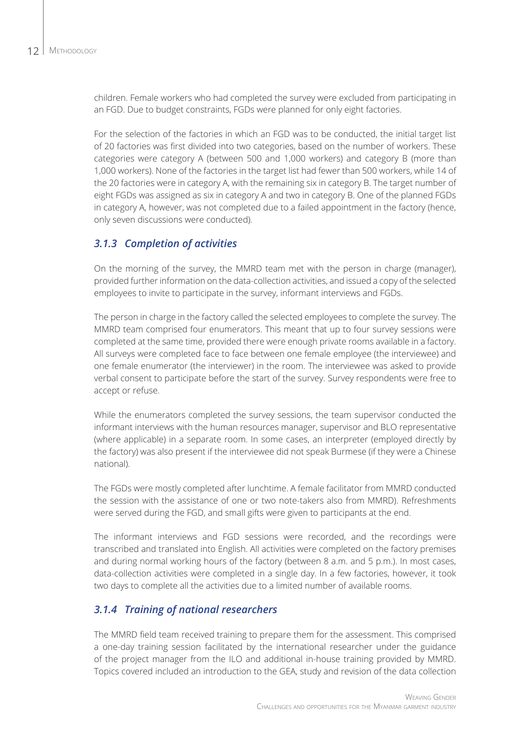children. Female workers who had completed the survey were excluded from participating in an FGD. Due to budget constraints, FGDs were planned for only eight factories.

For the selection of the factories in which an FGD was to be conducted, the initial target list of 20 factories was first divided into two categories, based on the number of workers. These categories were category A (between 500 and 1,000 workers) and category B (more than 1,000 workers). None of the factories in the target list had fewer than 500 workers, while 14 of the 20 factories were in category A, with the remaining six in category B. The target number of eight FGDs was assigned as six in category A and two in category B. One of the planned FGDs in category A, however, was not completed due to a failed appointment in the factory (hence, only seven discussions were conducted).

### *3.1.3 Completion of activities*

On the morning of the survey, the MMRD team met with the person in charge (manager), provided further information on the data-collection activities, and issued a copy of the selected employees to invite to participate in the survey, informant interviews and FGDs.

The person in charge in the factory called the selected employees to complete the survey. The MMRD team comprised four enumerators. This meant that up to four survey sessions were completed at the same time, provided there were enough private rooms available in a factory. All surveys were completed face to face between one female employee (the interviewee) and one female enumerator (the interviewer) in the room. The interviewee was asked to provide verbal consent to participate before the start of the survey. Survey respondents were free to accept or refuse.

While the enumerators completed the survey sessions, the team supervisor conducted the informant interviews with the human resources manager, supervisor and BLO representative (where applicable) in a separate room. In some cases, an interpreter (employed directly by the factory) was also present if the interviewee did not speak Burmese (if they were a Chinese national).

The FGDs were mostly completed after lunchtime. A female facilitator from MMRD conducted the session with the assistance of one or two note-takers also from MMRD). Refreshments were served during the FGD, and small gifts were given to participants at the end.

The informant interviews and FGD sessions were recorded, and the recordings were transcribed and translated into English. All activities were completed on the factory premises and during normal working hours of the factory (between 8 a.m. and 5 p.m.). In most cases, data-collection activities were completed in a single day. In a few factories, however, it took two days to complete all the activities due to a limited number of available rooms.

### *3.1.4 Training of national researchers*

The MMRD field team received training to prepare them for the assessment. This comprised a one-day training session facilitated by the international researcher under the guidance of the project manager from the ILO and additional in-house training provided by MMRD. Topics covered included an introduction to the GEA, study and revision of the data collection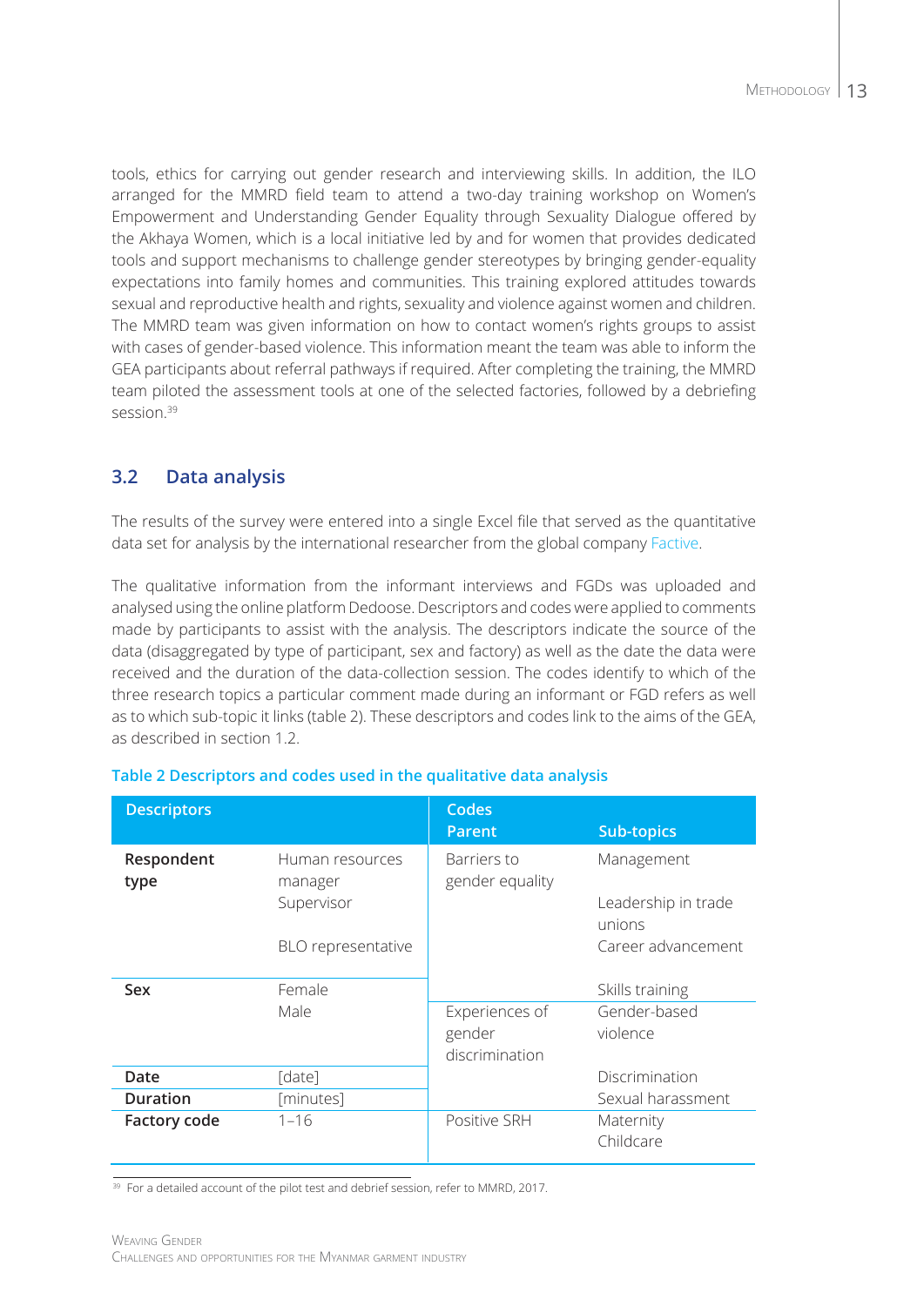tools, ethics for carrying out gender research and interviewing skills. In addition, the ILO arranged for the MMRD field team to attend a two-day training workshop on Women's Empowerment and Understanding Gender Equality through Sexuality Dialogue offered by the Akhaya Women, which is a local initiative led by and for women that provides dedicated tools and support mechanisms to challenge gender stereotypes by bringing gender-equality expectations into family homes and communities. This training explored attitudes towards sexual and reproductive health and rights, sexuality and violence against women and children. The MMRD team was given information on how to contact women's rights groups to assist with cases of gender-based violence. This information meant the team was able to inform the GEA participants about referral pathways if required. After completing the training, the MMRD team piloted the assessment tools at one of the selected factories, followed by a debriefing session.[39]

## 3.2 Data analysis

The results of the survey were entered into a single Excel file that served as the quantitative data set for analysis by the international researcher from the global company Factive.

The qualitative information from the informant interviews and FGDs was uploaded and analysed using the online platform Dedoose. Descriptors and codes were applied to comments made by participants to assist with the analysis. The descriptors indicate the source of the data (disaggregated by type of participant, sex and factory) as well as the date the data were received and the duration of the data-collection session. The codes identify to which of the three research topics a particular comment made during an informant or FGD refers as well as to which sub-topic it links (table 2). These descriptors and codes link to the aims of the GEA, as described in section 1.2.

**Table 2 Descriptors and codes used in the qualitative data analysis**

| Descriptors | | Codes: Parent | Codes: Sub-topics |
|---|---|---|---|
| **Respondent type** | Human resources manager<br>Supervisor<br>BLO representative | Barriers to gender equality | Management<br>Leadership in trade unions<br>Career advancement<br>Skills training |
| **Sex** | Female<br>Male | Experiences of gender discrimination | Gender-based violence<br>Discrimination<br>Sexual harassment |
| **Date** | [date] | | |
| **Duration** | [minutes] | | |
| **Factory code** | 1–16 | Positive SRH | Maternity<br>Childcare |

[39] For a detailed account of the pilot test and debrief session, refer to MMRD, 2017.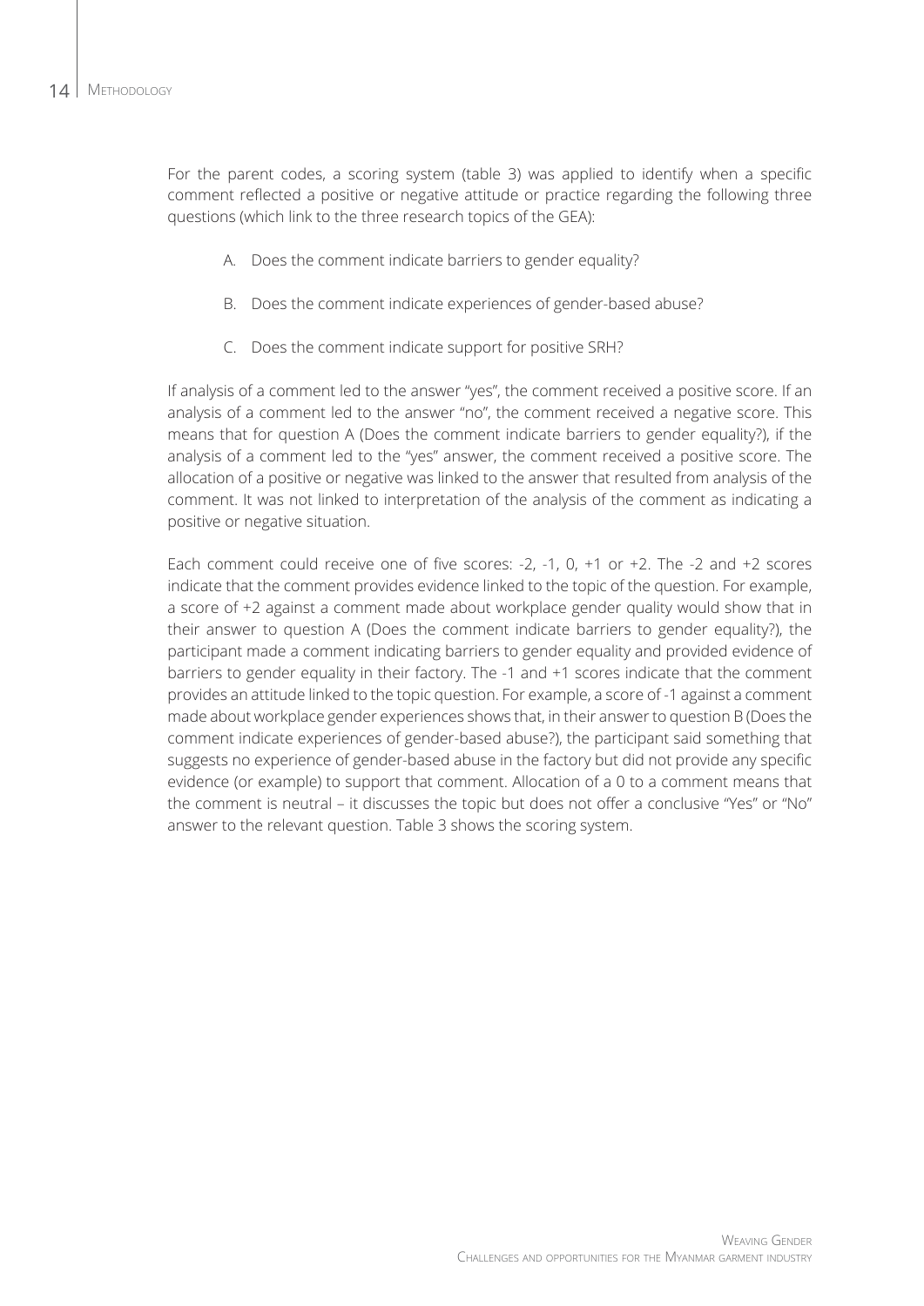For the parent codes, a scoring system (table 3) was applied to identify when a specific comment reflected a positive or negative attitude or practice regarding the following three questions (which link to the three research topics of the GEA):

A. Does the comment indicate barriers to gender equality?

B. Does the comment indicate experiences of gender-based abuse?

C. Does the comment indicate support for positive SRH?

If analysis of a comment led to the answer "yes", the comment received a positive score. If an analysis of a comment led to the answer "no", the comment received a negative score. This means that for question A (Does the comment indicate barriers to gender equality?), if the analysis of a comment led to the "yes" answer, the comment received a positive score. The allocation of a positive or negative was linked to the answer that resulted from analysis of the comment. It was not linked to interpretation of the analysis of the comment as indicating a positive or negative situation.

Each comment could receive one of five scores: -2, -1, 0, +1 or +2. The -2 and +2 scores indicate that the comment provides evidence linked to the topic of the question. For example, a score of +2 against a comment made about workplace gender quality would show that in their answer to question A (Does the comment indicate barriers to gender equality?), the participant made a comment indicating barriers to gender equality and provided evidence of barriers to gender equality in their factory. The -1 and +1 scores indicate that the comment provides an attitude linked to the topic question. For example, a score of -1 against a comment made about workplace gender experiences shows that, in their answer to question B (Does the comment indicate experiences of gender-based abuse?), the participant said something that suggests no experience of gender-based abuse in the factory but did not provide any specific evidence (or example) to support that comment. Allocation of a 0 to a comment means that the comment is neutral – it discusses the topic but does not offer a conclusive "Yes" or "No" answer to the relevant question. Table 3 shows the scoring system.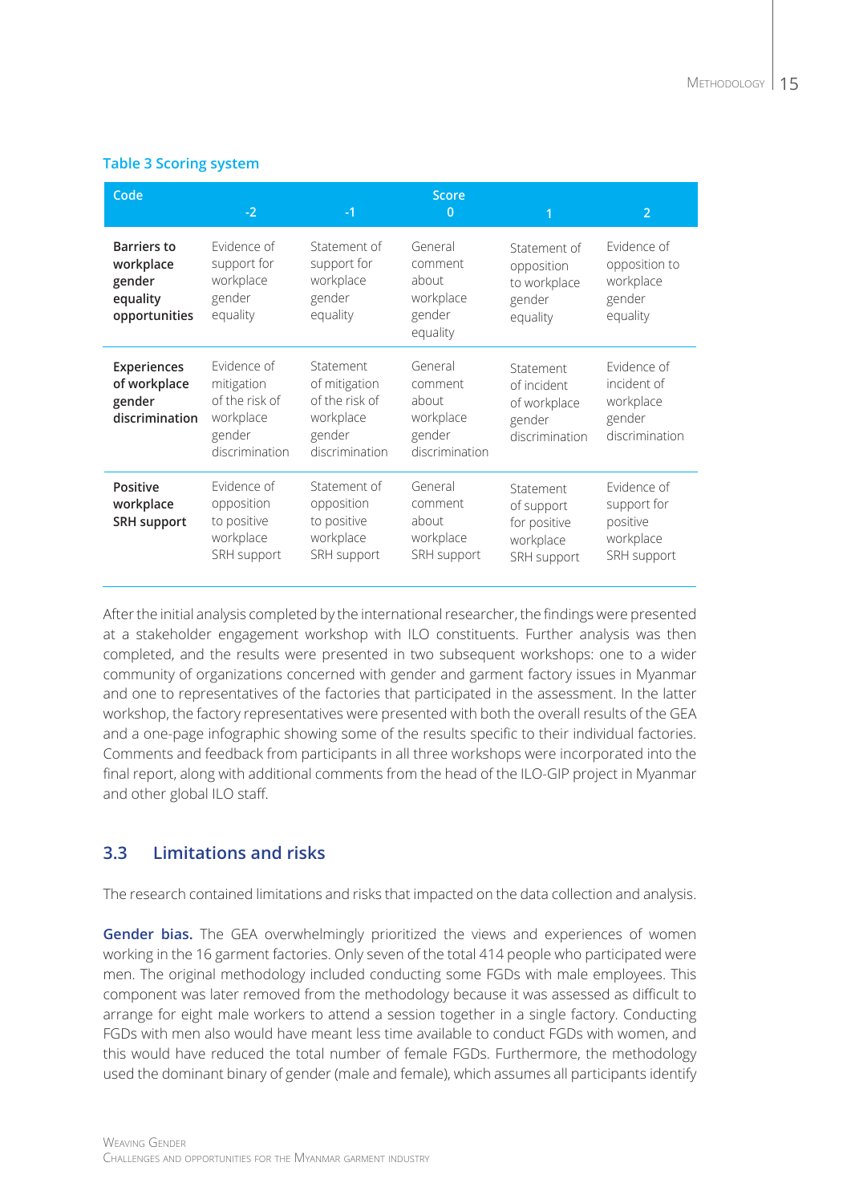**Table 3 Scoring system**

| Code | Score | | | | |
|---|---|---|---|---|---|
| | -2 | -1 | 0 | 1 | 2 |
| **Barriers to workplace gender equality opportunities** | Evidence of support for workplace gender equality | Statement of support for workplace gender equality | General comment about workplace gender equality | Statement of opposition to workplace gender equality | Evidence of opposition to workplace gender equality |
| **Experiences of workplace gender discrimination** | Evidence of mitigation of the risk of workplace gender discrimination | Statement of mitigation of the risk of workplace gender discrimination | General comment about workplace gender discrimination | Statement of incident of workplace gender discrimination | Evidence of incident of workplace gender discrimination |
| **Positive workplace SRH support** | Evidence of opposition to positive workplace SRH support | Statement of opposition to positive workplace SRH support | General comment about workplace SRH support | Statement of support for positive workplace SRH support | Evidence of support for positive workplace SRH support |

After the initial analysis completed by the international researcher, the findings were presented at a stakeholder engagement workshop with ILO constituents. Further analysis was then completed, and the results were presented in two subsequent workshops: one to a wider community of organizations concerned with gender and garment factory issues in Myanmar and one to representatives of the factories that participated in the assessment. In the latter workshop, the factory representatives were presented with both the overall results of the GEA and a one-page infographic showing some of the results specific to their individual factories. Comments and feedback from participants in all three workshops were incorporated into the final report, along with additional comments from the head of the ILO-GIP project in Myanmar and other global ILO staff.

## 3.3 Limitations and risks

The research contained limitations and risks that impacted on the data collection and analysis.

**Gender bias.** The GEA overwhelmingly prioritized the views and experiences of women working in the 16 garment factories. Only seven of the total 414 people who participated were men. The original methodology included conducting some FGDs with male employees. This component was later removed from the methodology because it was assessed as difficult to arrange for eight male workers to attend a session together in a single factory. Conducting FGDs with men also would have meant less time available to conduct FGDs with women, and this would have reduced the total number of female FGDs. Furthermore, the methodology used the dominant binary of gender (male and female), which assumes all participants identify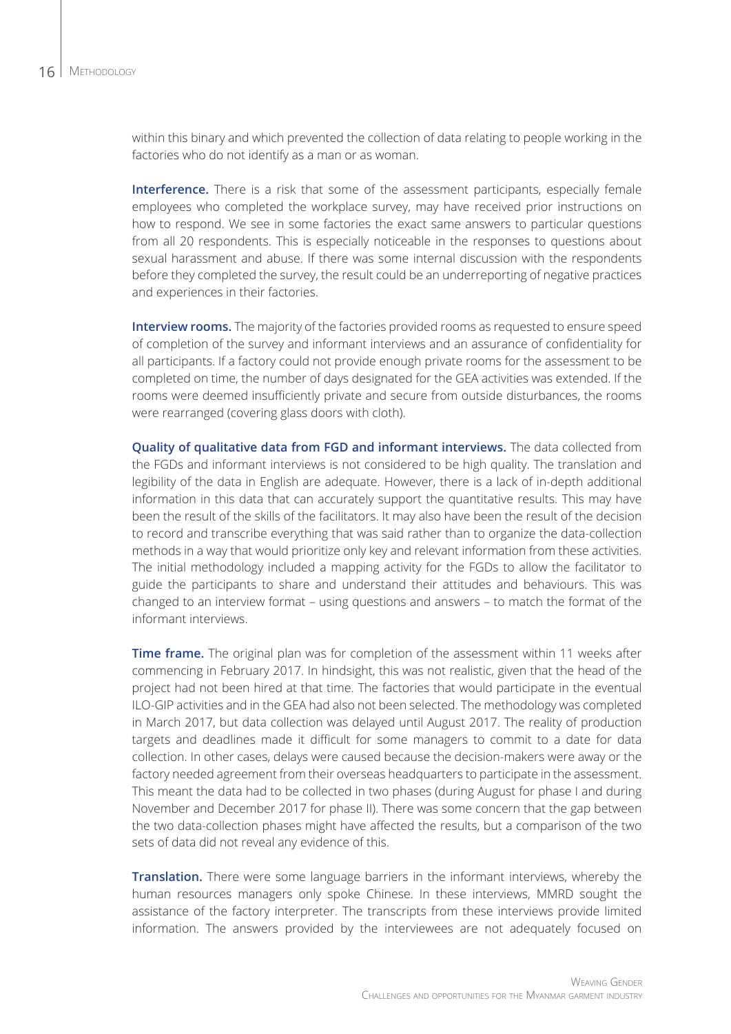within this binary and which prevented the collection of data relating to people working in the factories who do not identify as a man or as woman.

**Interference.** There is a risk that some of the assessment participants, especially female employees who completed the workplace survey, may have received prior instructions on how to respond. We see in some factories the exact same answers to particular questions from all 20 respondents. This is especially noticeable in the responses to questions about sexual harassment and abuse. If there was some internal discussion with the respondents before they completed the survey, the result could be an underreporting of negative practices and experiences in their factories.

**Interview rooms.** The majority of the factories provided rooms as requested to ensure speed of completion of the survey and informant interviews and an assurance of confidentiality for all participants. If a factory could not provide enough private rooms for the assessment to be completed on time, the number of days designated for the GEA activities was extended. If the rooms were deemed insufficiently private and secure from outside disturbances, the rooms were rearranged (covering glass doors with cloth).

**Quality of qualitative data from FGD and informant interviews.** The data collected from the FGDs and informant interviews is not considered to be high quality. The translation and legibility of the data in English are adequate. However, there is a lack of in-depth additional information in this data that can accurately support the quantitative results. This may have been the result of the skills of the facilitators. It may also have been the result of the decision to record and transcribe everything that was said rather than to organize the data-collection methods in a way that would prioritize only key and relevant information from these activities. The initial methodology included a mapping activity for the FGDs to allow the facilitator to guide the participants to share and understand their attitudes and behaviours. This was changed to an interview format – using questions and answers – to match the format of the informant interviews.

**Time frame.** The original plan was for completion of the assessment within 11 weeks after commencing in February 2017. In hindsight, this was not realistic, given that the head of the project had not been hired at that time. The factories that would participate in the eventual ILO-GIP activities and in the GEA had also not been selected. The methodology was completed in March 2017, but data collection was delayed until August 2017. The reality of production targets and deadlines made it difficult for some managers to commit to a date for data collection. In other cases, delays were caused because the decision-makers were away or the factory needed agreement from their overseas headquarters to participate in the assessment. This meant the data had to be collected in two phases (during August for phase I and during November and December 2017 for phase II). There was some concern that the gap between the two data-collection phases might have affected the results, but a comparison of the two sets of data did not reveal any evidence of this.

**Translation.** There were some language barriers in the informant interviews, whereby the human resources managers only spoke Chinese. In these interviews, MMRD sought the assistance of the factory interpreter. The transcripts from these interviews provide limited information. The answers provided by the interviewees are not adequately focused on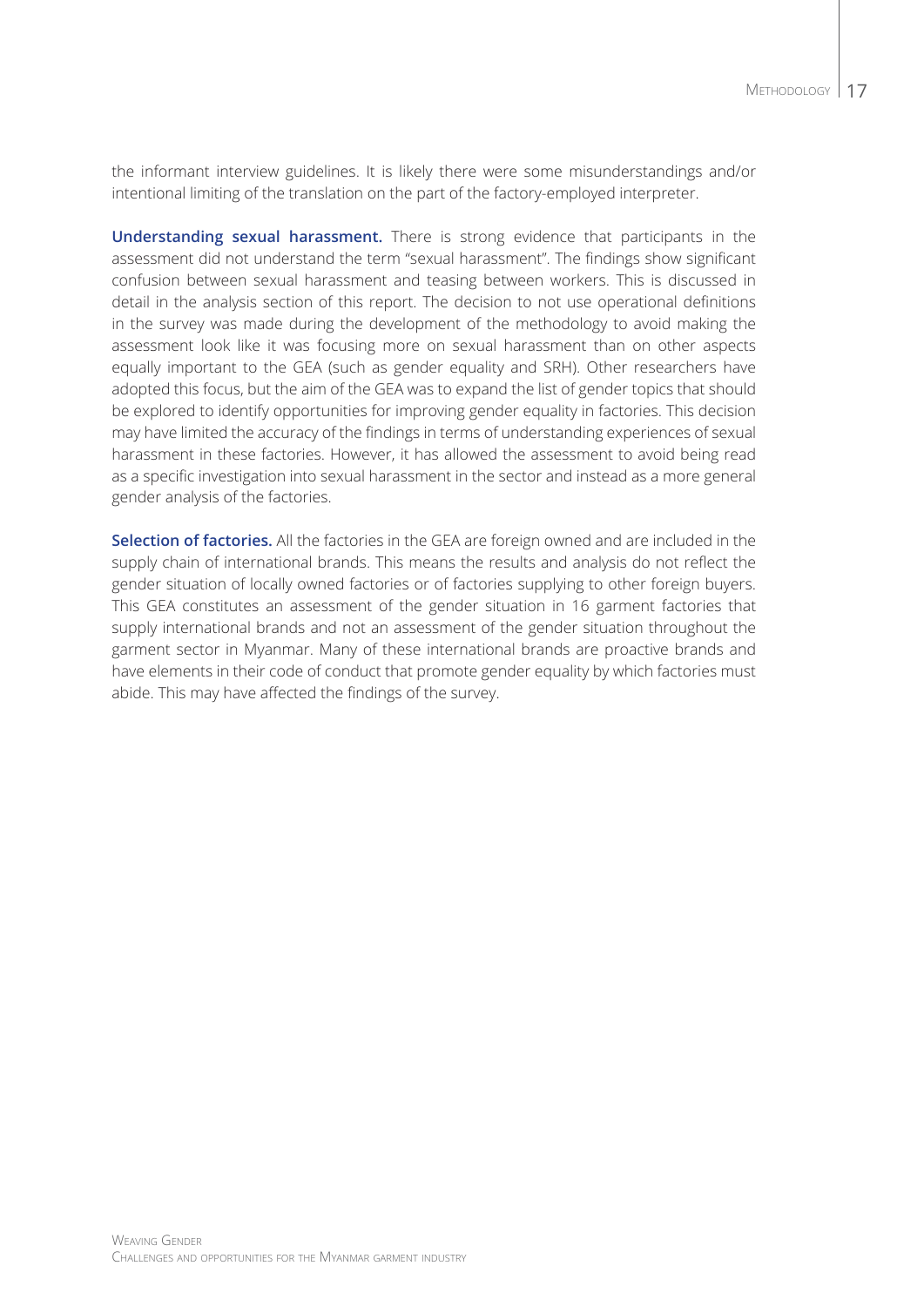the informant interview guidelines. It is likely there were some misunderstandings and/or intentional limiting of the translation on the part of the factory-employed interpreter.

**Understanding sexual harassment.** There is strong evidence that participants in the assessment did not understand the term "sexual harassment". The findings show significant confusion between sexual harassment and teasing between workers. This is discussed in detail in the analysis section of this report. The decision to not use operational definitions in the survey was made during the development of the methodology to avoid making the assessment look like it was focusing more on sexual harassment than on other aspects equally important to the GEA (such as gender equality and SRH). Other researchers have adopted this focus, but the aim of the GEA was to expand the list of gender topics that should be explored to identify opportunities for improving gender equality in factories. This decision may have limited the accuracy of the findings in terms of understanding experiences of sexual harassment in these factories. However, it has allowed the assessment to avoid being read as a specific investigation into sexual harassment in the sector and instead as a more general gender analysis of the factories.

**Selection of factories.** All the factories in the GEA are foreign owned and are included in the supply chain of international brands. This means the results and analysis do not reflect the gender situation of locally owned factories or of factories supplying to other foreign buyers. This GEA constitutes an assessment of the gender situation in 16 garment factories that supply international brands and not an assessment of the gender situation throughout the garment sector in Myanmar. Many of these international brands are proactive brands and have elements in their code of conduct that promote gender equality by which factories must abide. This may have affected the findings of the survey.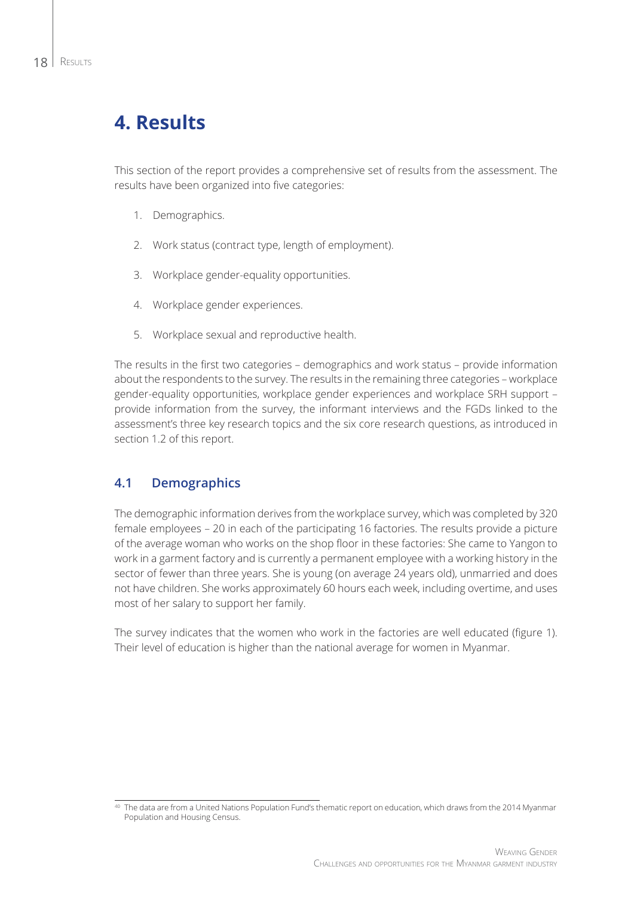# 4. Results

This section of the report provides a comprehensive set of results from the assessment. The results have been organized into five categories:

1. Demographics.
2. Work status (contract type, length of employment).
3. Workplace gender-equality opportunities.
4. Workplace gender experiences.
5. Workplace sexual and reproductive health.

The results in the first two categories – demographics and work status – provide information about the respondents to the survey. The results in the remaining three categories – workplace gender-equality opportunities, workplace gender experiences and workplace SRH support – provide information from the survey, the informant interviews and the FGDs linked to the assessment's three key research topics and the six core research questions, as introduced in section 1.2 of this report.

## 4.1 Demographics

The demographic information derives from the workplace survey, which was completed by 320 female employees – 20 in each of the participating 16 factories. The results provide a picture of the average woman who works on the shop floor in these factories: She came to Yangon to work in a garment factory and is currently a permanent employee with a working history in the sector of fewer than three years. She is young (on average 24 years old), unmarried and does not have children. She works approximately 60 hours each week, including overtime, and uses most of her salary to support her family.

The survey indicates that the women who work in the factories are well educated (figure 1). Their level of education is higher than the national average for women in Myanmar.

[40] The data are from a United Nations Population Fund's thematic report on education, which draws from the 2014 Myanmar Population and Housing Census.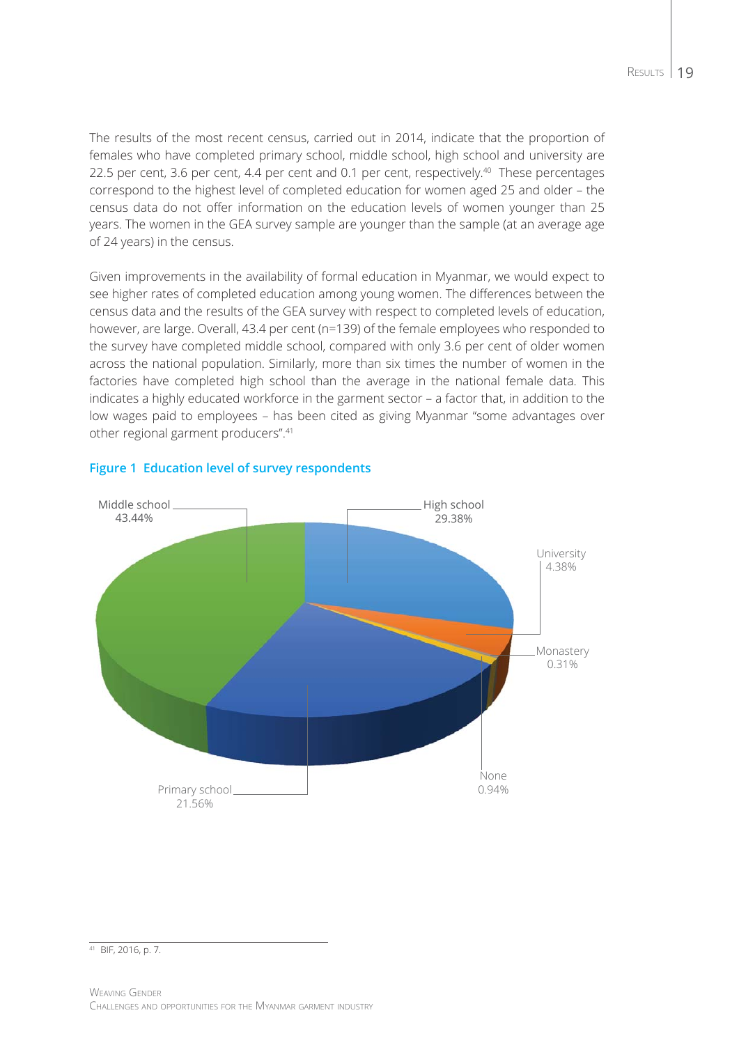The results of the most recent census, carried out in 2014, indicate that the proportion of females who have completed primary school, middle school, high school and university are 22.5 per cent, 3.6 per cent, 4.4 per cent and 0.1 per cent, respectively.[40] These percentages correspond to the highest level of completed education for women aged 25 and older – the census data do not offer information on the education levels of women younger than 25 years. The women in the GEA survey sample are younger than the sample (at an average age of 24 years) in the census.

Given improvements in the availability of formal education in Myanmar, we would expect to see higher rates of completed education among young women. The differences between the census data and the results of the GEA survey with respect to completed levels of education, however, are large. Overall, 43.4 per cent (n=139) of the female employees who responded to the survey have completed middle school, compared with only 3.6 per cent of older women across the national population. Similarly, more than six times the number of women in the factories have completed high school than the average in the national female data. This indicates a highly educated workforce in the garment sector – a factor that, in addition to the low wages paid to employees – has been cited as giving Myanmar "some advantages over other regional garment producers".[41]

**Figure 1 Education level of survey respondents**

Middle school 43.44%
High school 29.38%
University 4.38%
Monastery 0.31%
None 0.94%
Primary school 21.56%

[41] BIF, 2016, p. 7.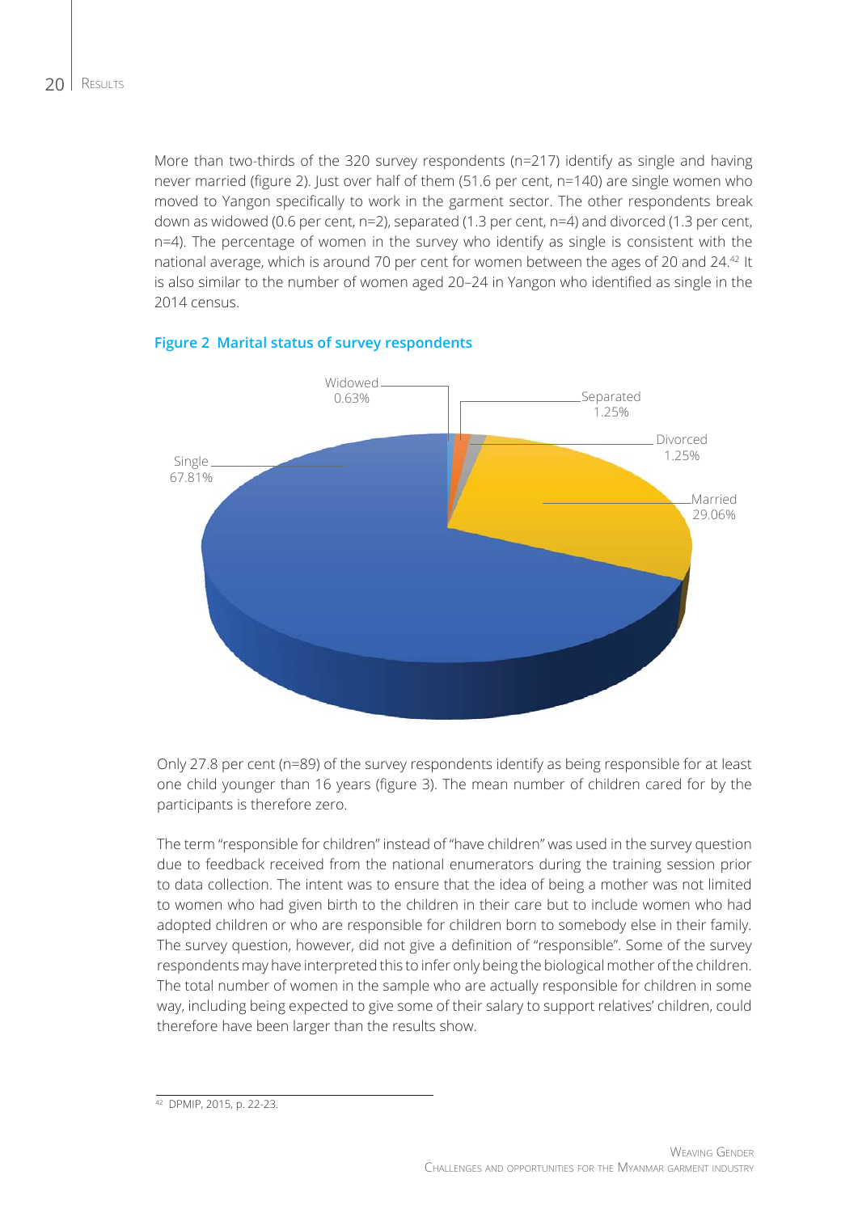More than two-thirds of the 320 survey respondents (n=217) identify as single and having never married (figure 2). Just over half of them (51.6 per cent, n=140) are single women who moved to Yangon specifically to work in the garment sector. The other respondents break down as widowed (0.6 per cent, n=2), separated (1.3 per cent, n=4) and divorced (1.3 per cent, n=4). The percentage of women in the survey who identify as single is consistent with the national average, which is around 70 per cent for women between the ages of 20 and 24.[42] It is also similar to the number of women aged 20–24 in Yangon who identified as single in the 2014 census.

**Figure 2 Marital status of survey respondents**

Widowed 0.63%
Separated 1.25%
Divorced 1.25%
Married 29.06%
Single 67.81%

Only 27.8 per cent (n=89) of the survey respondents identify as being responsible for at least one child younger than 16 years (figure 3). The mean number of children cared for by the participants is therefore zero.

The term "responsible for children" instead of "have children" was used in the survey question due to feedback received from the national enumerators during the training session prior to data collection. The intent was to ensure that the idea of being a mother was not limited to women who had given birth to the children in their care but to include women who had adopted children or who are responsible for children born to somebody else in their family. The survey question, however, did not give a definition of "responsible". Some of the survey respondents may have interpreted this to infer only being the biological mother of the children. The total number of women in the sample who are actually responsible for children in some way, including being expected to give some of their salary to support relatives' children, could therefore have been larger than the results show.

[42] DPMIP, 2015, p. 22-23.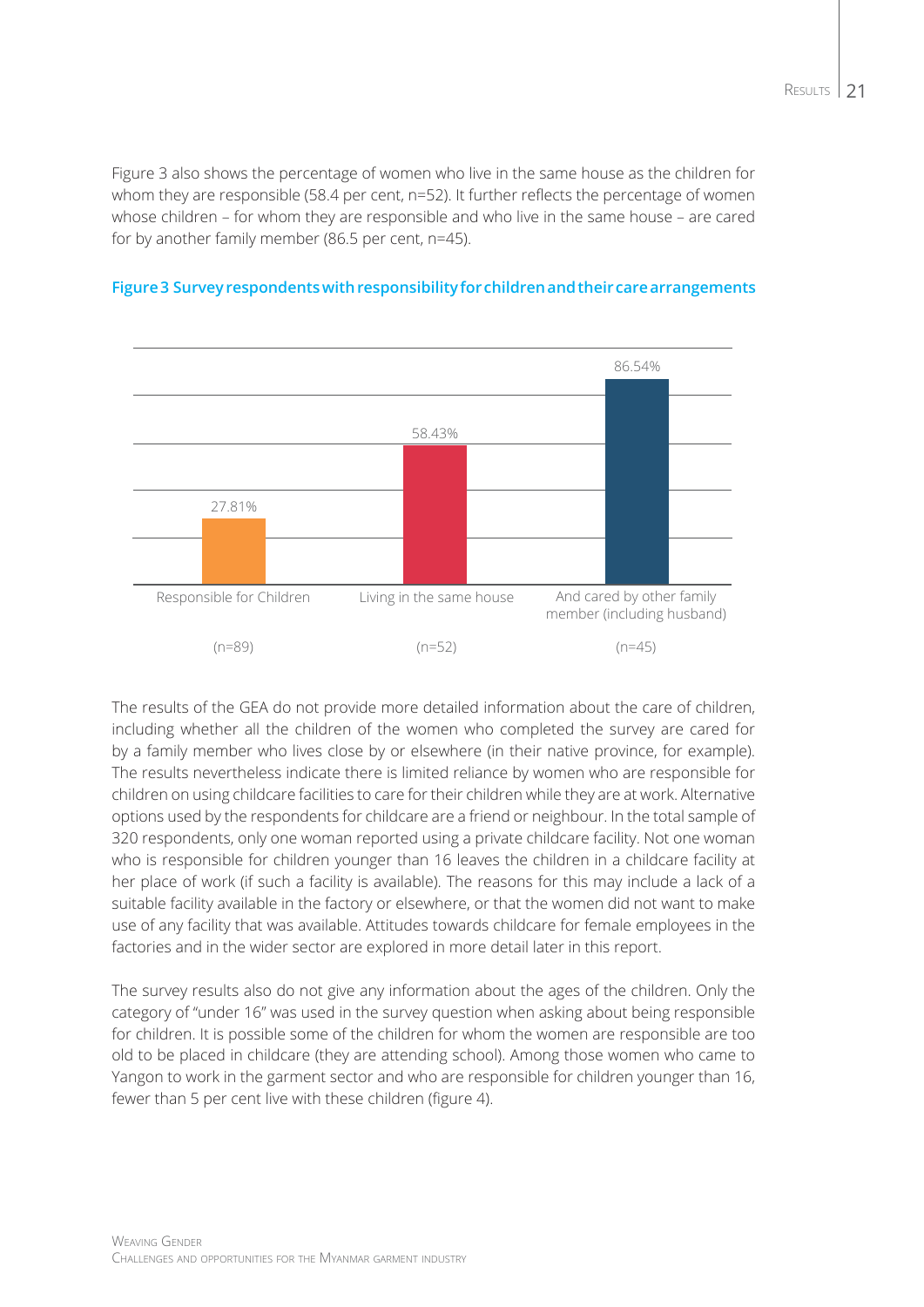Figure 3 also shows the percentage of women who live in the same house as the children for whom they are responsible (58.4 per cent, n=52). It further reflects the percentage of women whose children – for whom they are responsible and who live in the same house – are cared for by another family member (86.5 per cent, n=45).

**Figure 3 Survey respondents with responsibility for children and their care arrangements**

| | Responsible for Children | Living in the same house | And cared by other family member (including husband) |
|---|---|---|---|
| Percentage | 27.81% | 58.43% | 86.54% |
| n | (n=89) | (n=52) | (n=45) |

The results of the GEA do not provide more detailed information about the care of children, including whether all the children of the women who completed the survey are cared for by a family member who lives close by or elsewhere (in their native province, for example). The results nevertheless indicate there is limited reliance by women who are responsible for children on using childcare facilities to care for their children while they are at work. Alternative options used by the respondents for childcare are a friend or neighbour. In the total sample of 320 respondents, only one woman reported using a private childcare facility. Not one woman who is responsible for children younger than 16 leaves the children in a childcare facility at her place of work (if such a facility is available). The reasons for this may include a lack of a suitable facility available in the factory or elsewhere, or that the women did not want to make use of any facility that was available. Attitudes towards childcare for female employees in the factories and in the wider sector are explored in more detail later in this report.

The survey results also do not give any information about the ages of the children. Only the category of "under 16" was used in the survey question when asking about being responsible for children. It is possible some of the children for whom the women are responsible are too old to be placed in childcare (they are attending school). Among those women who came to Yangon to work in the garment sector and who are responsible for children younger than 16, fewer than 5 per cent live with these children (figure 4).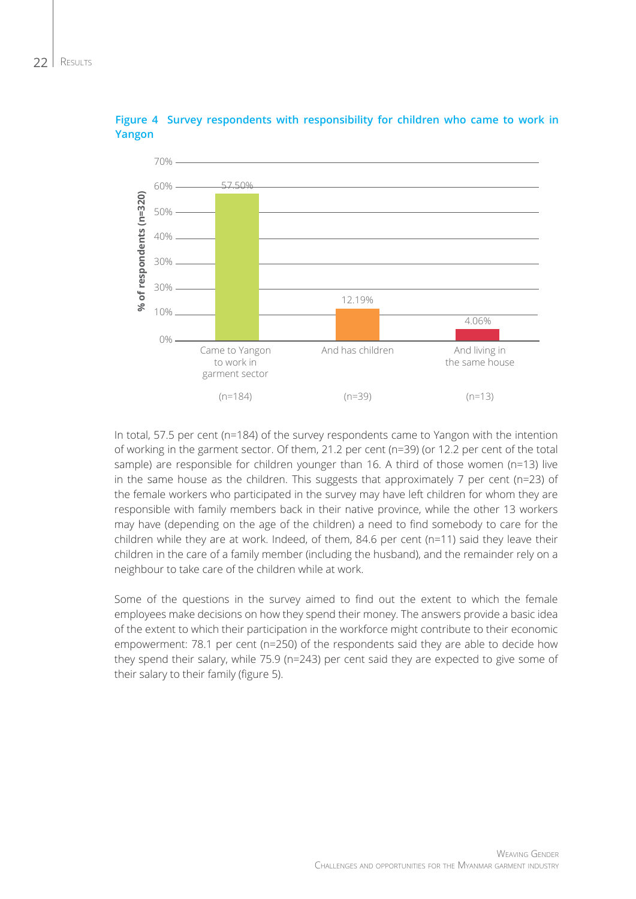**Figure 4 Survey respondents with responsibility for children who came to work in Yangon**

| | Came to Yangon to work in garment sector | And has children | And living in the same house |
|---|---|---|---|
| % of respondents (n=320) | 57.50% | 12.19% | 4.06% |
| | (n=184) | (n=39) | (n=13) |

In total, 57.5 per cent (n=184) of the survey respondents came to Yangon with the intention of working in the garment sector. Of them, 21.2 per cent (n=39) (or 12.2 per cent of the total sample) are responsible for children younger than 16. A third of those women (n=13) live in the same house as the children. This suggests that approximately 7 per cent (n=23) of the female workers who participated in the survey may have left children for whom they are responsible with family members back in their native province, while the other 13 workers may have (depending on the age of the children) a need to find somebody to care for the children while they are at work. Indeed, of them, 84.6 per cent (n=11) said they leave their children in the care of a family member (including the husband), and the remainder rely on a neighbour to take care of the children while at work.

Some of the questions in the survey aimed to find out the extent to which the female employees make decisions on how they spend their money. The answers provide a basic idea of the extent to which their participation in the workforce might contribute to their economic empowerment: 78.1 per cent (n=250) of the respondents said they are able to decide how they spend their salary, while 75.9 (n=243) per cent said they are expected to give some of their salary to their family (figure 5).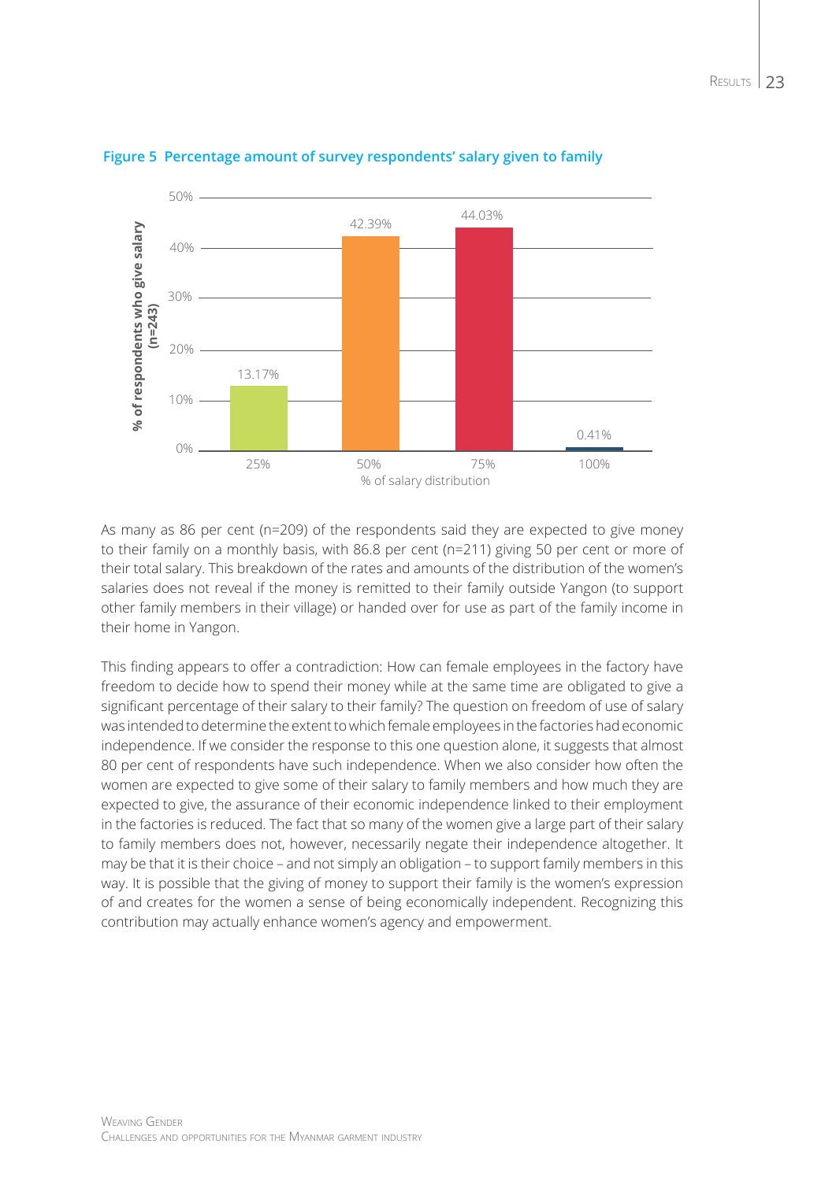**Figure 5 Percentage amount of survey respondents' salary given to family**

| % of salary distribution | % of respondents who give salary (n=243) |
|---|---|
| 25% | 13.17% |
| 50% | 42.39% |
| 75% | 44.03% |
| 100% | 0.41% |

As many as 86 per cent (n=209) of the respondents said they are expected to give money to their family on a monthly basis, with 86.8 per cent (n=211) giving 50 per cent or more of their total salary. This breakdown of the rates and amounts of the distribution of the women's salaries does not reveal if the money is remitted to their family outside Yangon (to support other family members in their village) or handed over for use as part of the family income in their home in Yangon.

This finding appears to offer a contradiction: How can female employees in the factory have freedom to decide how to spend their money while at the same time are obligated to give a significant percentage of their salary to their family? The question on freedom of use of salary was intended to determine the extent to which female employees in the factories had economic independence. If we consider the response to this one question alone, it suggests that almost 80 per cent of respondents have such independence. When we also consider how often the women are expected to give some of their salary to family members and how much they are expected to give, the assurance of their economic independence linked to their employment in the factories is reduced. The fact that so many of the women give a large part of their salary to family members does not, however, necessarily negate their independence altogether. It may be that it is their choice – and not simply an obligation – to support family members in this way. It is possible that the giving of money to support their family is the women's expression of and creates for the women a sense of being economically independent. Recognizing this contribution may actually enhance women's agency and empowerment.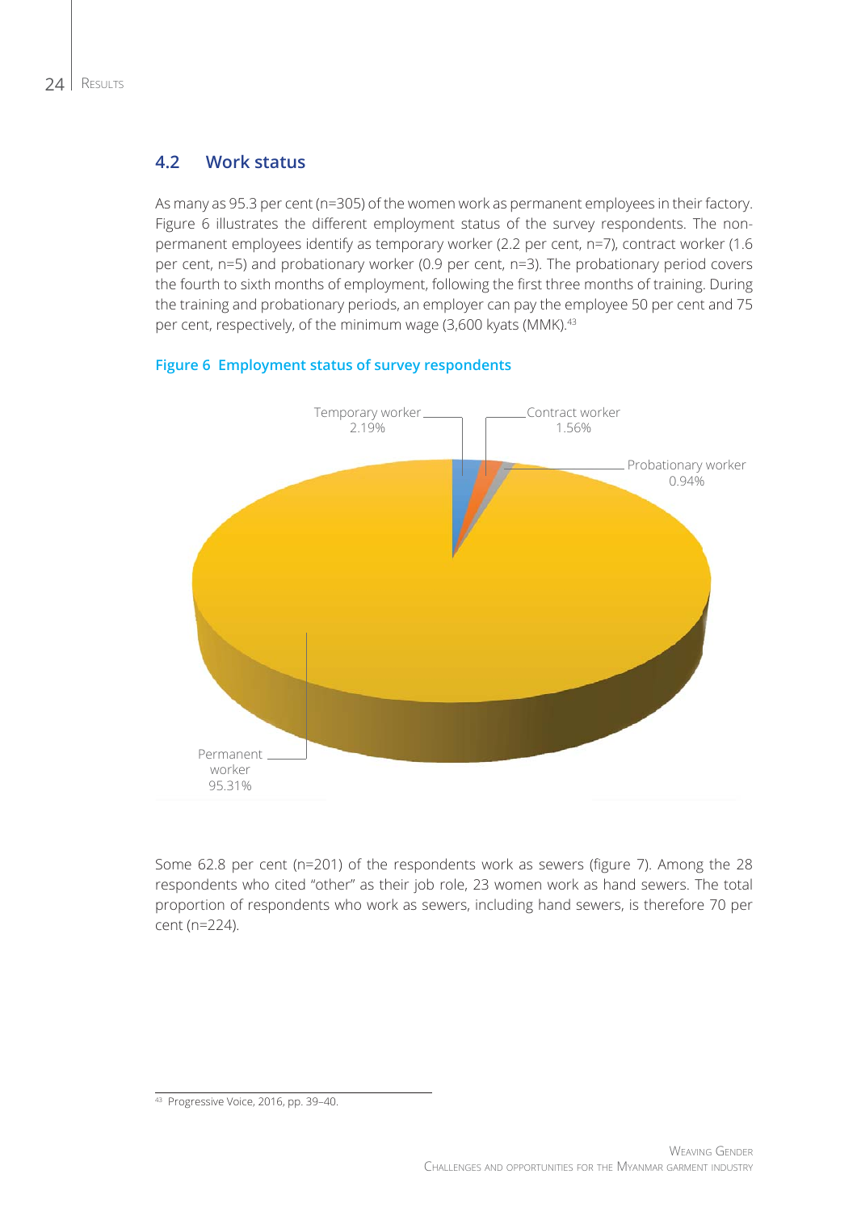## 4.2 Work status

As many as 95.3 per cent (n=305) of the women work as permanent employees in their factory. Figure 6 illustrates the different employment status of the survey respondents. The non-permanent employees identify as temporary worker (2.2 per cent, n=7), contract worker (1.6 per cent, n=5) and probationary worker (0.9 per cent, n=3). The probationary period covers the fourth to sixth months of employment, following the first three months of training. During the training and probationary periods, an employer can pay the employee 50 per cent and 75 per cent, respectively, of the minimum wage (3,600 kyats (MMK).[43]

**Figure 6 Employment status of survey respondents**

Temporary worker 2.19%

Contract worker 1.56%

Probationary worker 0.94%

Permanent worker 95.31%

Some 62.8 per cent (n=201) of the respondents work as sewers (figure 7). Among the 28 respondents who cited "other" as their job role, 23 women work as hand sewers. The total proportion of respondents who work as sewers, including hand sewers, is therefore 70 per cent (n=224).

[43] Progressive Voice, 2016, pp. 39–40.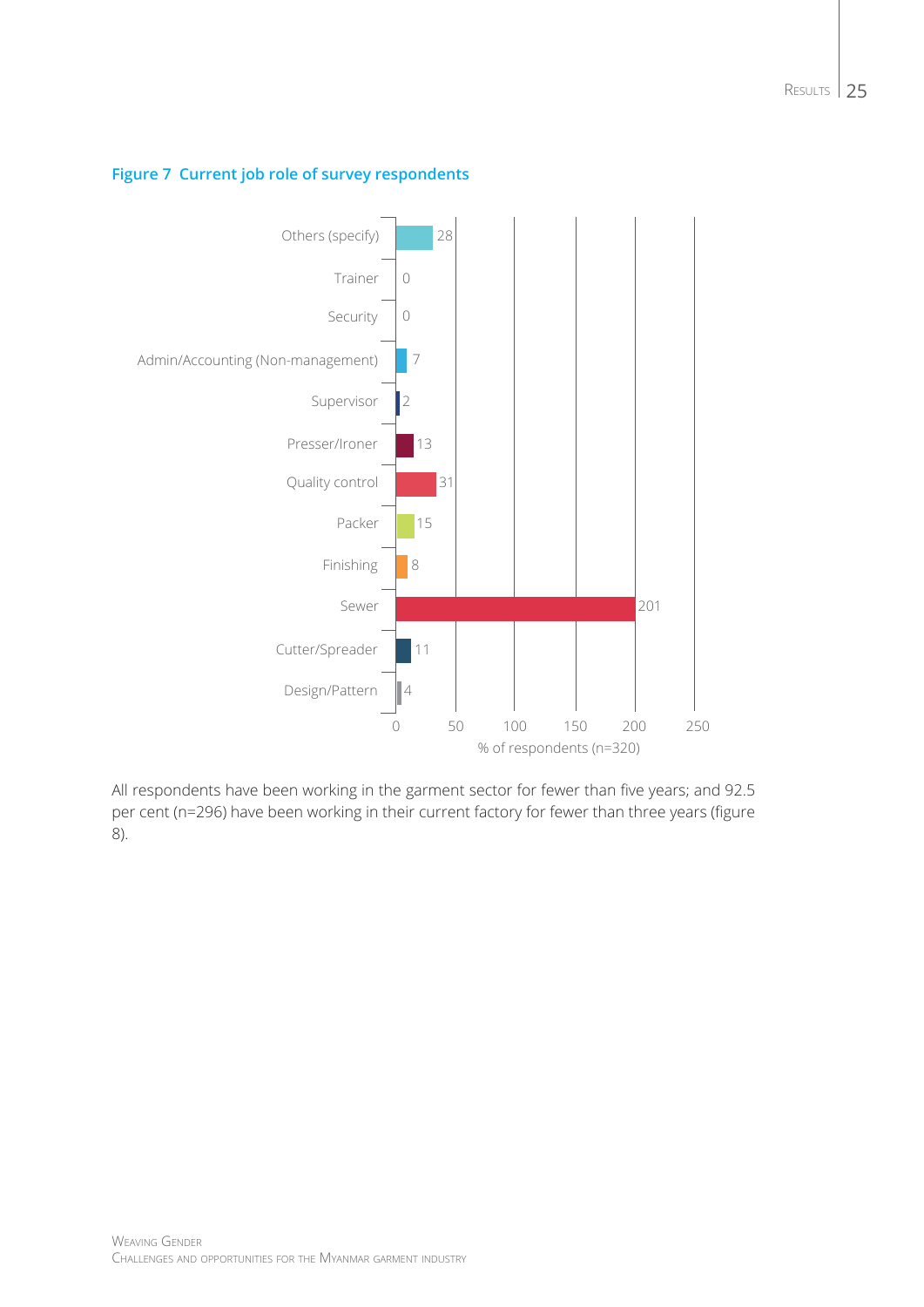**Figure 7 Current job role of survey respondents**

| Job role | % of respondents (n=320) |
|---|---|
| Others (specify) | 28 |
| Trainer | 0 |
| Security | 0 |
| Admin/Accounting (Non-management) | 7 |
| Supervisor | 2 |
| Presser/Ironer | 13 |
| Quality control | 31 |
| Packer | 15 |
| Finishing | 8 |
| Sewer | 201 |
| Cutter/Spreader | 11 |
| Design/Pattern | 4 |

All respondents have been working in the garment sector for fewer than five years; and 92.5 per cent (n=296) have been working in their current factory for fewer than three years (figure 8).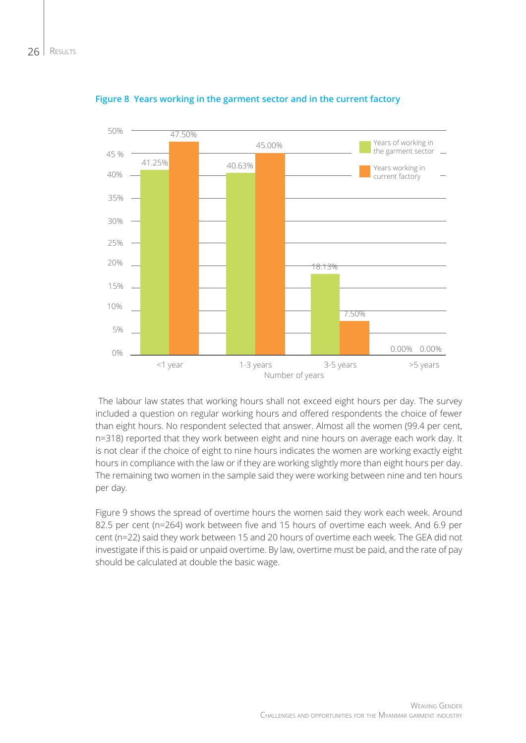**Figure 8 Years working in the garment sector and in the current factory**

| Number of years | Years of working in the garment sector | Years working in current factory |
|---|---|---|
| <1 year | 41.25% | 47.50% |
| 1-3 years | 40.63% | 45.00% |
| 3-5 years | 18.13% | 7.50% |
| >5 years | 0.00% | 0.00% |

The labour law states that working hours shall not exceed eight hours per day. The survey included a question on regular working hours and offered respondents the choice of fewer than eight hours. No respondent selected that answer. Almost all the women (99.4 per cent, n=318) reported that they work between eight and nine hours on average each work day. It is not clear if the choice of eight to nine hours indicates the women are working exactly eight hours in compliance with the law or if they are working slightly more than eight hours per day. The remaining two women in the sample said they were working between nine and ten hours per day.

Figure 9 shows the spread of overtime hours the women said they work each week. Around 82.5 per cent (n=264) work between five and 15 hours of overtime each week. And 6.9 per cent (n=22) said they work between 15 and 20 hours of overtime each week. The GEA did not investigate if this is paid or unpaid overtime. By law, overtime must be paid, and the rate of pay should be calculated at double the basic wage.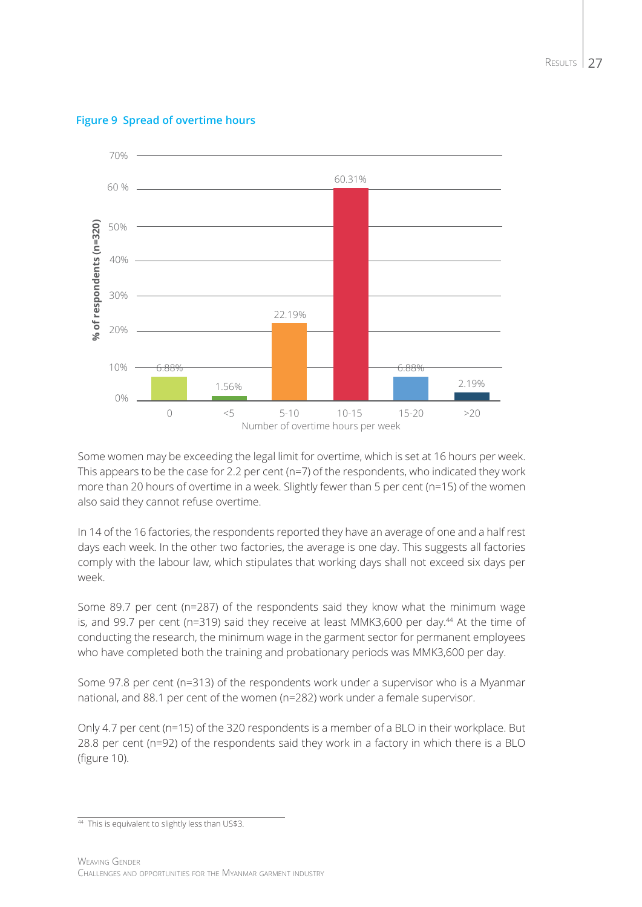**Figure 9 Spread of overtime hours**

| Number of overtime hours per week | % of respondents (n=320) |
|---|---|
| 0 | 6.88% |
| <5 | 1.56% |
| 5-10 | 22.19% |
| 10-15 | 60.31% |
| 15-20 | 6.88% |
| >20 | 2.19% |

Some women may be exceeding the legal limit for overtime, which is set at 16 hours per week. This appears to be the case for 2.2 per cent (n=7) of the respondents, who indicated they work more than 20 hours of overtime in a week. Slightly fewer than 5 per cent (n=15) of the women also said they cannot refuse overtime.

In 14 of the 16 factories, the respondents reported they have an average of one and a half rest days each week. In the other two factories, the average is one day. This suggests all factories comply with the labour law, which stipulates that working days shall not exceed six days per week.

Some 89.7 per cent (n=287) of the respondents said they know what the minimum wage is, and 99.7 per cent (n=319) said they receive at least MMK3,600 per day.[44] At the time of conducting the research, the minimum wage in the garment sector for permanent employees who have completed both the training and probationary periods was MMK3,600 per day.

Some 97.8 per cent (n=313) of the respondents work under a supervisor who is a Myanmar national, and 88.1 per cent of the women (n=282) work under a female supervisor.

Only 4.7 per cent (n=15) of the 320 respondents is a member of a BLO in their workplace. But 28.8 per cent (n=92) of the respondents said they work in a factory in which there is a BLO (figure 10).

[44] This is equivalent to slightly less than US$3.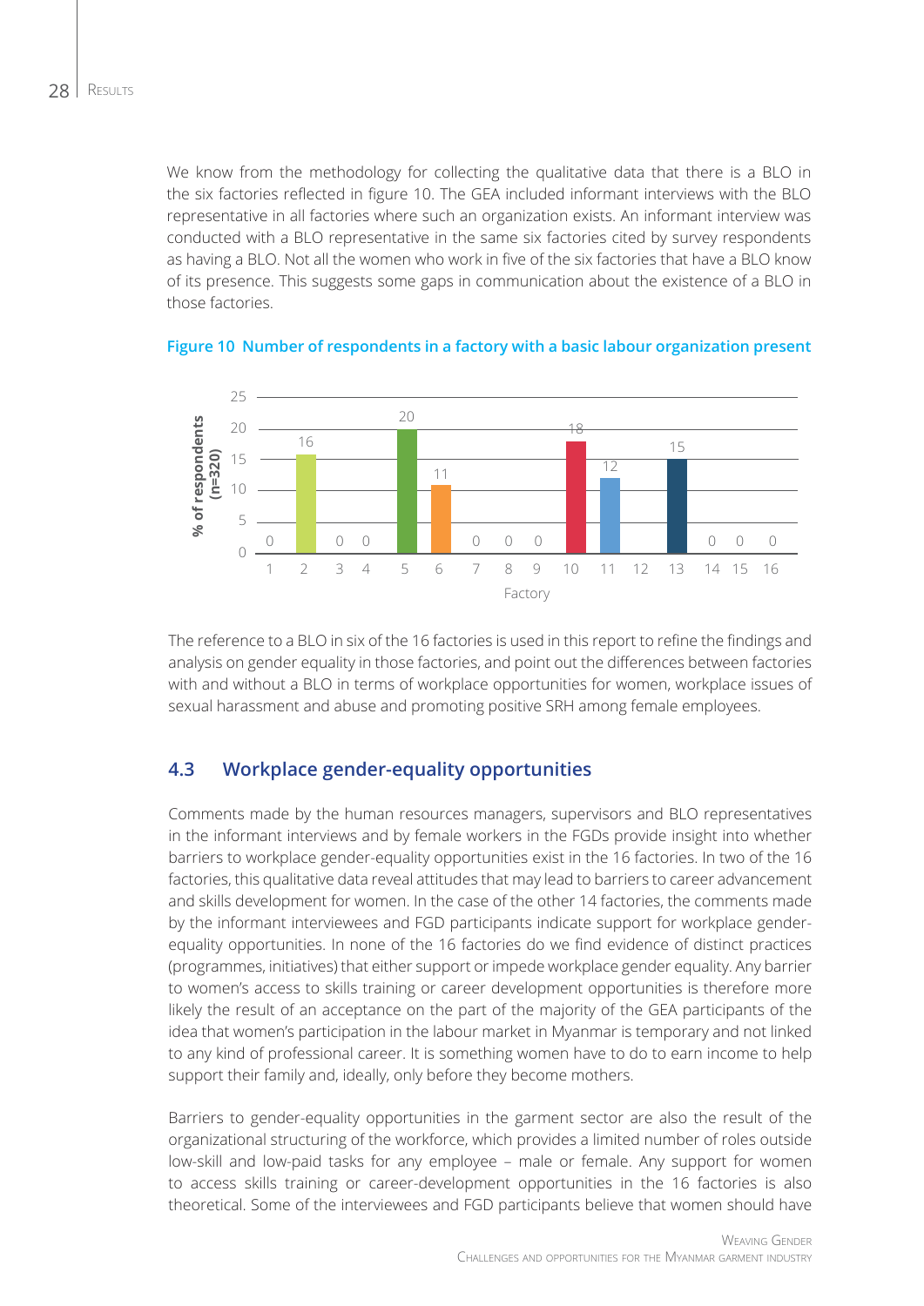We know from the methodology for collecting the qualitative data that there is a BLO in the six factories reflected in figure 10. The GEA included informant interviews with the BLO representative in all factories where such an organization exists. An informant interview was conducted with a BLO representative in the same six factories cited by survey respondents as having a BLO. Not all the women who work in five of the six factories that have a BLO know of its presence. This suggests some gaps in communication about the existence of a BLO in those factories.

**Figure 10 Number of respondents in a factory with a basic labour organization present**

| Factory | % of respondents (n=320) |
|---|---|
| 1 | 0 |
| 2 | 16 |
| 3 | 0 |
| 4 | 0 |
| 5 | 20 |
| 6 | 11 |
| 7 | 0 |
| 8 | 0 |
| 9 | 0 |
| 10 | 18 |
| 11 | 12 |
| 12 | |
| 13 | 15 |
| 14 | 0 |
| 15 | 0 |
| 16 | 0 |

The reference to a BLO in six of the 16 factories is used in this report to refine the findings and analysis on gender equality in those factories, and point out the differences between factories with and without a BLO in terms of workplace opportunities for women, workplace issues of sexual harassment and abuse and promoting positive SRH among female employees.

## 4.3 Workplace gender-equality opportunities

Comments made by the human resources managers, supervisors and BLO representatives in the informant interviews and by female workers in the FGDs provide insight into whether barriers to workplace gender-equality opportunities exist in the 16 factories. In two of the 16 factories, this qualitative data reveal attitudes that may lead to barriers to career advancement and skills development for women. In the case of the other 14 factories, the comments made by the informant interviewees and FGD participants indicate support for workplace gender-equality opportunities. In none of the 16 factories do we find evidence of distinct practices (programmes, initiatives) that either support or impede workplace gender equality. Any barrier to women's access to skills training or career development opportunities is therefore more likely the result of an acceptance on the part of the majority of the GEA participants of the idea that women's participation in the labour market in Myanmar is temporary and not linked to any kind of professional career. It is something women have to do to earn income to help support their family and, ideally, only before they become mothers.

Barriers to gender-equality opportunities in the garment sector are also the result of the organizational structuring of the workforce, which provides a limited number of roles outside low-skill and low-paid tasks for any employee – male or female. Any support for women to access skills training or career-development opportunities in the 16 factories is also theoretical. Some of the interviewees and FGD participants believe that women should have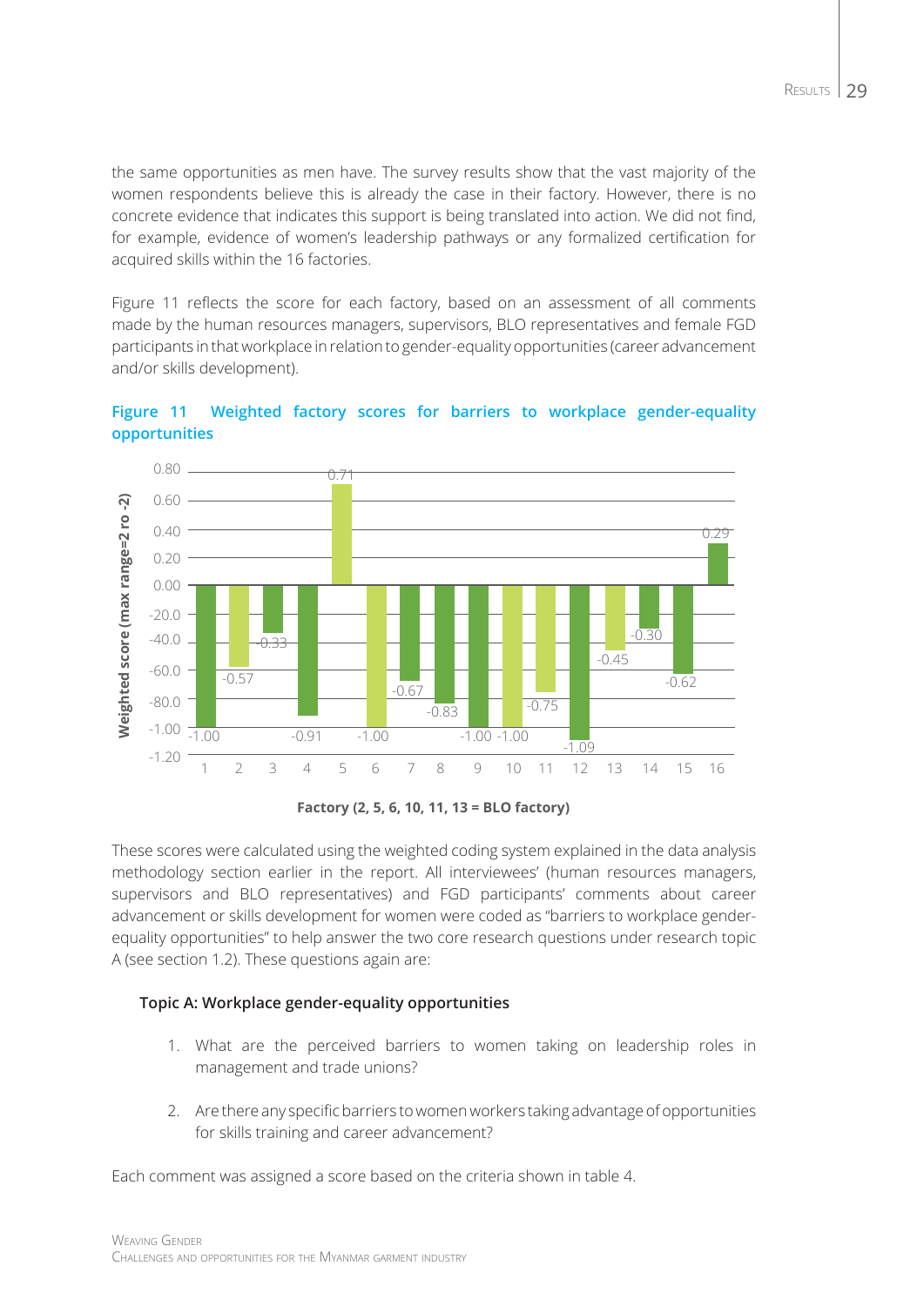the same opportunities as men have. The survey results show that the vast majority of the women respondents believe this is already the case in their factory. However, there is no concrete evidence that indicates this support is being translated into action. We did not find, for example, evidence of women's leadership pathways or any formalized certification for acquired skills within the 16 factories.

Figure 11 reflects the score for each factory, based on an assessment of all comments made by the human resources managers, supervisors, BLO representatives and female FGD participants in that workplace in relation to gender-equality opportunities (career advancement and/or skills development).

**Figure 11 Weighted factory scores for barriers to workplace gender-equality opportunities**

| Factory | Weighted score (max range=2 ro -2) |
|---|---|
| 1 | -1.00 |
| 2 | -0.57 |
| 3 | -0.33 |
| 4 | -0.91 |
| 5 | 0.71 |
| 6 | -1.00 |
| 7 | -0.67 |
| 8 | -0.83 |
| 9 | -1.00 |
| 10 | -1.00 |
| 11 | -0.75 |
| 12 | -1.09 |
| 13 | -0.45 |
| 14 | -0.30 |
| 15 | -0.62 |
| 16 | 0.29 |

Factory (2, 5, 6, 10, 11, 13 = BLO factory)

These scores were calculated using the weighted coding system explained in the data analysis methodology section earlier in the report. All interviewees' (human resources managers, supervisors and BLO representatives) and FGD participants' comments about career advancement or skills development for women were coded as "barriers to workplace gender-equality opportunities" to help answer the two core research questions under research topic A (see section 1.2). These questions again are:

**Topic A: Workplace gender-equality opportunities**

1. What are the perceived barriers to women taking on leadership roles in management and trade unions?
2. Are there any specific barriers to women workers taking advantage of opportunities for skills training and career advancement?

Each comment was assigned a score based on the criteria shown in table 4.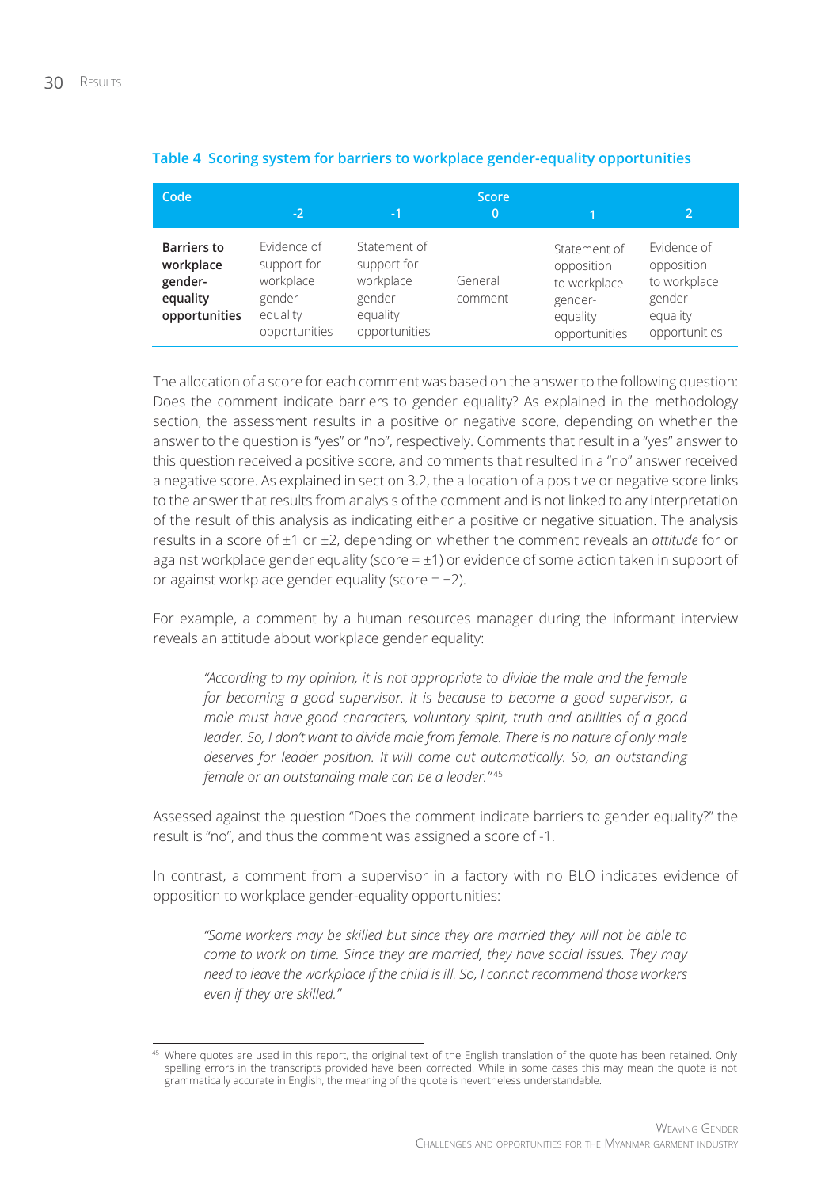**Table 4  Scoring system for barriers to workplace gender-equality opportunities**

| Code | Score | | | | |
|---|---|---|---|---|---|
| | -2 | -1 | 0 | 1 | 2 |
| **Barriers to workplace gender-equality opportunities** | Evidence of support for workplace gender-equality opportunities | Statement of support for workplace gender-equality opportunities | General comment | Statement of opposition to workplace gender-equality opportunities | Evidence of opposition to workplace gender-equality opportunities |

The allocation of a score for each comment was based on the answer to the following question: Does the comment indicate barriers to gender equality? As explained in the methodology section, the assessment results in a positive or negative score, depending on whether the answer to the question is "yes" or "no", respectively. Comments that result in a "yes" answer to this question received a positive score, and comments that resulted in a "no" answer received a negative score. As explained in section 3.2, the allocation of a positive or negative score links to the answer that results from analysis of the comment and is not linked to any interpretation of the result of this analysis as indicating either a positive or negative situation. The analysis results in a score of ±1 or ±2, depending on whether the comment reveals an *attitude* for or against workplace gender equality (score = ±1) or evidence of some action taken in support of or against workplace gender equality (score = ±2).

For example, a comment by a human resources manager during the informant interview reveals an attitude about workplace gender equality:

> *"According to my opinion, it is not appropriate to divide the male and the female for becoming a good supervisor. It is because to become a good supervisor, a male must have good characters, voluntary spirit, truth and abilities of a good leader. So, I don't want to divide male from female. There is no nature of only male deserves for leader position. It will come out automatically. So, an outstanding female or an outstanding male can be a leader."*[45]

Assessed against the question "Does the comment indicate barriers to gender equality?" the result is "no", and thus the comment was assigned a score of -1.

In contrast, a comment from a supervisor in a factory with no BLO indicates evidence of opposition to workplace gender-equality opportunities:

> *"Some workers may be skilled but since they are married they will not be able to come to work on time. Since they are married, they have social issues. They may need to leave the workplace if the child is ill. So, I cannot recommend those workers even if they are skilled."*

[45] Where quotes are used in this report, the original text of the English translation of the quote has been retained. Only spelling errors in the transcripts provided have been corrected. While in some cases this may mean the quote is not grammatically accurate in English, the meaning of the quote is nevertheless understandable.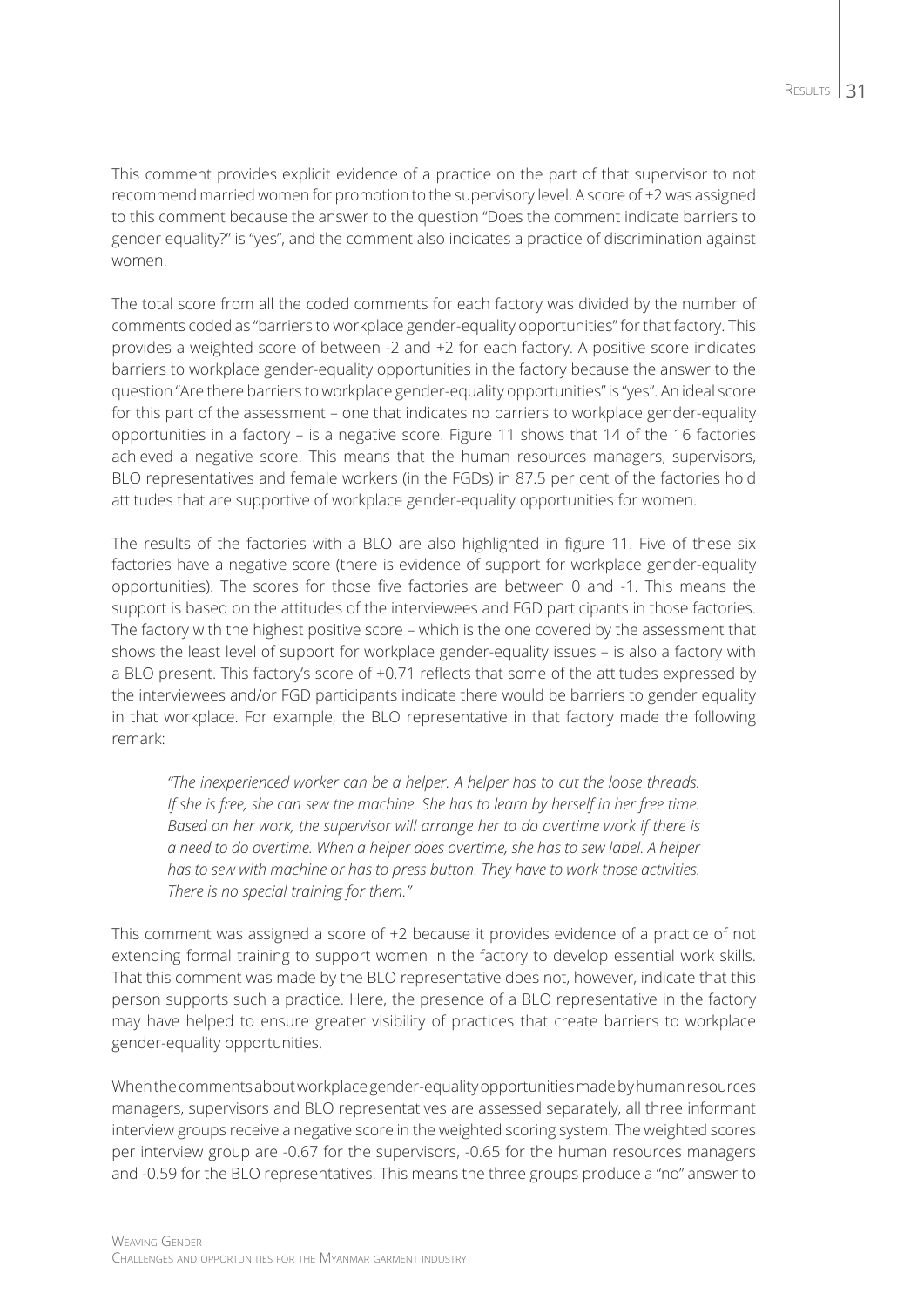This comment provides explicit evidence of a practice on the part of that supervisor to not recommend married women for promotion to the supervisory level. A score of +2 was assigned to this comment because the answer to the question "Does the comment indicate barriers to gender equality?" is "yes", and the comment also indicates a practice of discrimination against women.

The total score from all the coded comments for each factory was divided by the number of comments coded as "barriers to workplace gender-equality opportunities" for that factory. This provides a weighted score of between -2 and +2 for each factory. A positive score indicates barriers to workplace gender-equality opportunities in the factory because the answer to the question "Are there barriers to workplace gender-equality opportunities" is "yes". An ideal score for this part of the assessment – one that indicates no barriers to workplace gender-equality opportunities in a factory – is a negative score. Figure 11 shows that 14 of the 16 factories achieved a negative score. This means that the human resources managers, supervisors, BLO representatives and female workers (in the FGDs) in 87.5 per cent of the factories hold attitudes that are supportive of workplace gender-equality opportunities for women.

The results of the factories with a BLO are also highlighted in figure 11. Five of these six factories have a negative score (there is evidence of support for workplace gender-equality opportunities). The scores for those five factories are between 0 and -1. This means the support is based on the attitudes of the interviewees and FGD participants in those factories. The factory with the highest positive score – which is the one covered by the assessment that shows the least level of support for workplace gender-equality issues – is also a factory with a BLO present. This factory's score of +0.71 reflects that some of the attitudes expressed by the interviewees and/or FGD participants indicate there would be barriers to gender equality in that workplace. For example, the BLO representative in that factory made the following remark:

> *"The inexperienced worker can be a helper. A helper has to cut the loose threads. If she is free, she can sew the machine. She has to learn by herself in her free time. Based on her work, the supervisor will arrange her to do overtime work if there is a need to do overtime. When a helper does overtime, she has to sew label. A helper has to sew with machine or has to press button. They have to work those activities. There is no special training for them."*

This comment was assigned a score of +2 because it provides evidence of a practice of not extending formal training to support women in the factory to develop essential work skills. That this comment was made by the BLO representative does not, however, indicate that this person supports such a practice. Here, the presence of a BLO representative in the factory may have helped to ensure greater visibility of practices that create barriers to workplace gender-equality opportunities.

When the comments about workplace gender-equality opportunities made by human resources managers, supervisors and BLO representatives are assessed separately, all three informant interview groups receive a negative score in the weighted scoring system. The weighted scores per interview group are -0.67 for the supervisors, -0.65 for the human resources managers and -0.59 for the BLO representatives. This means the three groups produce a "no" answer to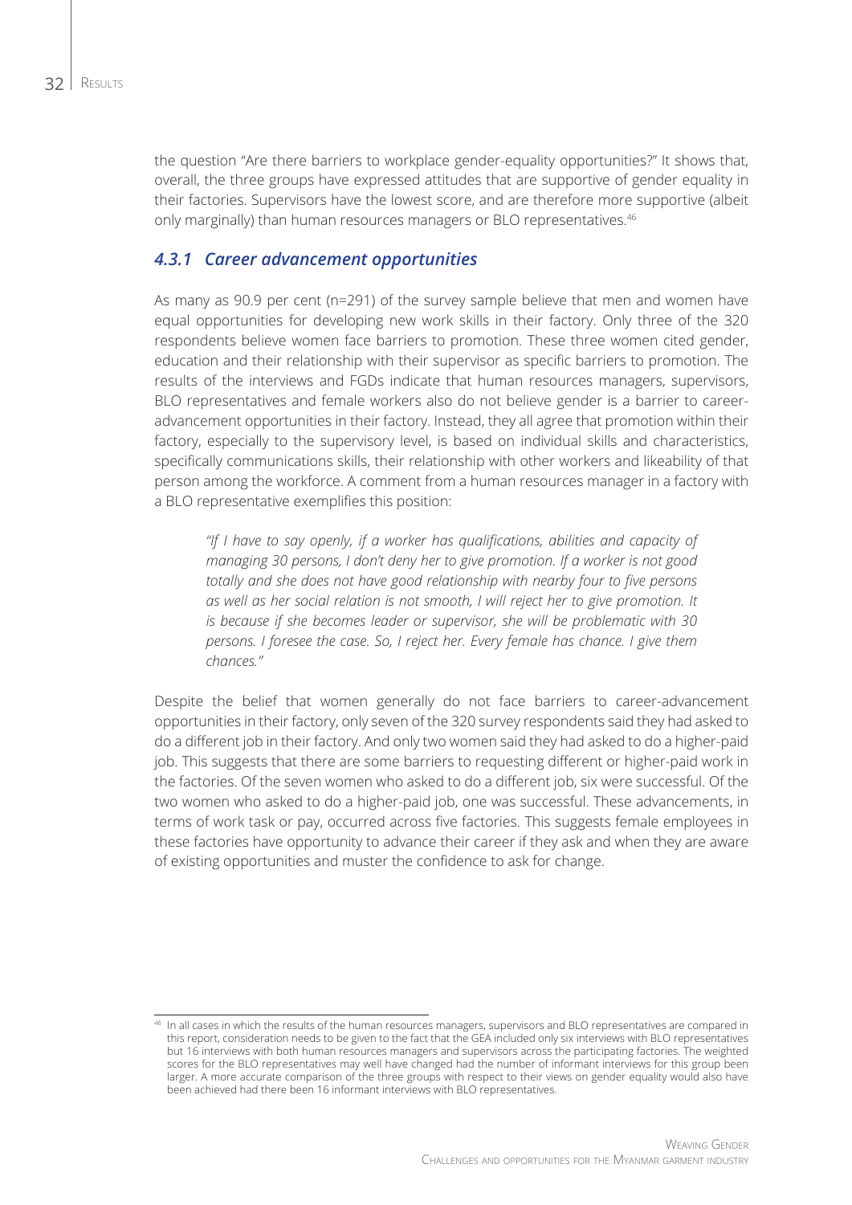the question "Are there barriers to workplace gender-equality opportunities?" It shows that, overall, the three groups have expressed attitudes that are supportive of gender equality in their factories. Supervisors have the lowest score, and are therefore more supportive (albeit only marginally) than human resources managers or BLO representatives.[46]

### *4.3.1 Career advancement opportunities*

As many as 90.9 per cent (n=291) of the survey sample believe that men and women have equal opportunities for developing new work skills in their factory. Only three of the 320 respondents believe women face barriers to promotion. These three women cited gender, education and their relationship with their supervisor as specific barriers to promotion. The results of the interviews and FGDs indicate that human resources managers, supervisors, BLO representatives and female workers also do not believe gender is a barrier to career-advancement opportunities in their factory. Instead, they all agree that promotion within their factory, especially to the supervisory level, is based on individual skills and characteristics, specifically communications skills, their relationship with other workers and likeability of that person among the workforce. A comment from a human resources manager in a factory with a BLO representative exemplifies this position:

> *"If I have to say openly, if a worker has qualifications, abilities and capacity of managing 30 persons, I don't deny her to give promotion. If a worker is not good totally and she does not have good relationship with nearby four to five persons as well as her social relation is not smooth, I will reject her to give promotion. It is because if she becomes leader or supervisor, she will be problematic with 30 persons. I foresee the case. So, I reject her. Every female has chance. I give them chances."*

Despite the belief that women generally do not face barriers to career-advancement opportunities in their factory, only seven of the 320 survey respondents said they had asked to do a different job in their factory. And only two women said they had asked to do a higher-paid job. This suggests that there are some barriers to requesting different or higher-paid work in the factories. Of the seven women who asked to do a different job, six were successful. Of the two women who asked to do a higher-paid job, one was successful. These advancements, in terms of work task or pay, occurred across five factories. This suggests female employees in these factories have opportunity to advance their career if they ask and when they are aware of existing opportunities and muster the confidence to ask for change.

---

[46] In all cases in which the results of the human resources managers, supervisors and BLO representatives are compared in this report, consideration needs to be given to the fact that the GEA included only six interviews with BLO representatives but 16 interviews with both human resources managers and supervisors across the participating factories. The weighted scores for the BLO representatives may well have changed had the number of informant interviews for this group been larger. A more accurate comparison of the three groups with respect to their views on gender equality would also have been achieved had there been 16 informant interviews with BLO representatives.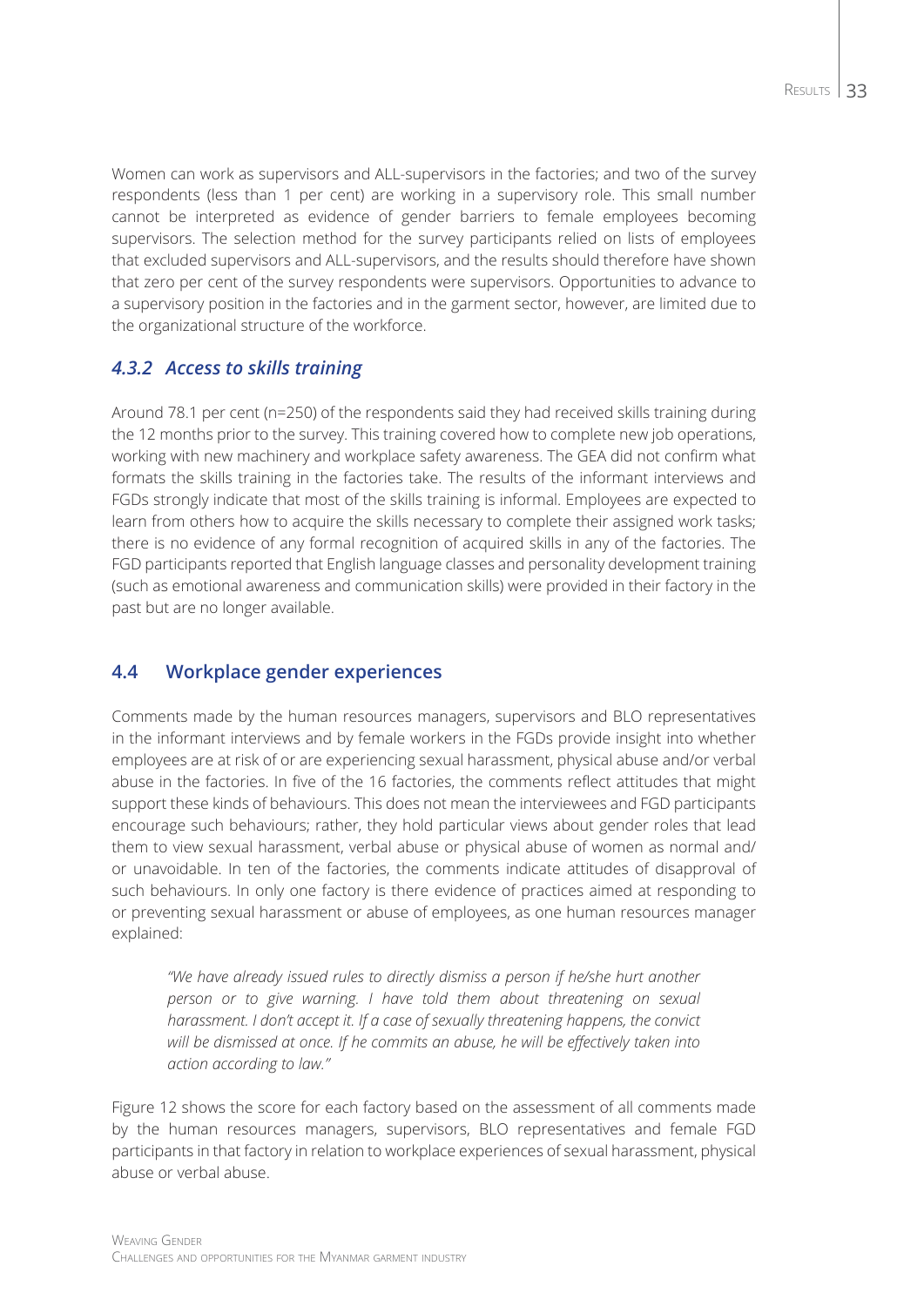Women can work as supervisors and ALL-supervisors in the factories; and two of the survey respondents (less than 1 per cent) are working in a supervisory role. This small number cannot be interpreted as evidence of gender barriers to female employees becoming supervisors. The selection method for the survey participants relied on lists of employees that excluded supervisors and ALL-supervisors, and the results should therefore have shown that zero per cent of the survey respondents were supervisors. Opportunities to advance to a supervisory position in the factories and in the garment sector, however, are limited due to the organizational structure of the workforce.

### *4.3.2 Access to skills training*

Around 78.1 per cent (n=250) of the respondents said they had received skills training during the 12 months prior to the survey. This training covered how to complete new job operations, working with new machinery and workplace safety awareness. The GEA did not confirm what formats the skills training in the factories take. The results of the informant interviews and FGDs strongly indicate that most of the skills training is informal. Employees are expected to learn from others how to acquire the skills necessary to complete their assigned work tasks; there is no evidence of any formal recognition of acquired skills in any of the factories. The FGD participants reported that English language classes and personality development training (such as emotional awareness and communication skills) were provided in their factory in the past but are no longer available.

## 4.4 Workplace gender experiences

Comments made by the human resources managers, supervisors and BLO representatives in the informant interviews and by female workers in the FGDs provide insight into whether employees are at risk of or are experiencing sexual harassment, physical abuse and/or verbal abuse in the factories. In five of the 16 factories, the comments reflect attitudes that might support these kinds of behaviours. This does not mean the interviewees and FGD participants encourage such behaviours; rather, they hold particular views about gender roles that lead them to view sexual harassment, verbal abuse or physical abuse of women as normal and/or unavoidable. In ten of the factories, the comments indicate attitudes of disapproval of such behaviours. In only one factory is there evidence of practices aimed at responding to or preventing sexual harassment or abuse of employees, as one human resources manager explained:

> *"We have already issued rules to directly dismiss a person if he/she hurt another person or to give warning. I have told them about threatening on sexual harassment. I don't accept it. If a case of sexually threatening happens, the convict will be dismissed at once. If he commits an abuse, he will be effectively taken into action according to law."*

Figure 12 shows the score for each factory based on the assessment of all comments made by the human resources managers, supervisors, BLO representatives and female FGD participants in that factory in relation to workplace experiences of sexual harassment, physical abuse or verbal abuse.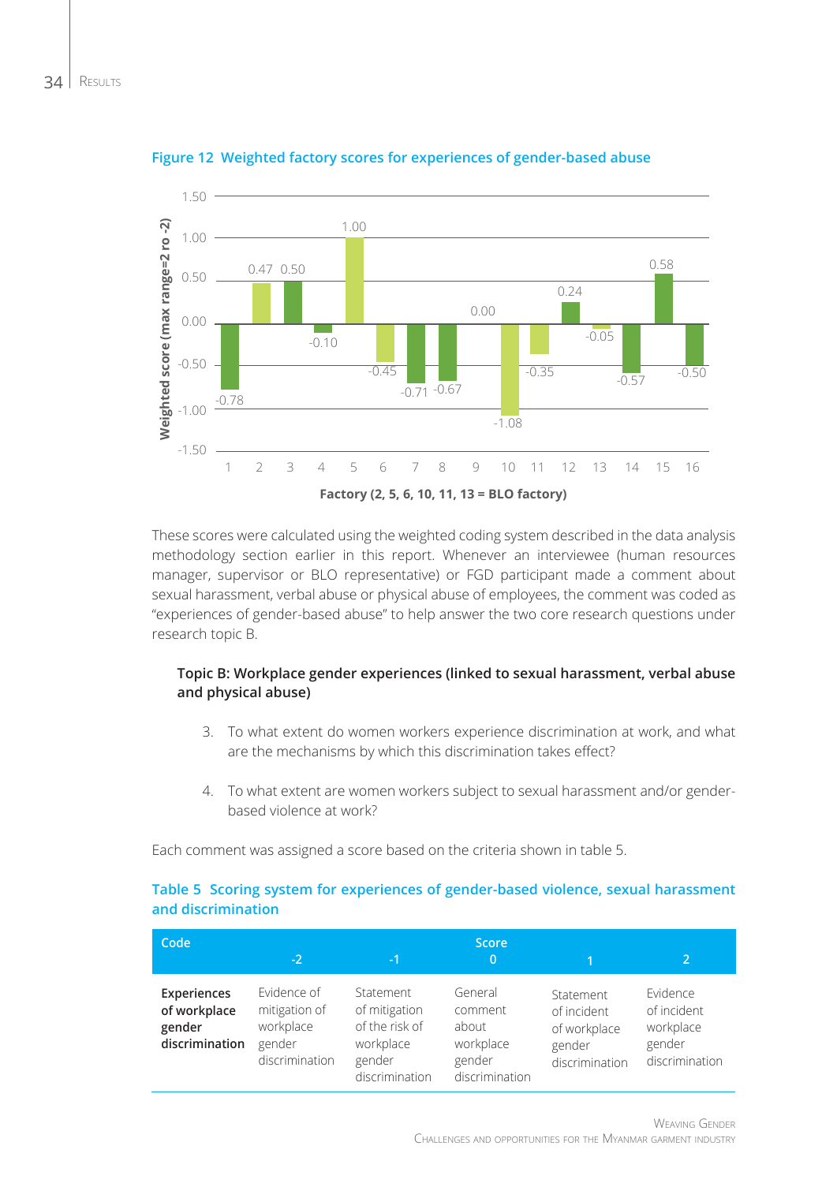**Figure 12 Weighted factory scores for experiences of gender-based abuse**

| Factory | Weighted score |
|---|---|
| 1 | -0.78 |
| 2 | 0.47 |
| 3 | 0.50 |
| 4 | -0.10 |
| 5 | 1.00 |
| 6 | -0.45 |
| 7 | -0.71 |
| 8 | -0.67 |
| 9 | 0.00 |
| 10 | -1.08 |
| 11 | -0.35 |
| 12 | 0.24 |
| 13 | -0.05 |
| 14 | -0.57 |
| 15 | 0.58 |
| 16 | -0.50 |

Weighted score (max range=2 ro -2)

Factory (2, 5, 6, 10, 11, 13 = BLO factory)

These scores were calculated using the weighted coding system described in the data analysis methodology section earlier in this report. Whenever an interviewee (human resources manager, supervisor or BLO representative) or FGD participant made a comment about sexual harassment, verbal abuse or physical abuse of employees, the comment was coded as "experiences of gender-based abuse" to help answer the two core research questions under research topic B.

**Topic B: Workplace gender experiences (linked to sexual harassment, verbal abuse and physical abuse)**

3. To what extent do women workers experience discrimination at work, and what are the mechanisms by which this discrimination takes effect?

4. To what extent are women workers subject to sexual harassment and/or gender-based violence at work?

Each comment was assigned a score based on the criteria shown in table 5.

**Table 5 Scoring system for experiences of gender-based violence, sexual harassment and discrimination**

| Code | Score | | | | |
|---|---|---|---|---|---|
| | -2 | -1 | 0 | 1 | 2 |
| **Experiences of workplace gender discrimination** | Evidence of mitigation of workplace gender discrimination | Statement of mitigation of the risk of workplace gender discrimination | General comment about workplace gender discrimination | Statement of incident of workplace gender discrimination | Evidence of incident workplace gender discrimination |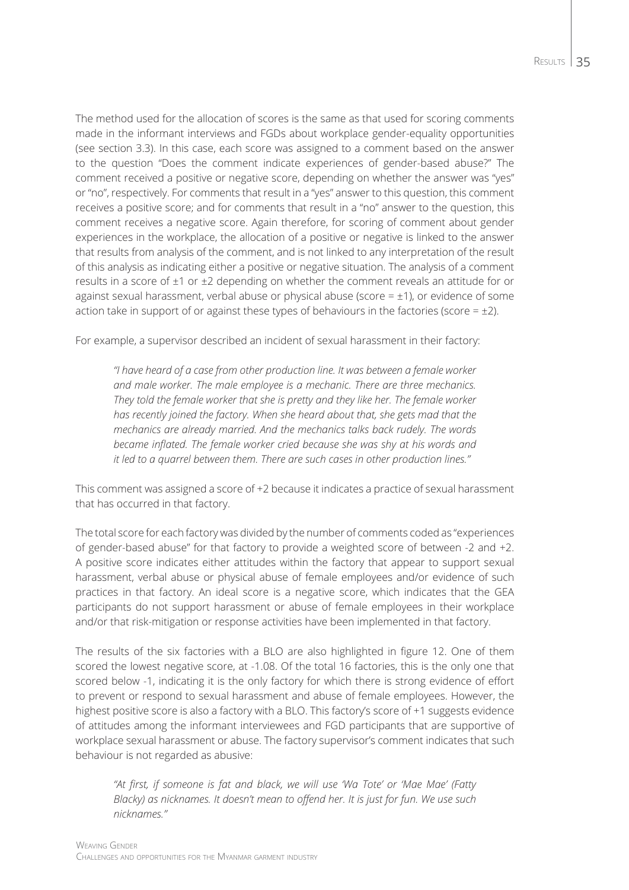The method used for the allocation of scores is the same as that used for scoring comments made in the informant interviews and FGDs about workplace gender-equality opportunities (see section 3.3). In this case, each score was assigned to a comment based on the answer to the question "Does the comment indicate experiences of gender-based abuse?" The comment received a positive or negative score, depending on whether the answer was "yes" or "no", respectively. For comments that result in a "yes" answer to this question, this comment receives a positive score; and for comments that result in a "no" answer to the question, this comment receives a negative score. Again therefore, for scoring of comment about gender experiences in the workplace, the allocation of a positive or negative is linked to the answer that results from analysis of the comment, and is not linked to any interpretation of the result of this analysis as indicating either a positive or negative situation. The analysis of a comment results in a score of ±1 or ±2 depending on whether the comment reveals an attitude for or against sexual harassment, verbal abuse or physical abuse (score = ±1), or evidence of some action take in support of or against these types of behaviours in the factories (score = ±2).

For example, a supervisor described an incident of sexual harassment in their factory:

> *"I have heard of a case from other production line. It was between a female worker and male worker. The male employee is a mechanic. There are three mechanics. They told the female worker that she is pretty and they like her. The female worker has recently joined the factory. When she heard about that, she gets mad that the mechanics are already married. And the mechanics talks back rudely. The words became inflated. The female worker cried because she was shy at his words and it led to a quarrel between them. There are such cases in other production lines."*

This comment was assigned a score of +2 because it indicates a practice of sexual harassment that has occurred in that factory.

The total score for each factory was divided by the number of comments coded as "experiences of gender-based abuse" for that factory to provide a weighted score of between -2 and +2. A positive score indicates either attitudes within the factory that appear to support sexual harassment, verbal abuse or physical abuse of female employees and/or evidence of such practices in that factory. An ideal score is a negative score, which indicates that the GEA participants do not support harassment or abuse of female employees in their workplace and/or that risk-mitigation or response activities have been implemented in that factory.

The results of the six factories with a BLO are also highlighted in figure 12. One of them scored the lowest negative score, at -1.08. Of the total 16 factories, this is the only one that scored below -1, indicating it is the only factory for which there is strong evidence of effort to prevent or respond to sexual harassment and abuse of female employees. However, the highest positive score is also a factory with a BLO. This factory's score of +1 suggests evidence of attitudes among the informant interviewees and FGD participants that are supportive of workplace sexual harassment or abuse. The factory supervisor's comment indicates that such behaviour is not regarded as abusive:

> *"At first, if someone is fat and black, we will use 'Wa Tote' or 'Mae Mae' (Fatty Blacky) as nicknames. It doesn't mean to offend her. It is just for fun. We use such nicknames."*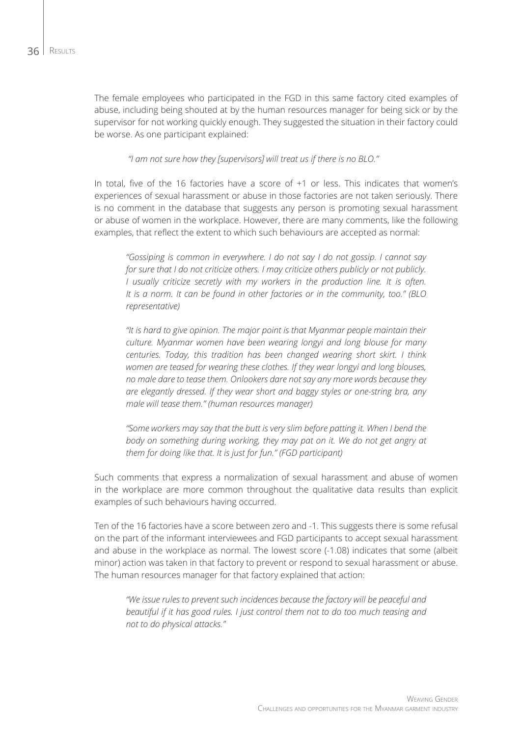The female employees who participated in the FGD in this same factory cited examples of abuse, including being shouted at by the human resources manager for being sick or by the supervisor for not working quickly enough. They suggested the situation in their factory could be worse. As one participant explained:

> *"I am not sure how they [supervisors] will treat us if there is no BLO."*

In total, five of the 16 factories have a score of +1 or less. This indicates that women's experiences of sexual harassment or abuse in those factories are not taken seriously. There is no comment in the database that suggests any person is promoting sexual harassment or abuse of women in the workplace. However, there are many comments, like the following examples, that reflect the extent to which such behaviours are accepted as normal:

> *"Gossiping is common in everywhere. I do not say I do not gossip. I cannot say for sure that I do not criticize others. I may criticize others publicly or not publicly. I usually criticize secretly with my workers in the production line. It is often. It is a norm. It can be found in other factories or in the community, too." (BLO representative)*

> *"It is hard to give opinion. The major point is that Myanmar people maintain their culture. Myanmar women have been wearing longyi and long blouse for many centuries. Today, this tradition has been changed wearing short skirt. I think women are teased for wearing these clothes. If they wear longyi and long blouses, no male dare to tease them. Onlookers dare not say any more words because they are elegantly dressed. If they wear short and baggy styles or one-string bra, any male will tease them." (human resources manager)*

> *"Some workers may say that the butt is very slim before patting it. When I bend the body on something during working, they may pat on it. We do not get angry at them for doing like that. It is just for fun." (FGD participant)*

Such comments that express a normalization of sexual harassment and abuse of women in the workplace are more common throughout the qualitative data results than explicit examples of such behaviours having occurred.

Ten of the 16 factories have a score between zero and -1. This suggests there is some refusal on the part of the informant interviewees and FGD participants to accept sexual harassment and abuse in the workplace as normal. The lowest score (-1.08) indicates that some (albeit minor) action was taken in that factory to prevent or respond to sexual harassment or abuse. The human resources manager for that factory explained that action:

> *"We issue rules to prevent such incidences because the factory will be peaceful and beautiful if it has good rules. I just control them not to do too much teasing and not to do physical attacks."*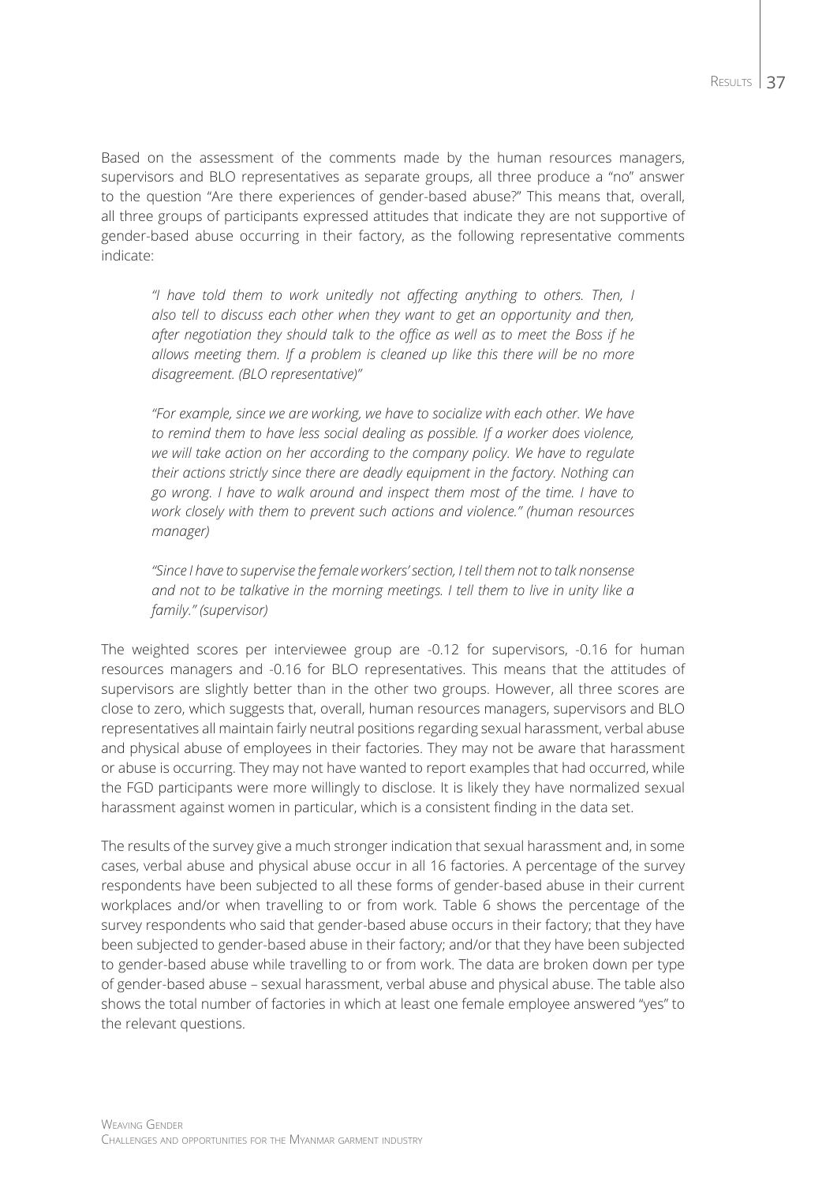Based on the assessment of the comments made by the human resources managers, supervisors and BLO representatives as separate groups, all three produce a "no" answer to the question "Are there experiences of gender-based abuse?" This means that, overall, all three groups of participants expressed attitudes that indicate they are not supportive of gender-based abuse occurring in their factory, as the following representative comments indicate:

> *"I have told them to work unitedly not affecting anything to others. Then, I also tell to discuss each other when they want to get an opportunity and then, after negotiation they should talk to the office as well as to meet the Boss if he allows meeting them. If a problem is cleaned up like this there will be no more disagreement. (BLO representative)"*

> *"For example, since we are working, we have to socialize with each other. We have to remind them to have less social dealing as possible. If a worker does violence, we will take action on her according to the company policy. We have to regulate their actions strictly since there are deadly equipment in the factory. Nothing can go wrong. I have to walk around and inspect them most of the time. I have to work closely with them to prevent such actions and violence." (human resources manager)*

> *"Since I have to supervise the female workers' section, I tell them not to talk nonsense and not to be talkative in the morning meetings. I tell them to live in unity like a family." (supervisor)*

The weighted scores per interviewee group are -0.12 for supervisors, -0.16 for human resources managers and -0.16 for BLO representatives. This means that the attitudes of supervisors are slightly better than in the other two groups. However, all three scores are close to zero, which suggests that, overall, human resources managers, supervisors and BLO representatives all maintain fairly neutral positions regarding sexual harassment, verbal abuse and physical abuse of employees in their factories. They may not be aware that harassment or abuse is occurring. They may not have wanted to report examples that had occurred, while the FGD participants were more willingly to disclose. It is likely they have normalized sexual harassment against women in particular, which is a consistent finding in the data set.

The results of the survey give a much stronger indication that sexual harassment and, in some cases, verbal abuse and physical abuse occur in all 16 factories. A percentage of the survey respondents have been subjected to all these forms of gender-based abuse in their current workplaces and/or when travelling to or from work. Table 6 shows the percentage of the survey respondents who said that gender-based abuse occurs in their factory; that they have been subjected to gender-based abuse in their factory; and/or that they have been subjected to gender-based abuse while travelling to or from work. The data are broken down per type of gender-based abuse – sexual harassment, verbal abuse and physical abuse. The table also shows the total number of factories in which at least one female employee answered "yes" to the relevant questions.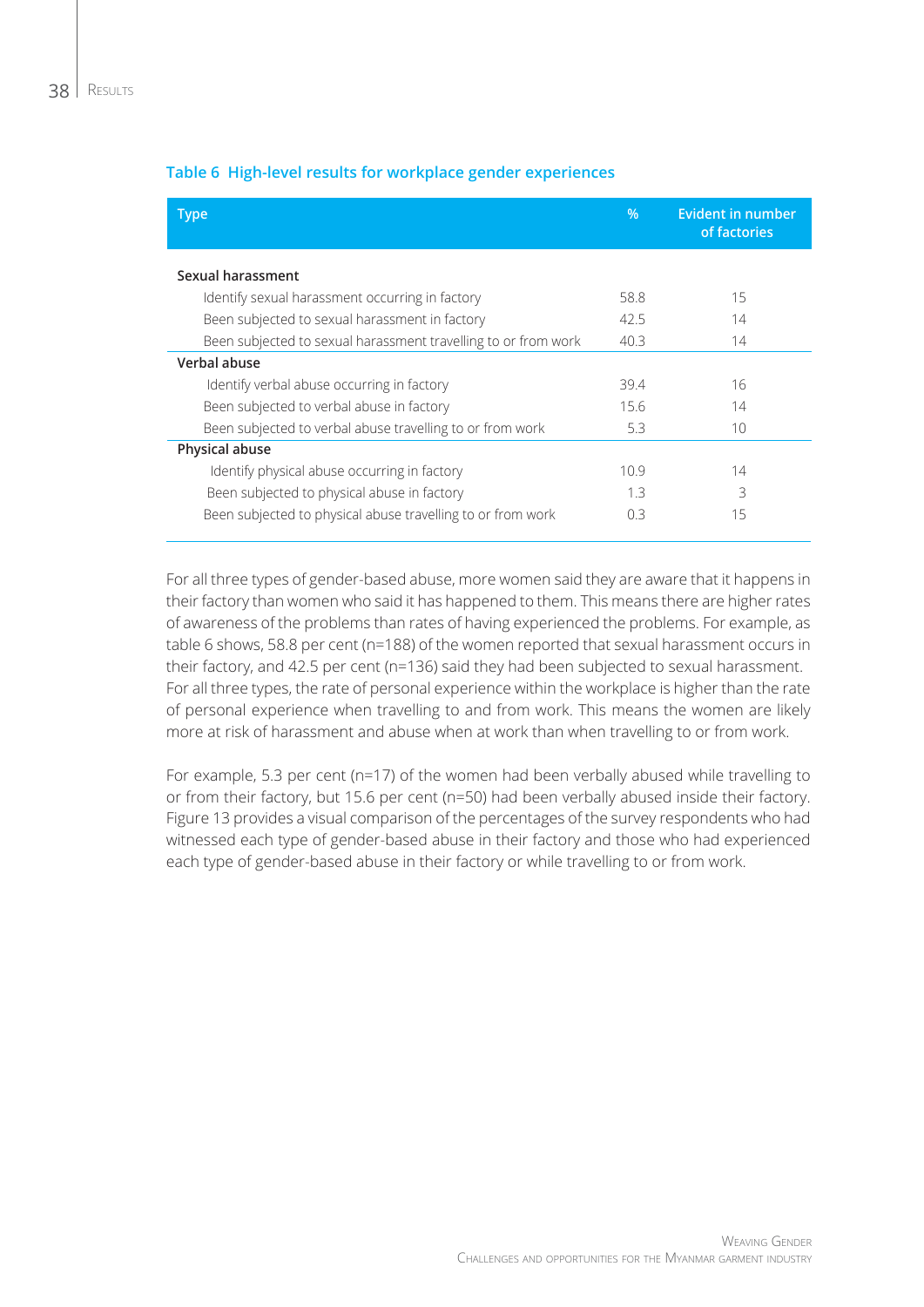**Table 6 High-level results for workplace gender experiences**

| Type | % | Evident in number of factories |
|---|---|---|
| **Sexual harassment** | | |
| Identify sexual harassment occurring in factory | 58.8 | 15 |
| Been subjected to sexual harassment in factory | 42.5 | 14 |
| Been subjected to sexual harassment travelling to or from work | 40.3 | 14 |
| **Verbal abuse** | | |
| Identify verbal abuse occurring in factory | 39.4 | 16 |
| Been subjected to verbal abuse in factory | 15.6 | 14 |
| Been subjected to verbal abuse travelling to or from work | 5.3 | 10 |
| **Physical abuse** | | |
| Identify physical abuse occurring in factory | 10.9 | 14 |
| Been subjected to physical abuse in factory | 1.3 | 3 |
| Been subjected to physical abuse travelling to or from work | 0.3 | 15 |

For all three types of gender-based abuse, more women said they are aware that it happens in their factory than women who said it has happened to them. This means there are higher rates of awareness of the problems than rates of having experienced the problems. For example, as table 6 shows, 58.8 per cent (n=188) of the women reported that sexual harassment occurs in their factory, and 42.5 per cent (n=136) said they had been subjected to sexual harassment. For all three types, the rate of personal experience within the workplace is higher than the rate of personal experience when travelling to and from work. This means the women are likely more at risk of harassment and abuse when at work than when travelling to or from work.

For example, 5.3 per cent (n=17) of the women had been verbally abused while travelling to or from their factory, but 15.6 per cent (n=50) had been verbally abused inside their factory. Figure 13 provides a visual comparison of the percentages of the survey respondents who had witnessed each type of gender-based abuse in their factory and those who had experienced each type of gender-based abuse in their factory or while travelling to or from work.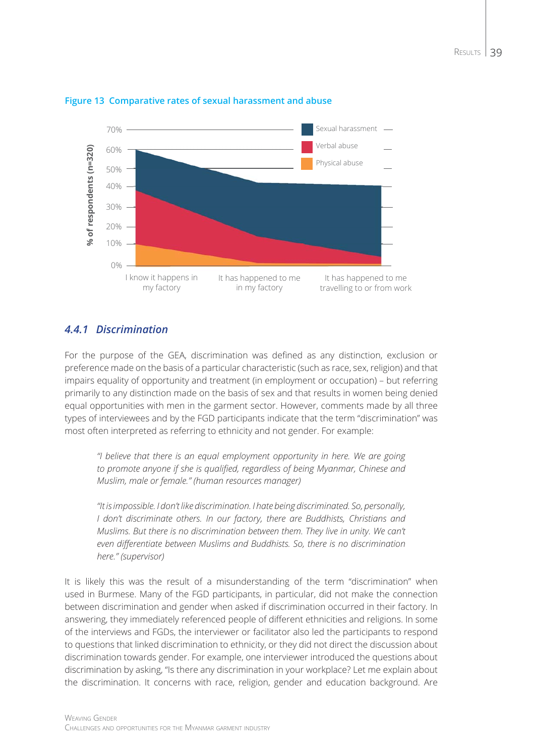**Figure 13 Comparative rates of sexual harassment and abuse**

### 4.4.1 Discrimination

For the purpose of the GEA, discrimination was defined as any distinction, exclusion or preference made on the basis of a particular characteristic (such as race, sex, religion) and that impairs equality of opportunity and treatment (in employment or occupation) – but referring primarily to any distinction made on the basis of sex and that results in women being denied equal opportunities with men in the garment sector. However, comments made by all three types of interviewees and by the FGD participants indicate that the term "discrimination" was most often interpreted as referring to ethnicity and not gender. For example:

> *"I believe that there is an equal employment opportunity in here. We are going to promote anyone if she is qualified, regardless of being Myanmar, Chinese and Muslim, male or female." (human resources manager)*

> *"It is impossible. I don't like discrimination. I hate being discriminated. So, personally, I don't discriminate others. In our factory, there are Buddhists, Christians and Muslims. But there is no discrimination between them. They live in unity. We can't even differentiate between Muslims and Buddhists. So, there is no discrimination here." (supervisor)*

It is likely this was the result of a misunderstanding of the term "discrimination" when used in Burmese. Many of the FGD participants, in particular, did not make the connection between discrimination and gender when asked if discrimination occurred in their factory. In answering, they immediately referenced people of different ethnicities and religions. In some of the interviews and FGDs, the interviewer or facilitator also led the participants to respond to questions that linked discrimination to ethnicity, or they did not direct the discussion about discrimination towards gender. For example, one interviewer introduced the questions about discrimination by asking, "Is there any discrimination in your workplace? Let me explain about the discrimination. It concerns with race, religion, gender and education background. Are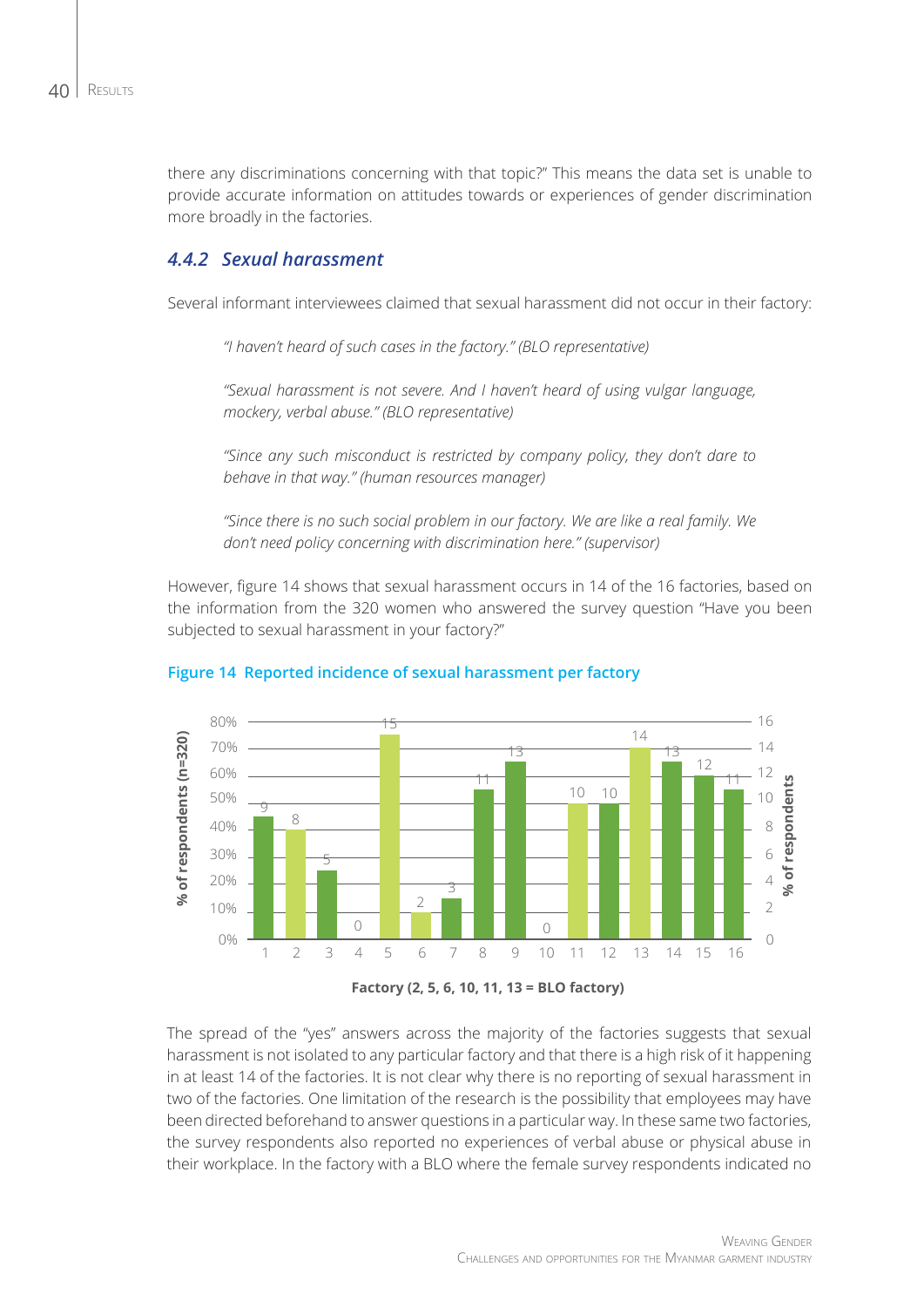there any discriminations concerning with that topic?" This means the data set is unable to provide accurate information on attitudes towards or experiences of gender discrimination more broadly in the factories.

### *4.4.2 Sexual harassment*

Several informant interviewees claimed that sexual harassment did not occur in their factory:

> *"I haven't heard of such cases in the factory." (BLO representative)*
>
> *"Sexual harassment is not severe. And I haven't heard of using vulgar language, mockery, verbal abuse." (BLO representative)*
>
> *"Since any such misconduct is restricted by company policy, they don't dare to behave in that way." (human resources manager)*
>
> *"Since there is no such social problem in our factory. We are like a real family. We don't need policy concerning with discrimination here." (supervisor)*

However, figure 14 shows that sexual harassment occurs in 14 of the 16 factories, based on the information from the 320 women who answered the survey question "Have you been subjected to sexual harassment in your factory?"

**Figure 14 Reported incidence of sexual harassment per factory**

| Factory | % of respondents (n=320) | % of respondents |
|---|---|---|
| 1 | 45% | 9 |
| 2 | 40% | 8 |
| 3 | 25% | 5 |
| 4 | 0% | 0 |
| 5 | 75% | 15 |
| 6 | 10% | 2 |
| 7 | 15% | 3 |
| 8 | 55% | 11 |
| 9 | 65% | 13 |
| 10 | 0% | 0 |
| 11 | 50% | 10 |
| 12 | 50% | 10 |
| 13 | 70% | 14 |
| 14 | 65% | 13 |
| 15 | 60% | 12 |
| 16 | 55% | 11 |

**Factory (2, 5, 6, 10, 11, 13 = BLO factory)**

The spread of the "yes" answers across the majority of the factories suggests that sexual harassment is not isolated to any particular factory and that there is a high risk of it happening in at least 14 of the factories. It is not clear why there is no reporting of sexual harassment in two of the factories. One limitation of the research is the possibility that employees may have been directed beforehand to answer questions in a particular way. In these same two factories, the survey respondents also reported no experiences of verbal abuse or physical abuse in their workplace. In the factory with a BLO where the female survey respondents indicated no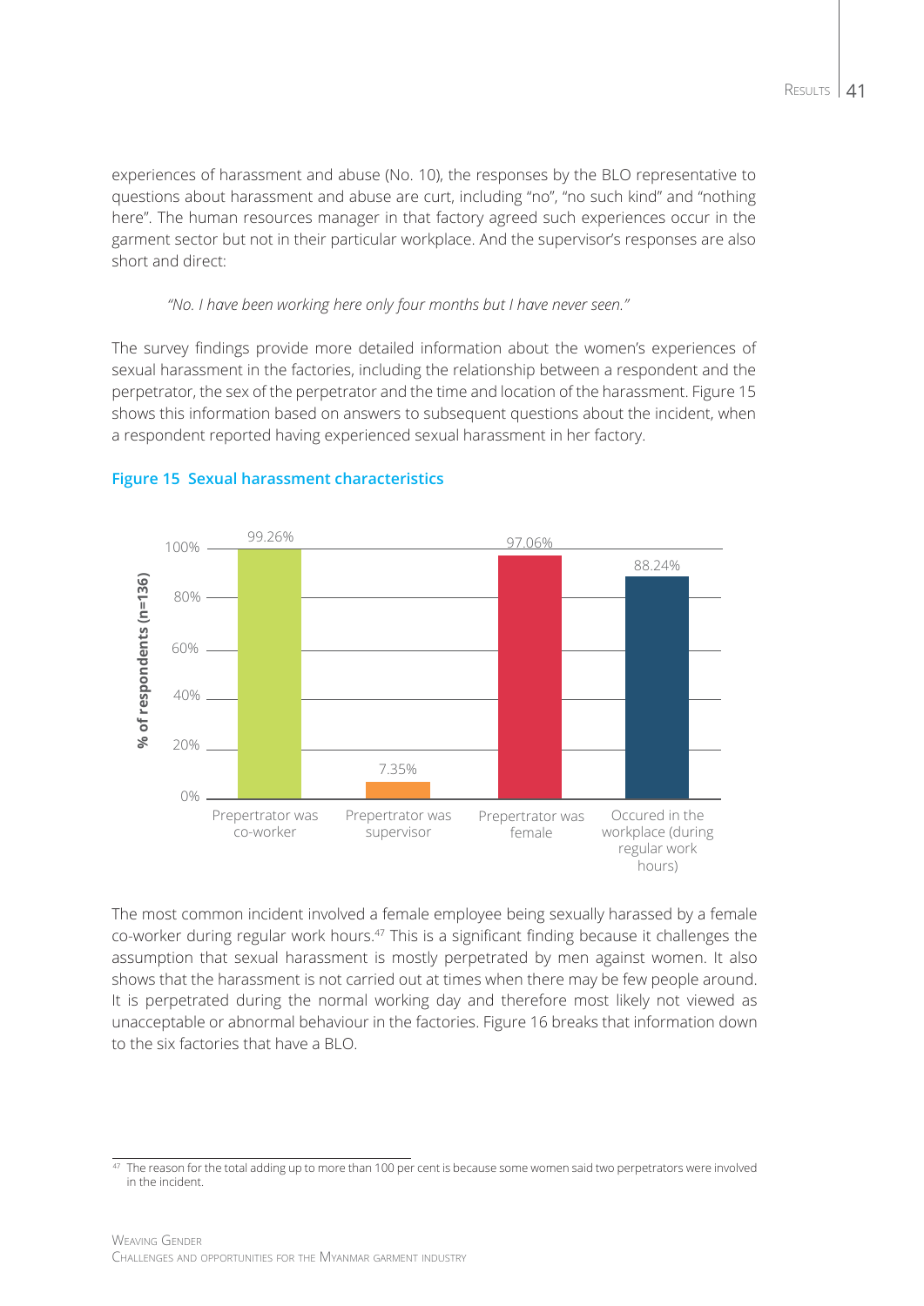experiences of harassment and abuse (No. 10), the responses by the BLO representative to questions about harassment and abuse are curt, including "no", "no such kind" and "nothing here". The human resources manager in that factory agreed such experiences occur in the garment sector but not in their particular workplace. And the supervisor's responses are also short and direct:

> *"No. I have been working here only four months but I have never seen."*

The survey findings provide more detailed information about the women's experiences of sexual harassment in the factories, including the relationship between a respondent and the perpetrator, the sex of the perpetrator and the time and location of the harassment. Figure 15 shows this information based on answers to subsequent questions about the incident, when a respondent reported having experienced sexual harassment in her factory.

**Figure 15 Sexual harassment characteristics**

| | % of respondents (n=136) |
|---|---|
| Prepertrator was co-worker | 99.26% |
| Prepertrator was supervisor | 7.35% |
| Prepertrator was female | 97.06% |
| Occured in the workplace (during regular work hours) | 88.24% |

The most common incident involved a female employee being sexually harassed by a female co-worker during regular work hours.[47] This is a significant finding because it challenges the assumption that sexual harassment is mostly perpetrated by men against women. It also shows that the harassment is not carried out at times when there may be few people around. It is perpetrated during the normal working day and therefore most likely not viewed as unacceptable or abnormal behaviour in the factories. Figure 16 breaks that information down to the six factories that have a BLO.

[47] The reason for the total adding up to more than 100 per cent is because some women said two perpetrators were involved in the incident.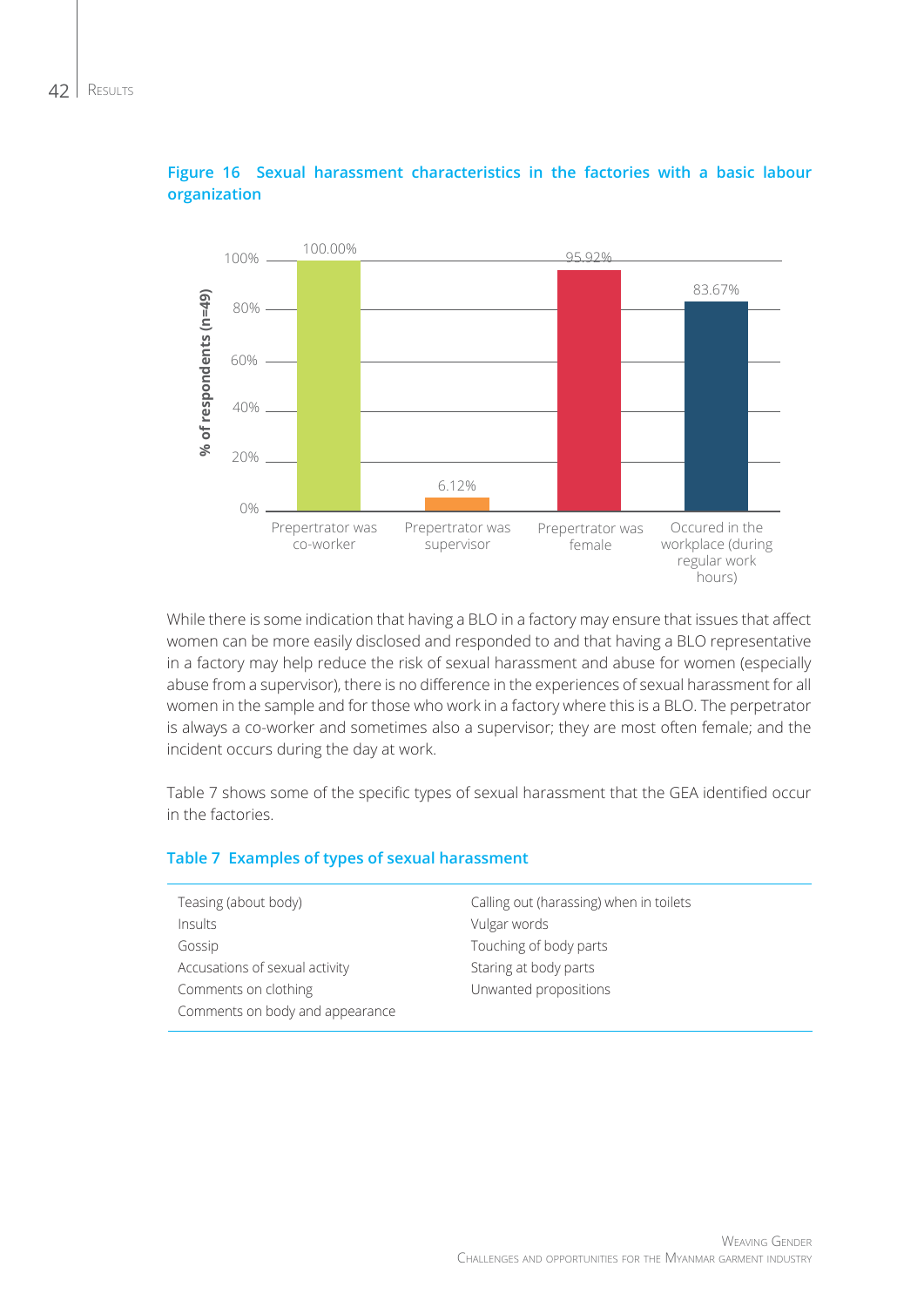**Figure 16 Sexual harassment characteristics in the factories with a basic labour organization**

| | % of respondents (n=49) |
|---|---|
| Prepetrator was co-worker | 100.00% |
| Prepetrator was supervisor | 6.12% |
| Prepetrator was female | 95.92% |
| Occured in the workplace (during regular work hours) | 83.67% |

While there is some indication that having a BLO in a factory may ensure that issues that affect women can be more easily disclosed and responded to and that having a BLO representative in a factory may help reduce the risk of sexual harassment and abuse for women (especially abuse from a supervisor), there is no difference in the experiences of sexual harassment for all women in the sample and for those who work in a factory where this is a BLO. The perpetrator is always a co-worker and sometimes also a supervisor; they are most often female; and the incident occurs during the day at work.

Table 7 shows some of the specific types of sexual harassment that the GEA identified occur in the factories.

**Table 7 Examples of types of sexual harassment**

| | |
|---|---|
| Teasing (about body) | Calling out (harassing) when in toilets |
| Insults | Vulgar words |
| Gossip | Touching of body parts |
| Accusations of sexual activity | Staring at body parts |
| Comments on clothing | Unwanted propositions |
| Comments on body and appearance | |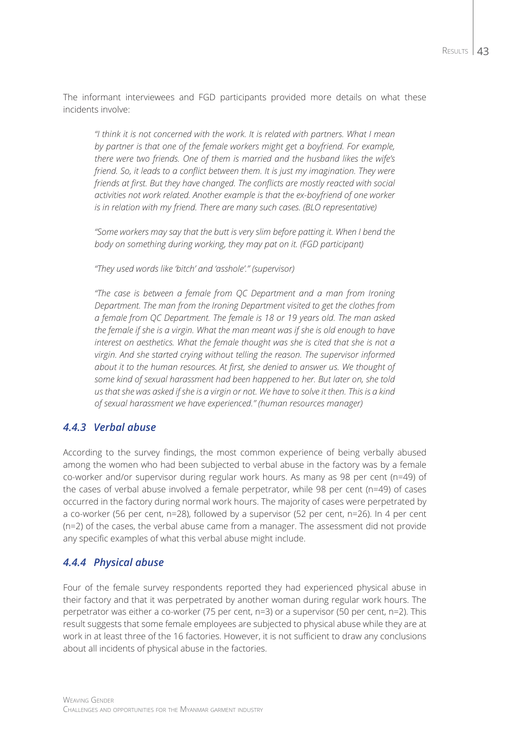The informant interviewees and FGD participants provided more details on what these incidents involve:

> *"I think it is not concerned with the work. It is related with partners. What I mean by partner is that one of the female workers might get a boyfriend. For example, there were two friends. One of them is married and the husband likes the wife's friend. So, it leads to a conflict between them. It is just my imagination. They were friends at first. But they have changed. The conflicts are mostly reacted with social activities not work related. Another example is that the ex-boyfriend of one worker is in relation with my friend. There are many such cases. (BLO representative)*

> *"Some workers may say that the butt is very slim before patting it. When I bend the body on something during working, they may pat on it. (FGD participant)*

> *"They used words like 'bitch' and 'asshole'." (supervisor)*

> *"The case is between a female from QC Department and a man from Ironing Department. The man from the Ironing Department visited to get the clothes from a female from QC Department. The female is 18 or 19 years old. The man asked the female if she is a virgin. What the man meant was if she is old enough to have interest on aesthetics. What the female thought was she is cited that she is not a virgin. And she started crying without telling the reason. The supervisor informed about it to the human resources. At first, she denied to answer us. We thought of some kind of sexual harassment had been happened to her. But later on, she told us that she was asked if she is a virgin or not. We have to solve it then. This is a kind of sexual harassment we have experienced." (human resources manager)*

### *4.4.3 Verbal abuse*

According to the survey findings, the most common experience of being verbally abused among the women who had been subjected to verbal abuse in the factory was by a female co-worker and/or supervisor during regular work hours. As many as 98 per cent (n=49) of the cases of verbal abuse involved a female perpetrator, while 98 per cent (n=49) of cases occurred in the factory during normal work hours. The majority of cases were perpetrated by a co-worker (56 per cent, n=28), followed by a supervisor (52 per cent, n=26). In 4 per cent (n=2) of the cases, the verbal abuse came from a manager. The assessment did not provide any specific examples of what this verbal abuse might include.

### *4.4.4 Physical abuse*

Four of the female survey respondents reported they had experienced physical abuse in their factory and that it was perpetrated by another woman during regular work hours. The perpetrator was either a co-worker (75 per cent, n=3) or a supervisor (50 per cent, n=2). This result suggests that some female employees are subjected to physical abuse while they are at work in at least three of the 16 factories. However, it is not sufficient to draw any conclusions about all incidents of physical abuse in the factories.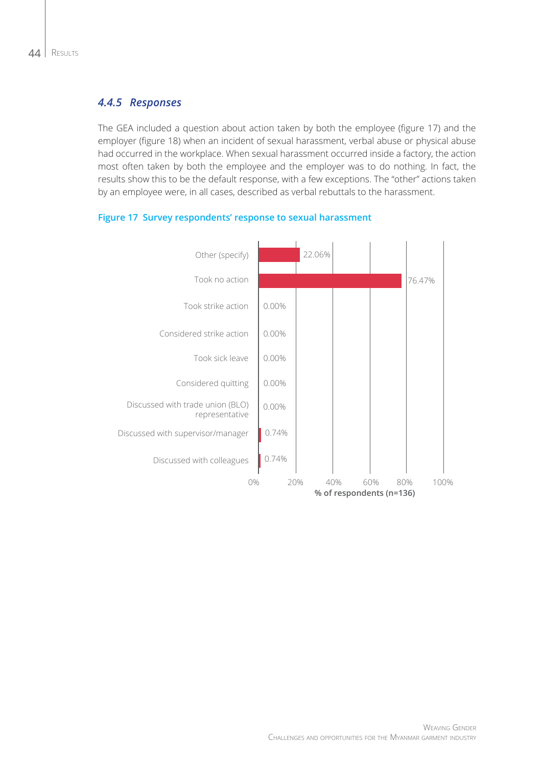### *4.4.5 Responses*

The GEA included a question about action taken by both the employee (figure 17) and the employer (figure 18) when an incident of sexual harassment, verbal abuse or physical abuse had occurred in the workplace. When sexual harassment occurred inside a factory, the action most often taken by both the employee and the employer was to do nothing. In fact, the results show this to be the default response, with a few exceptions. The "other" actions taken by an employee were, in all cases, described as verbal rebuttals to the harassment.

**Figure 17 Survey respondents' response to sexual harassment**

| Response | % of respondents (n=136) |
|---|---|
| Other (specify) | 22.06% |
| Took no action | 76.47% |
| Took strike action | 0.00% |
| Considered strike action | 0.00% |
| Took sick leave | 0.00% |
| Considered quitting | 0.00% |
| Discussed with trade union (BLO) representative | 0.00% |
| Discussed with supervisor/manager | 0.74% |
| Discussed with colleagues | 0.74% |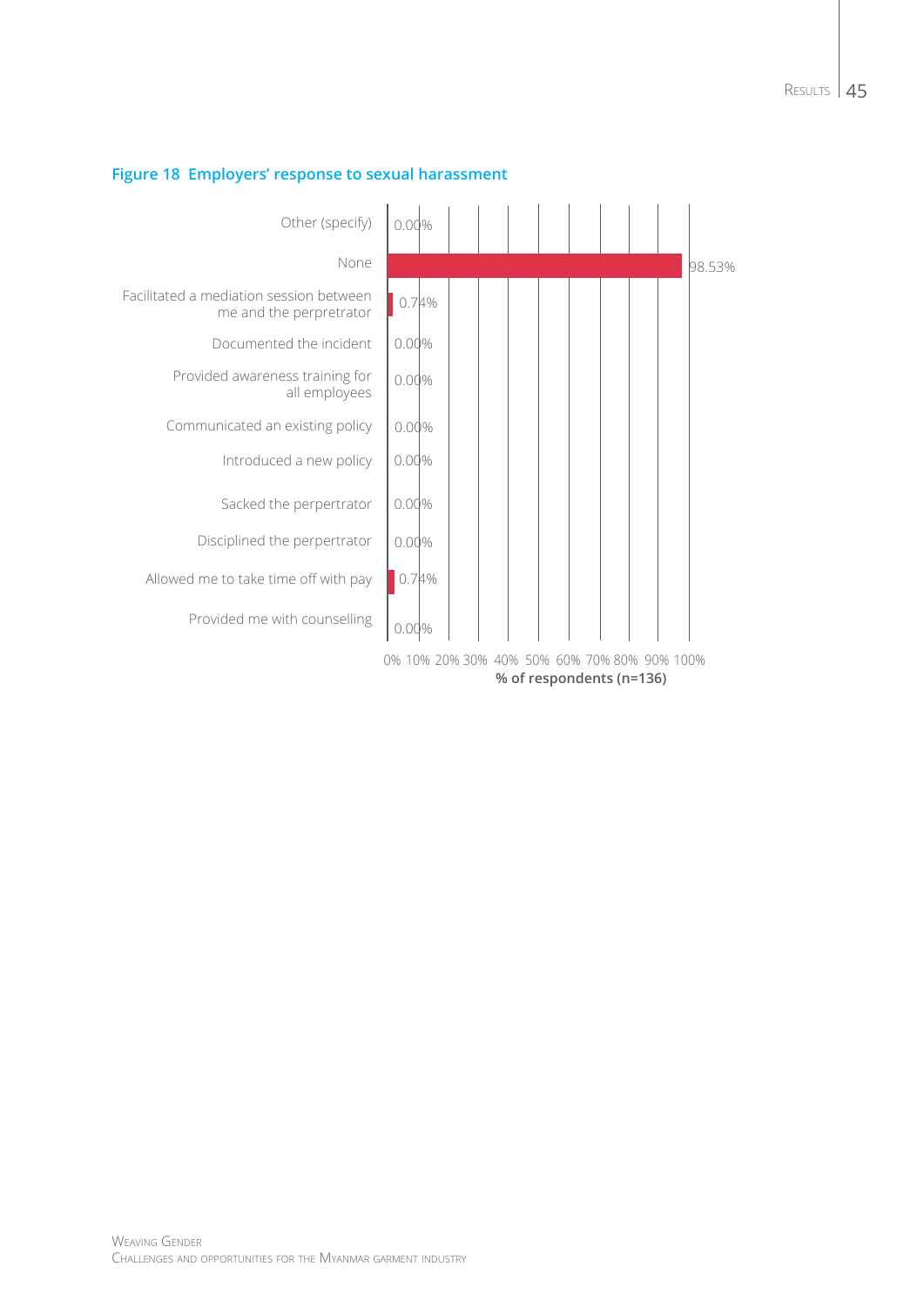**Figure 18 Employers' response to sexual harassment**

| Response | % of respondents (n=136) |
| --- | --- |
| Other (specify) | 0.00% |
| None | 98.53% |
| Facilitated a mediation session between me and the perpetrator | 0.74% |
| Documented the incident | 0.00% |
| Provided awareness training for all employees | 0.00% |
| Communicated an existing policy | 0.00% |
| Introduced a new policy | 0.00% |
| Sacked the perpertrator | 0.00% |
| Disciplined the perpertrator | 0.00% |
| Allowed me to take time off with pay | 0.74% |
| Provided me with counselling | 0.00% |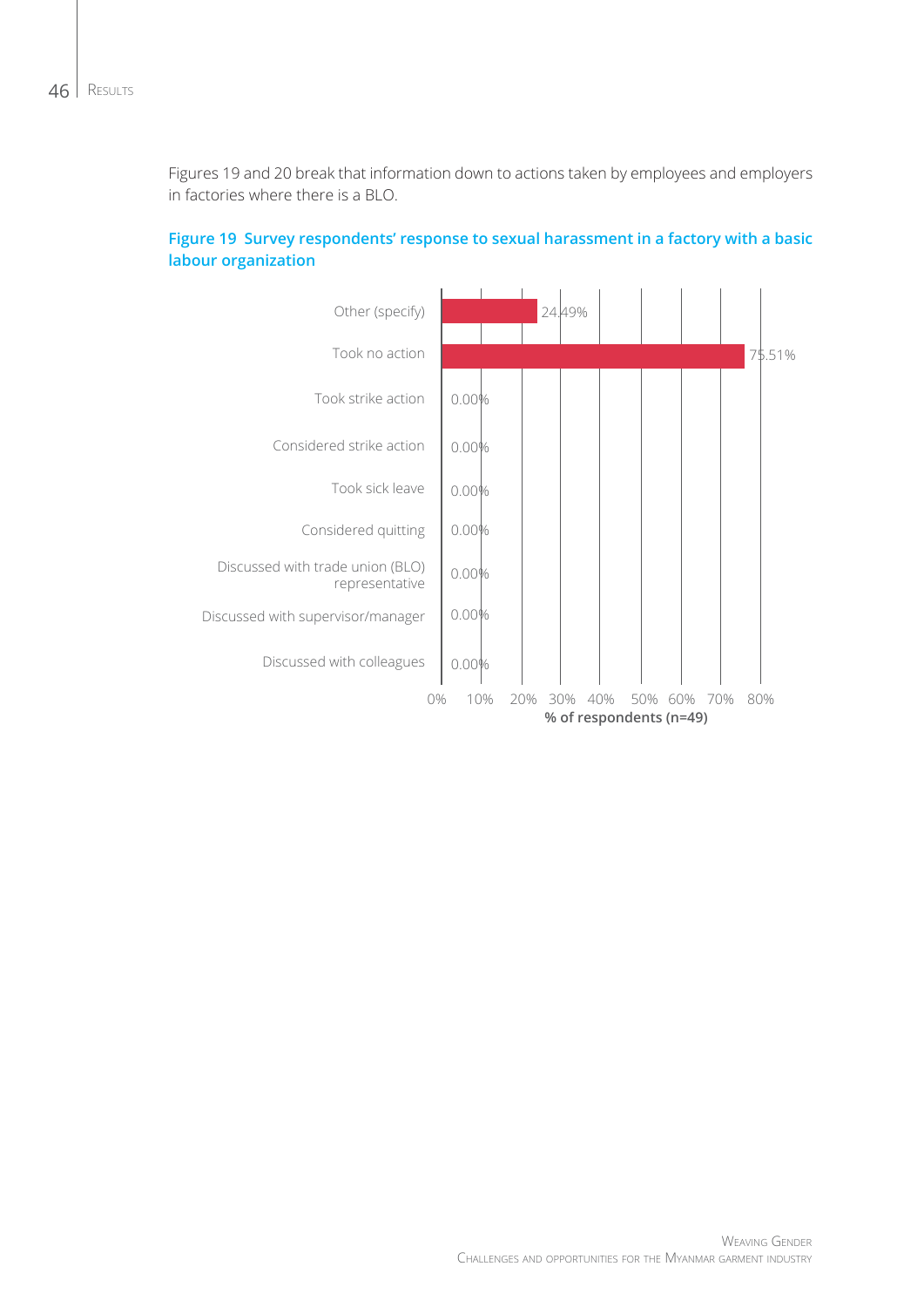Figures 19 and 20 break that information down to actions taken by employees and employers in factories where there is a BLO.

**Figure 19 Survey respondents' response to sexual harassment in a factory with a basic labour organization**

| Response | % of respondents (n=49) |
| --- | --- |
| Other (specify) | 24.49% |
| Took no action | 75.51% |
| Took strike action | 0.00% |
| Considered strike action | 0.00% |
| Took sick leave | 0.00% |
| Considered quitting | 0.00% |
| Discussed with trade union (BLO) representative | 0.00% |
| Discussed with supervisor/manager | 0.00% |
| Discussed with colleagues | 0.00% |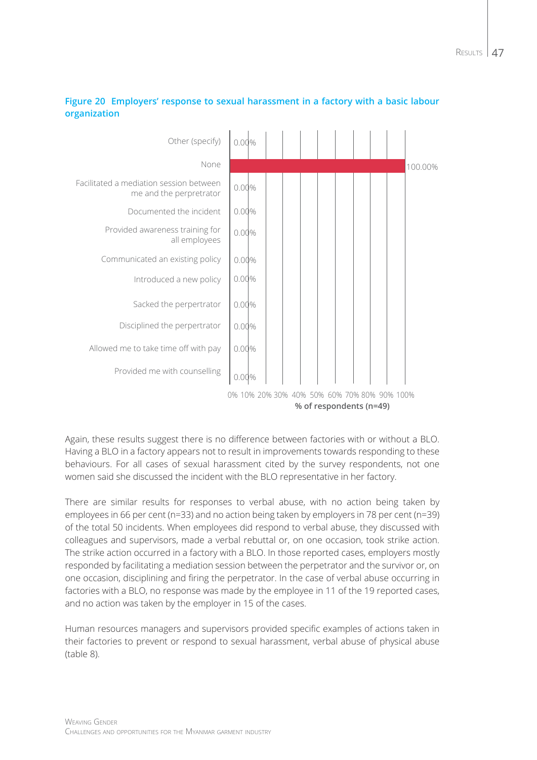**Figure 20 Employers' response to sexual harassment in a factory with a basic labour organization**

| Response | % of respondents (n=49) |
|---|---|
| Other (specify) | 0.00% |
| None | 100.00% |
| Facilitated a mediation session between me and the perpetrator | 0.00% |
| Documented the incident | 0.00% |
| Provided awareness training for all employees | 0.00% |
| Communicated an existing policy | 0.00% |
| Introduced a new policy | 0.00% |
| Sacked the perpertrator | 0.00% |
| Disciplined the perpertrator | 0.00% |
| Allowed me to take time off with pay | 0.00% |
| Provided me with counselling | 0.00% |

Again, these results suggest there is no difference between factories with or without a BLO. Having a BLO in a factory appears not to result in improvements towards responding to these behaviours. For all cases of sexual harassment cited by the survey respondents, not one women said she discussed the incident with the BLO representative in her factory.

There are similar results for responses to verbal abuse, with no action being taken by employees in 66 per cent (n=33) and no action being taken by employers in 78 per cent (n=39) of the total 50 incidents. When employees did respond to verbal abuse, they discussed with colleagues and supervisors, made a verbal rebuttal or, on one occasion, took strike action. The strike action occurred in a factory with a BLO. In those reported cases, employers mostly responded by facilitating a mediation session between the perpetrator and the survivor or, on one occasion, disciplining and firing the perpetrator. In the case of verbal abuse occurring in factories with a BLO, no response was made by the employee in 11 of the 19 reported cases, and no action was taken by the employer in 15 of the cases.

Human resources managers and supervisors provided specific examples of actions taken in their factories to prevent or respond to sexual harassment, verbal abuse of physical abuse (table 8).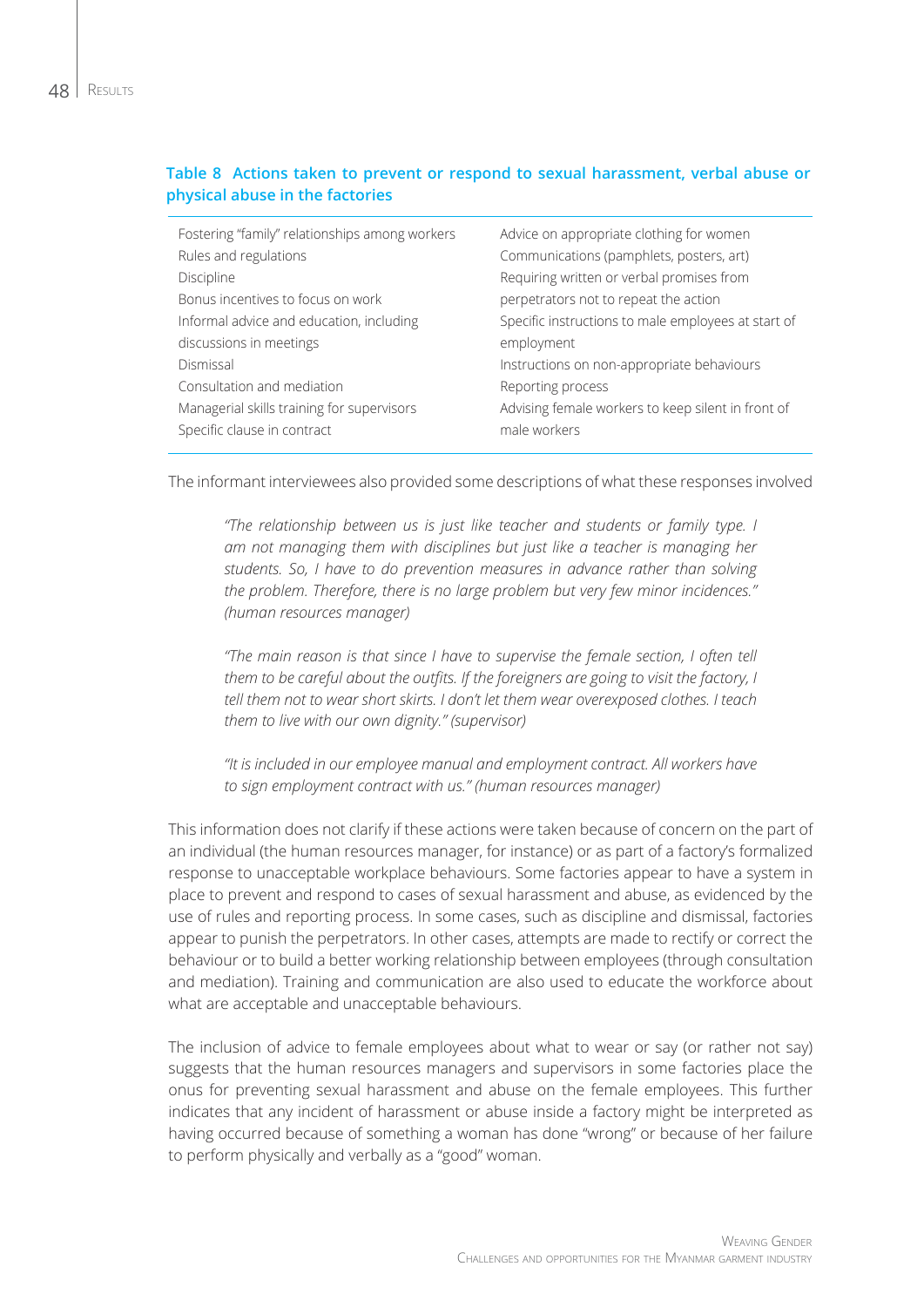**Table 8 Actions taken to prevent or respond to sexual harassment, verbal abuse or physical abuse in the factories**

| | |
|---|---|
| Fostering "family" relationships among workers | Advice on appropriate clothing for women |
| Rules and regulations | Communications (pamphlets, posters, art) |
| Discipline | Requiring written or verbal promises from perpetrators not to repeat the action |
| Bonus incentives to focus on work | Specific instructions to male employees at start of employment |
| Informal advice and education, including discussions in meetings | Instructions on non-appropriate behaviours |
| Dismissal | Reporting process |
| Consultation and mediation | Advising female workers to keep silent in front of male workers |
| Managerial skills training for supervisors | |
| Specific clause in contract | |

The informant interviewees also provided some descriptions of what these responses involved

> *"The relationship between us is just like teacher and students or family type. I am not managing them with disciplines but just like a teacher is managing her students. So, I have to do prevention measures in advance rather than solving the problem. Therefore, there is no large problem but very few minor incidences." (human resources manager)*

> *"The main reason is that since I have to supervise the female section, I often tell them to be careful about the outfits. If the foreigners are going to visit the factory, I tell them not to wear short skirts. I don't let them wear overexposed clothes. I teach them to live with our own dignity." (supervisor)*

> *"It is included in our employee manual and employment contract. All workers have to sign employment contract with us." (human resources manager)*

This information does not clarify if these actions were taken because of concern on the part of an individual (the human resources manager, for instance) or as part of a factory's formalized response to unacceptable workplace behaviours. Some factories appear to have a system in place to prevent and respond to cases of sexual harassment and abuse, as evidenced by the use of rules and reporting process. In some cases, such as discipline and dismissal, factories appear to punish the perpetrators. In other cases, attempts are made to rectify or correct the behaviour or to build a better working relationship between employees (through consultation and mediation). Training and communication are also used to educate the workforce about what are acceptable and unacceptable behaviours.

The inclusion of advice to female employees about what to wear or say (or rather not say) suggests that the human resources managers and supervisors in some factories place the onus for preventing sexual harassment and abuse on the female employees. This further indicates that any incident of harassment or abuse inside a factory might be interpreted as having occurred because of something a woman has done "wrong" or because of her failure to perform physically and verbally as a "good" woman.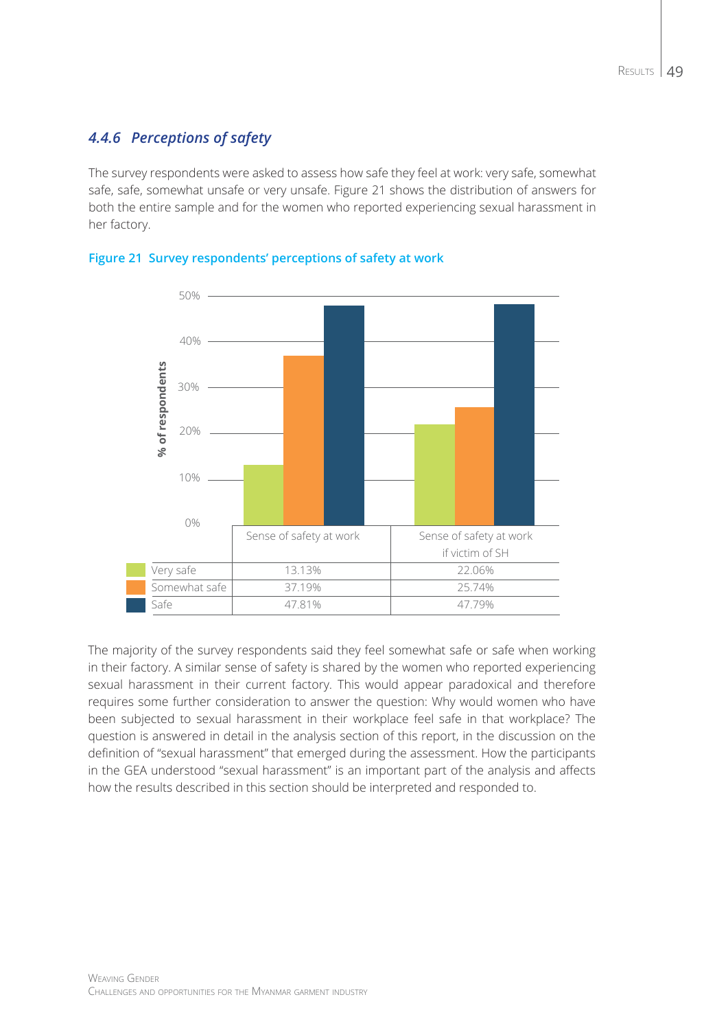### *4.4.6 Perceptions of safety*

The survey respondents were asked to assess how safe they feel at work: very safe, somewhat safe, safe, somewhat unsafe or very unsafe. Figure 21 shows the distribution of answers for both the entire sample and for the women who reported experiencing sexual harassment in her factory.

**Figure 21 Survey respondents' perceptions of safety at work**

| | Sense of safety at work | Sense of safety at work if victim of SH |
|---|---|---|
| Very safe | 13.13% | 22.06% |
| Somewhat safe | 37.19% | 25.74% |
| Safe | 47.81% | 47.79% |

The majority of the survey respondents said they feel somewhat safe or safe when working in their factory. A similar sense of safety is shared by the women who reported experiencing sexual harassment in their current factory. This would appear paradoxical and therefore requires some further consideration to answer the question: Why would women who have been subjected to sexual harassment in their workplace feel safe in that workplace? The question is answered in detail in the analysis section of this report, in the discussion on the definition of "sexual harassment" that emerged during the assessment. How the participants in the GEA understood "sexual harassment" is an important part of the analysis and affects how the results described in this section should be interpreted and responded to.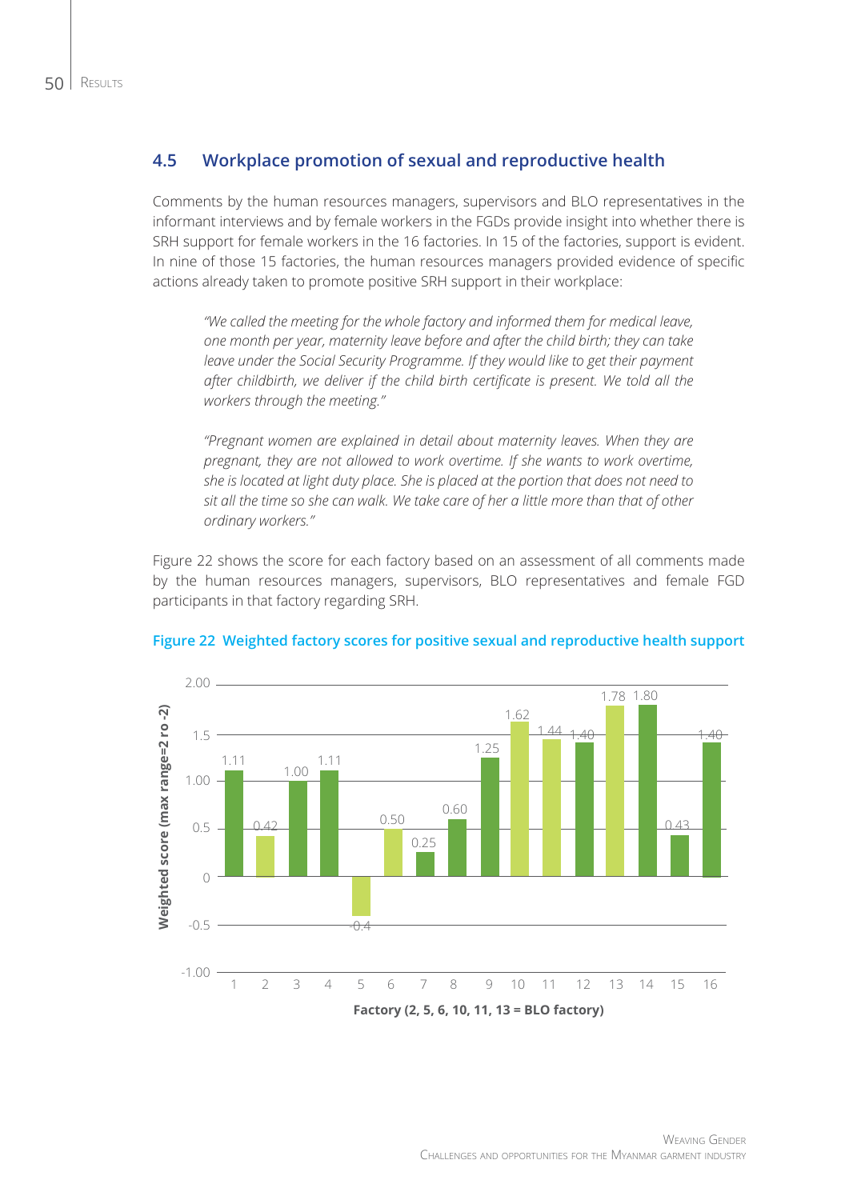## 4.5 Workplace promotion of sexual and reproductive health

Comments by the human resources managers, supervisors and BLO representatives in the informant interviews and by female workers in the FGDs provide insight into whether there is SRH support for female workers in the 16 factories. In 15 of the factories, support is evident. In nine of those 15 factories, the human resources managers provided evidence of specific actions already taken to promote positive SRH support in their workplace:

> *"We called the meeting for the whole factory and informed them for medical leave, one month per year, maternity leave before and after the child birth; they can take leave under the Social Security Programme. If they would like to get their payment after childbirth, we deliver if the child birth certificate is present. We told all the workers through the meeting."*

> *"Pregnant women are explained in detail about maternity leaves. When they are pregnant, they are not allowed to work overtime. If she wants to work overtime, she is located at light duty place. She is placed at the portion that does not need to sit all the time so she can walk. We take care of her a little more than that of other ordinary workers."*

Figure 22 shows the score for each factory based on an assessment of all comments made by the human resources managers, supervisors, BLO representatives and female FGD participants in that factory regarding SRH.

**Figure 22 Weighted factory scores for positive sexual and reproductive health support**

| Factory (2, 5, 6, 10, 11, 13 = BLO factory) | Weighted score (max range=2 ro -2) |
|---|---|
| 1 | 1.11 |
| 2 | 0.42 |
| 3 | 1.00 |
| 4 | 1.11 |
| 5 | -0.4 |
| 6 | 0.50 |
| 7 | 0.25 |
| 8 | 0.60 |
| 9 | 1.25 |
| 10 | 1.62 |
| 11 | 1.44 |
| 12 | 1.40 |
| 13 | 1.78 |
| 14 | 1.80 |
| 15 | 0.43 |
| 16 | 1.40 |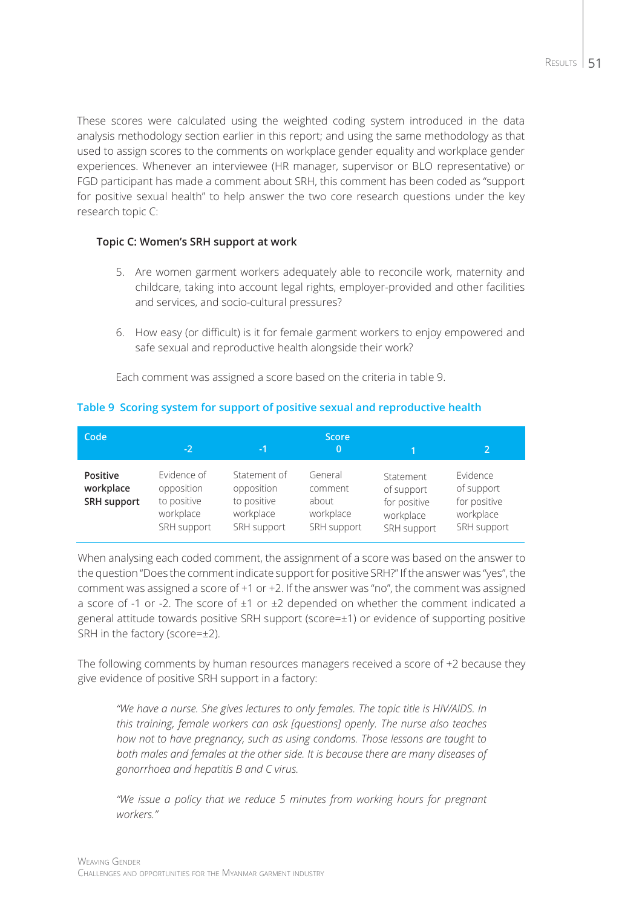These scores were calculated using the weighted coding system introduced in the data analysis methodology section earlier in this report; and using the same methodology as that used to assign scores to the comments on workplace gender equality and workplace gender experiences. Whenever an interviewee (HR manager, supervisor or BLO representative) or FGD participant has made a comment about SRH, this comment has been coded as "support for positive sexual health" to help answer the two core research questions under the key research topic C:

**Topic C: Women's SRH support at work**

5. Are women garment workers adequately able to reconcile work, maternity and childcare, taking into account legal rights, employer-provided and other facilities and services, and socio-cultural pressures?

6. How easy (or difficult) is it for female garment workers to enjoy empowered and safe sexual and reproductive health alongside their work?

Each comment was assigned a score based on the criteria in table 9.

### Table 9 Scoring system for support of positive sexual and reproductive health

| Code | Score | | | | |
|---|---|---|---|---|---|
| | -2 | -1 | 0 | 1 | 2 |
| **Positive workplace SRH support** | Evidence of opposition to positive workplace SRH support | Statement of opposition to positive workplace SRH support | General comment about workplace SRH support | Statement of support for positive workplace SRH support | Evidence of support for positive workplace SRH support |

When analysing each coded comment, the assignment of a score was based on the answer to the question "Does the comment indicate support for positive SRH?" If the answer was "yes", the comment was assigned a score of +1 or +2. If the answer was "no", the comment was assigned a score of -1 or -2. The score of ±1 or ±2 depended on whether the comment indicated a general attitude towards positive SRH support (score=±1) or evidence of supporting positive SRH in the factory (score=±2).

The following comments by human resources managers received a score of +2 because they give evidence of positive SRH support in a factory:

> *"We have a nurse. She gives lectures to only females. The topic title is HIV/AIDS. In this training, female workers can ask [questions] openly. The nurse also teaches how not to have pregnancy, such as using condoms. Those lessons are taught to both males and females at the other side. It is because there are many diseases of gonorrhoea and hepatitis B and C virus.*

> *"We issue a policy that we reduce 5 minutes from working hours for pregnant workers."*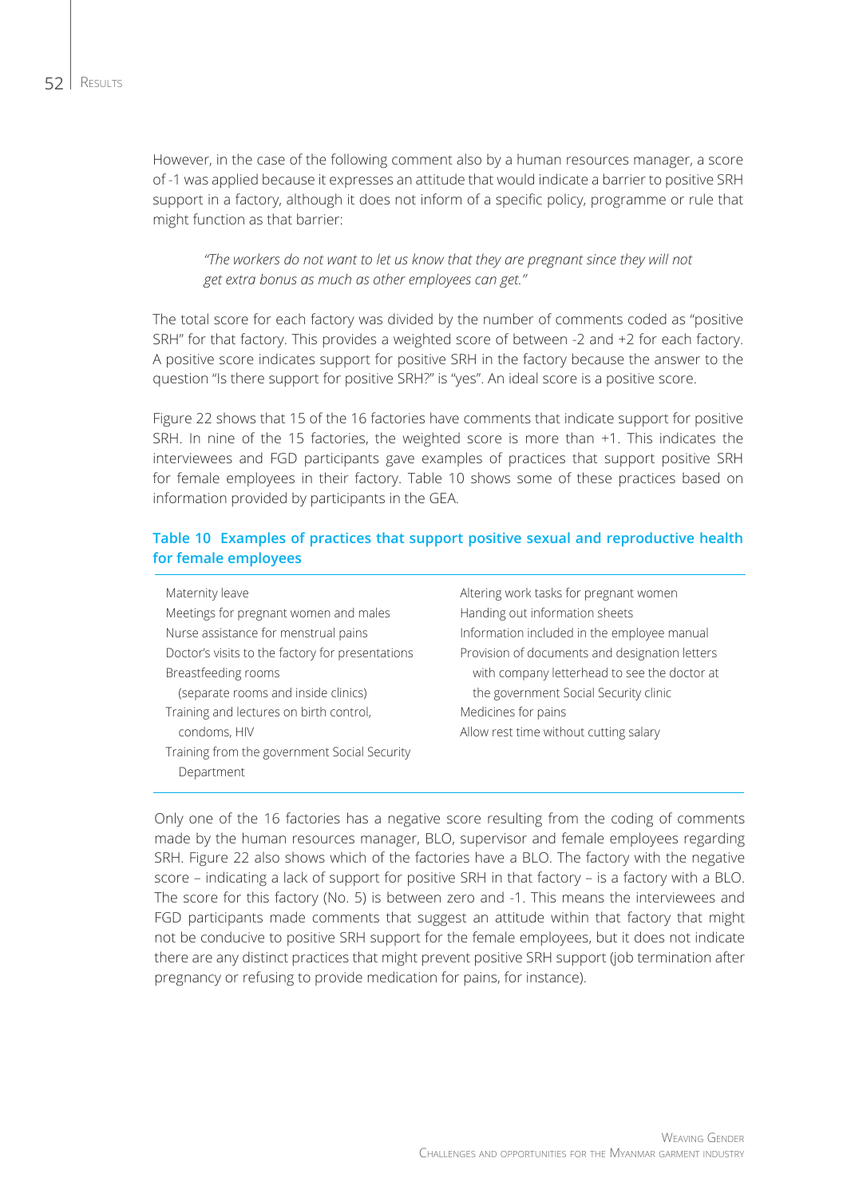However, in the case of the following comment also by a human resources manager, a score of -1 was applied because it expresses an attitude that would indicate a barrier to positive SRH support in a factory, although it does not inform of a specific policy, programme or rule that might function as that barrier:

> *"The workers do not want to let us know that they are pregnant since they will not get extra bonus as much as other employees can get."*

The total score for each factory was divided by the number of comments coded as "positive SRH" for that factory. This provides a weighted score of between -2 and +2 for each factory. A positive score indicates support for positive SRH in the factory because the answer to the question "Is there support for positive SRH?" is "yes". An ideal score is a positive score.

Figure 22 shows that 15 of the 16 factories have comments that indicate support for positive SRH. In nine of the 15 factories, the weighted score is more than +1. This indicates the interviewees and FGD participants gave examples of practices that support positive SRH for female employees in their factory. Table 10 shows some of these practices based on information provided by participants in the GEA.

**Table 10 Examples of practices that support positive sexual and reproductive health for female employees**

| | |
|---|---|
| Maternity leave | Altering work tasks for pregnant women |
| Meetings for pregnant women and males | Handing out information sheets |
| Nurse assistance for menstrual pains | Information included in the employee manual |
| Doctor's visits to the factory for presentations | Provision of documents and designation letters with company letterhead to see the doctor at the government Social Security clinic |
| Breastfeeding rooms (separate rooms and inside clinics) | Medicines for pains |
| Training and lectures on birth control, condoms, HIV | Allow rest time without cutting salary |
| Training from the government Social Security Department | |

Only one of the 16 factories has a negative score resulting from the coding of comments made by the human resources manager, BLO, supervisor and female employees regarding SRH. Figure 22 also shows which of the factories have a BLO. The factory with the negative score – indicating a lack of support for positive SRH in that factory – is a factory with a BLO. The score for this factory (No. 5) is between zero and -1. This means the interviewees and FGD participants made comments that suggest an attitude within that factory that might not be conducive to positive SRH support for the female employees, but it does not indicate there are any distinct practices that might prevent positive SRH support (job termination after pregnancy or refusing to provide medication for pains, for instance).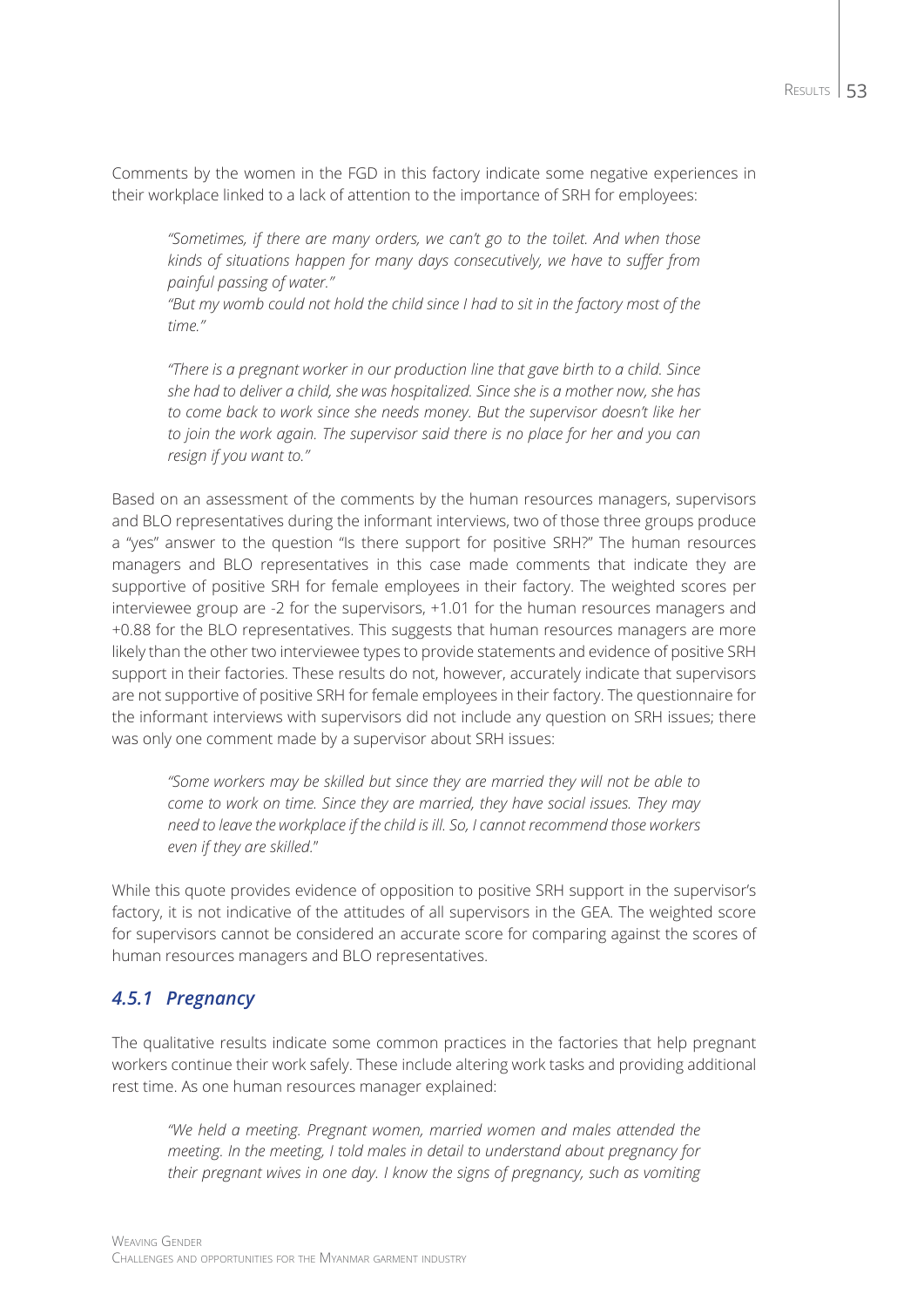Comments by the women in the FGD in this factory indicate some negative experiences in their workplace linked to a lack of attention to the importance of SRH for employees:

> *"Sometimes, if there are many orders, we can't go to the toilet. And when those kinds of situations happen for many days consecutively, we have to suffer from painful passing of water."*
>
> *"But my womb could not hold the child since I had to sit in the factory most of the time."*
>
> *"There is a pregnant worker in our production line that gave birth to a child. Since she had to deliver a child, she was hospitalized. Since she is a mother now, she has to come back to work since she needs money. But the supervisor doesn't like her to join the work again. The supervisor said there is no place for her and you can resign if you want to."*

Based on an assessment of the comments by the human resources managers, supervisors and BLO representatives during the informant interviews, two of those three groups produce a "yes" answer to the question "Is there support for positive SRH?" The human resources managers and BLO representatives in this case made comments that indicate they are supportive of positive SRH for female employees in their factory. The weighted scores per interviewee group are -2 for the supervisors, +1.01 for the human resources managers and +0.88 for the BLO representatives. This suggests that human resources managers are more likely than the other two interviewee types to provide statements and evidence of positive SRH support in their factories. These results do not, however, accurately indicate that supervisors are not supportive of positive SRH for female employees in their factory. The questionnaire for the informant interviews with supervisors did not include any question on SRH issues; there was only one comment made by a supervisor about SRH issues:

> *"Some workers may be skilled but since they are married they will not be able to come to work on time. Since they are married, they have social issues. They may need to leave the workplace if the child is ill. So, I cannot recommend those workers even if they are skilled."*

While this quote provides evidence of opposition to positive SRH support in the supervisor's factory, it is not indicative of the attitudes of all supervisors in the GEA. The weighted score for supervisors cannot be considered an accurate score for comparing against the scores of human resources managers and BLO representatives.

### *4.5.1 Pregnancy*

The qualitative results indicate some common practices in the factories that help pregnant workers continue their work safely. These include altering work tasks and providing additional rest time. As one human resources manager explained:

> *"We held a meeting. Pregnant women, married women and males attended the meeting. In the meeting, I told males in detail to understand about pregnancy for their pregnant wives in one day. I know the signs of pregnancy, such as vomiting*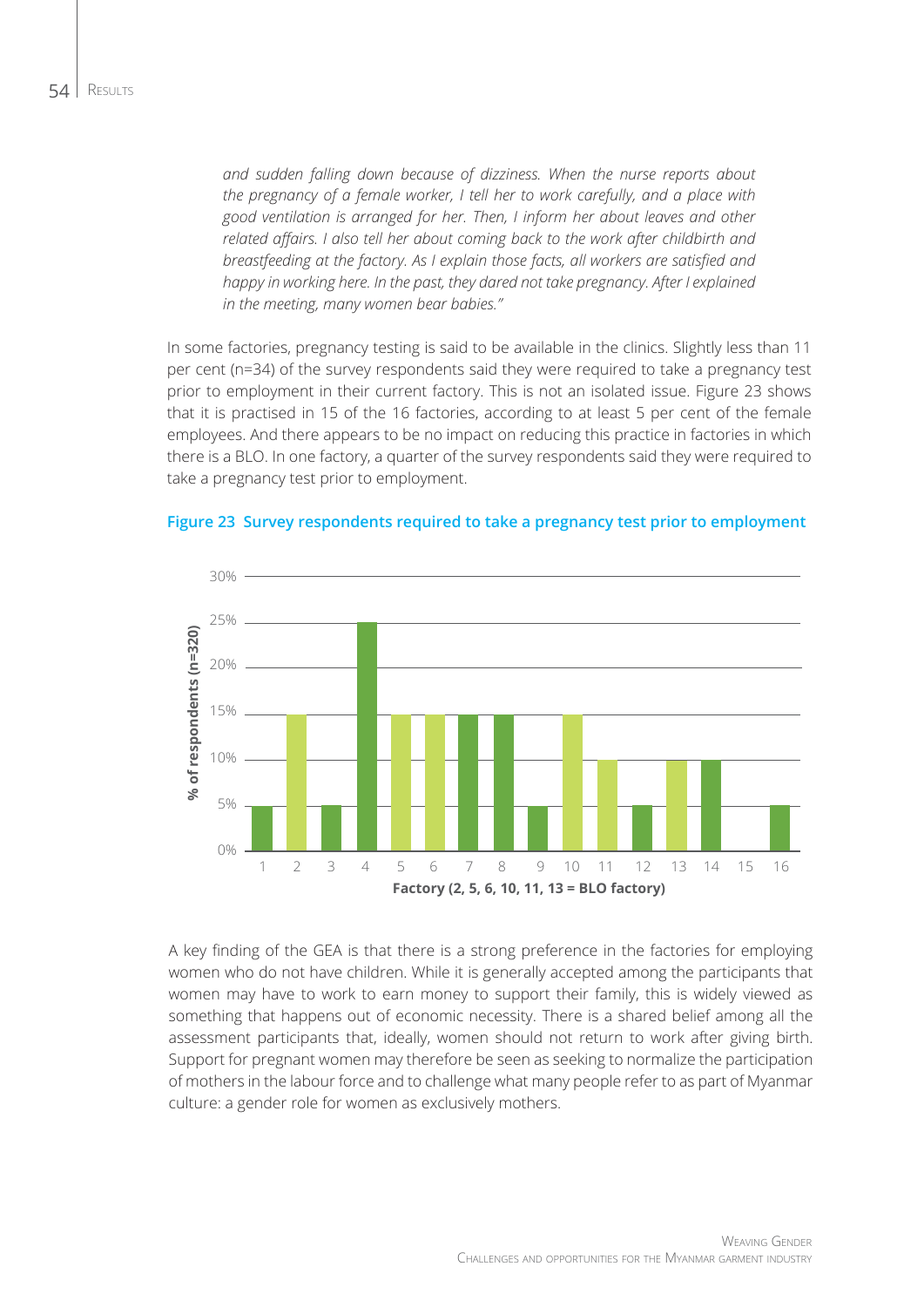*and sudden falling down because of dizziness. When the nurse reports about the pregnancy of a female worker, I tell her to work carefully, and a place with good ventilation is arranged for her. Then, I inform her about leaves and other related affairs. I also tell her about coming back to the work after childbirth and breastfeeding at the factory. As I explain those facts, all workers are satisfied and happy in working here. In the past, they dared not take pregnancy. After I explained in the meeting, many women bear babies."*

In some factories, pregnancy testing is said to be available in the clinics. Slightly less than 11 per cent (n=34) of the survey respondents said they were required to take a pregnancy test prior to employment in their current factory. This is not an isolated issue. Figure 23 shows that it is practised in 15 of the 16 factories, according to at least 5 per cent of the female employees. And there appears to be no impact on reducing this practice in factories in which there is a BLO. In one factory, a quarter of the survey respondents said they were required to take a pregnancy test prior to employment.

**Figure 23 Survey respondents required to take a pregnancy test prior to employment**

| Factory | % of respondents (n=320) |
|---|---|
| 1 | 5% |
| 2 | 15% |
| 3 | 5% |
| 4 | 25% |
| 5 | 15% |
| 6 | 15% |
| 7 | 15% |
| 8 | 15% |
| 9 | 5% |
| 10 | 15% |
| 11 | 10% |
| 12 | 5% |
| 13 | 10% |
| 14 | 10% |
| 15 | 0% |
| 16 | 5% |

Factory (2, 5, 6, 10, 11, 13 = BLO factory)

A key finding of the GEA is that there is a strong preference in the factories for employing women who do not have children. While it is generally accepted among the participants that women may have to work to earn money to support their family, this is widely viewed as something that happens out of economic necessity. There is a shared belief among all the assessment participants that, ideally, women should not return to work after giving birth. Support for pregnant women may therefore be seen as seeking to normalize the participation of mothers in the labour force and to challenge what many people refer to as part of Myanmar culture: a gender role for women as exclusively mothers.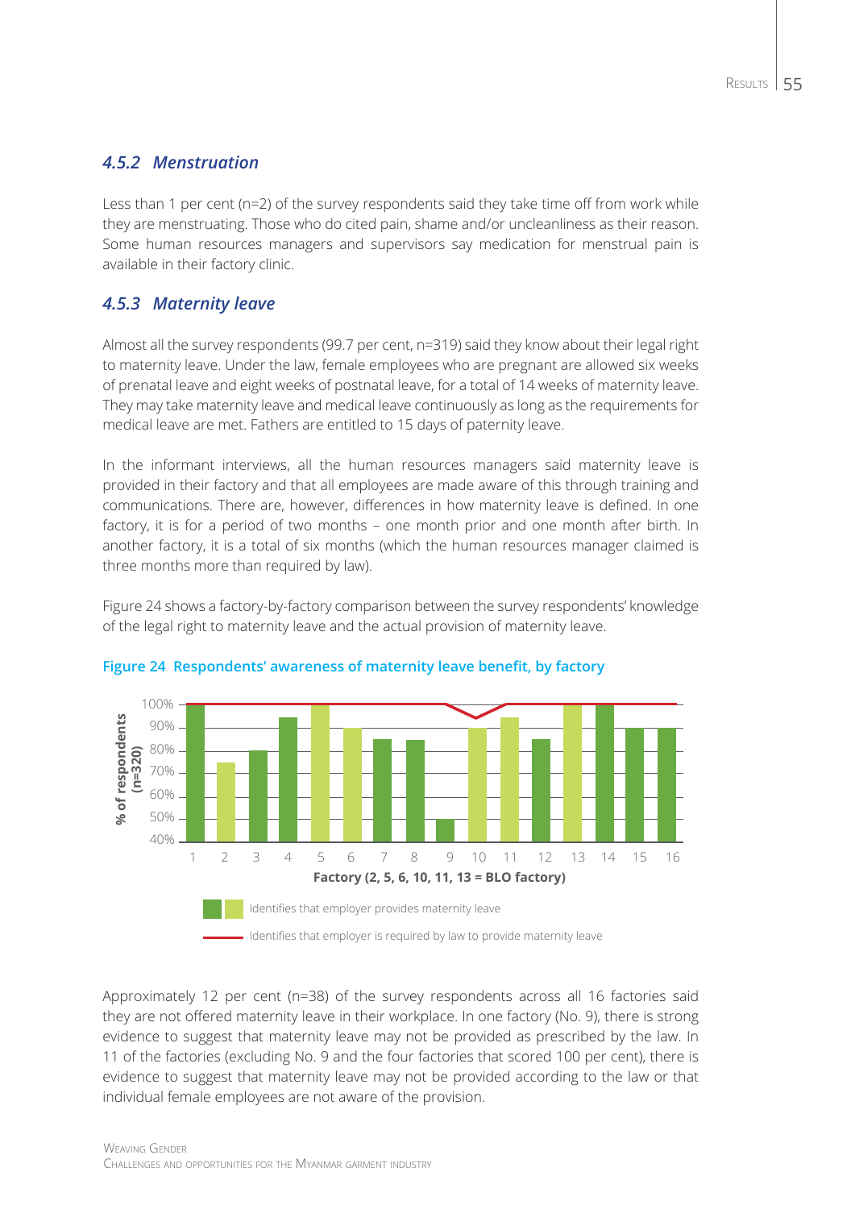### *4.5.2 Menstruation*

Less than 1 per cent (n=2) of the survey respondents said they take time off from work while they are menstruating. Those who do cited pain, shame and/or uncleanliness as their reason. Some human resources managers and supervisors say medication for menstrual pain is available in their factory clinic.

### *4.5.3 Maternity leave*

Almost all the survey respondents (99.7 per cent, n=319) said they know about their legal right to maternity leave. Under the law, female employees who are pregnant are allowed six weeks of prenatal leave and eight weeks of postnatal leave, for a total of 14 weeks of maternity leave. They may take maternity leave and medical leave continuously as long as the requirements for medical leave are met. Fathers are entitled to 15 days of paternity leave.

In the informant interviews, all the human resources managers said maternity leave is provided in their factory and that all employees are made aware of this through training and communications. There are, however, differences in how maternity leave is defined. In one factory, it is for a period of two months – one month prior and one month after birth. In another factory, it is a total of six months (which the human resources manager claimed is three months more than required by law).

Figure 24 shows a factory-by-factory comparison between the survey respondents' knowledge of the legal right to maternity leave and the actual provision of maternity leave.

**Figure 24 Respondents' awareness of maternity leave benefit, by factory**

% of respondents (n=320)

Factory (2, 5, 6, 10, 11, 13 = BLO factory)

Identifies that employer provides maternity leave

Identifies that employer is required by law to provide maternity leave

Approximately 12 per cent (n=38) of the survey respondents across all 16 factories said they are not offered maternity leave in their workplace. In one factory (No. 9), there is strong evidence to suggest that maternity leave may not be provided as prescribed by the law. In 11 of the factories (excluding No. 9 and the four factories that scored 100 per cent), there is evidence to suggest that maternity leave may not be provided according to the law or that individual female employees are not aware of the provision.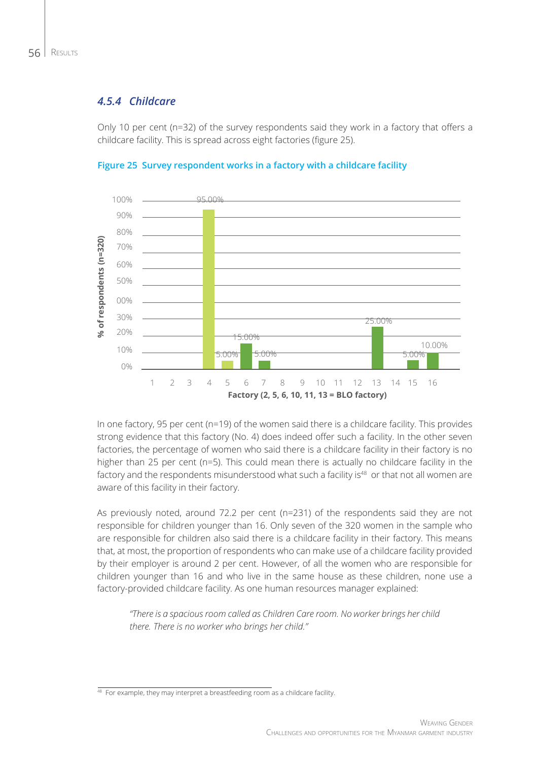### *4.5.4 Childcare*

Only 10 per cent (n=32) of the survey respondents said they work in a factory that offers a childcare facility. This is spread across eight factories (figure 25).

**Figure 25 Survey respondent works in a factory with a childcare facility**

| Factory | % of respondents (n=320) |
|---|---|
| 4 | 95.00% |
| 5 | 5.00% |
| 6 | 15.00% |
| 7 | 5.00% |
| 13 | 25.00% |
| 15 | 5.00% |
| 16 | 10.00% |

Factory (2, 5, 6, 10, 11, 13 = BLO factory)

In one factory, 95 per cent (n=19) of the women said there is a childcare facility. This provides strong evidence that this factory (No. 4) does indeed offer such a facility. In the other seven factories, the percentage of women who said there is a childcare facility in their factory is no higher than 25 per cent (n=5). This could mean there is actually no childcare facility in the factory and the respondents misunderstood what such a facility is[48] or that not all women are aware of this facility in their factory.

As previously noted, around 72.2 per cent (n=231) of the respondents said they are not responsible for children younger than 16. Only seven of the 320 women in the sample who are responsible for children also said there is a childcare facility in their factory. This means that, at most, the proportion of respondents who can make use of a childcare facility provided by their employer is around 2 per cent. However, of all the women who are responsible for children younger than 16 and who live in the same house as these children, none use a factory-provided childcare facility. As one human resources manager explained:

> *"There is a spacious room called as Children Care room. No worker brings her child there. There is no worker who brings her child."*

[48] For example, they may interpret a breastfeeding room as a childcare facility.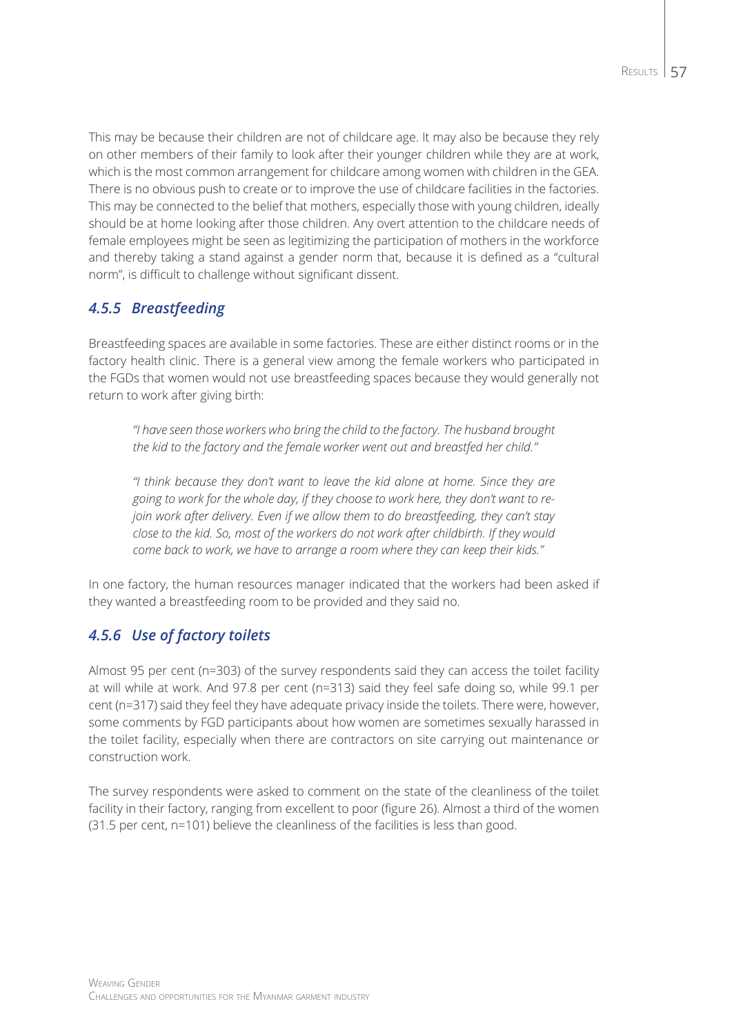This may be because their children are not of childcare age. It may also be because they rely on other members of their family to look after their younger children while they are at work, which is the most common arrangement for childcare among women with children in the GEA. There is no obvious push to create or to improve the use of childcare facilities in the factories. This may be connected to the belief that mothers, especially those with young children, ideally should be at home looking after those children. Any overt attention to the childcare needs of female employees might be seen as legitimizing the participation of mothers in the workforce and thereby taking a stand against a gender norm that, because it is defined as a "cultural norm", is difficult to challenge without significant dissent.

### *4.5.5 Breastfeeding*

Breastfeeding spaces are available in some factories. These are either distinct rooms or in the factory health clinic. There is a general view among the female workers who participated in the FGDs that women would not use breastfeeding spaces because they would generally not return to work after giving birth:

> *"I have seen those workers who bring the child to the factory. The husband brought the kid to the factory and the female worker went out and breastfed her child."*

> *"I think because they don't want to leave the kid alone at home. Since they are going to work for the whole day, if they choose to work here, they don't want to re-join work after delivery. Even if we allow them to do breastfeeding, they can't stay close to the kid. So, most of the workers do not work after childbirth. If they would come back to work, we have to arrange a room where they can keep their kids."*

In one factory, the human resources manager indicated that the workers had been asked if they wanted a breastfeeding room to be provided and they said no.

### *4.5.6 Use of factory toilets*

Almost 95 per cent (n=303) of the survey respondents said they can access the toilet facility at will while at work. And 97.8 per cent (n=313) said they feel safe doing so, while 99.1 per cent (n=317) said they feel they have adequate privacy inside the toilets. There were, however, some comments by FGD participants about how women are sometimes sexually harassed in the toilet facility, especially when there are contractors on site carrying out maintenance or construction work.

The survey respondents were asked to comment on the state of the cleanliness of the toilet facility in their factory, ranging from excellent to poor (figure 26). Almost a third of the women (31.5 per cent, n=101) believe the cleanliness of the facilities is less than good.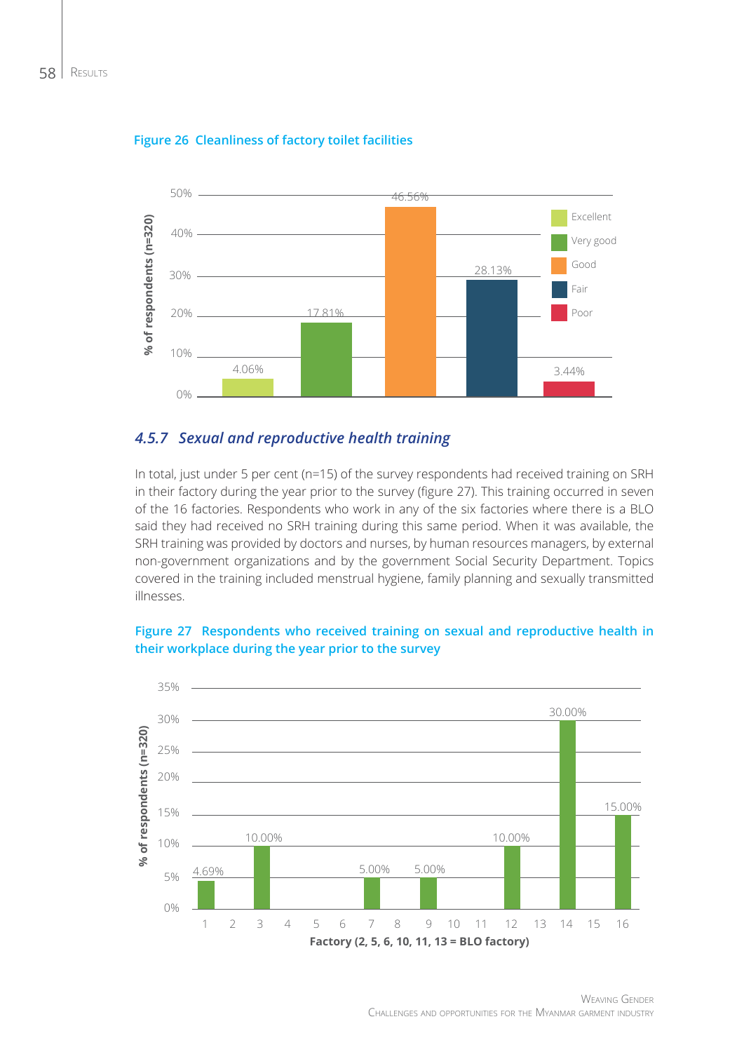**Figure 26 Cleanliness of factory toilet facilities**

| Rating | % of respondents (n=320) |
|---|---|
| Excellent | 4.06% |
| Very good | 17.81% |
| Good | 46.56% |
| Fair | 28.13% |
| Poor | 3.44% |

### *4.5.7 Sexual and reproductive health training*

In total, just under 5 per cent (n=15) of the survey respondents had received training on SRH in their factory during the year prior to the survey (figure 27). This training occurred in seven of the 16 factories. Respondents who work in any of the six factories where there is a BLO said they had received no SRH training during this same period. When it was available, the SRH training was provided by doctors and nurses, by human resources managers, by external non-government organizations and by the government Social Security Department. Topics covered in the training included menstrual hygiene, family planning and sexually transmitted illnesses.

**Figure 27 Respondents who received training on sexual and reproductive health in their workplace during the year prior to the survey**

| Factory (2, 5, 6, 10, 11, 13 = BLO factory) | % of respondents (n=320) |
|---|---|
| 1 | 4.69% |
| 3 | 10.00% |
| 7 | 5.00% |
| 9 | 5.00% |
| 12 | 10.00% |
| 14 | 30.00% |
| 16 | 15.00% |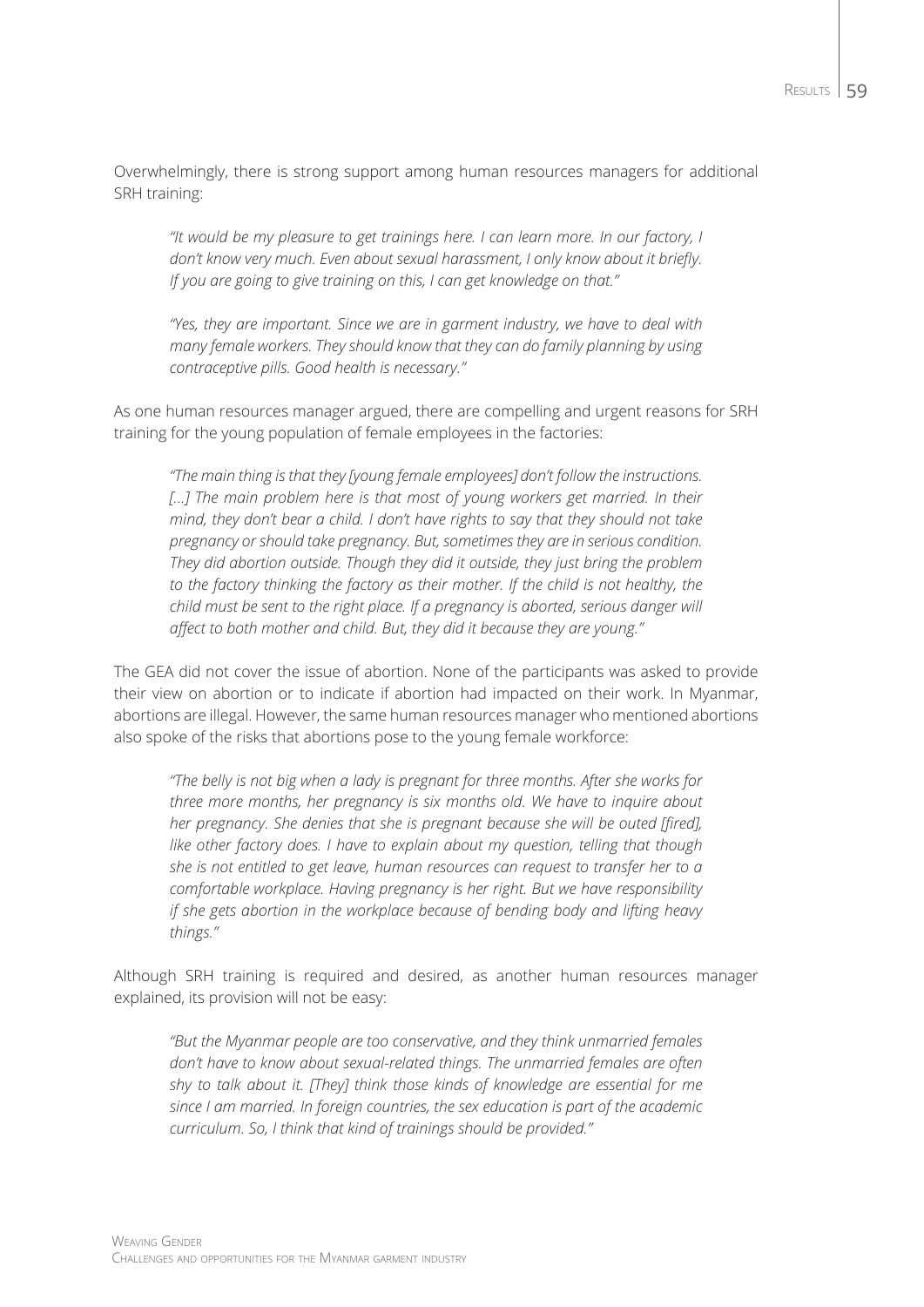Overwhelmingly, there is strong support among human resources managers for additional SRH training:

> *"It would be my pleasure to get trainings here. I can learn more. In our factory, I don't know very much. Even about sexual harassment, I only know about it briefly. If you are going to give training on this, I can get knowledge on that."*

> *"Yes, they are important. Since we are in garment industry, we have to deal with many female workers. They should know that they can do family planning by using contraceptive pills. Good health is necessary."*

As one human resources manager argued, there are compelling and urgent reasons for SRH training for the young population of female employees in the factories:

> *"The main thing is that they [young female employees] don't follow the instructions. [...] The main problem here is that most of young workers get married. In their mind, they don't bear a child. I don't have rights to say that they should not take pregnancy or should take pregnancy. But, sometimes they are in serious condition. They did abortion outside. Though they did it outside, they just bring the problem to the factory thinking the factory as their mother. If the child is not healthy, the child must be sent to the right place. If a pregnancy is aborted, serious danger will affect to both mother and child. But, they did it because they are young."*

The GEA did not cover the issue of abortion. None of the participants was asked to provide their view on abortion or to indicate if abortion had impacted on their work. In Myanmar, abortions are illegal. However, the same human resources manager who mentioned abortions also spoke of the risks that abortions pose to the young female workforce:

> *"The belly is not big when a lady is pregnant for three months. After she works for three more months, her pregnancy is six months old. We have to inquire about her pregnancy. She denies that she is pregnant because she will be outed [fired], like other factory does. I have to explain about my question, telling that though she is not entitled to get leave, human resources can request to transfer her to a comfortable workplace. Having pregnancy is her right. But we have responsibility if she gets abortion in the workplace because of bending body and lifting heavy things."*

Although SRH training is required and desired, as another human resources manager explained, its provision will not be easy:

> *"But the Myanmar people are too conservative, and they think unmarried females don't have to know about sexual-related things. The unmarried females are often shy to talk about it. [They] think those kinds of knowledge are essential for me since I am married. In foreign countries, the sex education is part of the academic curriculum. So, I think that kind of trainings should be provided."*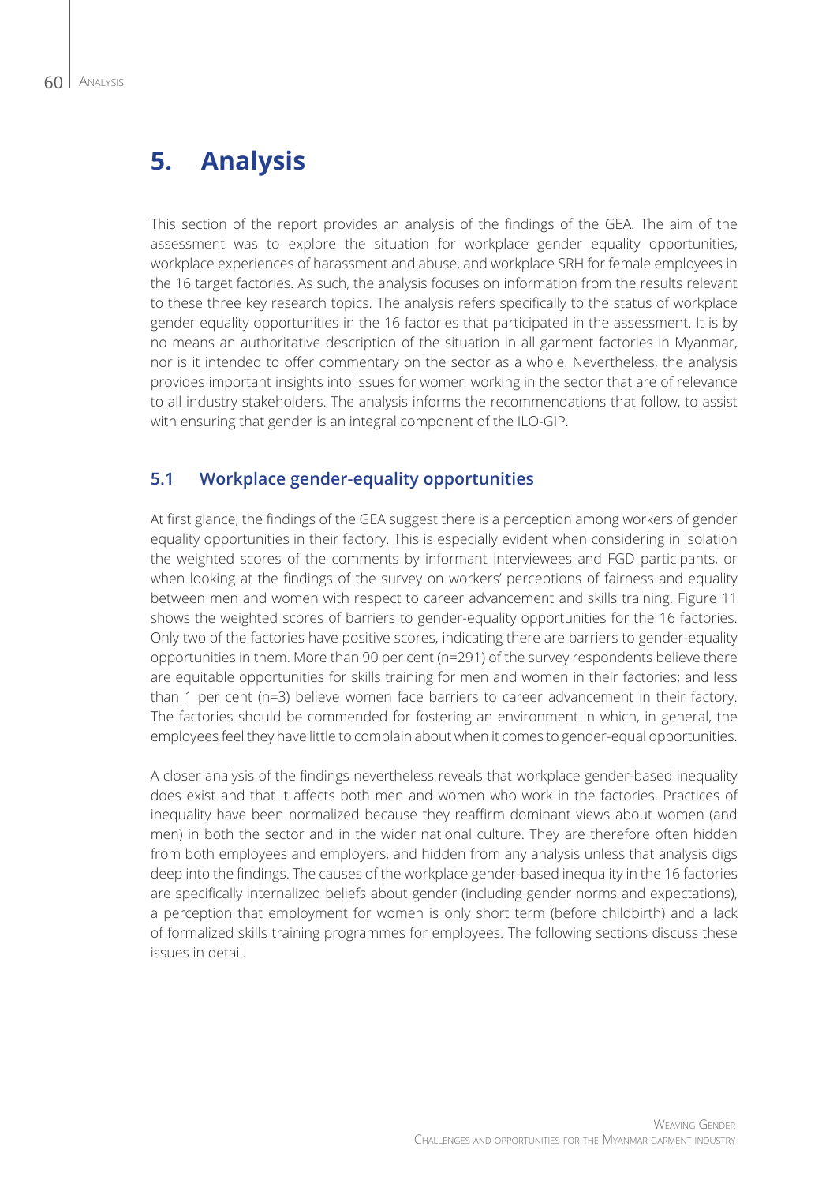# 5. Analysis

This section of the report provides an analysis of the findings of the GEA. The aim of the assessment was to explore the situation for workplace gender equality opportunities, workplace experiences of harassment and abuse, and workplace SRH for female employees in the 16 target factories. As such, the analysis focuses on information from the results relevant to these three key research topics. The analysis refers specifically to the status of workplace gender equality opportunities in the 16 factories that participated in the assessment. It is by no means an authoritative description of the situation in all garment factories in Myanmar, nor is it intended to offer commentary on the sector as a whole. Nevertheless, the analysis provides important insights into issues for women working in the sector that are of relevance to all industry stakeholders. The analysis informs the recommendations that follow, to assist with ensuring that gender is an integral component of the ILO-GIP.

## 5.1 Workplace gender-equality opportunities

At first glance, the findings of the GEA suggest there is a perception among workers of gender equality opportunities in their factory. This is especially evident when considering in isolation the weighted scores of the comments by informant interviewees and FGD participants, or when looking at the findings of the survey on workers' perceptions of fairness and equality between men and women with respect to career advancement and skills training. Figure 11 shows the weighted scores of barriers to gender-equality opportunities for the 16 factories. Only two of the factories have positive scores, indicating there are barriers to gender-equality opportunities in them. More than 90 per cent (n=291) of the survey respondents believe there are equitable opportunities for skills training for men and women in their factories; and less than 1 per cent (n=3) believe women face barriers to career advancement in their factory. The factories should be commended for fostering an environment in which, in general, the employees feel they have little to complain about when it comes to gender-equal opportunities.

A closer analysis of the findings nevertheless reveals that workplace gender-based inequality does exist and that it affects both men and women who work in the factories. Practices of inequality have been normalized because they reaffirm dominant views about women (and men) in both the sector and in the wider national culture. They are therefore often hidden from both employees and employers, and hidden from any analysis unless that analysis digs deep into the findings. The causes of the workplace gender-based inequality in the 16 factories are specifically internalized beliefs about gender (including gender norms and expectations), a perception that employment for women is only short term (before childbirth) and a lack of formalized skills training programmes for employees. The following sections discuss these issues in detail.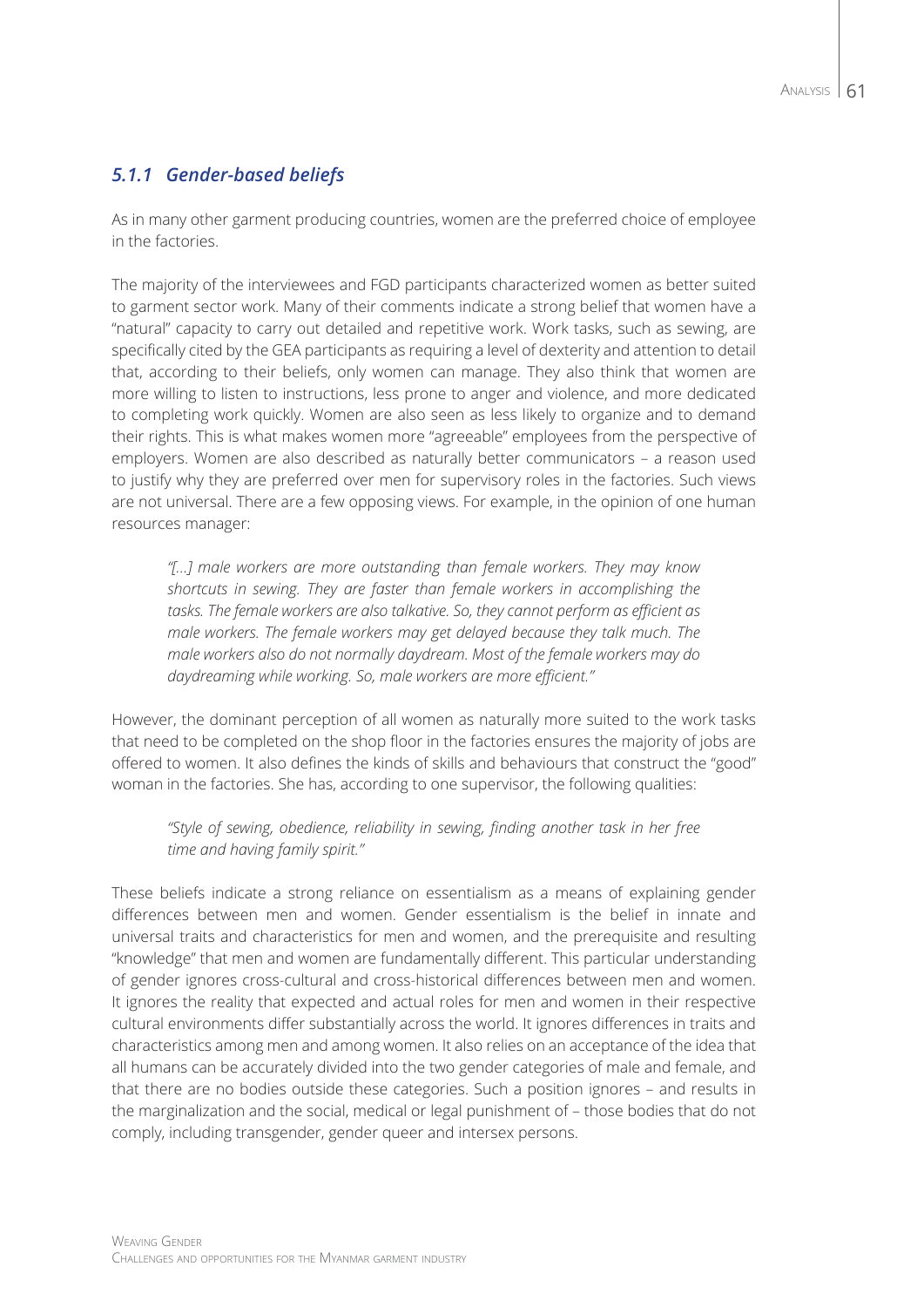### *5.1.1 Gender-based beliefs*

As in many other garment producing countries, women are the preferred choice of employee in the factories.

The majority of the interviewees and FGD participants characterized women as better suited to garment sector work. Many of their comments indicate a strong belief that women have a "natural" capacity to carry out detailed and repetitive work. Work tasks, such as sewing, are specifically cited by the GEA participants as requiring a level of dexterity and attention to detail that, according to their beliefs, only women can manage. They also think that women are more willing to listen to instructions, less prone to anger and violence, and more dedicated to completing work quickly. Women are also seen as less likely to organize and to demand their rights. This is what makes women more "agreeable" employees from the perspective of employers. Women are also described as naturally better communicators – a reason used to justify why they are preferred over men for supervisory roles in the factories. Such views are not universal. There are a few opposing views. For example, in the opinion of one human resources manager:

> *"[...] male workers are more outstanding than female workers. They may know shortcuts in sewing. They are faster than female workers in accomplishing the tasks. The female workers are also talkative. So, they cannot perform as efficient as male workers. The female workers may get delayed because they talk much. The male workers also do not normally daydream. Most of the female workers may do daydreaming while working. So, male workers are more efficient."*

However, the dominant perception of all women as naturally more suited to the work tasks that need to be completed on the shop floor in the factories ensures the majority of jobs are offered to women. It also defines the kinds of skills and behaviours that construct the "good" woman in the factories. She has, according to one supervisor, the following qualities:

> *"Style of sewing, obedience, reliability in sewing, finding another task in her free time and having family spirit."*

These beliefs indicate a strong reliance on essentialism as a means of explaining gender differences between men and women. Gender essentialism is the belief in innate and universal traits and characteristics for men and women, and the prerequisite and resulting "knowledge" that men and women are fundamentally different. This particular understanding of gender ignores cross-cultural and cross-historical differences between men and women. It ignores the reality that expected and actual roles for men and women in their respective cultural environments differ substantially across the world. It ignores differences in traits and characteristics among men and among women. It also relies on an acceptance of the idea that all humans can be accurately divided into the two gender categories of male and female, and that there are no bodies outside these categories. Such a position ignores – and results in the marginalization and the social, medical or legal punishment of – those bodies that do not comply, including transgender, gender queer and intersex persons.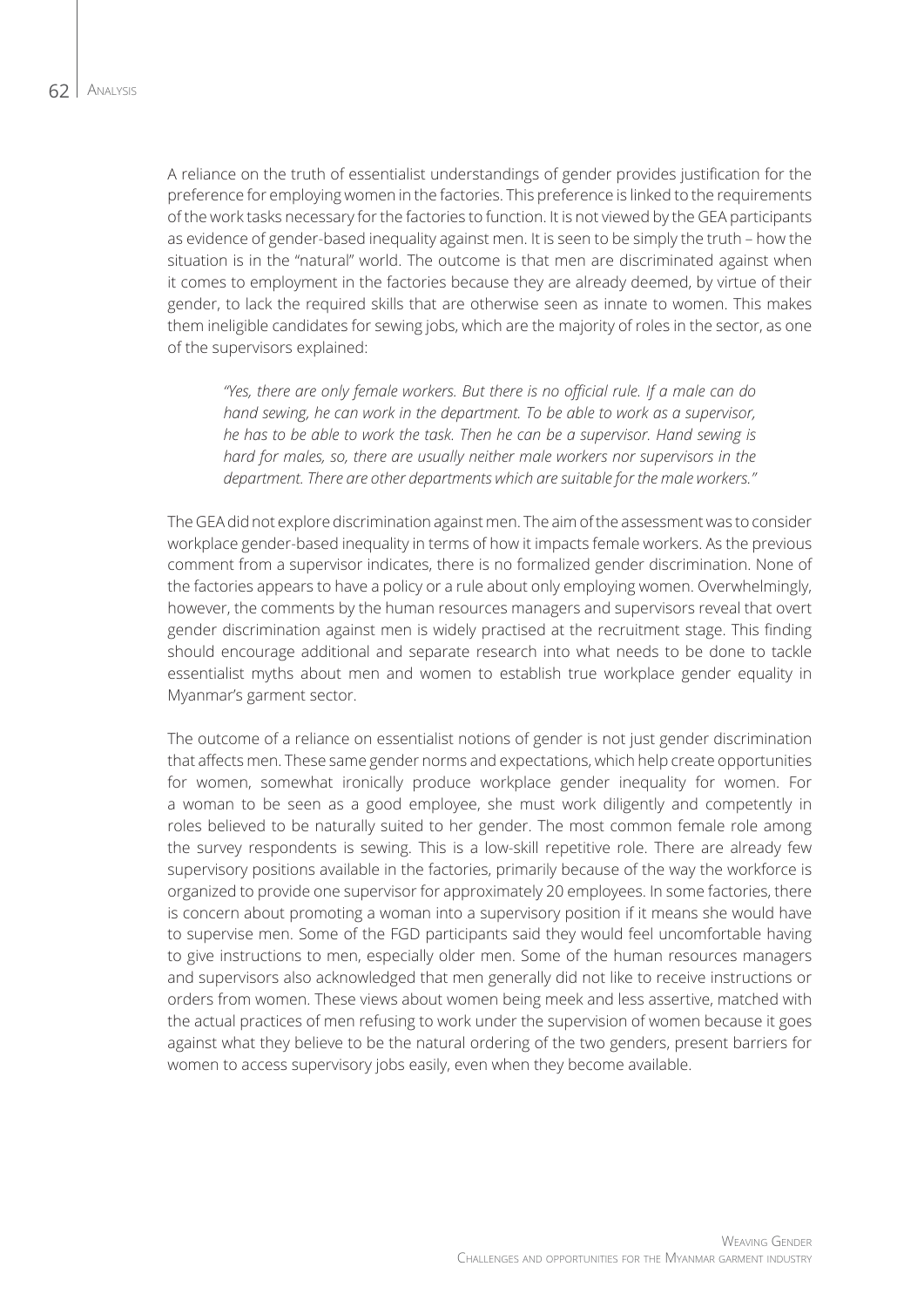A reliance on the truth of essentialist understandings of gender provides justification for the preference for employing women in the factories. This preference is linked to the requirements of the work tasks necessary for the factories to function. It is not viewed by the GEA participants as evidence of gender-based inequality against men. It is seen to be simply the truth – how the situation is in the "natural" world. The outcome is that men are discriminated against when it comes to employment in the factories because they are already deemed, by virtue of their gender, to lack the required skills that are otherwise seen as innate to women. This makes them ineligible candidates for sewing jobs, which are the majority of roles in the sector, as one of the supervisors explained:

> *"Yes, there are only female workers. But there is no official rule. If a male can do hand sewing, he can work in the department. To be able to work as a supervisor, he has to be able to work the task. Then he can be a supervisor. Hand sewing is hard for males, so, there are usually neither male workers nor supervisors in the department. There are other departments which are suitable for the male workers."*

The GEA did not explore discrimination against men. The aim of the assessment was to consider workplace gender-based inequality in terms of how it impacts female workers. As the previous comment from a supervisor indicates, there is no formalized gender discrimination. None of the factories appears to have a policy or a rule about only employing women. Overwhelmingly, however, the comments by the human resources managers and supervisors reveal that overt gender discrimination against men is widely practised at the recruitment stage. This finding should encourage additional and separate research into what needs to be done to tackle essentialist myths about men and women to establish true workplace gender equality in Myanmar's garment sector.

The outcome of a reliance on essentialist notions of gender is not just gender discrimination that affects men. These same gender norms and expectations, which help create opportunities for women, somewhat ironically produce workplace gender inequality for women. For a woman to be seen as a good employee, she must work diligently and competently in roles believed to be naturally suited to her gender. The most common female role among the survey respondents is sewing. This is a low-skill repetitive role. There are already few supervisory positions available in the factories, primarily because of the way the workforce is organized to provide one supervisor for approximately 20 employees. In some factories, there is concern about promoting a woman into a supervisory position if it means she would have to supervise men. Some of the FGD participants said they would feel uncomfortable having to give instructions to men, especially older men. Some of the human resources managers and supervisors also acknowledged that men generally did not like to receive instructions or orders from women. These views about women being meek and less assertive, matched with the actual practices of men refusing to work under the supervision of women because it goes against what they believe to be the natural ordering of the two genders, present barriers for women to access supervisory jobs easily, even when they become available.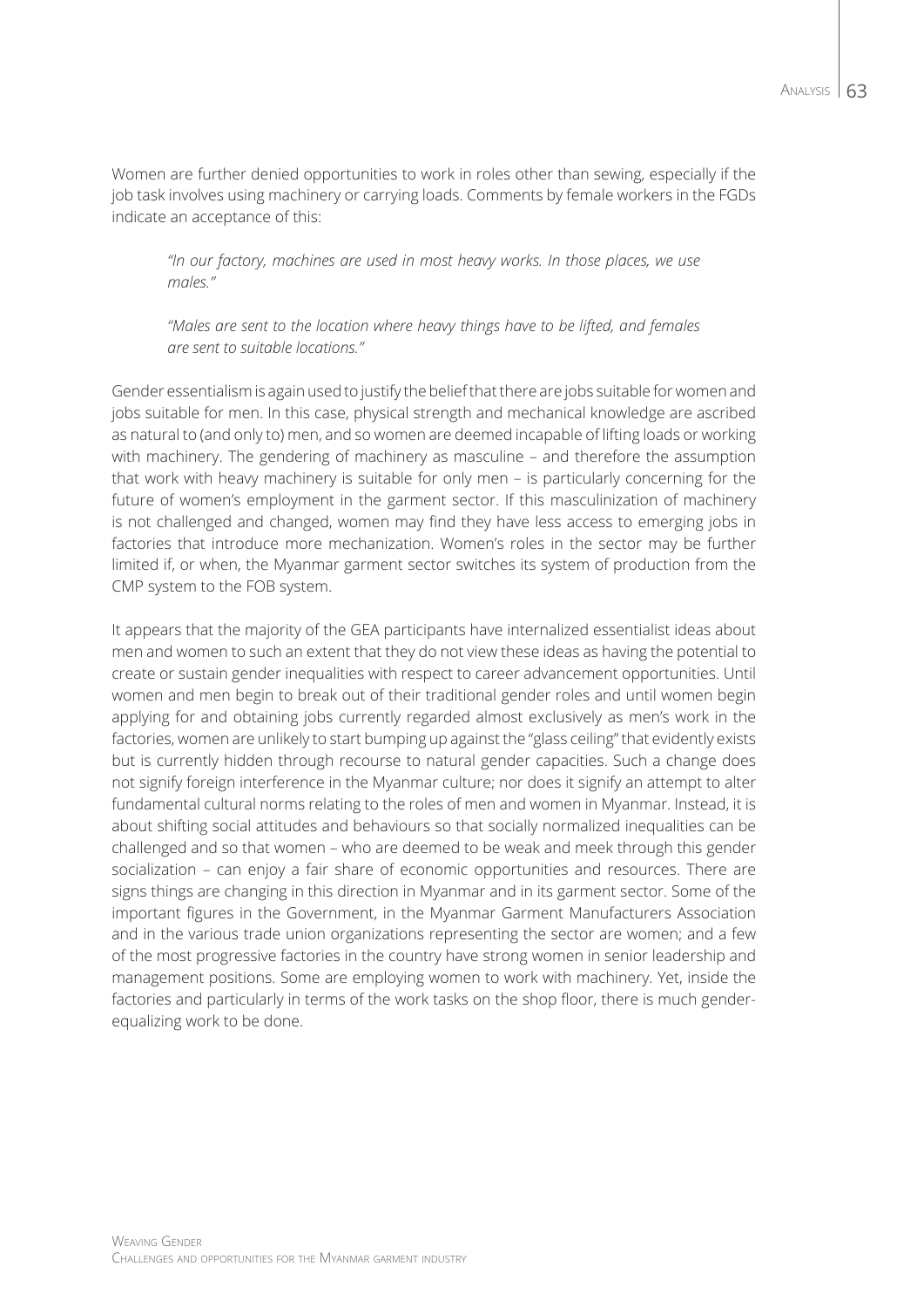Women are further denied opportunities to work in roles other than sewing, especially if the job task involves using machinery or carrying loads. Comments by female workers in the FGDs indicate an acceptance of this:

> *"In our factory, machines are used in most heavy works. In those places, we use males."*
>
> *"Males are sent to the location where heavy things have to be lifted, and females are sent to suitable locations."*

Gender essentialism is again used to justify the belief that there are jobs suitable for women and jobs suitable for men. In this case, physical strength and mechanical knowledge are ascribed as natural to (and only to) men, and so women are deemed incapable of lifting loads or working with machinery. The gendering of machinery as masculine – and therefore the assumption that work with heavy machinery is suitable for only men – is particularly concerning for the future of women's employment in the garment sector. If this masculinization of machinery is not challenged and changed, women may find they have less access to emerging jobs in factories that introduce more mechanization. Women's roles in the sector may be further limited if, or when, the Myanmar garment sector switches its system of production from the CMP system to the FOB system.

It appears that the majority of the GEA participants have internalized essentialist ideas about men and women to such an extent that they do not view these ideas as having the potential to create or sustain gender inequalities with respect to career advancement opportunities. Until women and men begin to break out of their traditional gender roles and until women begin applying for and obtaining jobs currently regarded almost exclusively as men's work in the factories, women are unlikely to start bumping up against the "glass ceiling" that evidently exists but is currently hidden through recourse to natural gender capacities. Such a change does not signify foreign interference in the Myanmar culture; nor does it signify an attempt to alter fundamental cultural norms relating to the roles of men and women in Myanmar. Instead, it is about shifting social attitudes and behaviours so that socially normalized inequalities can be challenged and so that women – who are deemed to be weak and meek through this gender socialization – can enjoy a fair share of economic opportunities and resources. There are signs things are changing in this direction in Myanmar and in its garment sector. Some of the important figures in the Government, in the Myanmar Garment Manufacturers Association and in the various trade union organizations representing the sector are women; and a few of the most progressive factories in the country have strong women in senior leadership and management positions. Some are employing women to work with machinery. Yet, inside the factories and particularly in terms of the work tasks on the shop floor, there is much gender-equalizing work to be done.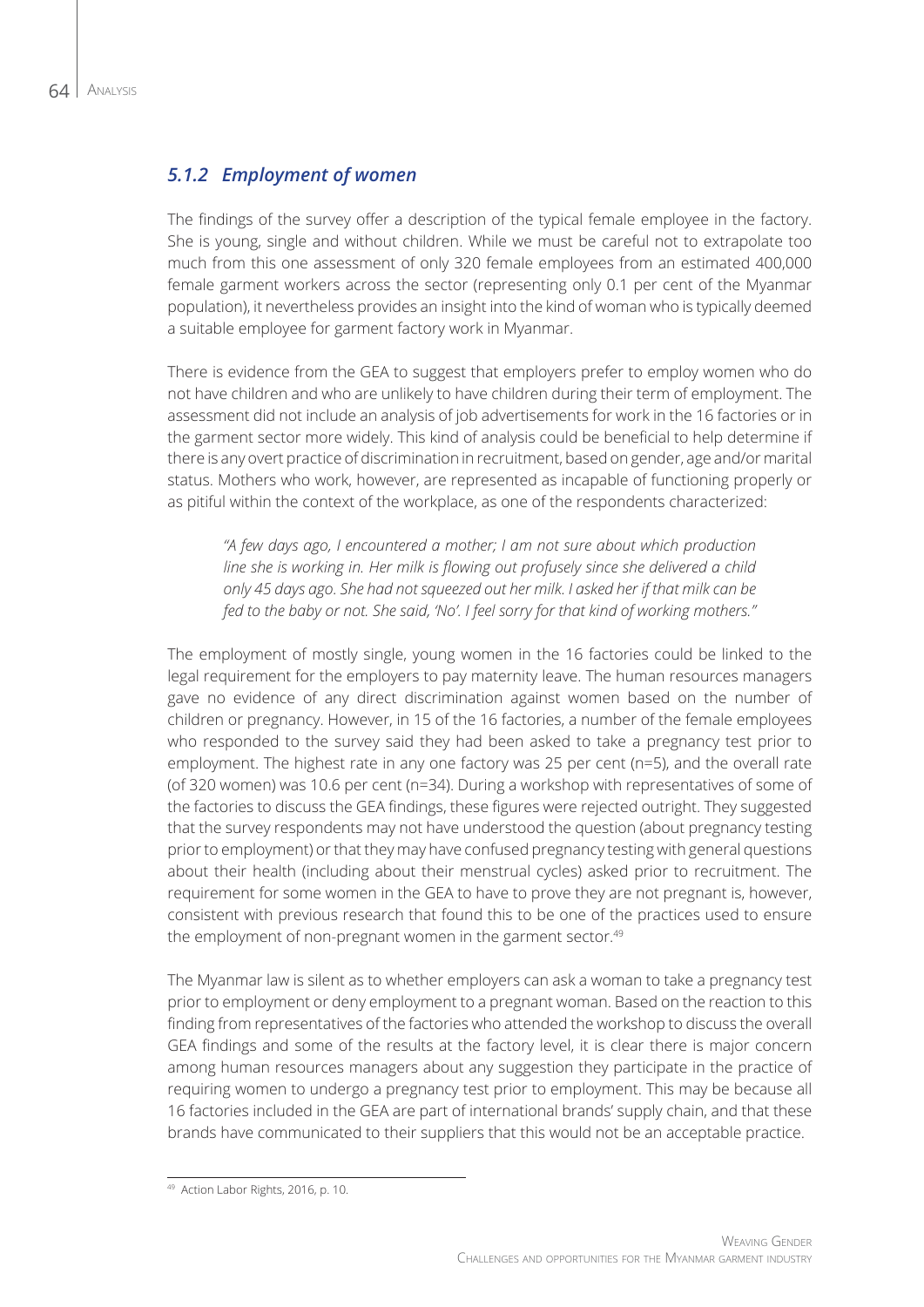### *5.1.2 Employment of women*

The findings of the survey offer a description of the typical female employee in the factory. She is young, single and without children. While we must be careful not to extrapolate too much from this one assessment of only 320 female employees from an estimated 400,000 female garment workers across the sector (representing only 0.1 per cent of the Myanmar population), it nevertheless provides an insight into the kind of woman who is typically deemed a suitable employee for garment factory work in Myanmar.

There is evidence from the GEA to suggest that employers prefer to employ women who do not have children and who are unlikely to have children during their term of employment. The assessment did not include an analysis of job advertisements for work in the 16 factories or in the garment sector more widely. This kind of analysis could be beneficial to help determine if there is any overt practice of discrimination in recruitment, based on gender, age and/or marital status. Mothers who work, however, are represented as incapable of functioning properly or as pitiful within the context of the workplace, as one of the respondents characterized:

> *"A few days ago, I encountered a mother; I am not sure about which production line she is working in. Her milk is flowing out profusely since she delivered a child only 45 days ago. She had not squeezed out her milk. I asked her if that milk can be fed to the baby or not. She said, 'No'. I feel sorry for that kind of working mothers."*

The employment of mostly single, young women in the 16 factories could be linked to the legal requirement for the employers to pay maternity leave. The human resources managers gave no evidence of any direct discrimination against women based on the number of children or pregnancy. However, in 15 of the 16 factories, a number of the female employees who responded to the survey said they had been asked to take a pregnancy test prior to employment. The highest rate in any one factory was 25 per cent (n=5), and the overall rate (of 320 women) was 10.6 per cent (n=34). During a workshop with representatives of some of the factories to discuss the GEA findings, these figures were rejected outright. They suggested that the survey respondents may not have understood the question (about pregnancy testing prior to employment) or that they may have confused pregnancy testing with general questions about their health (including about their menstrual cycles) asked prior to recruitment. The requirement for some women in the GEA to have to prove they are not pregnant is, however, consistent with previous research that found this to be one of the practices used to ensure the employment of non-pregnant women in the garment sector.[49]

The Myanmar law is silent as to whether employers can ask a woman to take a pregnancy test prior to employment or deny employment to a pregnant woman. Based on the reaction to this finding from representatives of the factories who attended the workshop to discuss the overall GEA findings and some of the results at the factory level, it is clear there is major concern among human resources managers about any suggestion they participate in the practice of requiring women to undergo a pregnancy test prior to employment. This may be because all 16 factories included in the GEA are part of international brands' supply chain, and that these brands have communicated to their suppliers that this would not be an acceptable practice.

---

[49] Action Labor Rights, 2016, p. 10.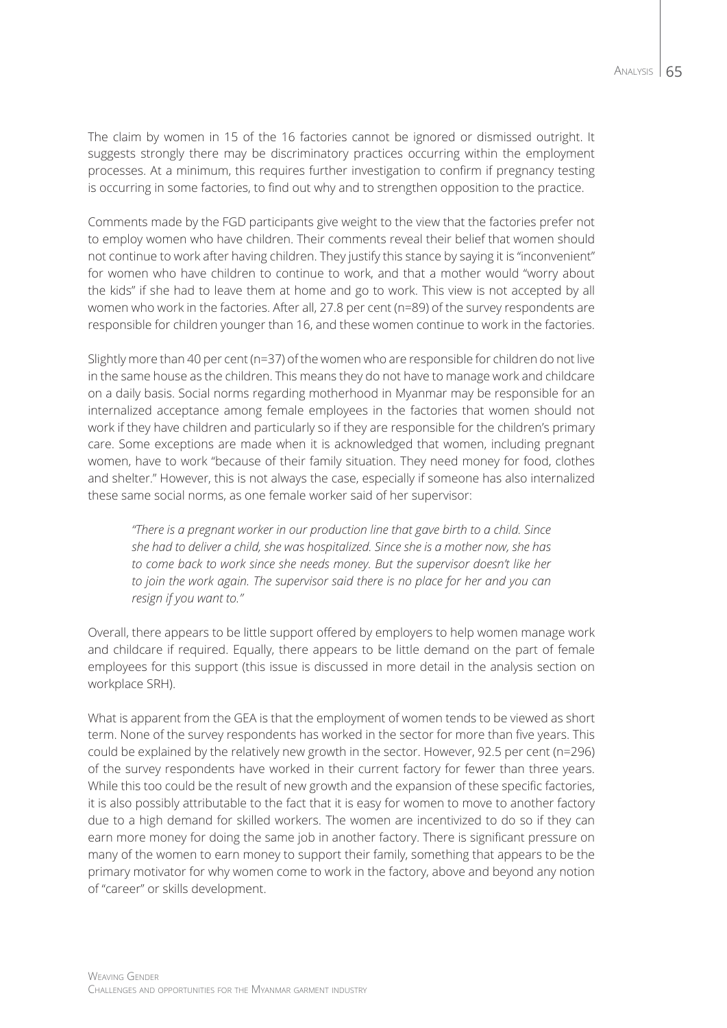The claim by women in 15 of the 16 factories cannot be ignored or dismissed outright. It suggests strongly there may be discriminatory practices occurring within the employment processes. At a minimum, this requires further investigation to confirm if pregnancy testing is occurring in some factories, to find out why and to strengthen opposition to the practice.

Comments made by the FGD participants give weight to the view that the factories prefer not to employ women who have children. Their comments reveal their belief that women should not continue to work after having children. They justify this stance by saying it is "inconvenient" for women who have children to continue to work, and that a mother would "worry about the kids" if she had to leave them at home and go to work. This view is not accepted by all women who work in the factories. After all, 27.8 per cent (n=89) of the survey respondents are responsible for children younger than 16, and these women continue to work in the factories.

Slightly more than 40 per cent (n=37) of the women who are responsible for children do not live in the same house as the children. This means they do not have to manage work and childcare on a daily basis. Social norms regarding motherhood in Myanmar may be responsible for an internalized acceptance among female employees in the factories that women should not work if they have children and particularly so if they are responsible for the children's primary care. Some exceptions are made when it is acknowledged that women, including pregnant women, have to work "because of their family situation. They need money for food, clothes and shelter." However, this is not always the case, especially if someone has also internalized these same social norms, as one female worker said of her supervisor:

> *"There is a pregnant worker in our production line that gave birth to a child. Since she had to deliver a child, she was hospitalized. Since she is a mother now, she has to come back to work since she needs money. But the supervisor doesn't like her to join the work again. The supervisor said there is no place for her and you can resign if you want to."*

Overall, there appears to be little support offered by employers to help women manage work and childcare if required. Equally, there appears to be little demand on the part of female employees for this support (this issue is discussed in more detail in the analysis section on workplace SRH).

What is apparent from the GEA is that the employment of women tends to be viewed as short term. None of the survey respondents has worked in the sector for more than five years. This could be explained by the relatively new growth in the sector. However, 92.5 per cent (n=296) of the survey respondents have worked in their current factory for fewer than three years. While this too could be the result of new growth and the expansion of these specific factories, it is also possibly attributable to the fact that it is easy for women to move to another factory due to a high demand for skilled workers. The women are incentivized to do so if they can earn more money for doing the same job in another factory. There is significant pressure on many of the women to earn money to support their family, something that appears to be the primary motivator for why women come to work in the factory, above and beyond any notion of "career" or skills development.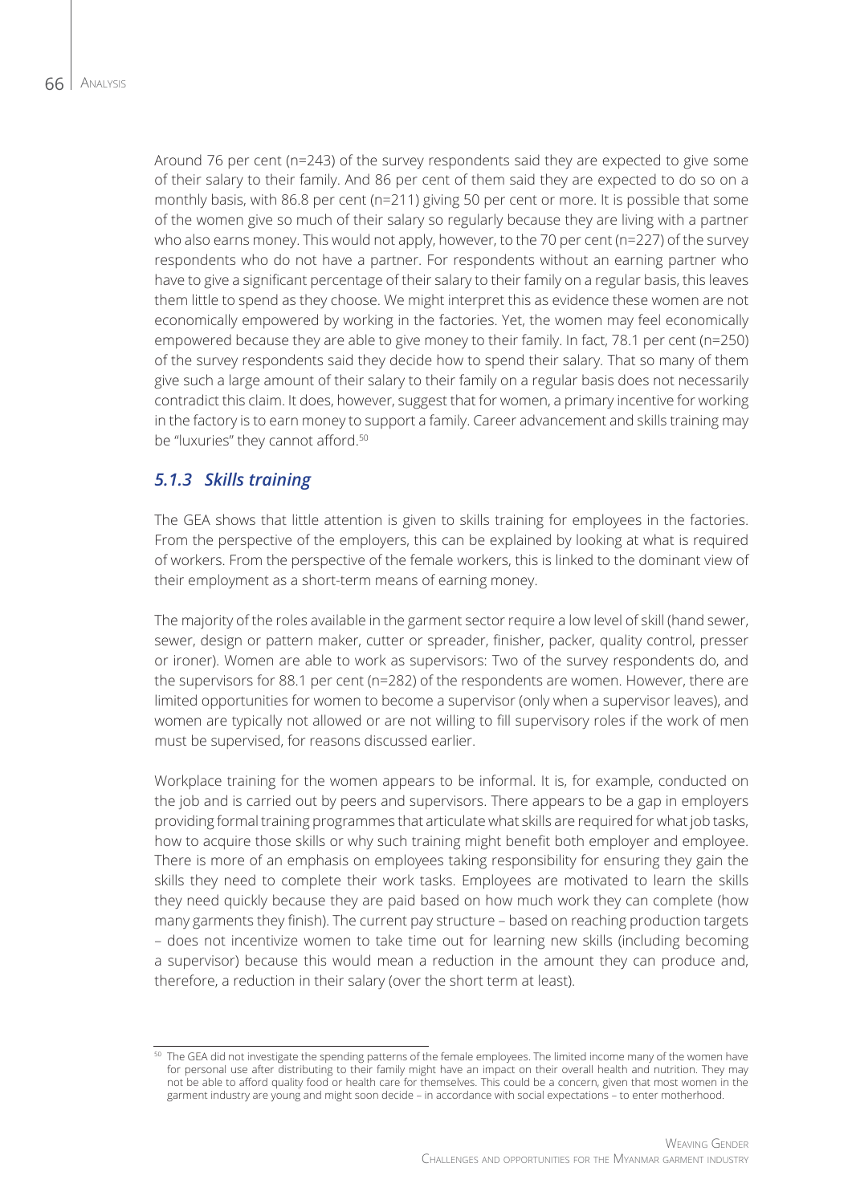Around 76 per cent (n=243) of the survey respondents said they are expected to give some of their salary to their family. And 86 per cent of them said they are expected to do so on a monthly basis, with 86.8 per cent (n=211) giving 50 per cent or more. It is possible that some of the women give so much of their salary so regularly because they are living with a partner who also earns money. This would not apply, however, to the 70 per cent (n=227) of the survey respondents who do not have a partner. For respondents without an earning partner who have to give a significant percentage of their salary to their family on a regular basis, this leaves them little to spend as they choose. We might interpret this as evidence these women are not economically empowered by working in the factories. Yet, the women may feel economically empowered because they are able to give money to their family. In fact, 78.1 per cent (n=250) of the survey respondents said they decide how to spend their salary. That so many of them give such a large amount of their salary to their family on a regular basis does not necessarily contradict this claim. It does, however, suggest that for women, a primary incentive for working in the factory is to earn money to support a family. Career advancement and skills training may be "luxuries" they cannot afford.[50]

### *5.1.3 Skills training*

The GEA shows that little attention is given to skills training for employees in the factories. From the perspective of the employers, this can be explained by looking at what is required of workers. From the perspective of the female workers, this is linked to the dominant view of their employment as a short-term means of earning money.

The majority of the roles available in the garment sector require a low level of skill (hand sewer, sewer, design or pattern maker, cutter or spreader, finisher, packer, quality control, presser or ironer). Women are able to work as supervisors: Two of the survey respondents do, and the supervisors for 88.1 per cent (n=282) of the respondents are women. However, there are limited opportunities for women to become a supervisor (only when a supervisor leaves), and women are typically not allowed or are not willing to fill supervisory roles if the work of men must be supervised, for reasons discussed earlier.

Workplace training for the women appears to be informal. It is, for example, conducted on the job and is carried out by peers and supervisors. There appears to be a gap in employers providing formal training programmes that articulate what skills are required for what job tasks, how to acquire those skills or why such training might benefit both employer and employee. There is more of an emphasis on employees taking responsibility for ensuring they gain the skills they need to complete their work tasks. Employees are motivated to learn the skills they need quickly because they are paid based on how much work they can complete (how many garments they finish). The current pay structure – based on reaching production targets – does not incentivize women to take time out for learning new skills (including becoming a supervisor) because this would mean a reduction in the amount they can produce and, therefore, a reduction in their salary (over the short term at least).

---

[50] The GEA did not investigate the spending patterns of the female employees. The limited income many of the women have for personal use after distributing to their family might have an impact on their overall health and nutrition. They may not be able to afford quality food or health care for themselves. This could be a concern, given that most women in the garment industry are young and might soon decide – in accordance with social expectations – to enter motherhood.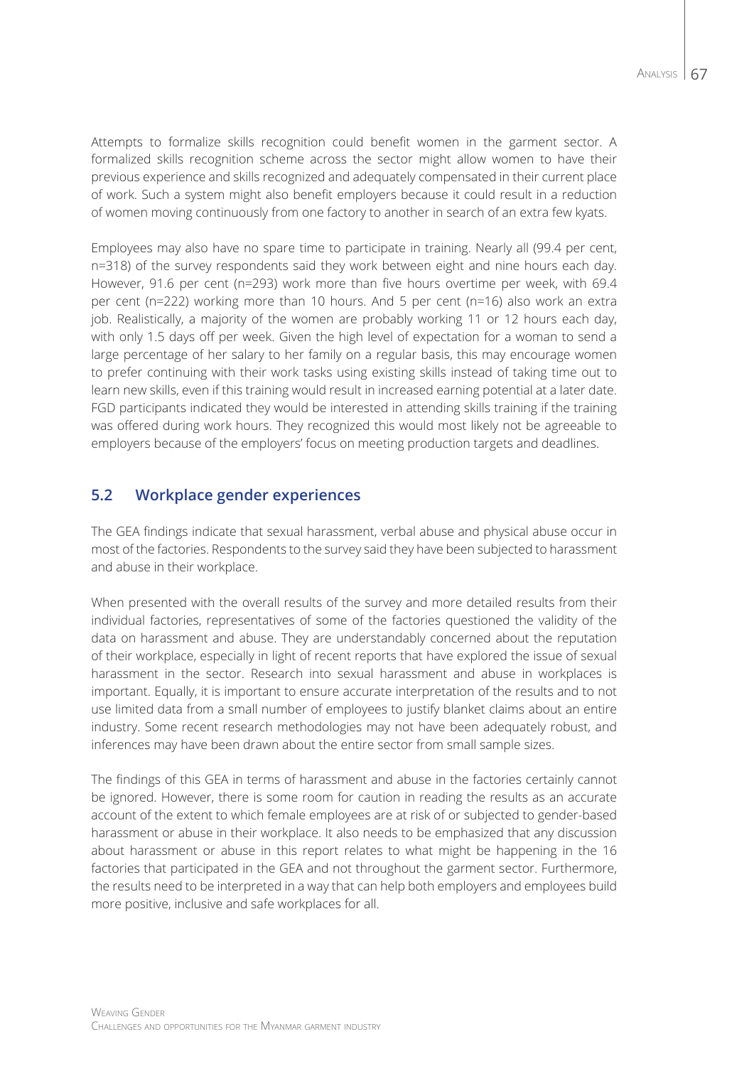Attempts to formalize skills recognition could benefit women in the garment sector. A formalized skills recognition scheme across the sector might allow women to have their previous experience and skills recognized and adequately compensated in their current place of work. Such a system might also benefit employers because it could result in a reduction of women moving continuously from one factory to another in search of an extra few kyats.

Employees may also have no spare time to participate in training. Nearly all (99.4 per cent, n=318) of the survey respondents said they work between eight and nine hours each day. However, 91.6 per cent (n=293) work more than five hours overtime per week, with 69.4 per cent (n=222) working more than 10 hours. And 5 per cent (n=16) also work an extra job. Realistically, a majority of the women are probably working 11 or 12 hours each day, with only 1.5 days off per week. Given the high level of expectation for a woman to send a large percentage of her salary to her family on a regular basis, this may encourage women to prefer continuing with their work tasks using existing skills instead of taking time out to learn new skills, even if this training would result in increased earning potential at a later date. FGD participants indicated they would be interested in attending skills training if the training was offered during work hours. They recognized this would most likely not be agreeable to employers because of the employers' focus on meeting production targets and deadlines.

## 5.2 Workplace gender experiences

The GEA findings indicate that sexual harassment, verbal abuse and physical abuse occur in most of the factories. Respondents to the survey said they have been subjected to harassment and abuse in their workplace.

When presented with the overall results of the survey and more detailed results from their individual factories, representatives of some of the factories questioned the validity of the data on harassment and abuse. They are understandably concerned about the reputation of their workplace, especially in light of recent reports that have explored the issue of sexual harassment in the sector. Research into sexual harassment and abuse in workplaces is important. Equally, it is important to ensure accurate interpretation of the results and to not use limited data from a small number of employees to justify blanket claims about an entire industry. Some recent research methodologies may not have been adequately robust, and inferences may have been drawn about the entire sector from small sample sizes.

The findings of this GEA in terms of harassment and abuse in the factories certainly cannot be ignored. However, there is some room for caution in reading the results as an accurate account of the extent to which female employees are at risk of or subjected to gender-based harassment or abuse in their workplace. It also needs to be emphasized that any discussion about harassment or abuse in this report relates to what might be happening in the 16 factories that participated in the GEA and not throughout the garment sector. Furthermore, the results need to be interpreted in a way that can help both employers and employees build more positive, inclusive and safe workplaces for all.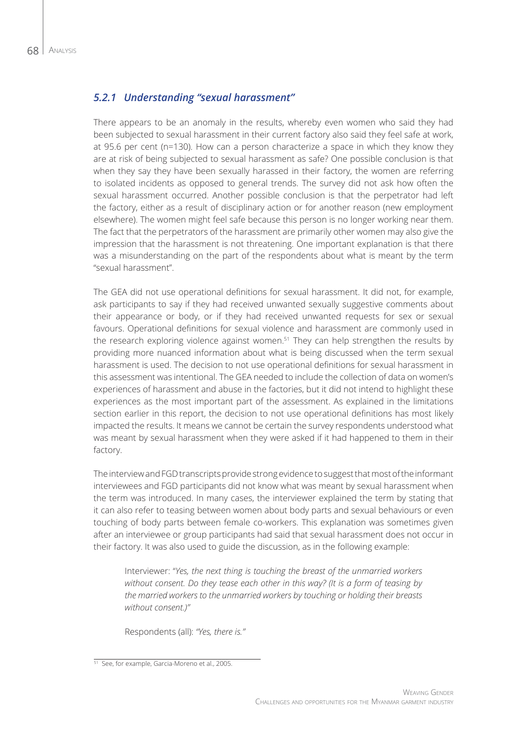### *5.2.1 Understanding "sexual harassment"*

There appears to be an anomaly in the results, whereby even women who said they had been subjected to sexual harassment in their current factory also said they feel safe at work, at 95.6 per cent (n=130). How can a person characterize a space in which they know they are at risk of being subjected to sexual harassment as safe? One possible conclusion is that when they say they have been sexually harassed in their factory, the women are referring to isolated incidents as opposed to general trends. The survey did not ask how often the sexual harassment occurred. Another possible conclusion is that the perpetrator had left the factory, either as a result of disciplinary action or for another reason (new employment elsewhere). The women might feel safe because this person is no longer working near them. The fact that the perpetrators of the harassment are primarily other women may also give the impression that the harassment is not threatening. One important explanation is that there was a misunderstanding on the part of the respondents about what is meant by the term "sexual harassment".

The GEA did not use operational definitions for sexual harassment. It did not, for example, ask participants to say if they had received unwanted sexually suggestive comments about their appearance or body, or if they had received unwanted requests for sex or sexual favours. Operational definitions for sexual violence and harassment are commonly used in the research exploring violence against women.[51] They can help strengthen the results by providing more nuanced information about what is being discussed when the term sexual harassment is used. The decision to not use operational definitions for sexual harassment in this assessment was intentional. The GEA needed to include the collection of data on women's experiences of harassment and abuse in the factories, but it did not intend to highlight these experiences as the most important part of the assessment. As explained in the limitations section earlier in this report, the decision to not use operational definitions has most likely impacted the results. It means we cannot be certain the survey respondents understood what was meant by sexual harassment when they were asked if it had happened to them in their factory.

The interview and FGD transcripts provide strong evidence to suggest that most of the informant interviewees and FGD participants did not know what was meant by sexual harassment when the term was introduced. In many cases, the interviewer explained the term by stating that it can also refer to teasing between women about body parts and sexual behaviours or even touching of body parts between female co-workers. This explanation was sometimes given after an interviewee or group participants had said that sexual harassment does not occur in their factory. It was also used to guide the discussion, as in the following example:

> Interviewer: "*Yes, the next thing is touching the breast of the unmarried workers without consent. Do they tease each other in this way? (It is a form of teasing by the married workers to the unmarried workers by touching or holding their breasts without consent.)*"
>
> Respondents (all): *"Yes, there is."*

[51] See, for example, Garcia-Moreno et al., 2005.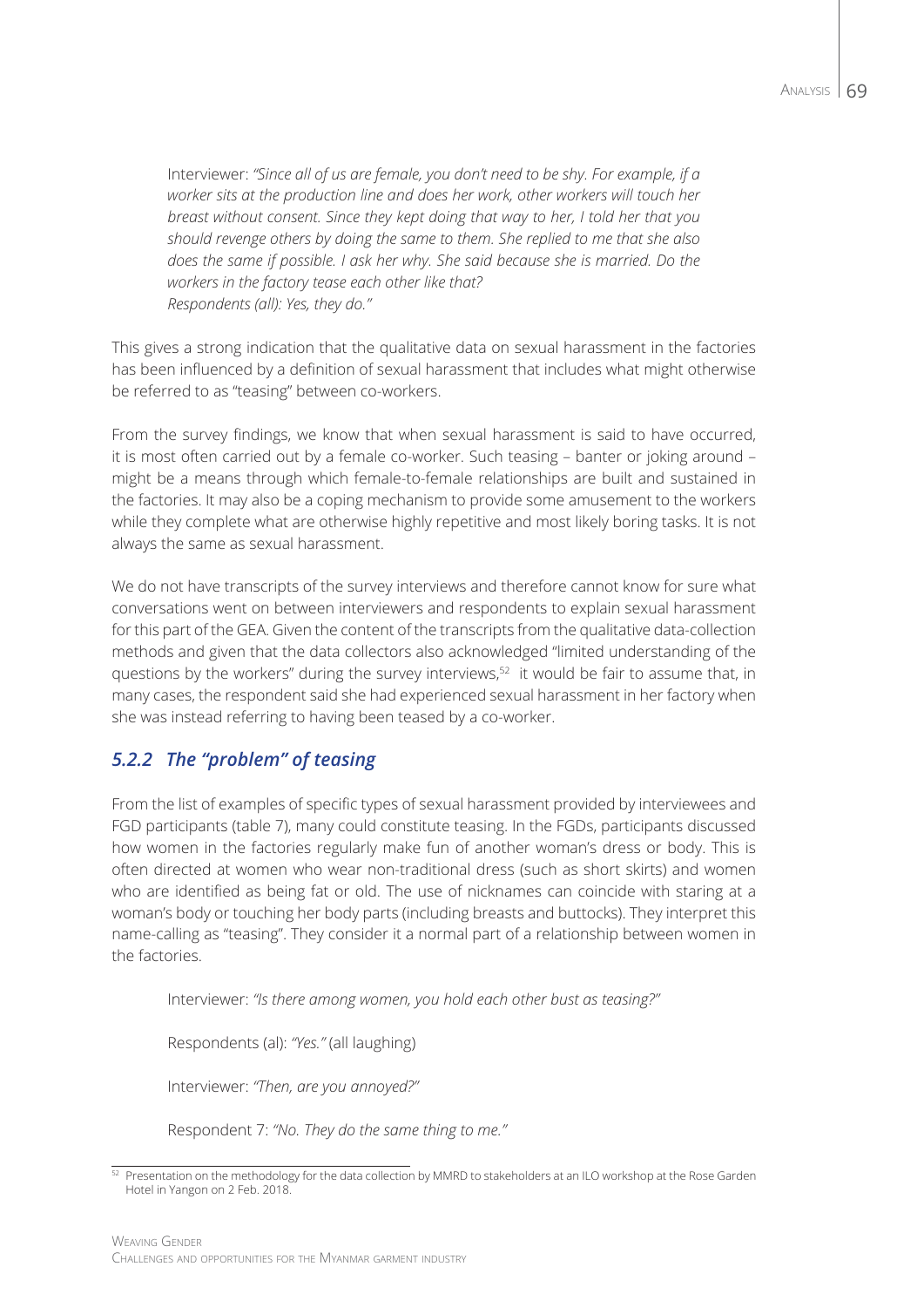Interviewer: *"Since all of us are female, you don't need to be shy. For example, if a worker sits at the production line and does her work, other workers will touch her breast without consent. Since they kept doing that way to her, I told her that you should revenge others by doing the same to them. She replied to me that she also does the same if possible. I ask her why. She said because she is married. Do the workers in the factory tease each other like that?*
*Respondents (all): Yes, they do."*

This gives a strong indication that the qualitative data on sexual harassment in the factories has been influenced by a definition of sexual harassment that includes what might otherwise be referred to as "teasing" between co-workers.

From the survey findings, we know that when sexual harassment is said to have occurred, it is most often carried out by a female co-worker. Such teasing – banter or joking around – might be a means through which female-to-female relationships are built and sustained in the factories. It may also be a coping mechanism to provide some amusement to the workers while they complete what are otherwise highly repetitive and most likely boring tasks. It is not always the same as sexual harassment.

We do not have transcripts of the survey interviews and therefore cannot know for sure what conversations went on between interviewers and respondents to explain sexual harassment for this part of the GEA. Given the content of the transcripts from the qualitative data-collection methods and given that the data collectors also acknowledged "limited understanding of the questions by the workers" during the survey interviews,[52] it would be fair to assume that, in many cases, the respondent said she had experienced sexual harassment in her factory when she was instead referring to having been teased by a co-worker.

### *5.2.2 The "problem" of teasing*

From the list of examples of specific types of sexual harassment provided by interviewees and FGD participants (table 7), many could constitute teasing. In the FGDs, participants discussed how women in the factories regularly make fun of another woman's dress or body. This is often directed at women who wear non-traditional dress (such as short skirts) and women who are identified as being fat or old. The use of nicknames can coincide with staring at a woman's body or touching her body parts (including breasts and buttocks). They interpret this name-calling as "teasing". They consider it a normal part of a relationship between women in the factories.

Interviewer: *"Is there among women, you hold each other bust as teasing?"*

Respondents (al): *"Yes."* (all laughing)

Interviewer: *"Then, are you annoyed?"*

Respondent 7: *"No. They do the same thing to me."*

[52] Presentation on the methodology for the data collection by MMRD to stakeholders at an ILO workshop at the Rose Garden Hotel in Yangon on 2 Feb. 2018.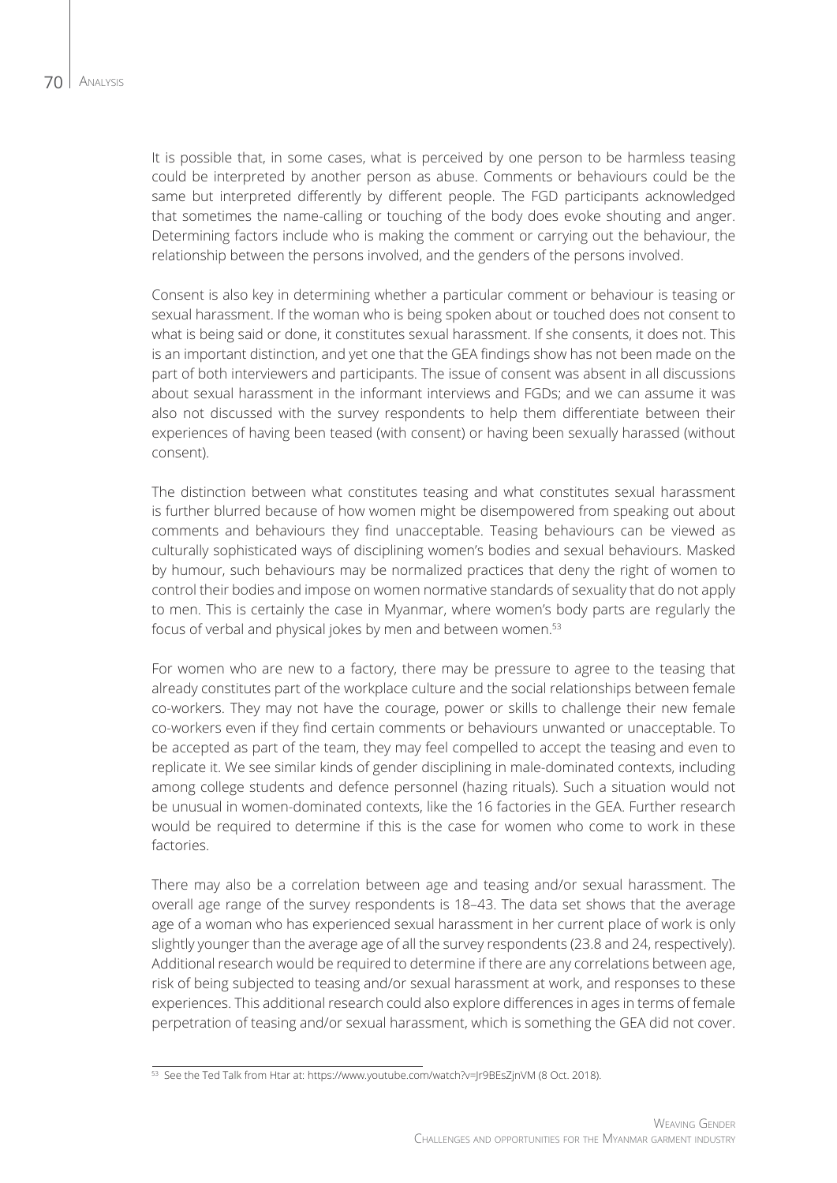It is possible that, in some cases, what is perceived by one person to be harmless teasing could be interpreted by another person as abuse. Comments or behaviours could be the same but interpreted differently by different people. The FGD participants acknowledged that sometimes the name-calling or touching of the body does evoke shouting and anger. Determining factors include who is making the comment or carrying out the behaviour, the relationship between the persons involved, and the genders of the persons involved.

Consent is also key in determining whether a particular comment or behaviour is teasing or sexual harassment. If the woman who is being spoken about or touched does not consent to what is being said or done, it constitutes sexual harassment. If she consents, it does not. This is an important distinction, and yet one that the GEA findings show has not been made on the part of both interviewers and participants. The issue of consent was absent in all discussions about sexual harassment in the informant interviews and FGDs; and we can assume it was also not discussed with the survey respondents to help them differentiate between their experiences of having been teased (with consent) or having been sexually harassed (without consent).

The distinction between what constitutes teasing and what constitutes sexual harassment is further blurred because of how women might be disempowered from speaking out about comments and behaviours they find unacceptable. Teasing behaviours can be viewed as culturally sophisticated ways of disciplining women's bodies and sexual behaviours. Masked by humour, such behaviours may be normalized practices that deny the right of women to control their bodies and impose on women normative standards of sexuality that do not apply to men. This is certainly the case in Myanmar, where women's body parts are regularly the focus of verbal and physical jokes by men and between women.[53]

For women who are new to a factory, there may be pressure to agree to the teasing that already constitutes part of the workplace culture and the social relationships between female co-workers. They may not have the courage, power or skills to challenge their new female co-workers even if they find certain comments or behaviours unwanted or unacceptable. To be accepted as part of the team, they may feel compelled to accept the teasing and even to replicate it. We see similar kinds of gender disciplining in male-dominated contexts, including among college students and defence personnel (hazing rituals). Such a situation would not be unusual in women-dominated contexts, like the 16 factories in the GEA. Further research would be required to determine if this is the case for women who come to work in these factories.

There may also be a correlation between age and teasing and/or sexual harassment. The overall age range of the survey respondents is 18–43. The data set shows that the average age of a woman who has experienced sexual harassment in her current place of work is only slightly younger than the average age of all the survey respondents (23.8 and 24, respectively). Additional research would be required to determine if there are any correlations between age, risk of being subjected to teasing and/or sexual harassment at work, and responses to these experiences. This additional research could also explore differences in ages in terms of female perpetration of teasing and/or sexual harassment, which is something the GEA did not cover.

[53] See the Ted Talk from Htar at: https://www.youtube.com/watch?v=Jr9BEsZjnVM (8 Oct. 2018).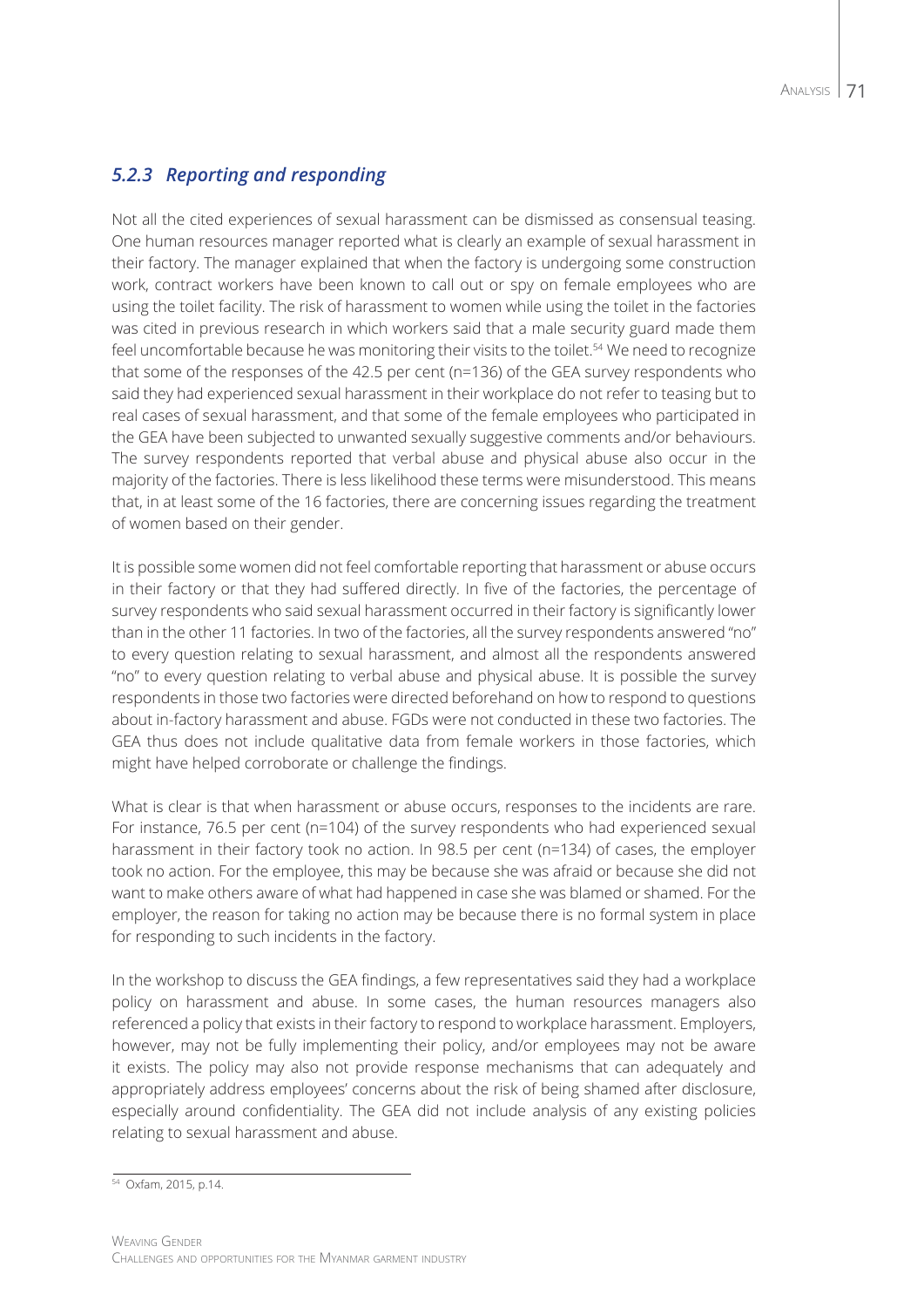### *5.2.3 Reporting and responding*

Not all the cited experiences of sexual harassment can be dismissed as consensual teasing. One human resources manager reported what is clearly an example of sexual harassment in their factory. The manager explained that when the factory is undergoing some construction work, contract workers have been known to call out or spy on female employees who are using the toilet facility. The risk of harassment to women while using the toilet in the factories was cited in previous research in which workers said that a male security guard made them feel uncomfortable because he was monitoring their visits to the toilet.[54] We need to recognize that some of the responses of the 42.5 per cent (n=136) of the GEA survey respondents who said they had experienced sexual harassment in their workplace do not refer to teasing but to real cases of sexual harassment, and that some of the female employees who participated in the GEA have been subjected to unwanted sexually suggestive comments and/or behaviours. The survey respondents reported that verbal abuse and physical abuse also occur in the majority of the factories. There is less likelihood these terms were misunderstood. This means that, in at least some of the 16 factories, there are concerning issues regarding the treatment of women based on their gender.

It is possible some women did not feel comfortable reporting that harassment or abuse occurs in their factory or that they had suffered directly. In five of the factories, the percentage of survey respondents who said sexual harassment occurred in their factory is significantly lower than in the other 11 factories. In two of the factories, all the survey respondents answered "no" to every question relating to sexual harassment, and almost all the respondents answered "no" to every question relating to verbal abuse and physical abuse. It is possible the survey respondents in those two factories were directed beforehand on how to respond to questions about in-factory harassment and abuse. FGDs were not conducted in these two factories. The GEA thus does not include qualitative data from female workers in those factories, which might have helped corroborate or challenge the findings.

What is clear is that when harassment or abuse occurs, responses to the incidents are rare. For instance, 76.5 per cent (n=104) of the survey respondents who had experienced sexual harassment in their factory took no action. In 98.5 per cent (n=134) of cases, the employer took no action. For the employee, this may be because she was afraid or because she did not want to make others aware of what had happened in case she was blamed or shamed. For the employer, the reason for taking no action may be because there is no formal system in place for responding to such incidents in the factory.

In the workshop to discuss the GEA findings, a few representatives said they had a workplace policy on harassment and abuse. In some cases, the human resources managers also referenced a policy that exists in their factory to respond to workplace harassment. Employers, however, may not be fully implementing their policy, and/or employees may not be aware it exists. The policy may also not provide response mechanisms that can adequately and appropriately address employees' concerns about the risk of being shamed after disclosure, especially around confidentiality. The GEA did not include analysis of any existing policies relating to sexual harassment and abuse.

[54] Oxfam, 2015, p.14.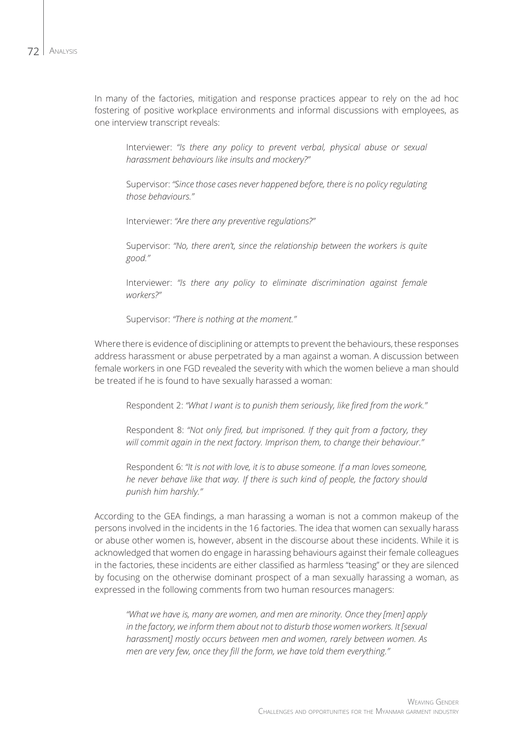In many of the factories, mitigation and response practices appear to rely on the ad hoc fostering of positive workplace environments and informal discussions with employees, as one interview transcript reveals:

> Interviewer: *"Is there any policy to prevent verbal, physical abuse or sexual harassment behaviours like insults and mockery?"*
>
> Supervisor: *"Since those cases never happened before, there is no policy regulating those behaviours."*
>
> Interviewer: *"Are there any preventive regulations?"*
>
> Supervisor: *"No, there aren't, since the relationship between the workers is quite good."*
>
> Interviewer: *"Is there any policy to eliminate discrimination against female workers?"*
>
> Supervisor: *"There is nothing at the moment."*

Where there is evidence of disciplining or attempts to prevent the behaviours, these responses address harassment or abuse perpetrated by a man against a woman. A discussion between female workers in one FGD revealed the severity with which the women believe a man should be treated if he is found to have sexually harassed a woman:

> Respondent 2: *"What I want is to punish them seriously, like fired from the work."*
>
> Respondent 8: *"Not only fired, but imprisoned. If they quit from a factory, they will commit again in the next factory. Imprison them, to change their behaviour."*
>
> Respondent 6: *"It is not with love, it is to abuse someone. If a man loves someone, he never behave like that way. If there is such kind of people, the factory should punish him harshly."*

According to the GEA findings, a man harassing a woman is not a common makeup of the persons involved in the incidents in the 16 factories. The idea that women can sexually harass or abuse other women is, however, absent in the discourse about these incidents. While it is acknowledged that women do engage in harassing behaviours against their female colleagues in the factories, these incidents are either classified as harmless "teasing" or they are silenced by focusing on the otherwise dominant prospect of a man sexually harassing a woman, as expressed in the following comments from two human resources managers:

> *"What we have is, many are women, and men are minority. Once they [men] apply in the factory, we inform them about not to disturb those women workers. It [sexual harassment] mostly occurs between men and women, rarely between women. As men are very few, once they fill the form, we have told them everything."*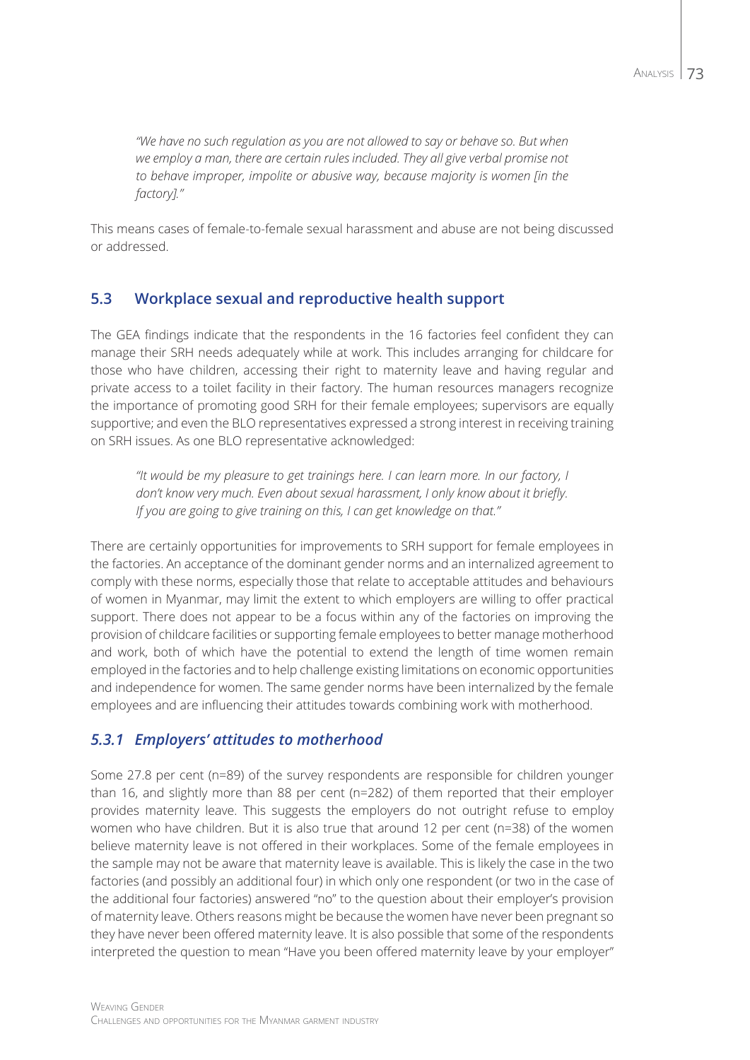> *"We have no such regulation as you are not allowed to say or behave so. But when we employ a man, there are certain rules included. They all give verbal promise not to behave improper, impolite or abusive way, because majority is women [in the factory]."*

This means cases of female-to-female sexual harassment and abuse are not being discussed or addressed.

## 5.3 Workplace sexual and reproductive health support

The GEA findings indicate that the respondents in the 16 factories feel confident they can manage their SRH needs adequately while at work. This includes arranging for childcare for those who have children, accessing their right to maternity leave and having regular and private access to a toilet facility in their factory. The human resources managers recognize the importance of promoting good SRH for their female employees; supervisors are equally supportive; and even the BLO representatives expressed a strong interest in receiving training on SRH issues. As one BLO representative acknowledged:

> *"It would be my pleasure to get trainings here. I can learn more. In our factory, I don't know very much. Even about sexual harassment, I only know about it briefly. If you are going to give training on this, I can get knowledge on that."*

There are certainly opportunities for improvements to SRH support for female employees in the factories. An acceptance of the dominant gender norms and an internalized agreement to comply with these norms, especially those that relate to acceptable attitudes and behaviours of women in Myanmar, may limit the extent to which employers are willing to offer practical support. There does not appear to be a focus within any of the factories on improving the provision of childcare facilities or supporting female employees to better manage motherhood and work, both of which have the potential to extend the length of time women remain employed in the factories and to help challenge existing limitations on economic opportunities and independence for women. The same gender norms have been internalized by the female employees and are influencing their attitudes towards combining work with motherhood.

### *5.3.1 Employers' attitudes to motherhood*

Some 27.8 per cent (n=89) of the survey respondents are responsible for children younger than 16, and slightly more than 88 per cent (n=282) of them reported that their employer provides maternity leave. This suggests the employers do not outright refuse to employ women who have children. But it is also true that around 12 per cent (n=38) of the women believe maternity leave is not offered in their workplaces. Some of the female employees in the sample may not be aware that maternity leave is available. This is likely the case in the two factories (and possibly an additional four) in which only one respondent (or two in the case of the additional four factories) answered "no" to the question about their employer's provision of maternity leave. Others reasons might be because the women have never been pregnant so they have never been offered maternity leave. It is also possible that some of the respondents interpreted the question to mean "Have you been offered maternity leave by your employer"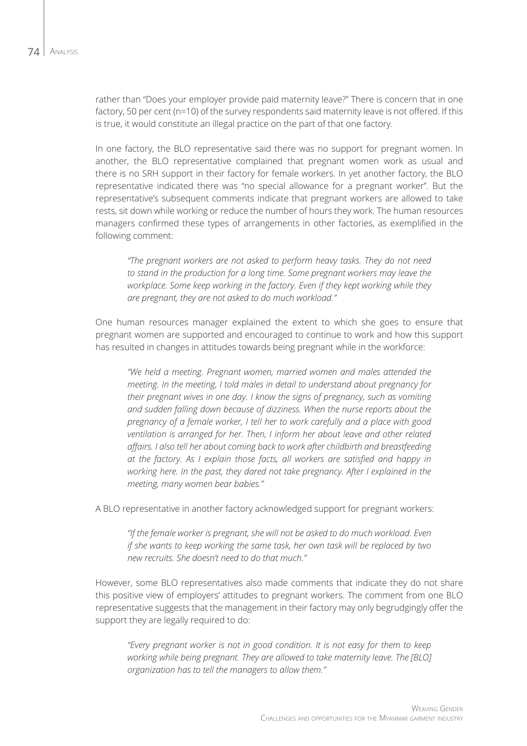rather than "Does your employer provide paid maternity leave?" There is concern that in one factory, 50 per cent (n=10) of the survey respondents said maternity leave is not offered. If this is true, it would constitute an illegal practice on the part of that one factory.

In one factory, the BLO representative said there was no support for pregnant women. In another, the BLO representative complained that pregnant women work as usual and there is no SRH support in their factory for female workers. In yet another factory, the BLO representative indicated there was "no special allowance for a pregnant worker". But the representative's subsequent comments indicate that pregnant workers are allowed to take rests, sit down while working or reduce the number of hours they work. The human resources managers confirmed these types of arrangements in other factories, as exemplified in the following comment:

> *"The pregnant workers are not asked to perform heavy tasks. They do not need to stand in the production for a long time. Some pregnant workers may leave the workplace. Some keep working in the factory. Even if they kept working while they are pregnant, they are not asked to do much workload."*

One human resources manager explained the extent to which she goes to ensure that pregnant women are supported and encouraged to continue to work and how this support has resulted in changes in attitudes towards being pregnant while in the workforce:

> *"We held a meeting. Pregnant women, married women and males attended the meeting. In the meeting, I told males in detail to understand about pregnancy for their pregnant wives in one day. I know the signs of pregnancy, such as vomiting and sudden falling down because of dizziness. When the nurse reports about the pregnancy of a female worker, I tell her to work carefully and a place with good ventilation is arranged for her. Then, I inform her about leave and other related affairs. I also tell her about coming back to work after childbirth and breastfeeding at the factory. As I explain those facts, all workers are satisfied and happy in working here. In the past, they dared not take pregnancy. After I explained in the meeting, many women bear babies."*

A BLO representative in another factory acknowledged support for pregnant workers:

> *"If the female worker is pregnant, she will not be asked to do much workload. Even if she wants to keep working the same task, her own task will be replaced by two new recruits. She doesn't need to do that much."*

However, some BLO representatives also made comments that indicate they do not share this positive view of employers' attitudes to pregnant workers. The comment from one BLO representative suggests that the management in their factory may only begrudgingly offer the support they are legally required to do:

> *"Every pregnant worker is not in good condition. It is not easy for them to keep working while being pregnant. They are allowed to take maternity leave. The [BLO] organization has to tell the managers to allow them."*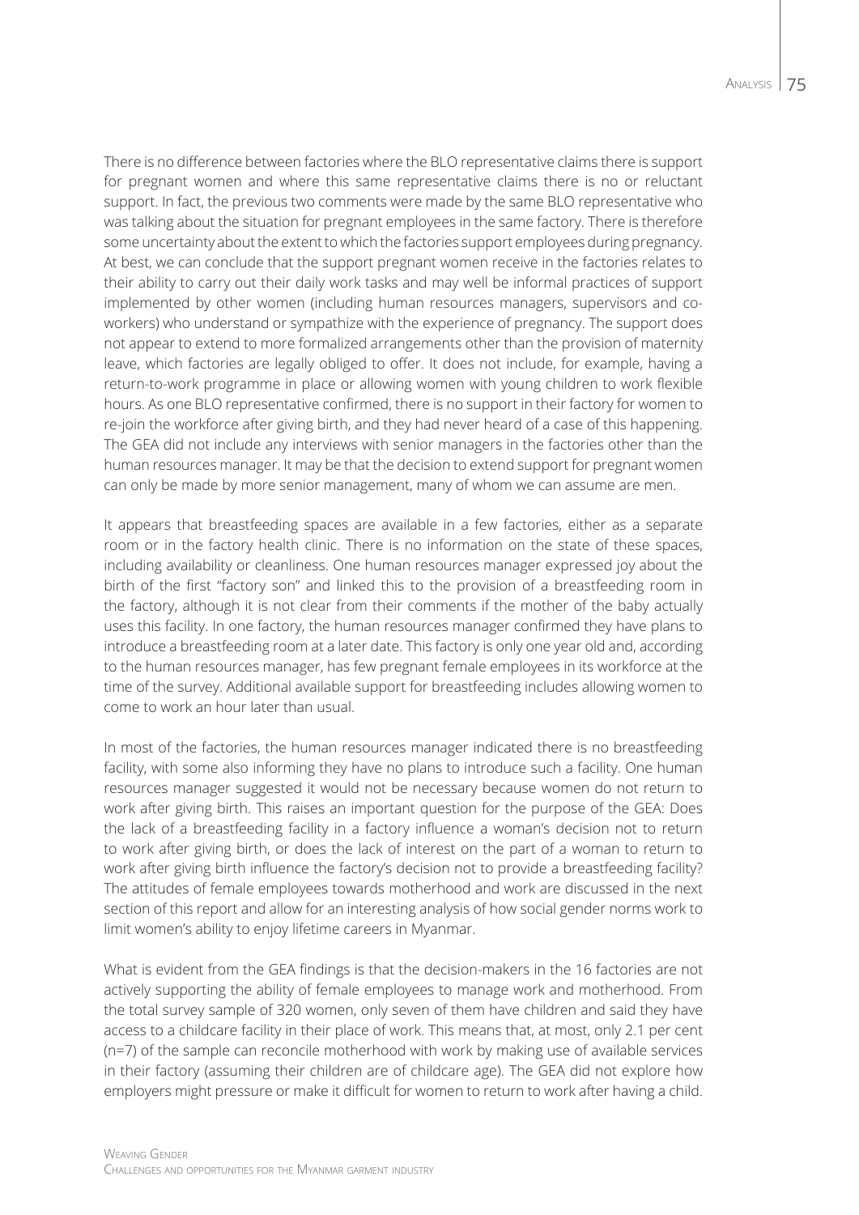There is no difference between factories where the BLO representative claims there is support for pregnant women and where this same representative claims there is no or reluctant support. In fact, the previous two comments were made by the same BLO representative who was talking about the situation for pregnant employees in the same factory. There is therefore some uncertainty about the extent to which the factories support employees during pregnancy. At best, we can conclude that the support pregnant women receive in the factories relates to their ability to carry out their daily work tasks and may well be informal practices of support implemented by other women (including human resources managers, supervisors and co-workers) who understand or sympathize with the experience of pregnancy. The support does not appear to extend to more formalized arrangements other than the provision of maternity leave, which factories are legally obliged to offer. It does not include, for example, having a return-to-work programme in place or allowing women with young children to work flexible hours. As one BLO representative confirmed, there is no support in their factory for women to re-join the workforce after giving birth, and they had never heard of a case of this happening. The GEA did not include any interviews with senior managers in the factories other than the human resources manager. It may be that the decision to extend support for pregnant women can only be made by more senior management, many of whom we can assume are men.

It appears that breastfeeding spaces are available in a few factories, either as a separate room or in the factory health clinic. There is no information on the state of these spaces, including availability or cleanliness. One human resources manager expressed joy about the birth of the first "factory son" and linked this to the provision of a breastfeeding room in the factory, although it is not clear from their comments if the mother of the baby actually uses this facility. In one factory, the human resources manager confirmed they have plans to introduce a breastfeeding room at a later date. This factory is only one year old and, according to the human resources manager, has few pregnant female employees in its workforce at the time of the survey. Additional available support for breastfeeding includes allowing women to come to work an hour later than usual.

In most of the factories, the human resources manager indicated there is no breastfeeding facility, with some also informing they have no plans to introduce such a facility. One human resources manager suggested it would not be necessary because women do not return to work after giving birth. This raises an important question for the purpose of the GEA: Does the lack of a breastfeeding facility in a factory influence a woman's decision not to return to work after giving birth, or does the lack of interest on the part of a woman to return to work after giving birth influence the factory's decision not to provide a breastfeeding facility? The attitudes of female employees towards motherhood and work are discussed in the next section of this report and allow for an interesting analysis of how social gender norms work to limit women's ability to enjoy lifetime careers in Myanmar.

What is evident from the GEA findings is that the decision-makers in the 16 factories are not actively supporting the ability of female employees to manage work and motherhood. From the total survey sample of 320 women, only seven of them have children and said they have access to a childcare facility in their place of work. This means that, at most, only 2.1 per cent (n=7) of the sample can reconcile motherhood with work by making use of available services in their factory (assuming their children are of childcare age). The GEA did not explore how employers might pressure or make it difficult for women to return to work after having a child.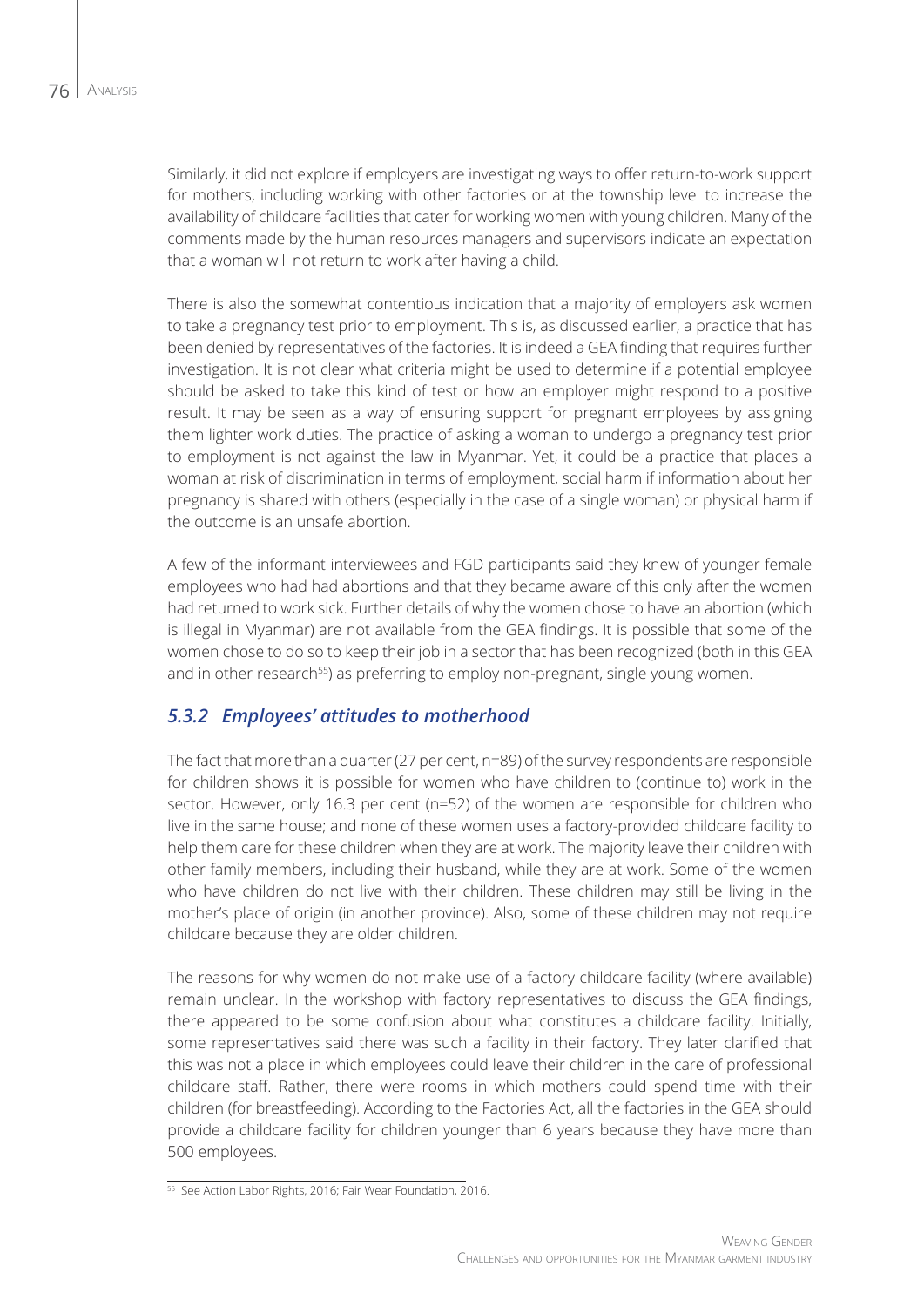Similarly, it did not explore if employers are investigating ways to offer return-to-work support for mothers, including working with other factories or at the township level to increase the availability of childcare facilities that cater for working women with young children. Many of the comments made by the human resources managers and supervisors indicate an expectation that a woman will not return to work after having a child.

There is also the somewhat contentious indication that a majority of employers ask women to take a pregnancy test prior to employment. This is, as discussed earlier, a practice that has been denied by representatives of the factories. It is indeed a GEA finding that requires further investigation. It is not clear what criteria might be used to determine if a potential employee should be asked to take this kind of test or how an employer might respond to a positive result. It may be seen as a way of ensuring support for pregnant employees by assigning them lighter work duties. The practice of asking a woman to undergo a pregnancy test prior to employment is not against the law in Myanmar. Yet, it could be a practice that places a woman at risk of discrimination in terms of employment, social harm if information about her pregnancy is shared with others (especially in the case of a single woman) or physical harm if the outcome is an unsafe abortion.

A few of the informant interviewees and FGD participants said they knew of younger female employees who had had abortions and that they became aware of this only after the women had returned to work sick. Further details of why the women chose to have an abortion (which is illegal in Myanmar) are not available from the GEA findings. It is possible that some of the women chose to do so to keep their job in a sector that has been recognized (both in this GEA and in other research[55]) as preferring to employ non-pregnant, single young women.

### *5.3.2 Employees' attitudes to motherhood*

The fact that more than a quarter (27 per cent, n=89) of the survey respondents are responsible for children shows it is possible for women who have children to (continue to) work in the sector. However, only 16.3 per cent (n=52) of the women are responsible for children who live in the same house; and none of these women uses a factory-provided childcare facility to help them care for these children when they are at work. The majority leave their children with other family members, including their husband, while they are at work. Some of the women who have children do not live with their children. These children may still be living in the mother's place of origin (in another province). Also, some of these children may not require childcare because they are older children.

The reasons for why women do not make use of a factory childcare facility (where available) remain unclear. In the workshop with factory representatives to discuss the GEA findings, there appeared to be some confusion about what constitutes a childcare facility. Initially, some representatives said there was such a facility in their factory. They later clarified that this was not a place in which employees could leave their children in the care of professional childcare staff. Rather, there were rooms in which mothers could spend time with their children (for breastfeeding). According to the Factories Act, all the factories in the GEA should provide a childcare facility for children younger than 6 years because they have more than 500 employees.

[55] See Action Labor Rights, 2016; Fair Wear Foundation, 2016.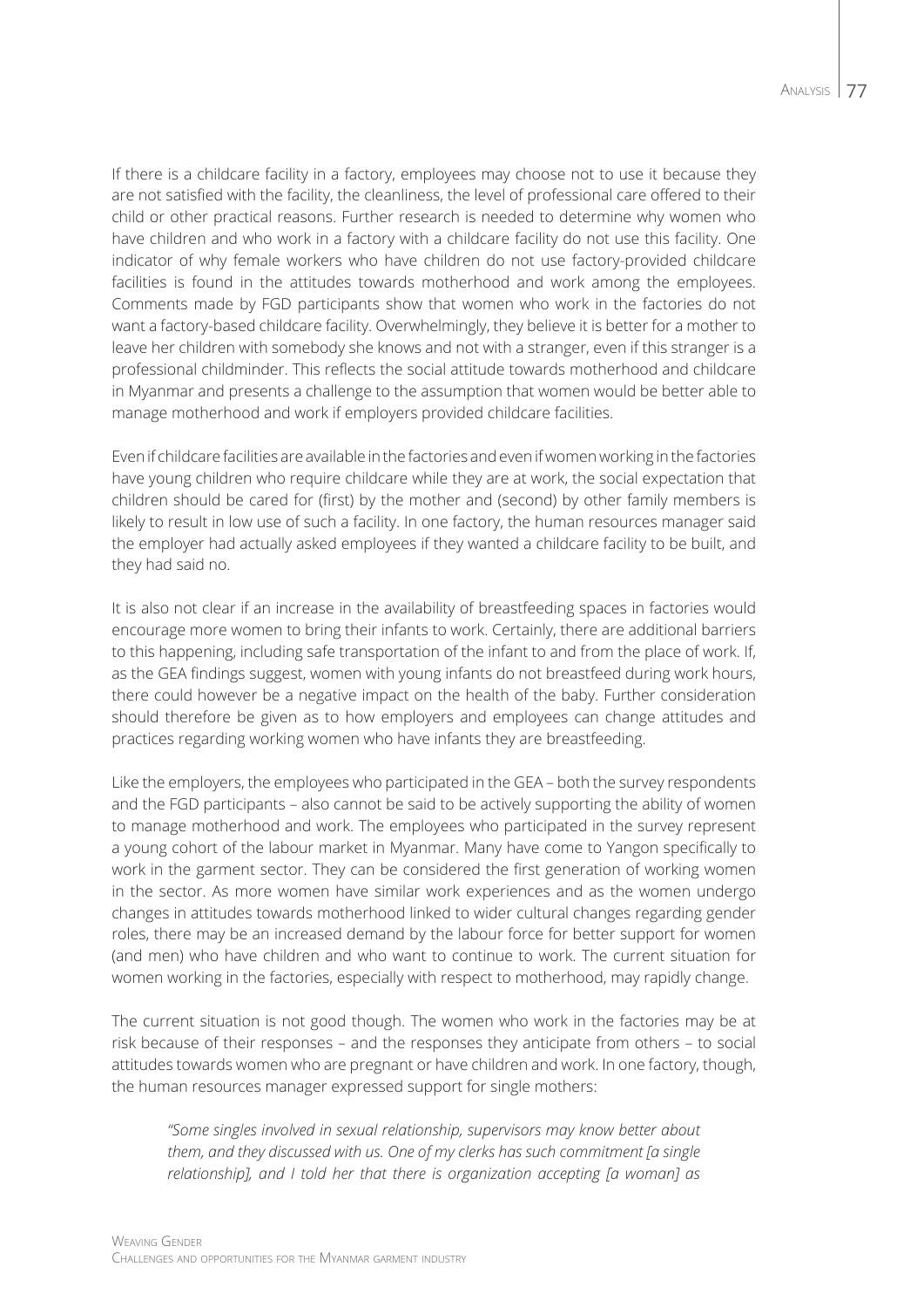If there is a childcare facility in a factory, employees may choose not to use it because they are not satisfied with the facility, the cleanliness, the level of professional care offered to their child or other practical reasons. Further research is needed to determine why women who have children and who work in a factory with a childcare facility do not use this facility. One indicator of why female workers who have children do not use factory-provided childcare facilities is found in the attitudes towards motherhood and work among the employees. Comments made by FGD participants show that women who work in the factories do not want a factory-based childcare facility. Overwhelmingly, they believe it is better for a mother to leave her children with somebody she knows and not with a stranger, even if this stranger is a professional childminder. This reflects the social attitude towards motherhood and childcare in Myanmar and presents a challenge to the assumption that women would be better able to manage motherhood and work if employers provided childcare facilities.

Even if childcare facilities are available in the factories and even if women working in the factories have young children who require childcare while they are at work, the social expectation that children should be cared for (first) by the mother and (second) by other family members is likely to result in low use of such a facility. In one factory, the human resources manager said the employer had actually asked employees if they wanted a childcare facility to be built, and they had said no.

It is also not clear if an increase in the availability of breastfeeding spaces in factories would encourage more women to bring their infants to work. Certainly, there are additional barriers to this happening, including safe transportation of the infant to and from the place of work. If, as the GEA findings suggest, women with young infants do not breastfeed during work hours, there could however be a negative impact on the health of the baby. Further consideration should therefore be given as to how employers and employees can change attitudes and practices regarding working women who have infants they are breastfeeding.

Like the employers, the employees who participated in the GEA – both the survey respondents and the FGD participants – also cannot be said to be actively supporting the ability of women to manage motherhood and work. The employees who participated in the survey represent a young cohort of the labour market in Myanmar. Many have come to Yangon specifically to work in the garment sector. They can be considered the first generation of working women in the sector. As more women have similar work experiences and as the women undergo changes in attitudes towards motherhood linked to wider cultural changes regarding gender roles, there may be an increased demand by the labour force for better support for women (and men) who have children and who want to continue to work. The current situation for women working in the factories, especially with respect to motherhood, may rapidly change.

The current situation is not good though. The women who work in the factories may be at risk because of their responses – and the responses they anticipate from others – to social attitudes towards women who are pregnant or have children and work. In one factory, though, the human resources manager expressed support for single mothers:

> *"Some singles involved in sexual relationship, supervisors may know better about them, and they discussed with us. One of my clerks has such commitment [a single relationship], and I told her that there is organization accepting [a woman] as*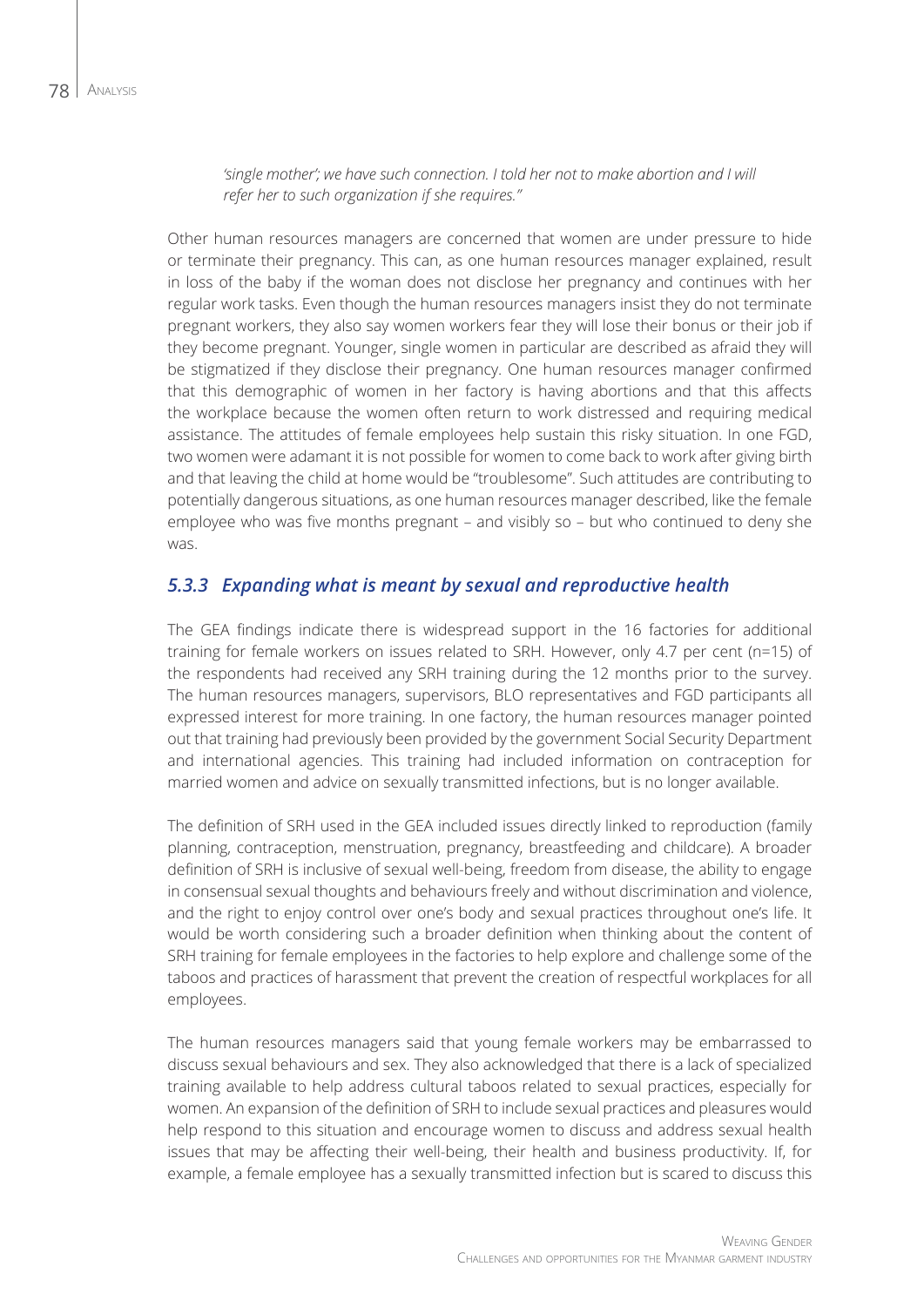*'single mother'; we have such connection. I told her not to make abortion and I will refer her to such organization if she requires."*

Other human resources managers are concerned that women are under pressure to hide or terminate their pregnancy. This can, as one human resources manager explained, result in loss of the baby if the woman does not disclose her pregnancy and continues with her regular work tasks. Even though the human resources managers insist they do not terminate pregnant workers, they also say women workers fear they will lose their bonus or their job if they become pregnant. Younger, single women in particular are described as afraid they will be stigmatized if they disclose their pregnancy. One human resources manager confirmed that this demographic of women in her factory is having abortions and that this affects the workplace because the women often return to work distressed and requiring medical assistance. The attitudes of female employees help sustain this risky situation. In one FGD, two women were adamant it is not possible for women to come back to work after giving birth and that leaving the child at home would be "troublesome". Such attitudes are contributing to potentially dangerous situations, as one human resources manager described, like the female employee who was five months pregnant – and visibly so – but who continued to deny she was.

### *5.3.3 Expanding what is meant by sexual and reproductive health*

The GEA findings indicate there is widespread support in the 16 factories for additional training for female workers on issues related to SRH. However, only 4.7 per cent (n=15) of the respondents had received any SRH training during the 12 months prior to the survey. The human resources managers, supervisors, BLO representatives and FGD participants all expressed interest for more training. In one factory, the human resources manager pointed out that training had previously been provided by the government Social Security Department and international agencies. This training had included information on contraception for married women and advice on sexually transmitted infections, but is no longer available.

The definition of SRH used in the GEA included issues directly linked to reproduction (family planning, contraception, menstruation, pregnancy, breastfeeding and childcare). A broader definition of SRH is inclusive of sexual well-being, freedom from disease, the ability to engage in consensual sexual thoughts and behaviours freely and without discrimination and violence, and the right to enjoy control over one's body and sexual practices throughout one's life. It would be worth considering such a broader definition when thinking about the content of SRH training for female employees in the factories to help explore and challenge some of the taboos and practices of harassment that prevent the creation of respectful workplaces for all employees.

The human resources managers said that young female workers may be embarrassed to discuss sexual behaviours and sex. They also acknowledged that there is a lack of specialized training available to help address cultural taboos related to sexual practices, especially for women. An expansion of the definition of SRH to include sexual practices and pleasures would help respond to this situation and encourage women to discuss and address sexual health issues that may be affecting their well-being, their health and business productivity. If, for example, a female employee has a sexually transmitted infection but is scared to discuss this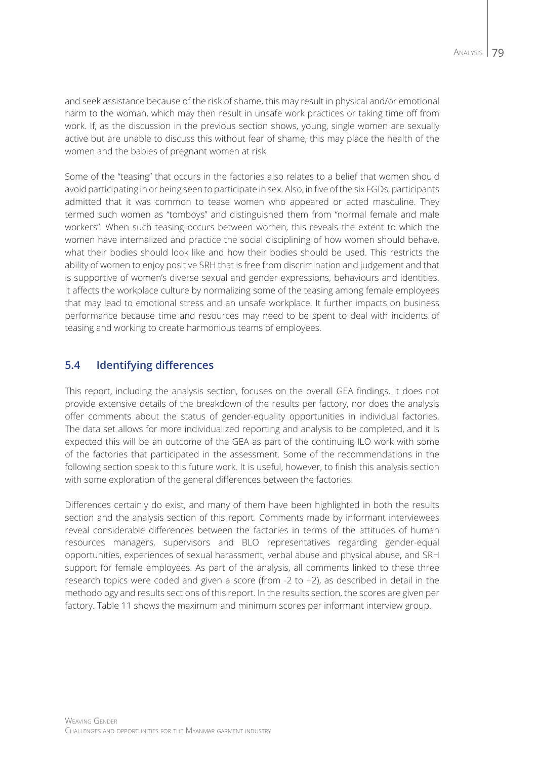and seek assistance because of the risk of shame, this may result in physical and/or emotional harm to the woman, which may then result in unsafe work practices or taking time off from work. If, as the discussion in the previous section shows, young, single women are sexually active but are unable to discuss this without fear of shame, this may place the health of the women and the babies of pregnant women at risk.

Some of the "teasing" that occurs in the factories also relates to a belief that women should avoid participating in or being seen to participate in sex. Also, in five of the six FGDs, participants admitted that it was common to tease women who appeared or acted masculine. They termed such women as "tomboys" and distinguished them from "normal female and male workers". When such teasing occurs between women, this reveals the extent to which the women have internalized and practice the social disciplining of how women should behave, what their bodies should look like and how their bodies should be used. This restricts the ability of women to enjoy positive SRH that is free from discrimination and judgement and that is supportive of women's diverse sexual and gender expressions, behaviours and identities. It affects the workplace culture by normalizing some of the teasing among female employees that may lead to emotional stress and an unsafe workplace. It further impacts on business performance because time and resources may need to be spent to deal with incidents of teasing and working to create harmonious teams of employees.

## 5.4 Identifying differences

This report, including the analysis section, focuses on the overall GEA findings. It does not provide extensive details of the breakdown of the results per factory, nor does the analysis offer comments about the status of gender-equality opportunities in individual factories. The data set allows for more individualized reporting and analysis to be completed, and it is expected this will be an outcome of the GEA as part of the continuing ILO work with some of the factories that participated in the assessment. Some of the recommendations in the following section speak to this future work. It is useful, however, to finish this analysis section with some exploration of the general differences between the factories.

Differences certainly do exist, and many of them have been highlighted in both the results section and the analysis section of this report. Comments made by informant interviewees reveal considerable differences between the factories in terms of the attitudes of human resources managers, supervisors and BLO representatives regarding gender-equal opportunities, experiences of sexual harassment, verbal abuse and physical abuse, and SRH support for female employees. As part of the analysis, all comments linked to these three research topics were coded and given a score (from -2 to +2), as described in detail in the methodology and results sections of this report. In the results section, the scores are given per factory. Table 11 shows the maximum and minimum scores per informant interview group.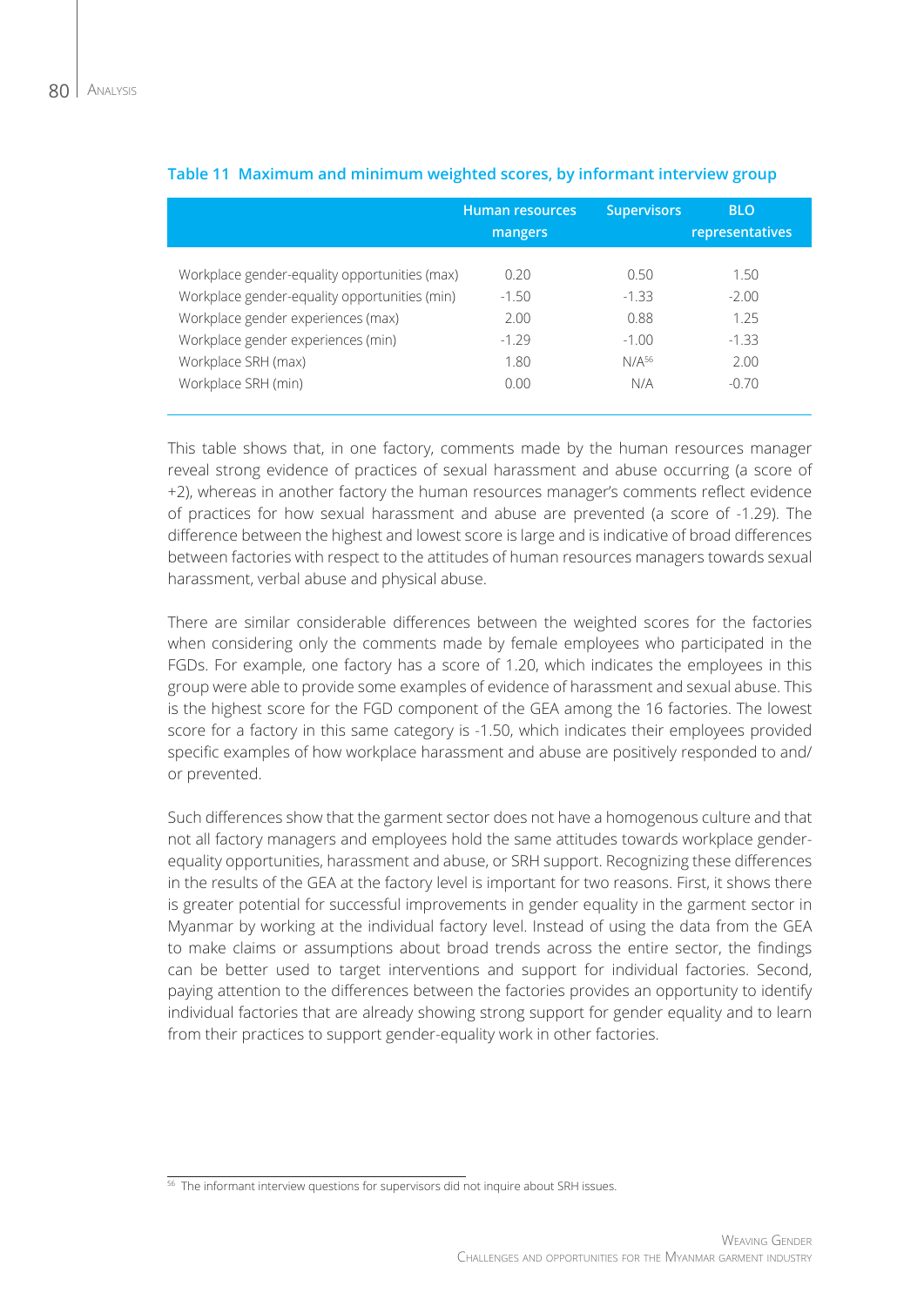**Table 11 Maximum and minimum weighted scores, by informant interview group**

| | Human resources mangers | Supervisors | BLO representatives |
|---|---|---|---|
| Workplace gender-equality opportunities (max) | 0.20 | 0.50 | 1.50 |
| Workplace gender-equality opportunities (min) | -1.50 | -1.33 | -2.00 |
| Workplace gender experiences (max) | 2.00 | 0.88 | 1.25 |
| Workplace gender experiences (min) | -1.29 | -1.00 | -1.33 |
| Workplace SRH (max) | 1.80 | N/A[56] | 2.00 |
| Workplace SRH (min) | 0.00 | N/A | -0.70 |

This table shows that, in one factory, comments made by the human resources manager reveal strong evidence of practices of sexual harassment and abuse occurring (a score of +2), whereas in another factory the human resources manager's comments reflect evidence of practices for how sexual harassment and abuse are prevented (a score of -1.29). The difference between the highest and lowest score is large and is indicative of broad differences between factories with respect to the attitudes of human resources managers towards sexual harassment, verbal abuse and physical abuse.

There are similar considerable differences between the weighted scores for the factories when considering only the comments made by female employees who participated in the FGDs. For example, one factory has a score of 1.20, which indicates the employees in this group were able to provide some examples of evidence of harassment and sexual abuse. This is the highest score for the FGD component of the GEA among the 16 factories. The lowest score for a factory in this same category is -1.50, which indicates their employees provided specific examples of how workplace harassment and abuse are positively responded to and/or prevented.

Such differences show that the garment sector does not have a homogenous culture and that not all factory managers and employees hold the same attitudes towards workplace gender-equality opportunities, harassment and abuse, or SRH support. Recognizing these differences in the results of the GEA at the factory level is important for two reasons. First, it shows there is greater potential for successful improvements in gender equality in the garment sector in Myanmar by working at the individual factory level. Instead of using the data from the GEA to make claims or assumptions about broad trends across the entire sector, the findings can be better used to target interventions and support for individual factories. Second, paying attention to the differences between the factories provides an opportunity to identify individual factories that are already showing strong support for gender equality and to learn from their practices to support gender-equality work in other factories.

[56] The informant interview questions for supervisors did not inquire about SRH issues.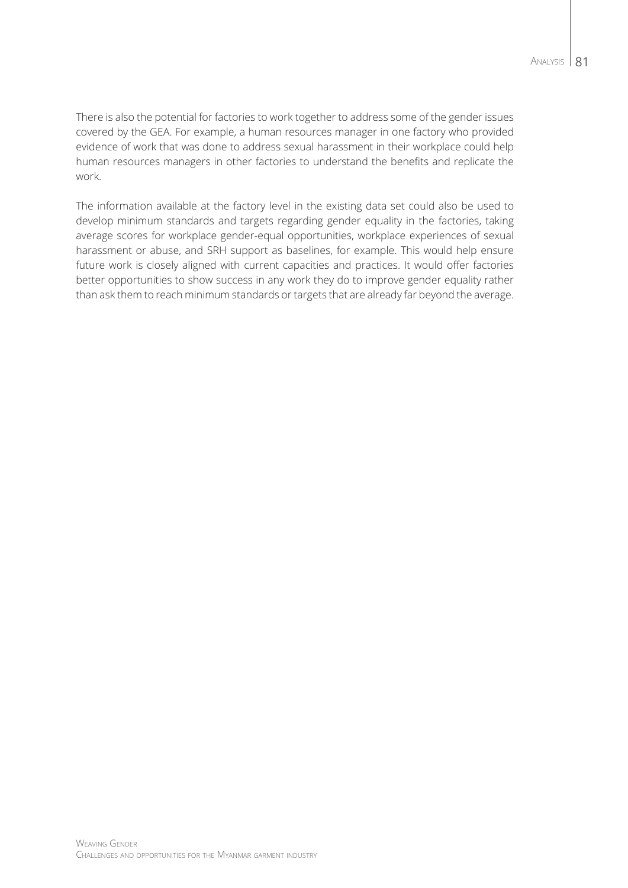There is also the potential for factories to work together to address some of the gender issues covered by the GEA. For example, a human resources manager in one factory who provided evidence of work that was done to address sexual harassment in their workplace could help human resources managers in other factories to understand the benefits and replicate the work.

The information available at the factory level in the existing data set could also be used to develop minimum standards and targets regarding gender equality in the factories, taking average scores for workplace gender-equal opportunities, workplace experiences of sexual harassment or abuse, and SRH support as baselines, for example. This would help ensure future work is closely aligned with current capacities and practices. It would offer factories better opportunities to show success in any work they do to improve gender equality rather than ask them to reach minimum standards or targets that are already far beyond the average.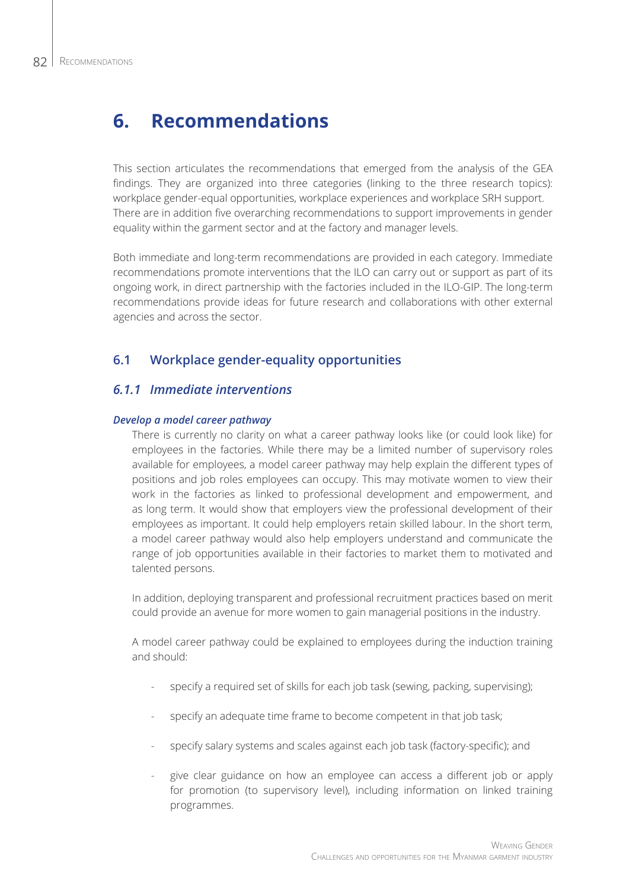# 6. Recommendations

This section articulates the recommendations that emerged from the analysis of the GEA findings. They are organized into three categories (linking to the three research topics): workplace gender-equal opportunities, workplace experiences and workplace SRH support. There are in addition five overarching recommendations to support improvements in gender equality within the garment sector and at the factory and manager levels.

Both immediate and long-term recommendations are provided in each category. Immediate recommendations promote interventions that the ILO can carry out or support as part of its ongoing work, in direct partnership with the factories included in the ILO-GIP. The long-term recommendations provide ideas for future research and collaborations with other external agencies and across the sector.

## 6.1 Workplace gender-equality opportunities

### *6.1.1 Immediate interventions*

***Develop a model career pathway***

There is currently no clarity on what a career pathway looks like (or could look like) for employees in the factories. While there may be a limited number of supervisory roles available for employees, a model career pathway may help explain the different types of positions and job roles employees can occupy. This may motivate women to view their work in the factories as linked to professional development and empowerment, and as long term. It would show that employers view the professional development of their employees as important. It could help employers retain skilled labour. In the short term, a model career pathway would also help employers understand and communicate the range of job opportunities available in their factories to market them to motivated and talented persons.

In addition, deploying transparent and professional recruitment practices based on merit could provide an avenue for more women to gain managerial positions in the industry.

A model career pathway could be explained to employees during the induction training and should:

- specify a required set of skills for each job task (sewing, packing, supervising);
- specify an adequate time frame to become competent in that job task;
- specify salary systems and scales against each job task (factory-specific); and
- give clear guidance on how an employee can access a different job or apply for promotion (to supervisory level), including information on linked training programmes.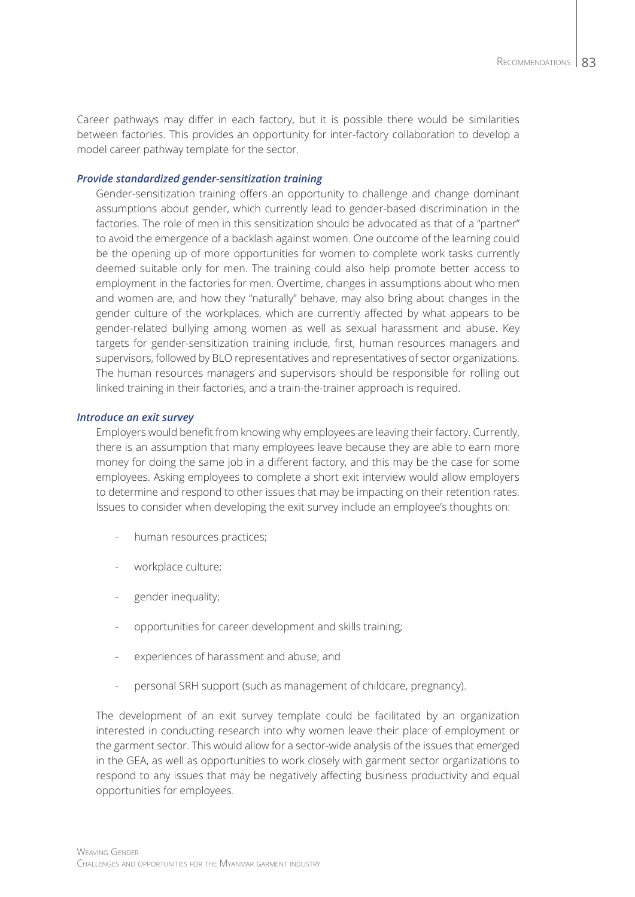Career pathways may differ in each factory, but it is possible there would be similarities between factories. This provides an opportunity for inter-factory collaboration to develop a model career pathway template for the sector.

***Provide standardized gender-sensitization training***

Gender-sensitization training offers an opportunity to challenge and change dominant assumptions about gender, which currently lead to gender-based discrimination in the factories. The role of men in this sensitization should be advocated as that of a "partner" to avoid the emergence of a backlash against women. One outcome of the learning could be the opening up of more opportunities for women to complete work tasks currently deemed suitable only for men. The training could also help promote better access to employment in the factories for men. Overtime, changes in assumptions about who men and women are, and how they "naturally" behave, may also bring about changes in the gender culture of the workplaces, which are currently affected by what appears to be gender-related bullying among women as well as sexual harassment and abuse. Key targets for gender-sensitization training include, first, human resources managers and supervisors, followed by BLO representatives and representatives of sector organizations. The human resources managers and supervisors should be responsible for rolling out linked training in their factories, and a train-the-trainer approach is required.

***Introduce an exit survey***

Employers would benefit from knowing why employees are leaving their factory. Currently, there is an assumption that many employees leave because they are able to earn more money for doing the same job in a different factory, and this may be the case for some employees. Asking employees to complete a short exit interview would allow employers to determine and respond to other issues that may be impacting on their retention rates. Issues to consider when developing the exit survey include an employee's thoughts on:

- human resources practices;
- workplace culture;
- gender inequality;
- opportunities for career development and skills training;
- experiences of harassment and abuse; and
- personal SRH support (such as management of childcare, pregnancy).

The development of an exit survey template could be facilitated by an organization interested in conducting research into why women leave their place of employment or the garment sector. This would allow for a sector-wide analysis of the issues that emerged in the GEA, as well as opportunities to work closely with garment sector organizations to respond to any issues that may be negatively affecting business productivity and equal opportunities for employees.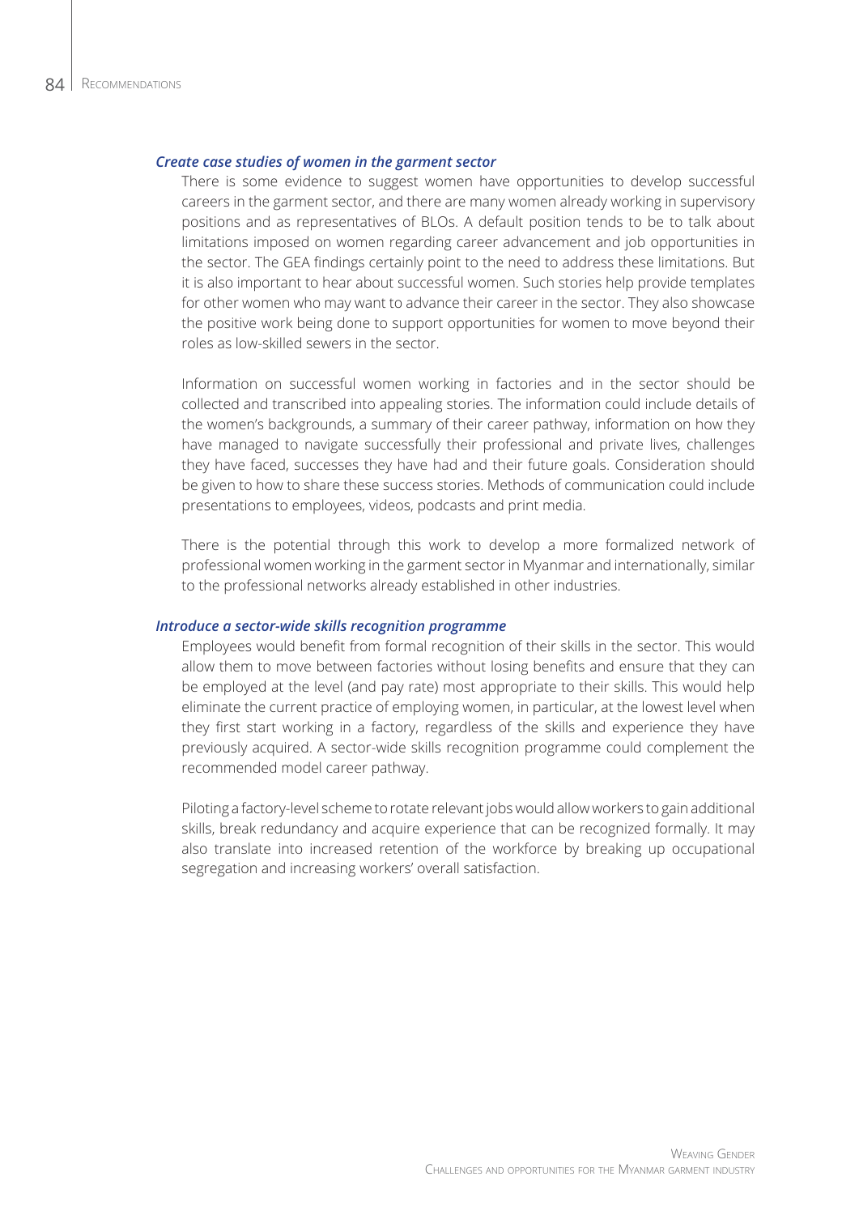### *Create case studies of women in the garment sector*

There is some evidence to suggest women have opportunities to develop successful careers in the garment sector, and there are many women already working in supervisory positions and as representatives of BLOs. A default position tends to be to talk about limitations imposed on women regarding career advancement and job opportunities in the sector. The GEA findings certainly point to the need to address these limitations. But it is also important to hear about successful women. Such stories help provide templates for other women who may want to advance their career in the sector. They also showcase the positive work being done to support opportunities for women to move beyond their roles as low-skilled sewers in the sector.

Information on successful women working in factories and in the sector should be collected and transcribed into appealing stories. The information could include details of the women's backgrounds, a summary of their career pathway, information on how they have managed to navigate successfully their professional and private lives, challenges they have faced, successes they have had and their future goals. Consideration should be given to how to share these success stories. Methods of communication could include presentations to employees, videos, podcasts and print media.

There is the potential through this work to develop a more formalized network of professional women working in the garment sector in Myanmar and internationally, similar to the professional networks already established in other industries.

### *Introduce a sector-wide skills recognition programme*

Employees would benefit from formal recognition of their skills in the sector. This would allow them to move between factories without losing benefits and ensure that they can be employed at the level (and pay rate) most appropriate to their skills. This would help eliminate the current practice of employing women, in particular, at the lowest level when they first start working in a factory, regardless of the skills and experience they have previously acquired. A sector-wide skills recognition programme could complement the recommended model career pathway.

Piloting a factory-level scheme to rotate relevant jobs would allow workers to gain additional skills, break redundancy and acquire experience that can be recognized formally. It may also translate into increased retention of the workforce by breaking up occupational segregation and increasing workers' overall satisfaction.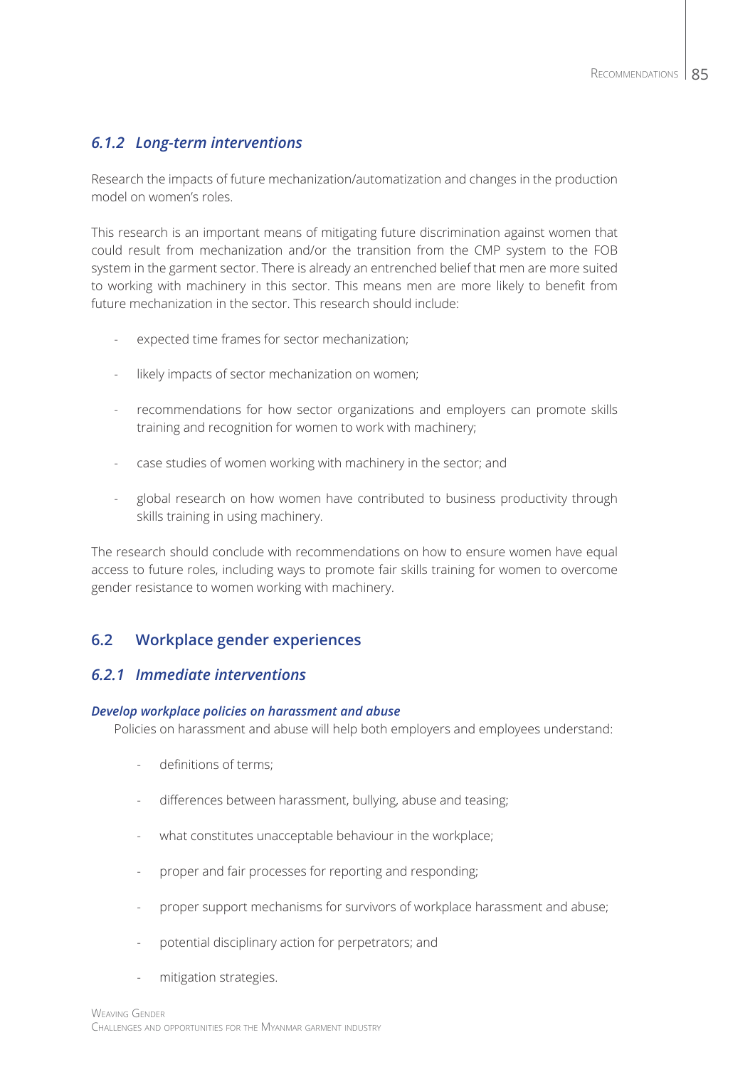### *6.1.2 Long-term interventions*

Research the impacts of future mechanization/automatization and changes in the production model on women's roles.

This research is an important means of mitigating future discrimination against women that could result from mechanization and/or the transition from the CMP system to the FOB system in the garment sector. There is already an entrenched belief that men are more suited to working with machinery in this sector. This means men are more likely to benefit from future mechanization in the sector. This research should include:

- expected time frames for sector mechanization;
- likely impacts of sector mechanization on women;
- recommendations for how sector organizations and employers can promote skills training and recognition for women to work with machinery;
- case studies of women working with machinery in the sector; and
- global research on how women have contributed to business productivity through skills training in using machinery.

The research should conclude with recommendations on how to ensure women have equal access to future roles, including ways to promote fair skills training for women to overcome gender resistance to women working with machinery.

## 6.2 Workplace gender experiences

### *6.2.1 Immediate interventions*

***Develop workplace policies on harassment and abuse***

Policies on harassment and abuse will help both employers and employees understand:

- definitions of terms;
- differences between harassment, bullying, abuse and teasing;
- what constitutes unacceptable behaviour in the workplace;
- proper and fair processes for reporting and responding;
- proper support mechanisms for survivors of workplace harassment and abuse;
- potential disciplinary action for perpetrators; and
- mitigation strategies.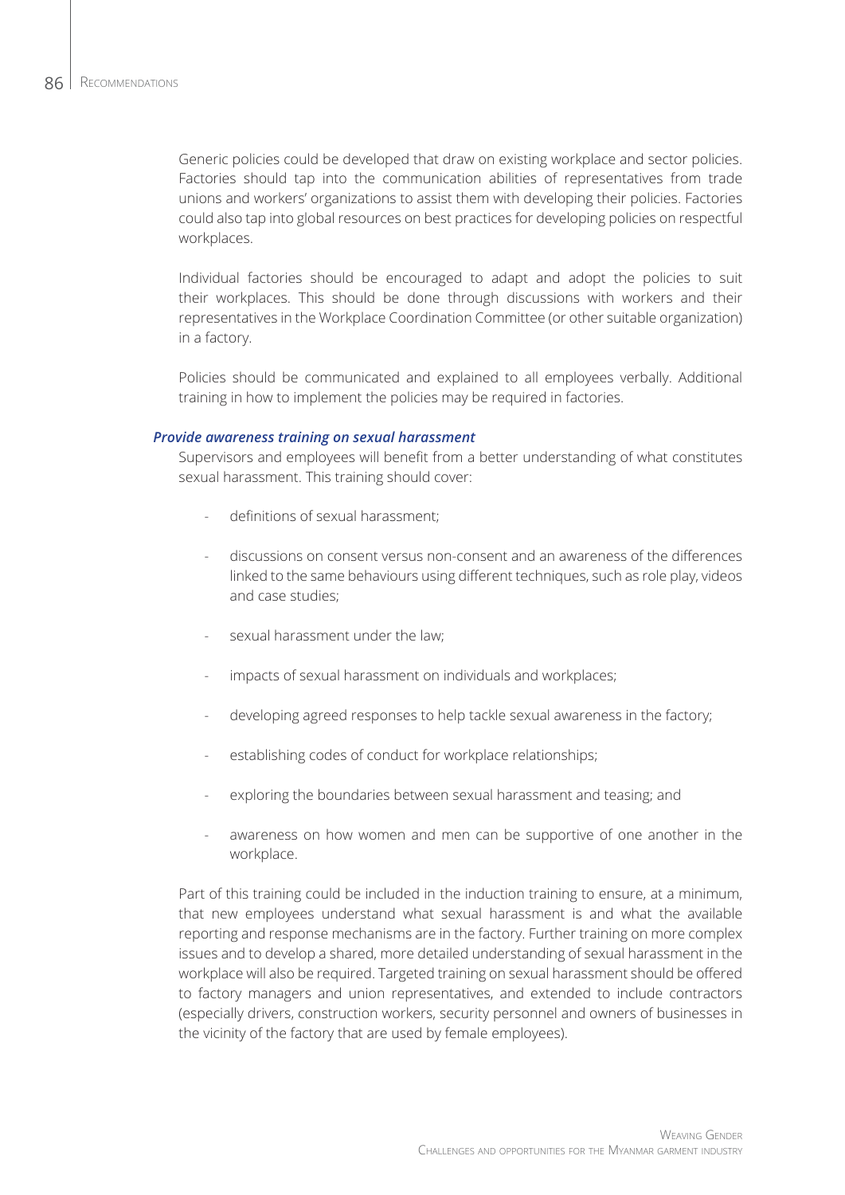Generic policies could be developed that draw on existing workplace and sector policies. Factories should tap into the communication abilities of representatives from trade unions and workers' organizations to assist them with developing their policies. Factories could also tap into global resources on best practices for developing policies on respectful workplaces.

Individual factories should be encouraged to adapt and adopt the policies to suit their workplaces. This should be done through discussions with workers and their representatives in the Workplace Coordination Committee (or other suitable organization) in a factory.

Policies should be communicated and explained to all employees verbally. Additional training in how to implement the policies may be required in factories.

***Provide awareness training on sexual harassment***

Supervisors and employees will benefit from a better understanding of what constitutes sexual harassment. This training should cover:

- definitions of sexual harassment;
- discussions on consent versus non-consent and an awareness of the differences linked to the same behaviours using different techniques, such as role play, videos and case studies;
- sexual harassment under the law;
- impacts of sexual harassment on individuals and workplaces;
- developing agreed responses to help tackle sexual awareness in the factory;
- establishing codes of conduct for workplace relationships;
- exploring the boundaries between sexual harassment and teasing; and
- awareness on how women and men can be supportive of one another in the workplace.

Part of this training could be included in the induction training to ensure, at a minimum, that new employees understand what sexual harassment is and what the available reporting and response mechanisms are in the factory. Further training on more complex issues and to develop a shared, more detailed understanding of sexual harassment in the workplace will also be required. Targeted training on sexual harassment should be offered to factory managers and union representatives, and extended to include contractors (especially drivers, construction workers, security personnel and owners of businesses in the vicinity of the factory that are used by female employees).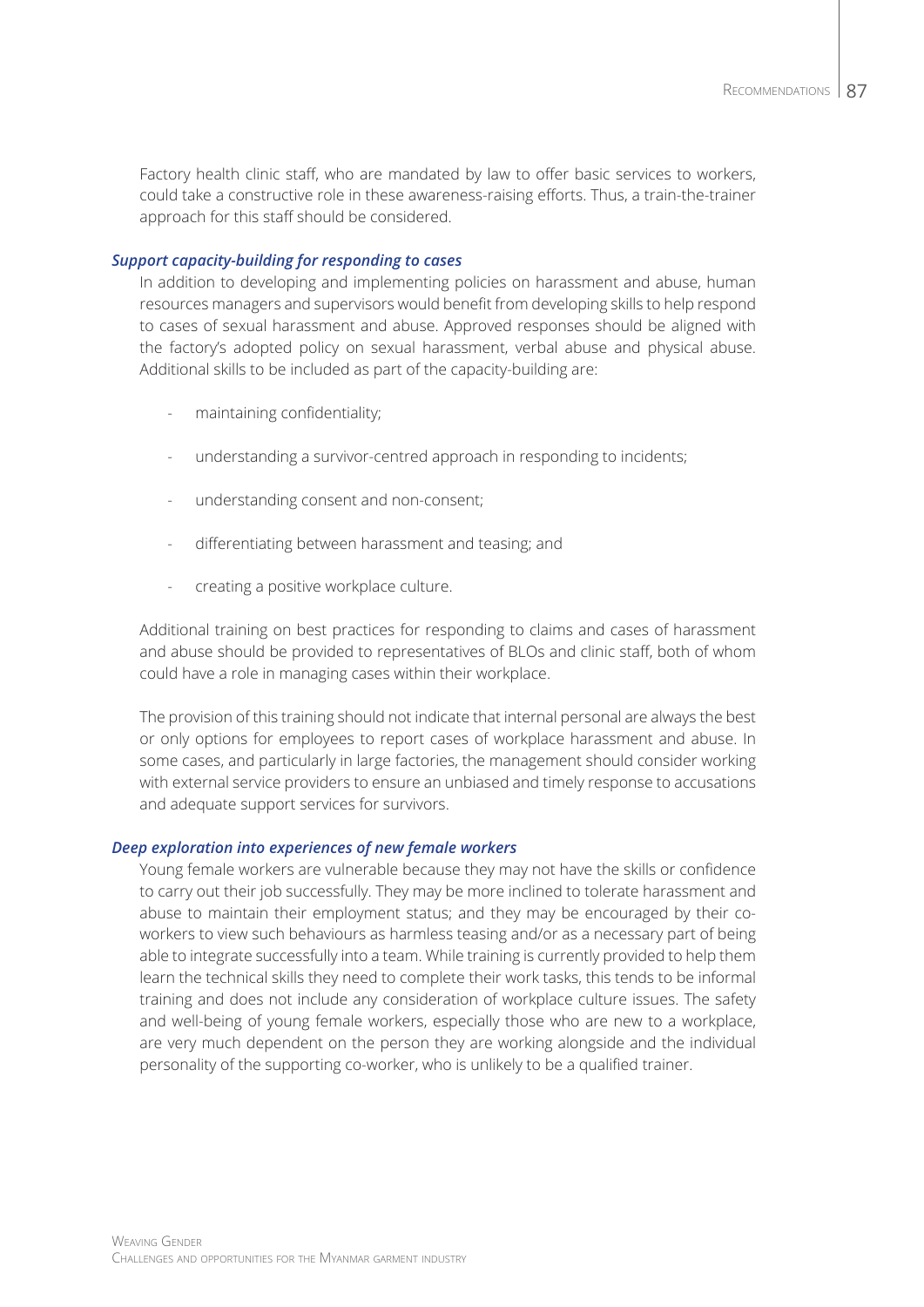Factory health clinic staff, who are mandated by law to offer basic services to workers, could take a constructive role in these awareness-raising efforts. Thus, a train-the-trainer approach for this staff should be considered.

***Support capacity-building for responding to cases***

In addition to developing and implementing policies on harassment and abuse, human resources managers and supervisors would benefit from developing skills to help respond to cases of sexual harassment and abuse. Approved responses should be aligned with the factory's adopted policy on sexual harassment, verbal abuse and physical abuse. Additional skills to be included as part of the capacity-building are:

- maintaining confidentiality;
- understanding a survivor-centred approach in responding to incidents;
- understanding consent and non-consent;
- differentiating between harassment and teasing; and
- creating a positive workplace culture.

Additional training on best practices for responding to claims and cases of harassment and abuse should be provided to representatives of BLOs and clinic staff, both of whom could have a role in managing cases within their workplace.

The provision of this training should not indicate that internal personal are always the best or only options for employees to report cases of workplace harassment and abuse. In some cases, and particularly in large factories, the management should consider working with external service providers to ensure an unbiased and timely response to accusations and adequate support services for survivors.

***Deep exploration into experiences of new female workers***

Young female workers are vulnerable because they may not have the skills or confidence to carry out their job successfully. They may be more inclined to tolerate harassment and abuse to maintain their employment status; and they may be encouraged by their co-workers to view such behaviours as harmless teasing and/or as a necessary part of being able to integrate successfully into a team. While training is currently provided to help them learn the technical skills they need to complete their work tasks, this tends to be informal training and does not include any consideration of workplace culture issues. The safety and well-being of young female workers, especially those who are new to a workplace, are very much dependent on the person they are working alongside and the individual personality of the supporting co-worker, who is unlikely to be a qualified trainer.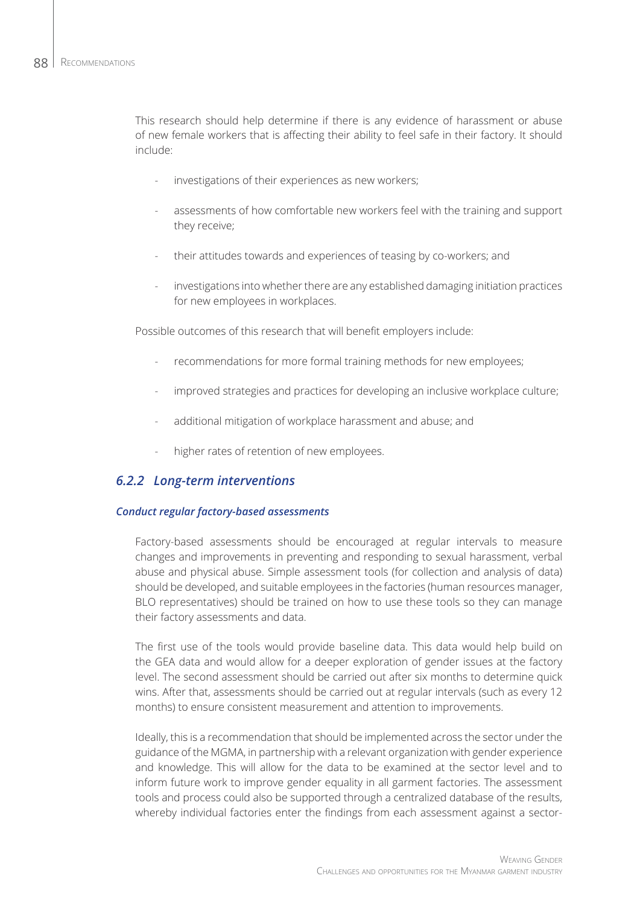This research should help determine if there is any evidence of harassment or abuse of new female workers that is affecting their ability to feel safe in their factory. It should include:

- investigations of their experiences as new workers;
- assessments of how comfortable new workers feel with the training and support they receive;
- their attitudes towards and experiences of teasing by co-workers; and
- investigations into whether there are any established damaging initiation practices for new employees in workplaces.

Possible outcomes of this research that will benefit employers include:

- recommendations for more formal training methods for new employees;
- improved strategies and practices for developing an inclusive workplace culture;
- additional mitigation of workplace harassment and abuse; and
- higher rates of retention of new employees.

### *6.2.2 Long-term interventions*

#### *Conduct regular factory-based assessments*

Factory-based assessments should be encouraged at regular intervals to measure changes and improvements in preventing and responding to sexual harassment, verbal abuse and physical abuse. Simple assessment tools (for collection and analysis of data) should be developed, and suitable employees in the factories (human resources manager, BLO representatives) should be trained on how to use these tools so they can manage their factory assessments and data.

The first use of the tools would provide baseline data. This data would help build on the GEA data and would allow for a deeper exploration of gender issues at the factory level. The second assessment should be carried out after six months to determine quick wins. After that, assessments should be carried out at regular intervals (such as every 12 months) to ensure consistent measurement and attention to improvements.

Ideally, this is a recommendation that should be implemented across the sector under the guidance of the MGMA, in partnership with a relevant organization with gender experience and knowledge. This will allow for the data to be examined at the sector level and to inform future work to improve gender equality in all garment factories. The assessment tools and process could also be supported through a centralized database of the results, whereby individual factories enter the findings from each assessment against a sector-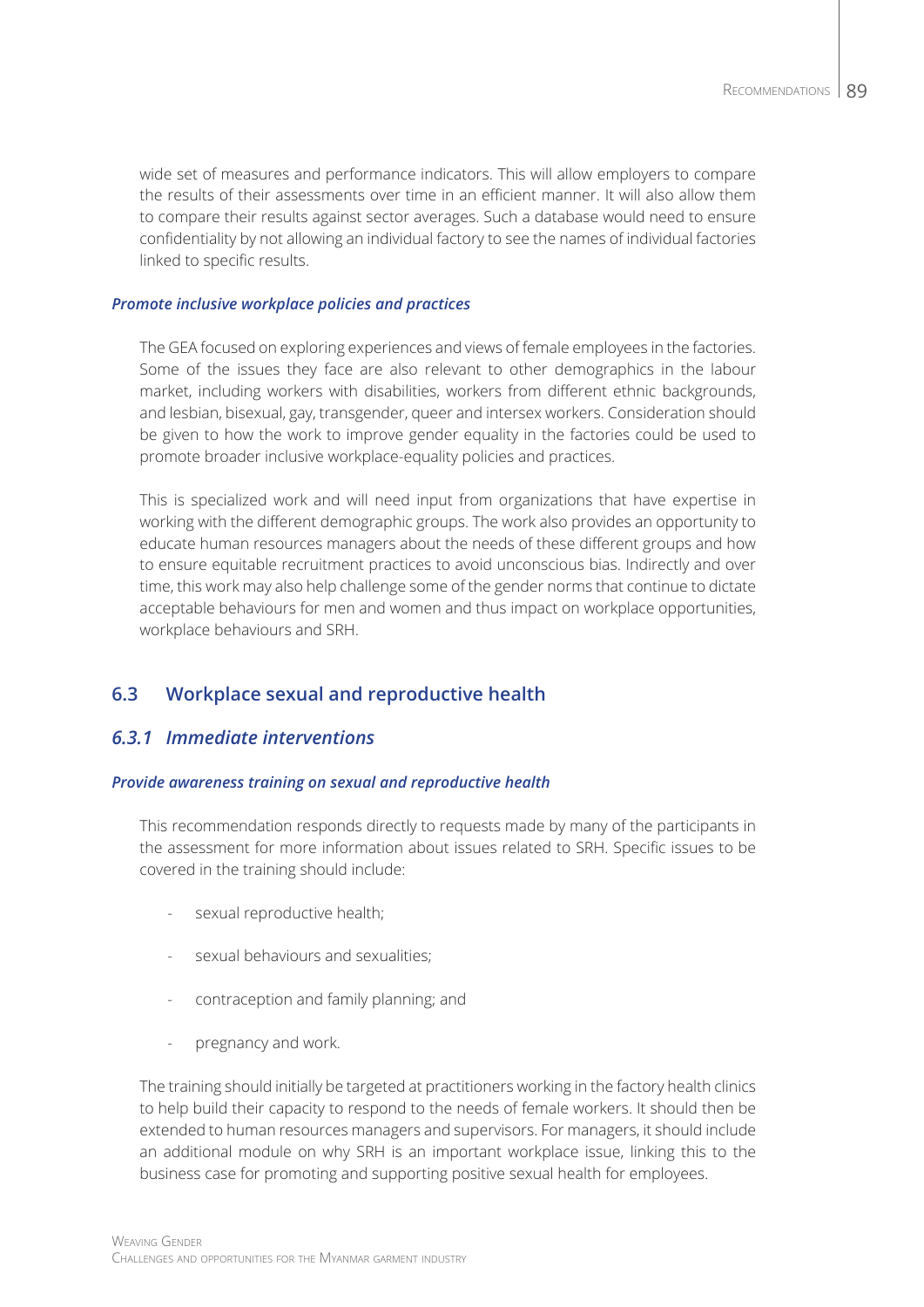wide set of measures and performance indicators. This will allow employers to compare the results of their assessments over time in an efficient manner. It will also allow them to compare their results against sector averages. Such a database would need to ensure confidentiality by not allowing an individual factory to see the names of individual factories linked to specific results.

#### *Promote inclusive workplace policies and practices*

The GEA focused on exploring experiences and views of female employees in the factories. Some of the issues they face are also relevant to other demographics in the labour market, including workers with disabilities, workers from different ethnic backgrounds, and lesbian, bisexual, gay, transgender, queer and intersex workers. Consideration should be given to how the work to improve gender equality in the factories could be used to promote broader inclusive workplace-equality policies and practices.

This is specialized work and will need input from organizations that have expertise in working with the different demographic groups. The work also provides an opportunity to educate human resources managers about the needs of these different groups and how to ensure equitable recruitment practices to avoid unconscious bias. Indirectly and over time, this work may also help challenge some of the gender norms that continue to dictate acceptable behaviours for men and women and thus impact on workplace opportunities, workplace behaviours and SRH.

## 6.3 Workplace sexual and reproductive health

### *6.3.1 Immediate interventions*

#### *Provide awareness training on sexual and reproductive health*

This recommendation responds directly to requests made by many of the participants in the assessment for more information about issues related to SRH. Specific issues to be covered in the training should include:

- sexual reproductive health;
- sexual behaviours and sexualities;
- contraception and family planning; and
- pregnancy and work.

The training should initially be targeted at practitioners working in the factory health clinics to help build their capacity to respond to the needs of female workers. It should then be extended to human resources managers and supervisors. For managers, it should include an additional module on why SRH is an important workplace issue, linking this to the business case for promoting and supporting positive sexual health for employees.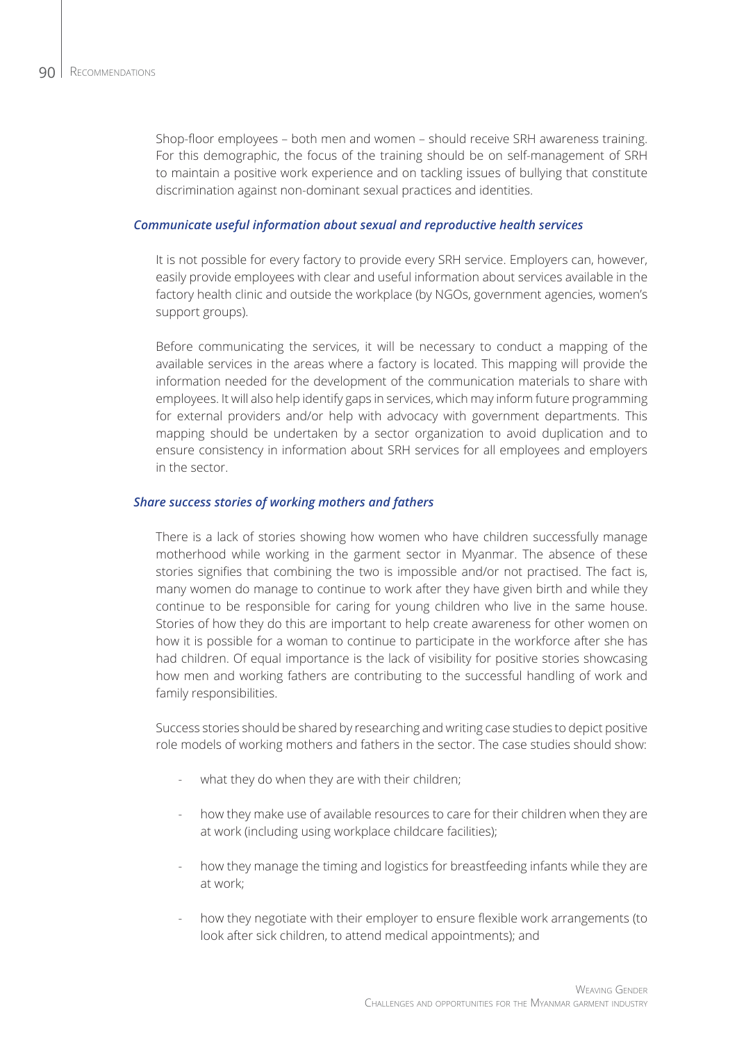Shop-floor employees – both men and women – should receive SRH awareness training. For this demographic, the focus of the training should be on self-management of SRH to maintain a positive work experience and on tackling issues of bullying that constitute discrimination against non-dominant sexual practices and identities.

### *Communicate useful information about sexual and reproductive health services*

It is not possible for every factory to provide every SRH service. Employers can, however, easily provide employees with clear and useful information about services available in the factory health clinic and outside the workplace (by NGOs, government agencies, women's support groups).

Before communicating the services, it will be necessary to conduct a mapping of the available services in the areas where a factory is located. This mapping will provide the information needed for the development of the communication materials to share with employees. It will also help identify gaps in services, which may inform future programming for external providers and/or help with advocacy with government departments. This mapping should be undertaken by a sector organization to avoid duplication and to ensure consistency in information about SRH services for all employees and employers in the sector.

### *Share success stories of working mothers and fathers*

There is a lack of stories showing how women who have children successfully manage motherhood while working in the garment sector in Myanmar. The absence of these stories signifies that combining the two is impossible and/or not practised. The fact is, many women do manage to continue to work after they have given birth and while they continue to be responsible for caring for young children who live in the same house. Stories of how they do this are important to help create awareness for other women on how it is possible for a woman to continue to participate in the workforce after she has had children. Of equal importance is the lack of visibility for positive stories showcasing how men and working fathers are contributing to the successful handling of work and family responsibilities.

Success stories should be shared by researching and writing case studies to depict positive role models of working mothers and fathers in the sector. The case studies should show:

- what they do when they are with their children;
- how they make use of available resources to care for their children when they are at work (including using workplace childcare facilities);
- how they manage the timing and logistics for breastfeeding infants while they are at work;
- how they negotiate with their employer to ensure flexible work arrangements (to look after sick children, to attend medical appointments); and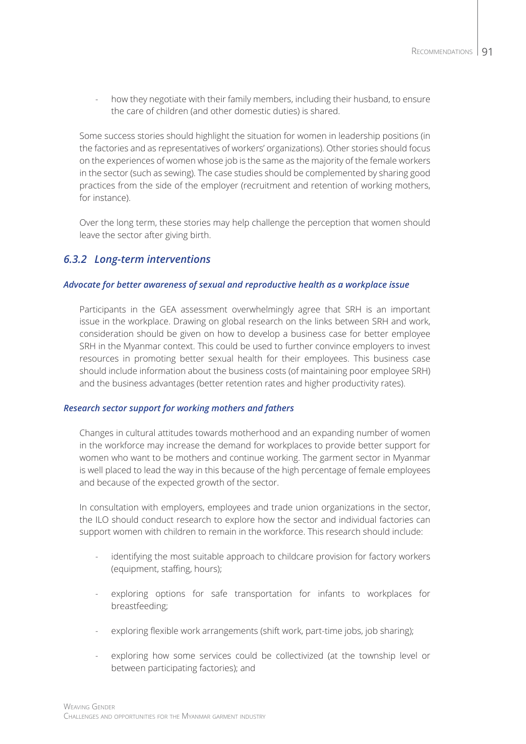- how they negotiate with their family members, including their husband, to ensure the care of children (and other domestic duties) is shared.

Some success stories should highlight the situation for women in leadership positions (in the factories and as representatives of workers' organizations). Other stories should focus on the experiences of women whose job is the same as the majority of the female workers in the sector (such as sewing). The case studies should be complemented by sharing good practices from the side of the employer (recruitment and retention of working mothers, for instance).

Over the long term, these stories may help challenge the perception that women should leave the sector after giving birth.

### *6.3.2 Long-term interventions*

#### *Advocate for better awareness of sexual and reproductive health as a workplace issue*

Participants in the GEA assessment overwhelmingly agree that SRH is an important issue in the workplace. Drawing on global research on the links between SRH and work, consideration should be given on how to develop a business case for better employee SRH in the Myanmar context. This could be used to further convince employers to invest resources in promoting better sexual health for their employees. This business case should include information about the business costs (of maintaining poor employee SRH) and the business advantages (better retention rates and higher productivity rates).

#### *Research sector support for working mothers and fathers*

Changes in cultural attitudes towards motherhood and an expanding number of women in the workforce may increase the demand for workplaces to provide better support for women who want to be mothers and continue working. The garment sector in Myanmar is well placed to lead the way in this because of the high percentage of female employees and because of the expected growth of the sector.

In consultation with employers, employees and trade union organizations in the sector, the ILO should conduct research to explore how the sector and individual factories can support women with children to remain in the workforce. This research should include:

- identifying the most suitable approach to childcare provision for factory workers (equipment, staffing, hours);
- exploring options for safe transportation for infants to workplaces for breastfeeding;
- exploring flexible work arrangements (shift work, part-time jobs, job sharing);
- exploring how some services could be collectivized (at the township level or between participating factories); and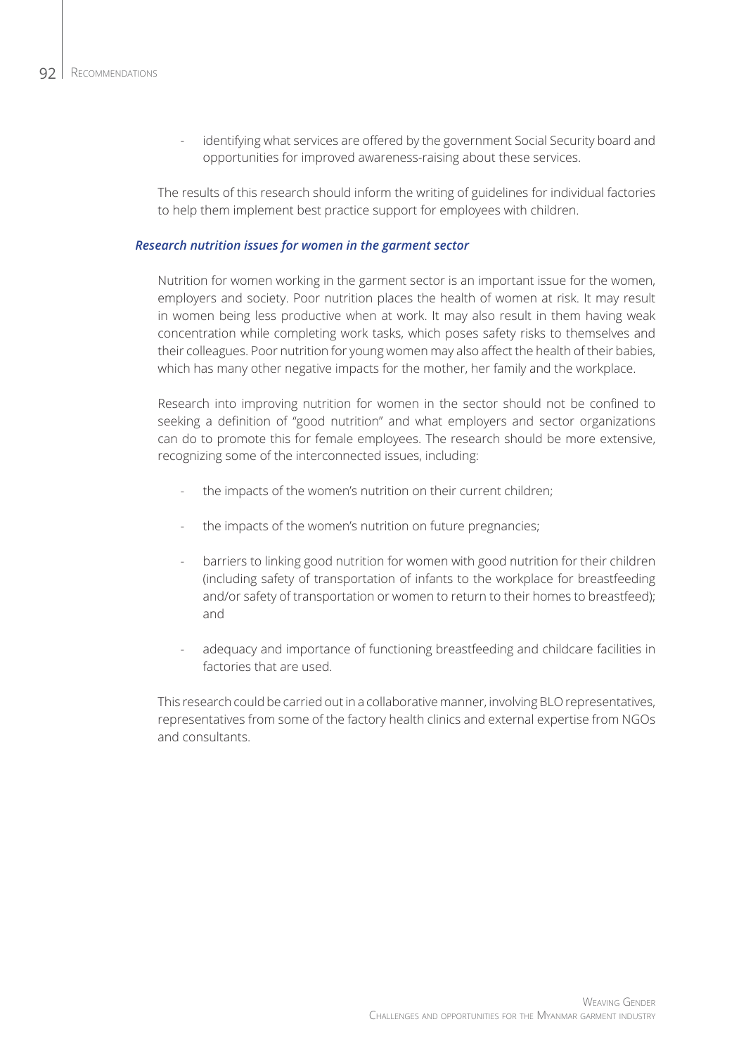- identifying what services are offered by the government Social Security board and opportunities for improved awareness-raising about these services.

The results of this research should inform the writing of guidelines for individual factories to help them implement best practice support for employees with children.

### *Research nutrition issues for women in the garment sector*

Nutrition for women working in the garment sector is an important issue for the women, employers and society. Poor nutrition places the health of women at risk. It may result in women being less productive when at work. It may also result in them having weak concentration while completing work tasks, which poses safety risks to themselves and their colleagues. Poor nutrition for young women may also affect the health of their babies, which has many other negative impacts for the mother, her family and the workplace.

Research into improving nutrition for women in the sector should not be confined to seeking a definition of "good nutrition" and what employers and sector organizations can do to promote this for female employees. The research should be more extensive, recognizing some of the interconnected issues, including:

- the impacts of the women's nutrition on their current children;
- the impacts of the women's nutrition on future pregnancies;
- barriers to linking good nutrition for women with good nutrition for their children (including safety of transportation of infants to the workplace for breastfeeding and/or safety of transportation or women to return to their homes to breastfeed); and
- adequacy and importance of functioning breastfeeding and childcare facilities in factories that are used.

This research could be carried out in a collaborative manner, involving BLO representatives, representatives from some of the factory health clinics and external expertise from NGOs and consultants.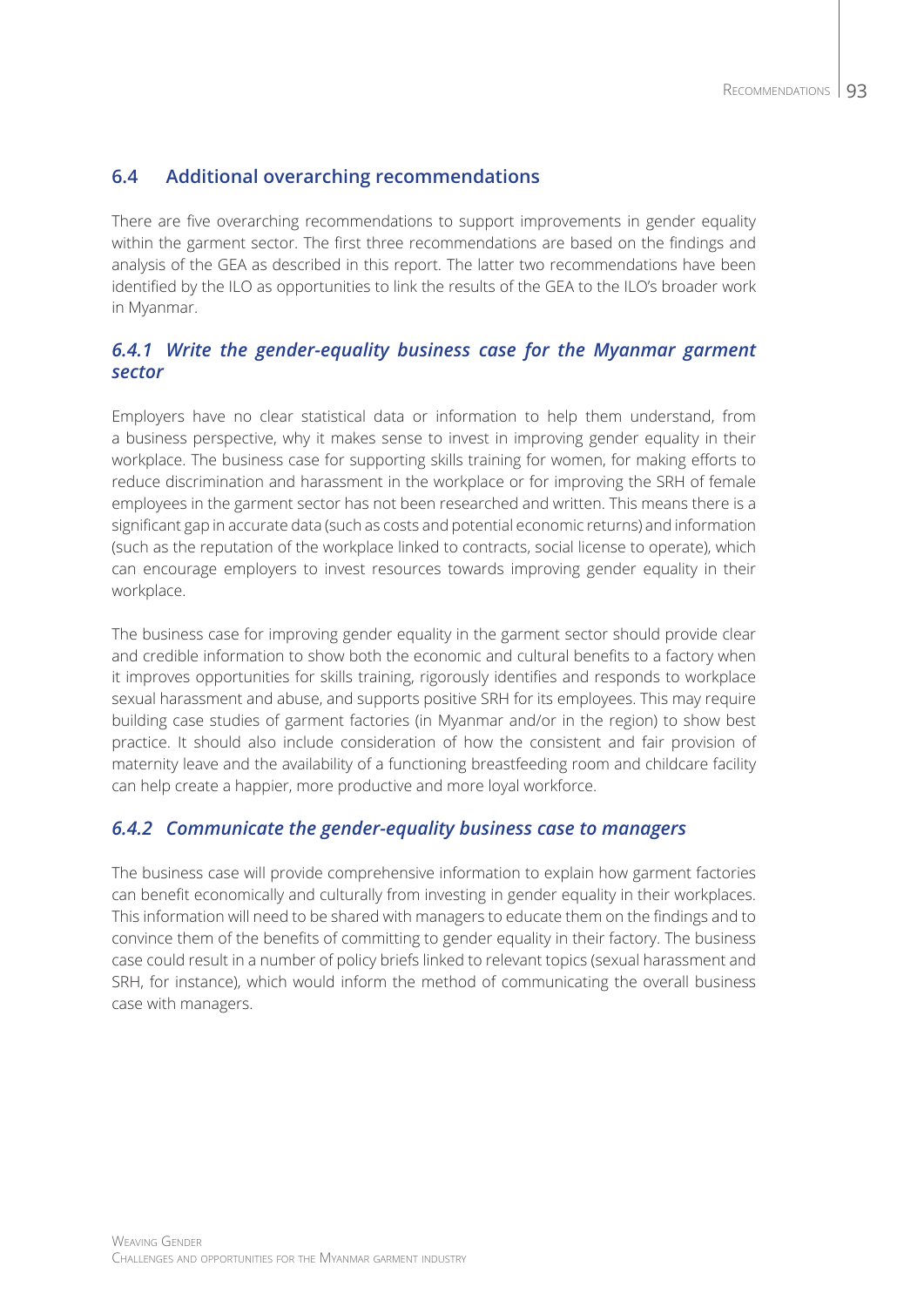## 6.4 Additional overarching recommendations

There are five overarching recommendations to support improvements in gender equality within the garment sector. The first three recommendations are based on the findings and analysis of the GEA as described in this report. The latter two recommendations have been identified by the ILO as opportunities to link the results of the GEA to the ILO's broader work in Myanmar.

### *6.4.1 Write the gender-equality business case for the Myanmar garment sector*

Employers have no clear statistical data or information to help them understand, from a business perspective, why it makes sense to invest in improving gender equality in their workplace. The business case for supporting skills training for women, for making efforts to reduce discrimination and harassment in the workplace or for improving the SRH of female employees in the garment sector has not been researched and written. This means there is a significant gap in accurate data (such as costs and potential economic returns) and information (such as the reputation of the workplace linked to contracts, social license to operate), which can encourage employers to invest resources towards improving gender equality in their workplace.

The business case for improving gender equality in the garment sector should provide clear and credible information to show both the economic and cultural benefits to a factory when it improves opportunities for skills training, rigorously identifies and responds to workplace sexual harassment and abuse, and supports positive SRH for its employees. This may require building case studies of garment factories (in Myanmar and/or in the region) to show best practice. It should also include consideration of how the consistent and fair provision of maternity leave and the availability of a functioning breastfeeding room and childcare facility can help create a happier, more productive and more loyal workforce.

### *6.4.2 Communicate the gender-equality business case to managers*

The business case will provide comprehensive information to explain how garment factories can benefit economically and culturally from investing in gender equality in their workplaces. This information will need to be shared with managers to educate them on the findings and to convince them of the benefits of committing to gender equality in their factory. The business case could result in a number of policy briefs linked to relevant topics (sexual harassment and SRH, for instance), which would inform the method of communicating the overall business case with managers.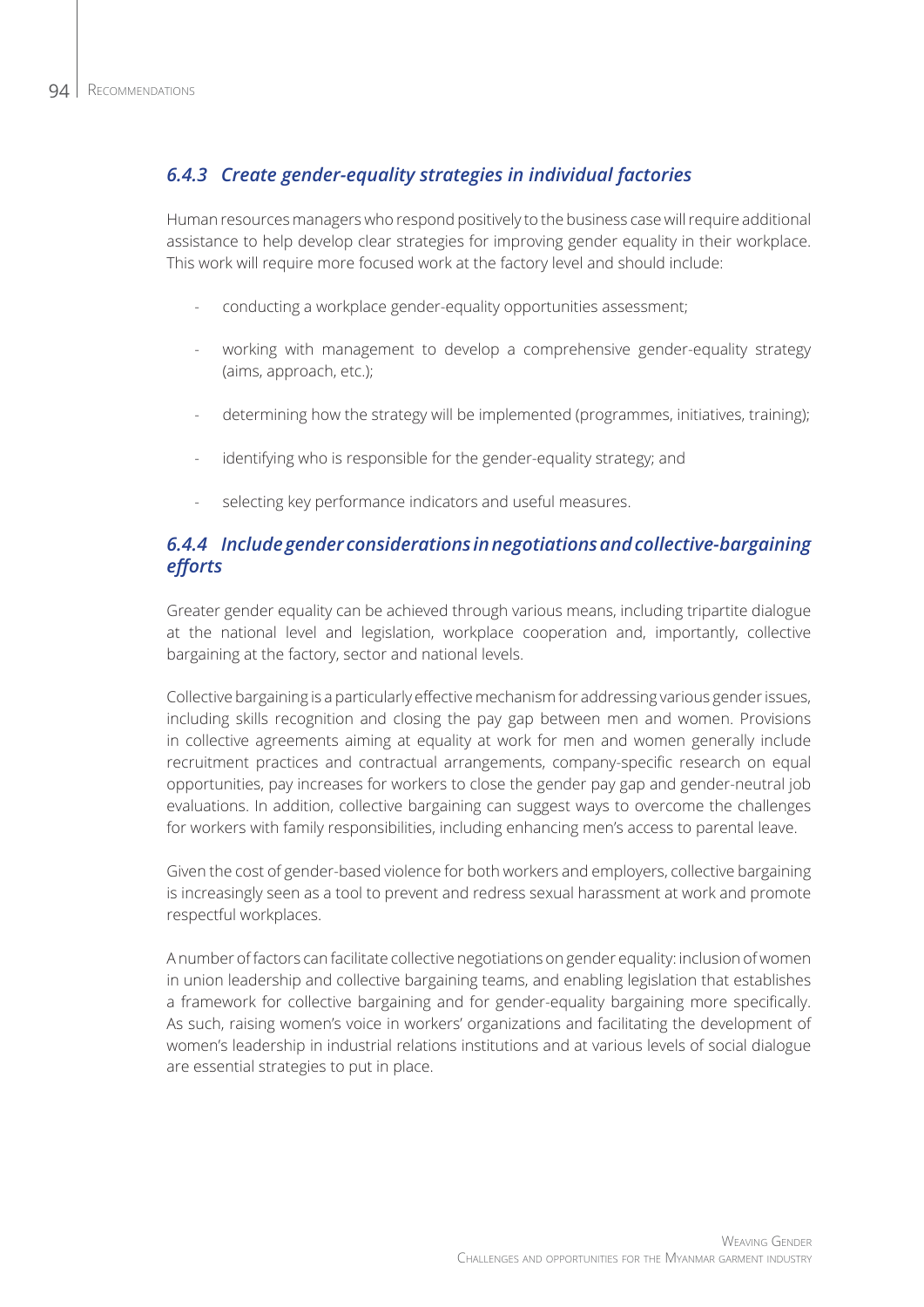### *6.4.3 Create gender-equality strategies in individual factories*

Human resources managers who respond positively to the business case will require additional assistance to help develop clear strategies for improving gender equality in their workplace. This work will require more focused work at the factory level and should include:

- conducting a workplace gender-equality opportunities assessment;
- working with management to develop a comprehensive gender-equality strategy (aims, approach, etc.);
- determining how the strategy will be implemented (programmes, initiatives, training);
- identifying who is responsible for the gender-equality strategy; and
- selecting key performance indicators and useful measures.

### *6.4.4 Include gender considerations in negotiations and collective-bargaining efforts*

Greater gender equality can be achieved through various means, including tripartite dialogue at the national level and legislation, workplace cooperation and, importantly, collective bargaining at the factory, sector and national levels.

Collective bargaining is a particularly effective mechanism for addressing various gender issues, including skills recognition and closing the pay gap between men and women. Provisions in collective agreements aiming at equality at work for men and women generally include recruitment practices and contractual arrangements, company-specific research on equal opportunities, pay increases for workers to close the gender pay gap and gender-neutral job evaluations. In addition, collective bargaining can suggest ways to overcome the challenges for workers with family responsibilities, including enhancing men's access to parental leave.

Given the cost of gender-based violence for both workers and employers, collective bargaining is increasingly seen as a tool to prevent and redress sexual harassment at work and promote respectful workplaces.

A number of factors can facilitate collective negotiations on gender equality: inclusion of women in union leadership and collective bargaining teams, and enabling legislation that establishes a framework for collective bargaining and for gender-equality bargaining more specifically. As such, raising women's voice in workers' organizations and facilitating the development of women's leadership in industrial relations institutions and at various levels of social dialogue are essential strategies to put in place.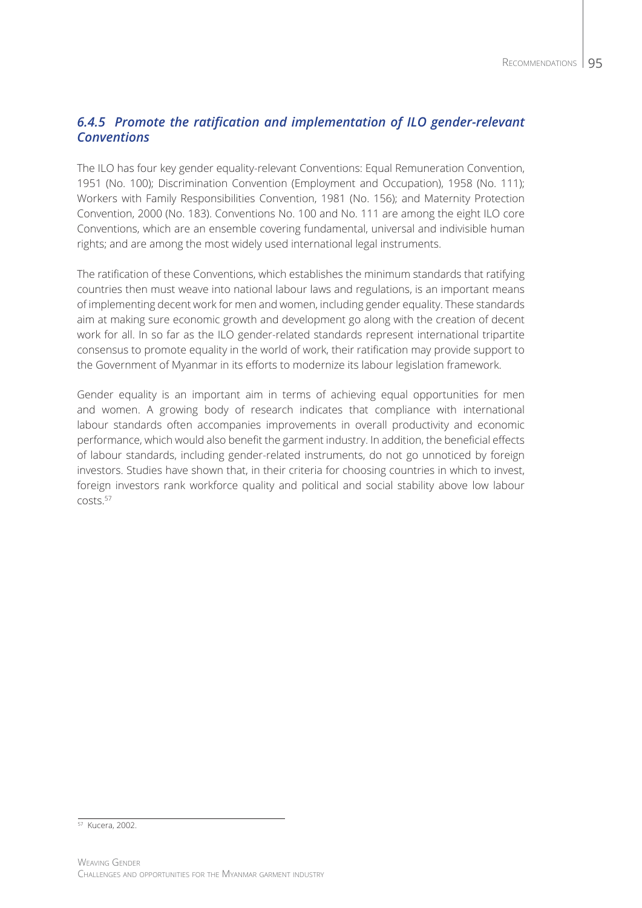### *6.4.5 Promote the ratification and implementation of ILO gender-relevant Conventions*

The ILO has four key gender equality-relevant Conventions: Equal Remuneration Convention, 1951 (No. 100); Discrimination Convention (Employment and Occupation), 1958 (No. 111); Workers with Family Responsibilities Convention, 1981 (No. 156); and Maternity Protection Convention, 2000 (No. 183). Conventions No. 100 and No. 111 are among the eight ILO core Conventions, which are an ensemble covering fundamental, universal and indivisible human rights; and are among the most widely used international legal instruments.

The ratification of these Conventions, which establishes the minimum standards that ratifying countries then must weave into national labour laws and regulations, is an important means of implementing decent work for men and women, including gender equality. These standards aim at making sure economic growth and development go along with the creation of decent work for all. In so far as the ILO gender-related standards represent international tripartite consensus to promote equality in the world of work, their ratification may provide support to the Government of Myanmar in its efforts to modernize its labour legislation framework.

Gender equality is an important aim in terms of achieving equal opportunities for men and women. A growing body of research indicates that compliance with international labour standards often accompanies improvements in overall productivity and economic performance, which would also benefit the garment industry. In addition, the beneficial effects of labour standards, including gender-related instruments, do not go unnoticed by foreign investors. Studies have shown that, in their criteria for choosing countries in which to invest, foreign investors rank workforce quality and political and social stability above low labour costs.[57]

---

[57] Kucera, 2002.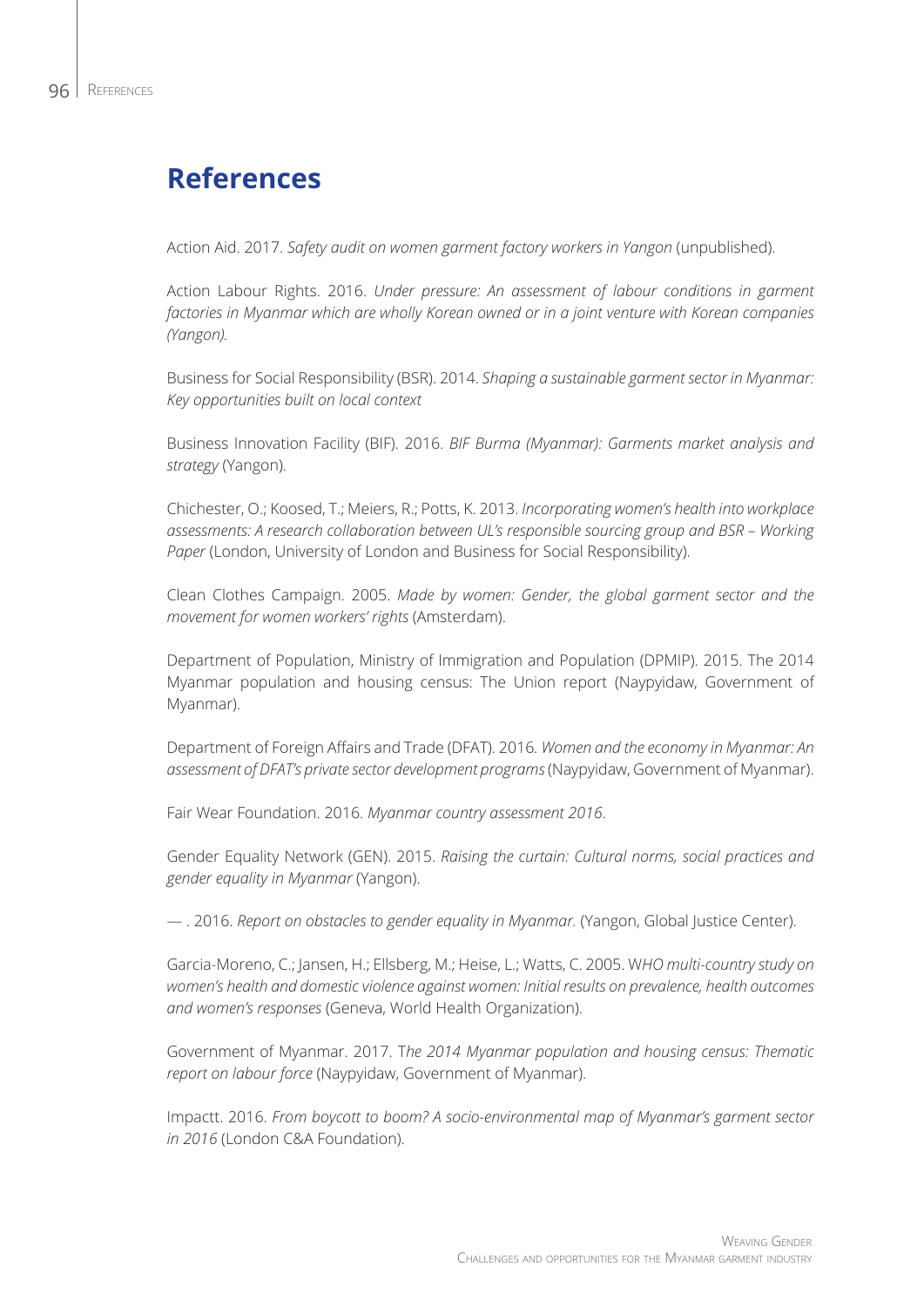# References

Action Aid. 2017. *Safety audit on women garment factory workers in Yangon* (unpublished).

Action Labour Rights. 2016. *Under pressure: An assessment of labour conditions in garment factories in Myanmar which are wholly Korean owned or in a joint venture with Korean companies (Yangon).*

Business for Social Responsibility (BSR). 2014. *Shaping a sustainable garment sector in Myanmar: Key opportunities built on local context*

Business Innovation Facility (BIF). 2016. *BIF Burma (Myanmar): Garments market analysis and strategy* (Yangon).

Chichester, O.; Koosed, T.; Meiers, R.; Potts, K. 2013. *Incorporating women's health into workplace assessments: A research collaboration between UL's responsible sourcing group and BSR – Working Paper* (London, University of London and Business for Social Responsibility).

Clean Clothes Campaign. 2005. *Made by women: Gender, the global garment sector and the movement for women workers' rights* (Amsterdam).

Department of Population, Ministry of Immigration and Population (DPMIP). 2015. The 2014 Myanmar population and housing census: The Union report (Naypyidaw, Government of Myanmar).

Department of Foreign Affairs and Trade (DFAT). 2016. *Women and the economy in Myanmar: An assessment of DFAT's private sector development programs* (Naypyidaw, Government of Myanmar).

Fair Wear Foundation. 2016. *Myanmar country assessment 2016*.

Gender Equality Network (GEN). 2015. *Raising the curtain: Cultural norms, social practices and gender equality in Myanmar* (Yangon).

— . 2016. *Report on obstacles to gender equality in Myanmar.* (Yangon, Global Justice Center).

Garcia-Moreno, C.; Jansen, H.; Ellsberg, M.; Heise, L.; Watts, C. 2005. W*HO multi-country study on women's health and domestic violence against women: Initial results on prevalence, health outcomes and women's responses* (Geneva, World Health Organization).

Government of Myanmar. 2017. T*he 2014 Myanmar population and housing census: Thematic report on labour force* (Naypyidaw, Government of Myanmar).

Impactt. 2016. *From boycott to boom? A socio-environmental map of Myanmar's garment sector in 2016* (London C&A Foundation).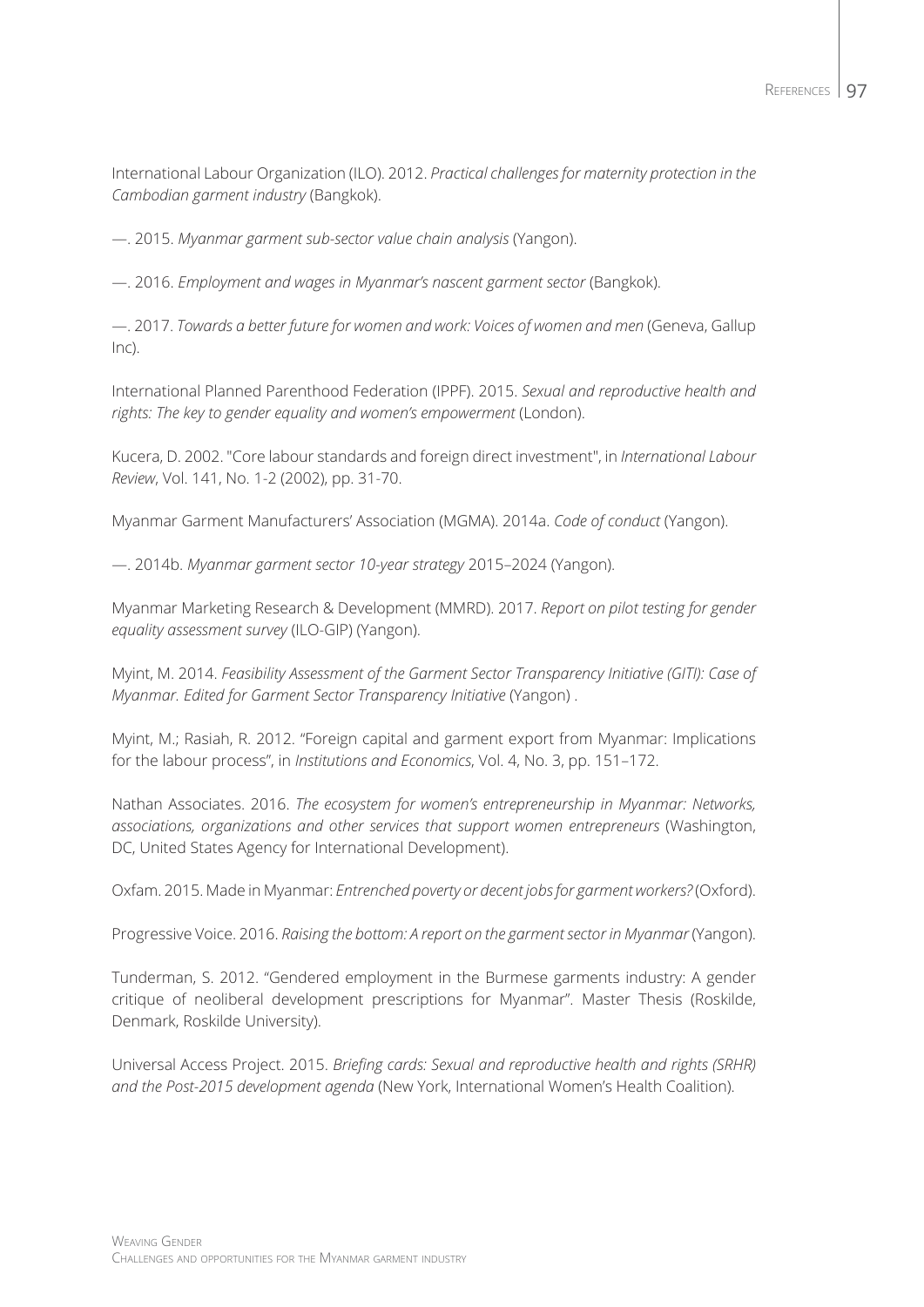International Labour Organization (ILO). 2012. *Practical challenges for maternity protection in the Cambodian garment industry* (Bangkok).

—. 2015. *Myanmar garment sub-sector value chain analysis* (Yangon).

—. 2016. *Employment and wages in Myanmar's nascent garment sector* (Bangkok).

—. 2017. *Towards a better future for women and work: Voices of women and men* (Geneva, Gallup Inc).

International Planned Parenthood Federation (IPPF). 2015. *Sexual and reproductive health and rights: The key to gender equality and women's empowerment* (London).

Kucera, D. 2002. "Core labour standards and foreign direct investment", in *International Labour Review*, Vol. 141, No. 1-2 (2002), pp. 31-70.

Myanmar Garment Manufacturers' Association (MGMA). 2014a. *Code of conduct* (Yangon).

—. 2014b. *Myanmar garment sector 10-year strategy* 2015–2024 (Yangon).

Myanmar Marketing Research & Development (MMRD). 2017. *Report on pilot testing for gender equality assessment survey* (ILO-GIP) (Yangon).

Myint, M. 2014. *Feasibility Assessment of the Garment Sector Transparency Initiative (GITI): Case of Myanmar. Edited for Garment Sector Transparency Initiative* (Yangon) .

Myint, M.; Rasiah, R. 2012. "Foreign capital and garment export from Myanmar: Implications for the labour process", in *Institutions and Economics*, Vol. 4, No. 3, pp. 151–172.

Nathan Associates. 2016. *The ecosystem for women's entrepreneurship in Myanmar: Networks, associations, organizations and other services that support women entrepreneurs* (Washington, DC, United States Agency for International Development).

Oxfam. 2015. Made in Myanmar: *Entrenched poverty or decent jobs for garment workers?* (Oxford).

Progressive Voice. 2016. *Raising the bottom: A report on the garment sector in Myanmar* (Yangon).

Tunderman, S. 2012. "Gendered employment in the Burmese garments industry: A gender critique of neoliberal development prescriptions for Myanmar". Master Thesis (Roskilde, Denmark, Roskilde University).

Universal Access Project. 2015. *Briefing cards: Sexual and reproductive health and rights (SRHR) and the Post-2015 development agenda* (New York, International Women's Health Coalition).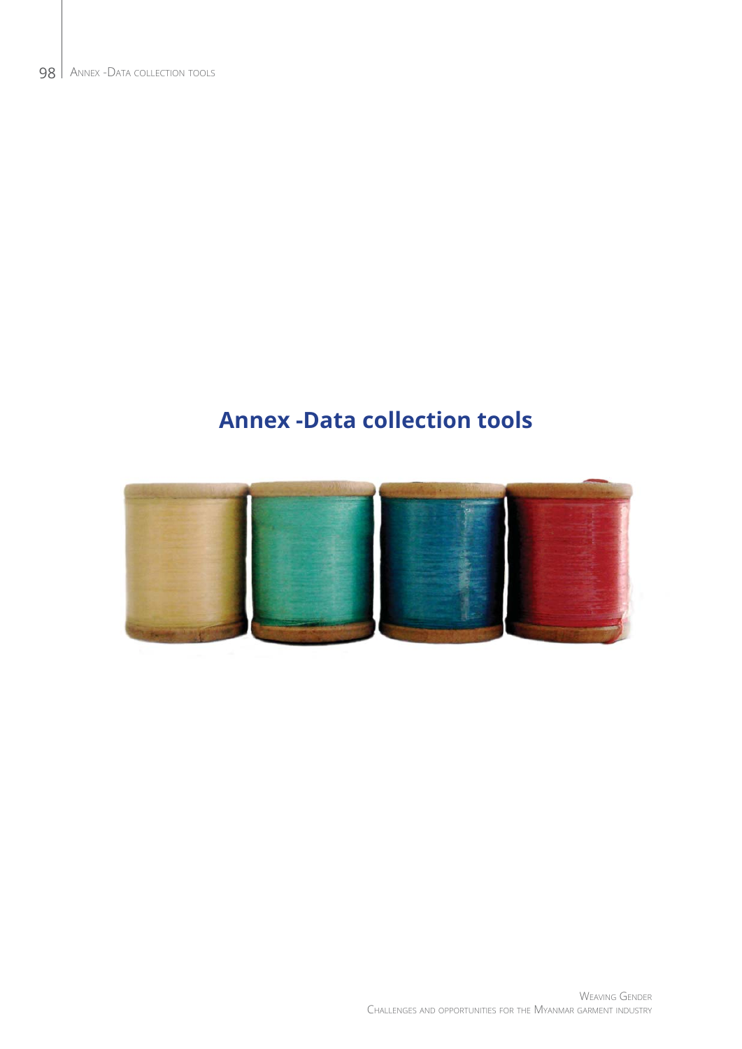# Annex -Data collection tools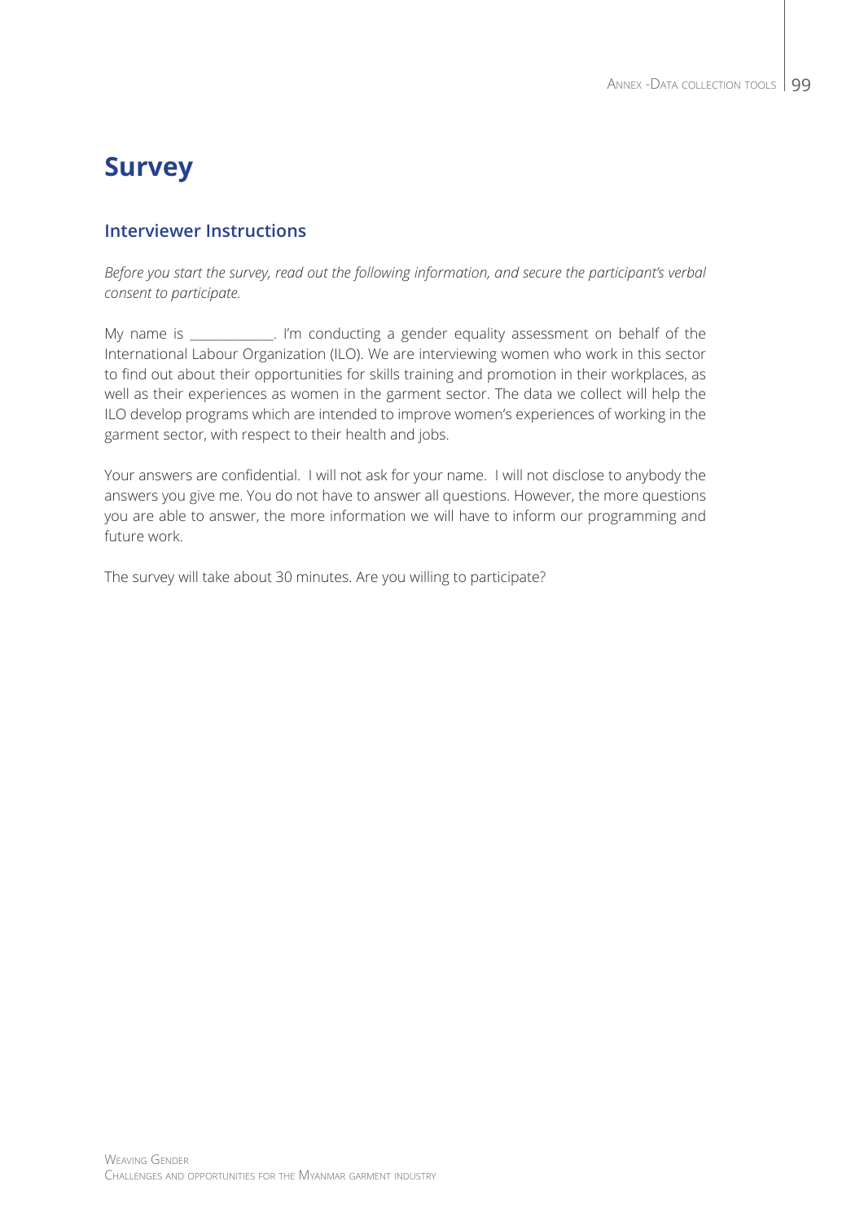# Survey

## Interviewer Instructions

*Before you start the survey, read out the following information, and secure the participant's verbal consent to participate.*

My name is ____________. I'm conducting a gender equality assessment on behalf of the International Labour Organization (ILO). We are interviewing women who work in this sector to find out about their opportunities for skills training and promotion in their workplaces, as well as their experiences as women in the garment sector. The data we collect will help the ILO develop programs which are intended to improve women's experiences of working in the garment sector, with respect to their health and jobs.

Your answers are confidential. I will not ask for your name. I will not disclose to anybody the answers you give me. You do not have to answer all questions. However, the more questions you are able to answer, the more information we will have to inform our programming and future work.

The survey will take about 30 minutes. Are you willing to participate?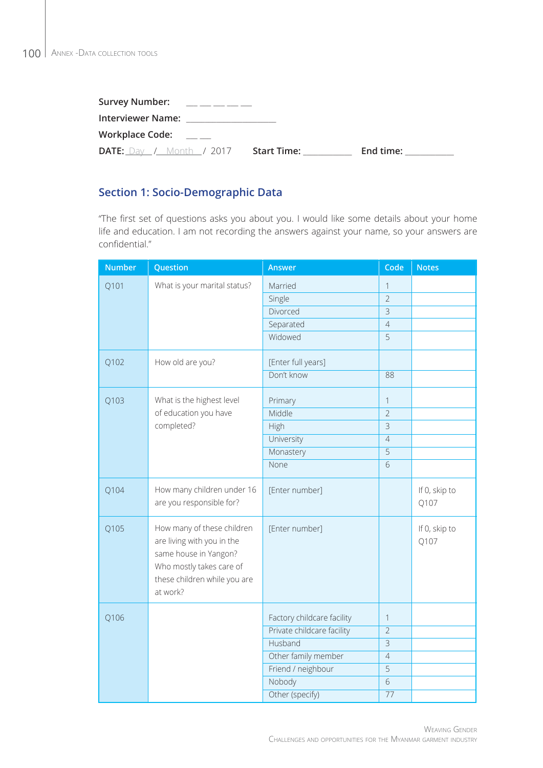**Survey Number:** \_\_ \_\_ \_\_ \_\_ \_\_

**Interviewer Name:** \_\_\_\_\_\_\_\_\_\_\_\_\_\_\_\_\_\_\_\_

**Workplace Code:** \_\_ \_\_

**DATE:** Day / Month / 2017 **Start Time:** \_\_\_\_\_\_\_\_\_\_ **End time:** \_\_\_\_\_\_\_\_\_\_

## Section 1: Socio-Demographic Data

"The first set of questions asks you about you. I would like some details about your home life and education. I am not recording the answers against your name, so your answers are confidential."

| Number | Question | Answer | Code | Notes |
|---|---|---|---|---|
| Q101 | What is your marital status? | Married | 1 | |
| | | Single | 2 | |
| | | Divorced | 3 | |
| | | Separated | 4 | |
| | | Widowed | 5 | |
| Q102 | How old are you? | [Enter full years] | | |
| | | Don't know | 88 | |
| Q103 | What is the highest level of education you have completed? | Primary | 1 | |
| | | Middle | 2 | |
| | | High | 3 | |
| | | University | 4 | |
| | | Monastery | 5 | |
| | | None | 6 | |
| Q104 | How many children under 16 are you responsible for? | [Enter number] | | If 0, skip to Q107 |
| Q105 | How many of these children are living with you in the same house in Yangon? Who mostly takes care of these children while you are at work? | [Enter number] | | If 0, skip to Q107 |
| Q106 | | Factory childcare facility | 1 | |
| | | Private childcare facility | 2 | |
| | | Husband | 3 | |
| | | Other family member | 4 | |
| | | Friend / neighbour | 5 | |
| | | Nobody | 6 | |
| | | Other (specify) | 77 | |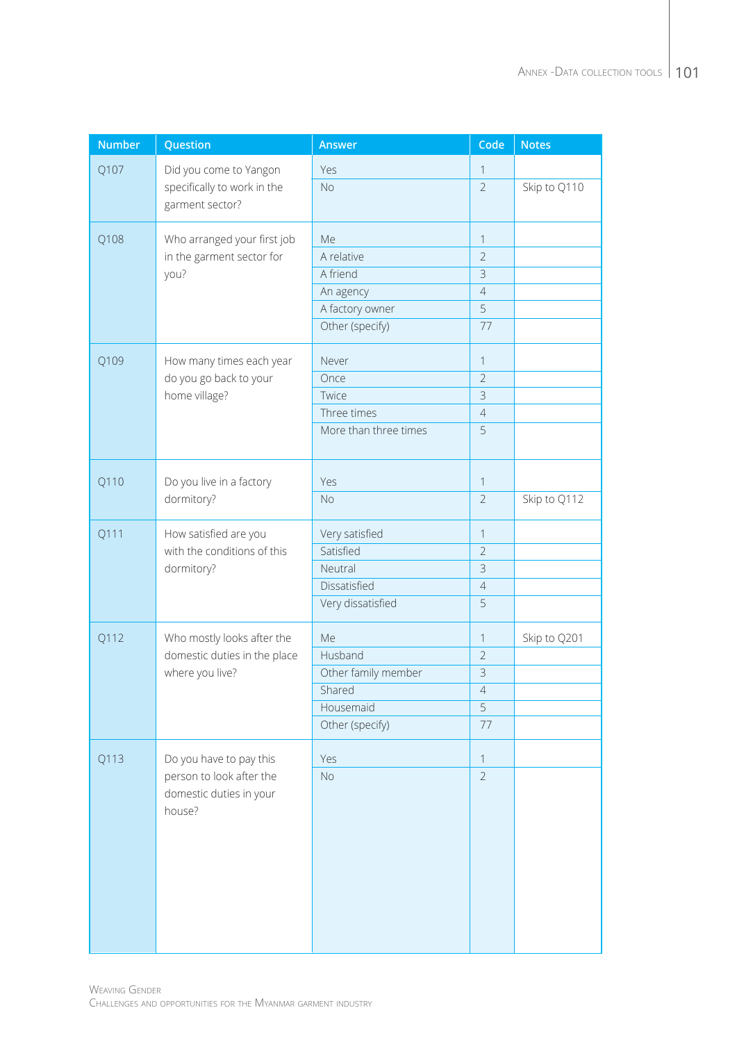| Number | Question | Answer | Code | Notes |
|---|---|---|---|---|
| Q107 | Did you come to Yangon specifically to work in the garment sector? | Yes | 1 | |
| | | No | 2 | Skip to Q110 |
| Q108 | Who arranged your first job in the garment sector for you? | Me | 1 | |
| | | A relative | 2 | |
| | | A friend | 3 | |
| | | An agency | 4 | |
| | | A factory owner | 5 | |
| | | Other (specify) | 77 | |
| Q109 | How many times each year do you go back to your home village? | Never | 1 | |
| | | Once | 2 | |
| | | Twice | 3 | |
| | | Three times | 4 | |
| | | More than three times | 5 | |
| Q110 | Do you live in a factory dormitory? | Yes | 1 | |
| | | No | 2 | Skip to Q112 |
| Q111 | How satisfied are you with the conditions of this dormitory? | Very satisfied | 1 | |
| | | Satisfied | 2 | |
| | | Neutral | 3 | |
| | | Dissatisfied | 4 | |
| | | Very dissatisfied | 5 | |
| Q112 | Who mostly looks after the domestic duties in the place where you live? | Me | 1 | Skip to Q201 |
| | | Husband | 2 | |
| | | Other family member | 3 | |
| | | Shared | 4 | |
| | | Housemaid | 5 | |
| | | Other (specify) | 77 | |
| Q113 | Do you have to pay this person to look after the domestic duties in your house? | Yes | 1 | |
| | | No | 2 | |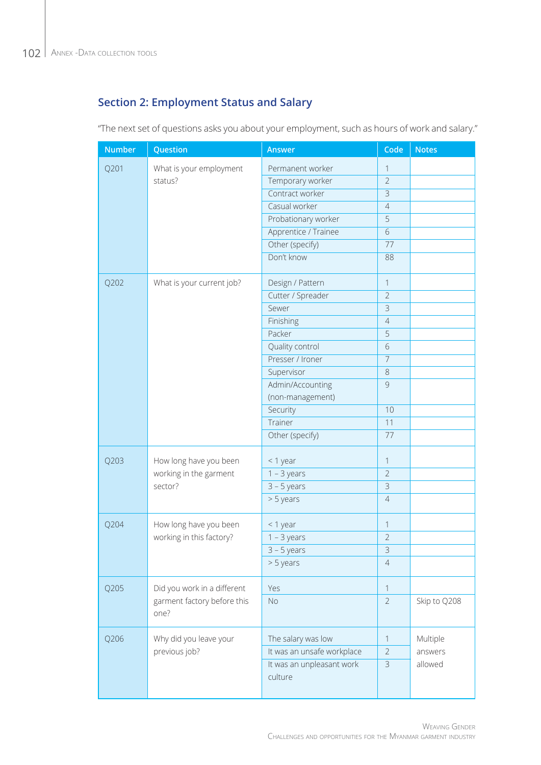## Section 2: Employment Status and Salary

"The next set of questions asks you about your employment, such as hours of work and salary."

| Number | Question | Answer | Code | Notes |
|---|---|---|---|---|
| Q201 | What is your employment status? | Permanent worker | 1 | |
| | | Temporary worker | 2 | |
| | | Contract worker | 3 | |
| | | Casual worker | 4 | |
| | | Probationary worker | 5 | |
| | | Apprentice / Trainee | 6 | |
| | | Other (specify) | 77 | |
| | | Don't know | 88 | |
| Q202 | What is your current job? | Design / Pattern | 1 | |
| | | Cutter / Spreader | 2 | |
| | | Sewer | 3 | |
| | | Finishing | 4 | |
| | | Packer | 5 | |
| | | Quality control | 6 | |
| | | Presser / Ironer | 7 | |
| | | Supervisor | 8 | |
| | | Admin/Accounting (non-management) | 9 | |
| | | Security | 10 | |
| | | Trainer | 11 | |
| | | Other (specify) | 77 | |
| Q203 | How long have you been working in the garment sector? | < 1 year | 1 | |
| | | 1 – 3 years | 2 | |
| | | 3 – 5 years | 3 | |
| | | > 5 years | 4 | |
| Q204 | How long have you been working in this factory? | < 1 year | 1 | |
| | | 1 – 3 years | 2 | |
| | | 3 – 5 years | 3 | |
| | | > 5 years | 4 | |
| Q205 | Did you work in a different garment factory before this one? | Yes | 1 | |
| | | No | 2 | Skip to Q208 |
| Q206 | Why did you leave your previous job? | The salary was low | 1 | Multiple answers allowed |
| | | It was an unsafe workplace | 2 | |
| | | It was an unpleasant work culture | 3 | |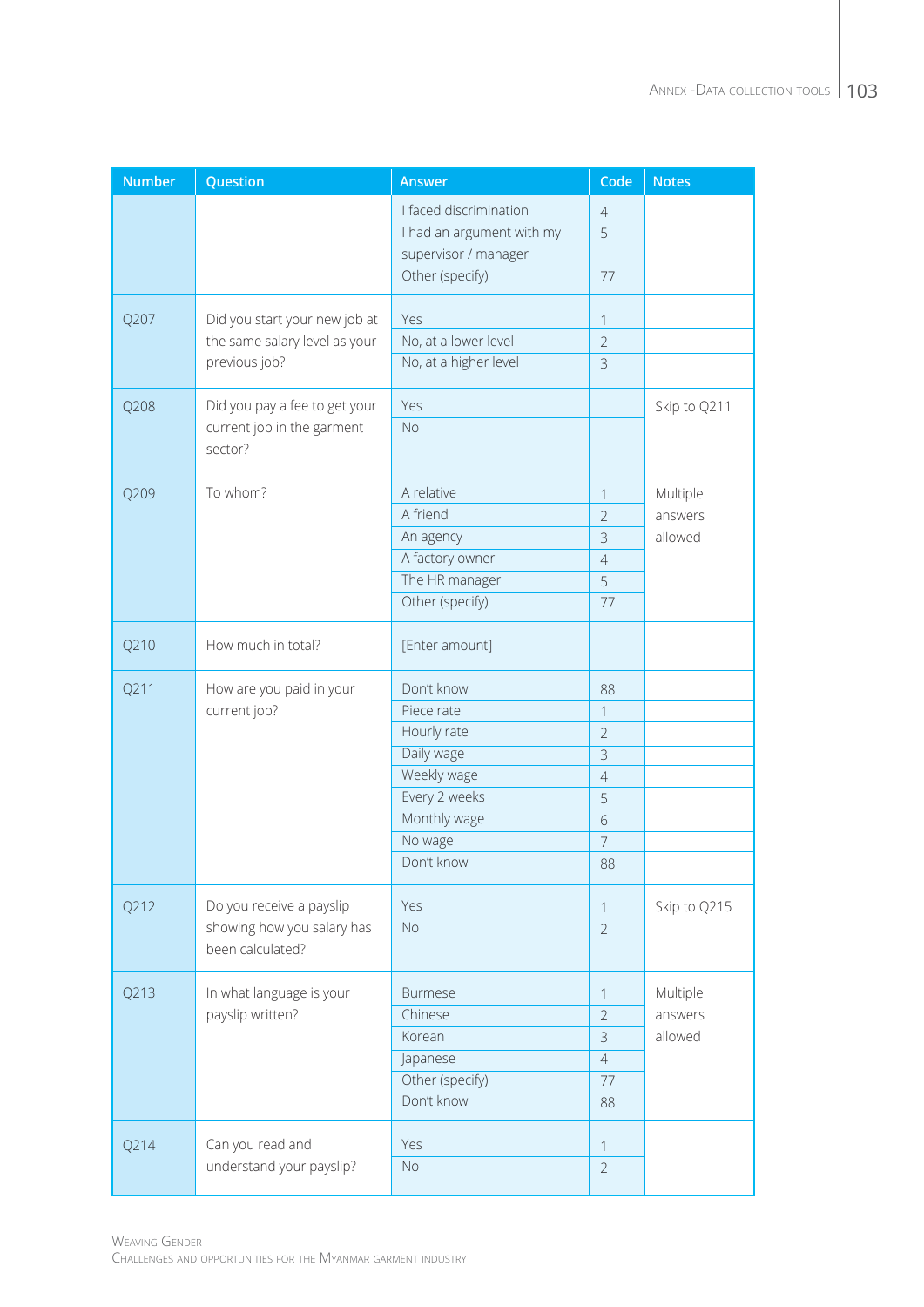| Number | Question | Answer | Code | Notes |
|---|---|---|---|---|
| | | I faced discrimination | 4 | |
| | | I had an argument with my supervisor / manager | 5 | |
| | | Other (specify) | 77 | |
| Q207 | Did you start your new job at the same salary level as your previous job? | Yes | 1 | |
| | | No, at a lower level | 2 | |
| | | No, at a higher level | 3 | |
| Q208 | Did you pay a fee to get your current job in the garment sector? | Yes | | Skip to Q211 |
| | | No | | |
| Q209 | To whom? | A relative | 1 | Multiple answers allowed |
| | | A friend | 2 | |
| | | An agency | 3 | |
| | | A factory owner | 4 | |
| | | The HR manager | 5 | |
| | | Other (specify) | 77 | |
| Q210 | How much in total? | [Enter amount] | | |
| Q211 | How are you paid in your current job? | Don't know | 88 | |
| | | Piece rate | 1 | |
| | | Hourly rate | 2 | |
| | | Daily wage | 3 | |
| | | Weekly wage | 4 | |
| | | Every 2 weeks | 5 | |
| | | Monthly wage | 6 | |
| | | No wage | 7 | |
| | | Don't know | 88 | |
| Q212 | Do you receive a payslip showing how you salary has been calculated? | Yes | 1 | Skip to Q215 |
| | | No | 2 | |
| Q213 | In what language is your payslip written? | Burmese | 1 | Multiple answers allowed |
| | | Chinese | 2 | |
| | | Korean | 3 | |
| | | Japanese | 4 | |
| | | Other (specify) | 77 | |
| | | Don't know | 88 | |
| Q214 | Can you read and understand your payslip? | Yes | 1 | |
| | | No | 2 | |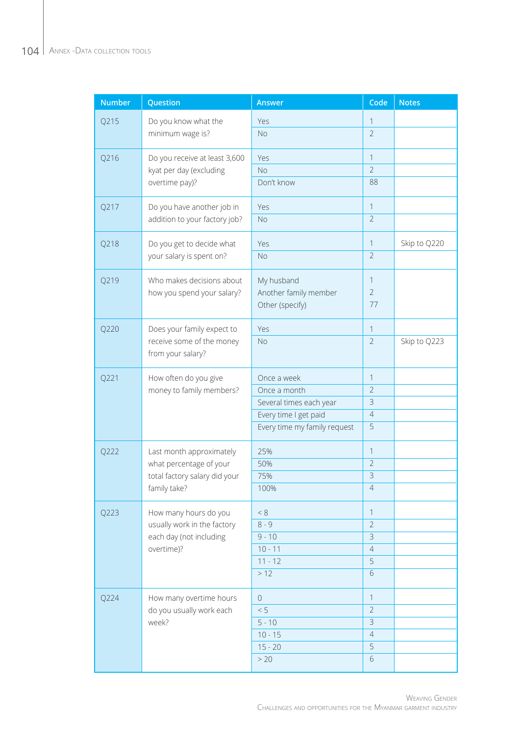| Number | Question | Answer | Code | Notes |
|---|---|---|---|---|
| Q215 | Do you know what the minimum wage is? | Yes | 1 | |
| | | No | 2 | |
| Q216 | Do you receive at least 3,600 kyat per day (excluding overtime pay)? | Yes | 1 | |
| | | No | 2 | |
| | | Don't know | 88 | |
| Q217 | Do you have another job in addition to your factory job? | Yes | 1 | |
| | | No | 2 | |
| Q218 | Do you get to decide what your salary is spent on? | Yes | 1 | Skip to Q220 |
| | | No | 2 | |
| Q219 | Who makes decisions about how you spend your salary? | My husband | 1 | |
| | | Another family member | 2 | |
| | | Other (specify) | 77 | |
| Q220 | Does your family expect to receive some of the money from your salary? | Yes | 1 | |
| | | No | 2 | Skip to Q223 |
| Q221 | How often do you give money to family members? | Once a week | 1 | |
| | | Once a month | 2 | |
| | | Several times each year | 3 | |
| | | Every time I get paid | 4 | |
| | | Every time my family request | 5 | |
| Q222 | Last month approximately what percentage of your total factory salary did your family take? | 25% | 1 | |
| | | 50% | 2 | |
| | | 75% | 3 | |
| | | 100% | 4 | |
| Q223 | How many hours do you usually work in the factory each day (not including overtime)? | < 8 | 1 | |
| | | 8 - 9 | 2 | |
| | | 9 - 10 | 3 | |
| | | 10 - 11 | 4 | |
| | | 11 - 12 | 5 | |
| | | > 12 | 6 | |
| Q224 | How many overtime hours do you usually work each week? | 0 | 1 | |
| | | < 5 | 2 | |
| | | 5 - 10 | 3 | |
| | | 10 - 15 | 4 | |
| | | 15 - 20 | 5 | |
| | | > 20 | 6 | |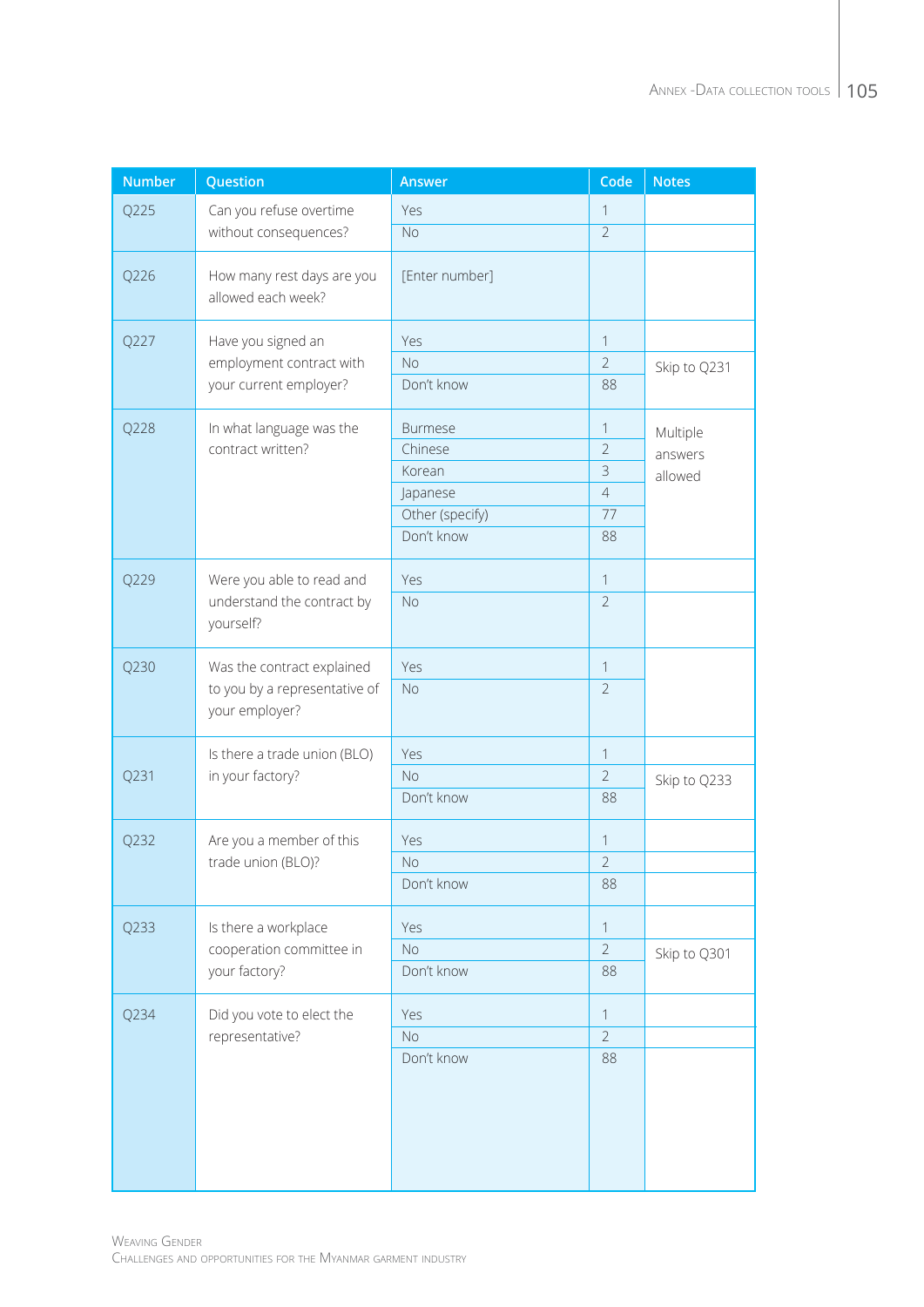| Number | Question | Answer | Code | Notes |
|---|---|---|---|---|
| Q225 | Can you refuse overtime without consequences? | Yes | 1 | |
| | | No | 2 | |
| Q226 | How many rest days are you allowed each week? | [Enter number] | | |
| Q227 | Have you signed an employment contract with your current employer? | Yes | 1 | |
| | | No | 2 | Skip to Q231 |
| | | Don't know | 88 | |
| Q228 | In what language was the contract written? | Burmese | 1 | Multiple answers allowed |
| | | Chinese | 2 | |
| | | Korean | 3 | |
| | | Japanese | 4 | |
| | | Other (specify) | 77 | |
| | | Don't know | 88 | |
| Q229 | Were you able to read and understand the contract by yourself? | Yes | 1 | |
| | | No | 2 | |
| Q230 | Was the contract explained to you by a representative of your employer? | Yes | 1 | |
| | | No | 2 | |
| Q231 | Is there a trade union (BLO) in your factory? | Yes | 1 | |
| | | No | 2 | Skip to Q233 |
| | | Don't know | 88 | |
| Q232 | Are you a member of this trade union (BLO)? | Yes | 1 | |
| | | No | 2 | |
| | | Don't know | 88 | |
| Q233 | Is there a workplace cooperation committee in your factory? | Yes | 1 | |
| | | No | 2 | Skip to Q301 |
| | | Don't know | 88 | |
| Q234 | Did you vote to elect the representative? | Yes | 1 | |
| | | No | 2 | |
| | | Don't know | 88 | |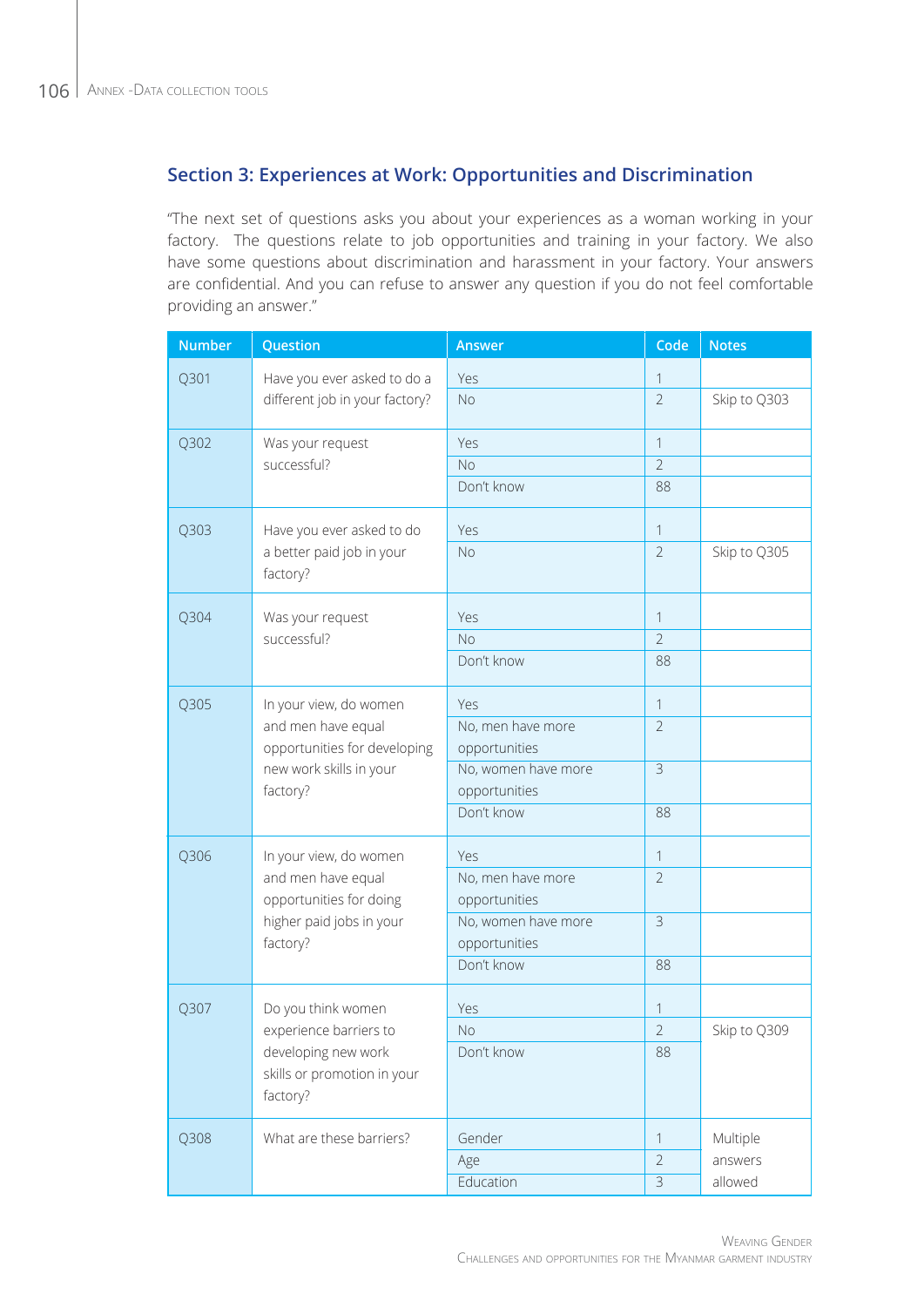## Section 3: Experiences at Work: Opportunities and Discrimination

"The next set of questions asks you about your experiences as a woman working in your factory. The questions relate to job opportunities and training in your factory. We also have some questions about discrimination and harassment in your factory. Your answers are confidential. And you can refuse to answer any question if you do not feel comfortable providing an answer."

| Number | Question | Answer | Code | Notes |
|---|---|---|---|---|
| Q301 | Have you ever asked to do a different job in your factory? | Yes | 1 | |
| | | No | 2 | Skip to Q303 |
| Q302 | Was your request successful? | Yes | 1 | |
| | | No | 2 | |
| | | Don't know | 88 | |
| Q303 | Have you ever asked to do a better paid job in your factory? | Yes | 1 | |
| | | No | 2 | Skip to Q305 |
| Q304 | Was your request successful? | Yes | 1 | |
| | | No | 2 | |
| | | Don't know | 88 | |
| Q305 | In your view, do women and men have equal opportunities for developing new work skills in your factory? | Yes | 1 | |
| | | No, men have more opportunities | 2 | |
| | | No, women have more opportunities | 3 | |
| | | Don't know | 88 | |
| Q306 | In your view, do women and men have equal opportunities for doing higher paid jobs in your factory? | Yes | 1 | |
| | | No, men have more opportunities | 2 | |
| | | No, women have more opportunities | 3 | |
| | | Don't know | 88 | |
| Q307 | Do you think women experience barriers to developing new work skills or promotion in your factory? | Yes | 1 | |
| | | No | 2 | Skip to Q309 |
| | | Don't know | 88 | |
| Q308 | What are these barriers? | Gender | 1 | Multiple answers allowed |
| | | Age | 2 | |
| | | Education | 3 | |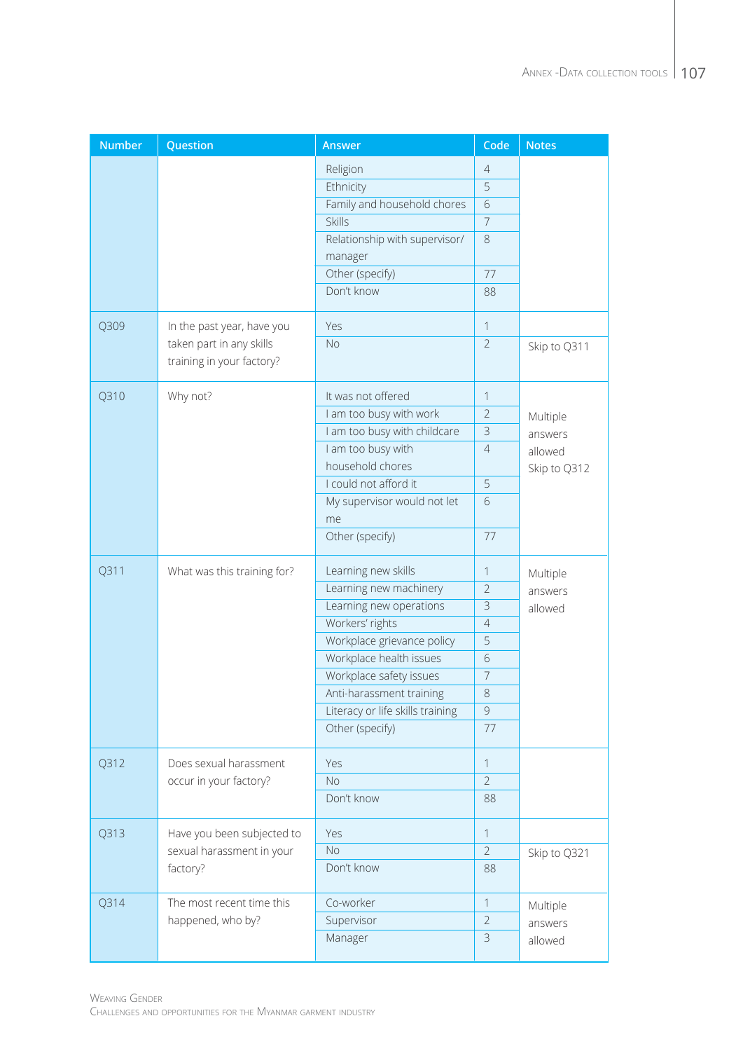| Number | Question | Answer | Code | Notes |
|---|---|---|---|---|
| | | Religion | 4 | |
| | | Ethnicity | 5 | |
| | | Family and household chores | 6 | |
| | | Skills | 7 | |
| | | Relationship with supervisor/manager | 8 | |
| | | Other (specify) | 77 | |
| | | Don't know | 88 | |
| Q309 | In the past year, have you taken part in any skills training in your factory? | Yes | 1 | |
| | | No | 2 | Skip to Q311 |
| Q310 | Why not? | It was not offered | 1 | Multiple answers allowed Skip to Q312 |
| | | I am too busy with work | 2 | |
| | | I am too busy with childcare | 3 | |
| | | I am too busy with household chores | 4 | |
| | | I could not afford it | 5 | |
| | | My supervisor would not let me | 6 | |
| | | Other (specify) | 77 | |
| Q311 | What was this training for? | Learning new skills | 1 | Multiple answers allowed |
| | | Learning new machinery | 2 | |
| | | Learning new operations | 3 | |
| | | Workers' rights | 4 | |
| | | Workplace grievance policy | 5 | |
| | | Workplace health issues | 6 | |
| | | Workplace safety issues | 7 | |
| | | Anti-harassment training | 8 | |
| | | Literacy or life skills training | 9 | |
| | | Other (specify) | 77 | |
| Q312 | Does sexual harassment occur in your factory? | Yes | 1 | |
| | | No | 2 | |
| | | Don't know | 88 | |
| Q313 | Have you been subjected to sexual harassment in your factory? | Yes | 1 | |
| | | No | 2 | Skip to Q321 |
| | | Don't know | 88 | |
| Q314 | The most recent time this happened, who by? | Co-worker | 1 | Multiple answers allowed |
| | | Supervisor | 2 | |
| | | Manager | 3 | |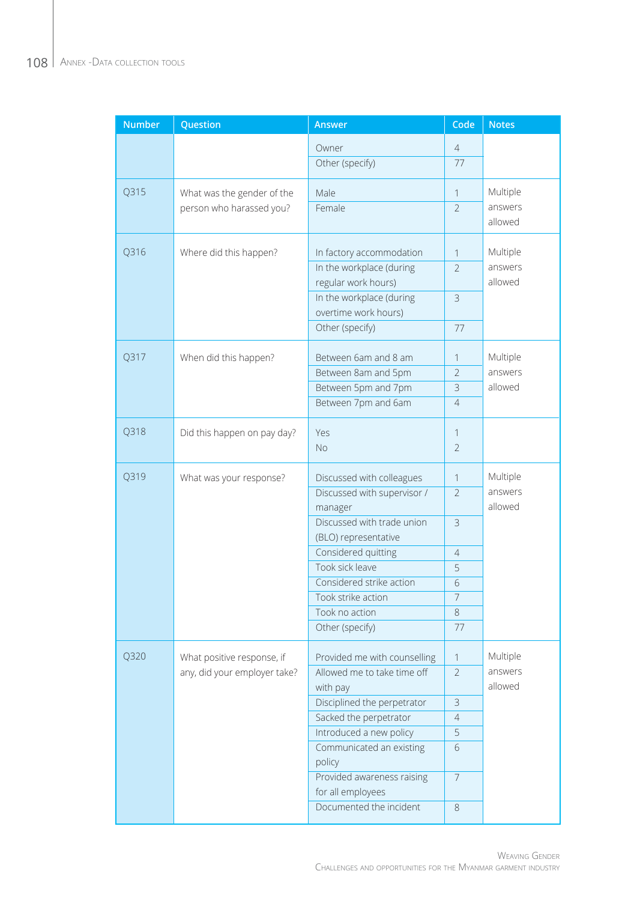| Number | Question | Answer | Code | Notes |
|---|---|---|---|---|
| | | Owner | 4 | |
| | | Other (specify) | 77 | |
| Q315 | What was the gender of the person who harassed you? | Male | 1 | Multiple answers allowed |
| | | Female | 2 | |
| Q316 | Where did this happen? | In factory accommodation | 1 | Multiple answers allowed |
| | | In the workplace (during regular work hours) | 2 | |
| | | In the workplace (during overtime work hours) | 3 | |
| | | Other (specify) | 77 | |
| Q317 | When did this happen? | Between 6am and 8 am | 1 | Multiple answers allowed |
| | | Between 8am and 5pm | 2 | |
| | | Between 5pm and 7pm | 3 | |
| | | Between 7pm and 6am | 4 | |
| Q318 | Did this happen on pay day? | Yes | 1 | |
| | | No | 2 | |
| Q319 | What was your response? | Discussed with colleagues | 1 | Multiple answers allowed |
| | | Discussed with supervisor / manager | 2 | |
| | | Discussed with trade union (BLO) representative | 3 | |
| | | Considered quitting | 4 | |
| | | Took sick leave | 5 | |
| | | Considered strike action | 6 | |
| | | Took strike action | 7 | |
| | | Took no action | 8 | |
| | | Other (specify) | 77 | |
| Q320 | What positive response, if any, did your employer take? | Provided me with counselling | 1 | Multiple answers allowed |
| | | Allowed me to take time off with pay | 2 | |
| | | Disciplined the perpetrator | 3 | |
| | | Sacked the perpetrator | 4 | |
| | | Introduced a new policy | 5 | |
| | | Communicated an existing policy | 6 | |
| | | Provided awareness raising for all employees | 7 | |
| | | Documented the incident | 8 | |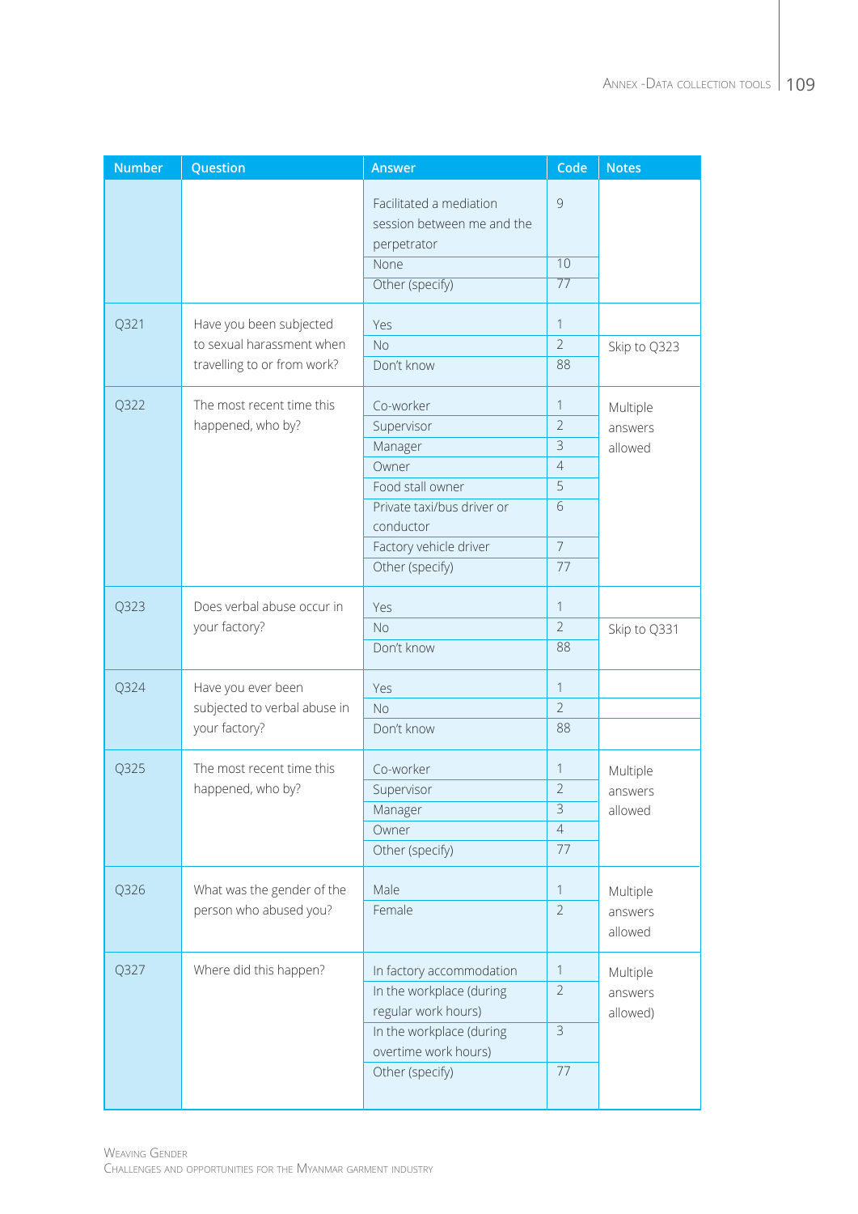| Number | Question | Answer | Code | Notes |
|---|---|---|---|---|
| | | Facilitated a mediation session between me and the perpetrator | 9 | |
| | | None | 10 | |
| | | Other (specify) | 77 | |
| Q321 | Have you been subjected to sexual harassment when travelling to or from work? | Yes | 1 | |
| | | No | 2 | Skip to Q323 |
| | | Don't know | 88 | |
| Q322 | The most recent time this happened, who by? | Co-worker | 1 | Multiple answers allowed |
| | | Supervisor | 2 | |
| | | Manager | 3 | |
| | | Owner | 4 | |
| | | Food stall owner | 5 | |
| | | Private taxi/bus driver or conductor | 6 | |
| | | Factory vehicle driver | 7 | |
| | | Other (specify) | 77 | |
| Q323 | Does verbal abuse occur in your factory? | Yes | 1 | |
| | | No | 2 | Skip to Q331 |
| | | Don't know | 88 | |
| Q324 | Have you ever been subjected to verbal abuse in your factory? | Yes | 1 | |
| | | No | 2 | |
| | | Don't know | 88 | |
| Q325 | The most recent time this happened, who by? | Co-worker | 1 | Multiple answers allowed |
| | | Supervisor | 2 | |
| | | Manager | 3 | |
| | | Owner | 4 | |
| | | Other (specify) | 77 | |
| Q326 | What was the gender of the person who abused you? | Male | 1 | Multiple answers allowed |
| | | Female | 2 | |
| Q327 | Where did this happen? | In factory accommodation | 1 | Multiple answers allowed) |
| | | In the workplace (during regular work hours) | 2 | |
| | | In the workplace (during overtime work hours) | 3 | |
| | | Other (specify) | 77 | |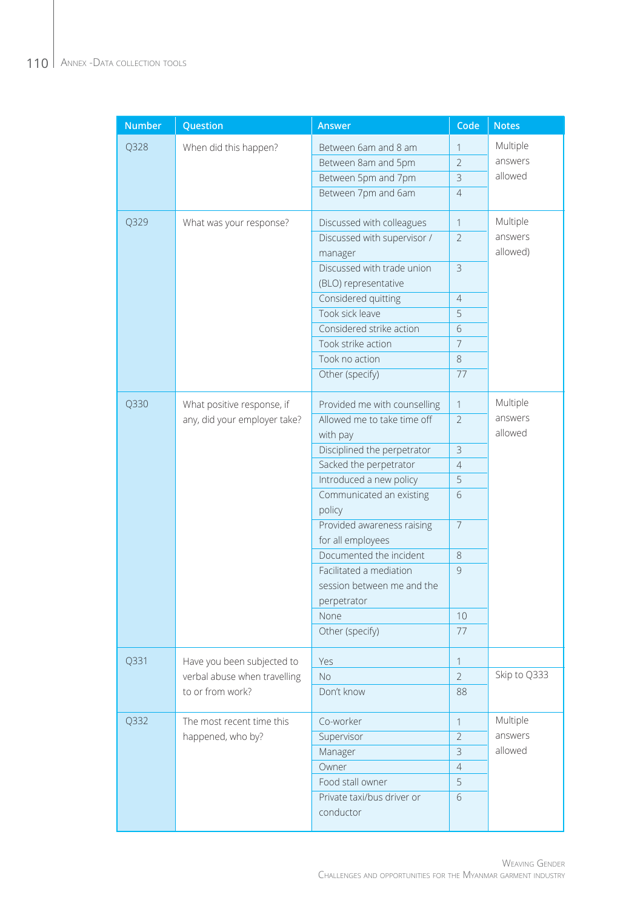| Number | Question | Answer | Code | Notes |
|---|---|---|---|---|
| Q328 | When did this happen? | Between 6am and 8 am | 1 | Multiple answers allowed |
| | | Between 8am and 5pm | 2 | |
| | | Between 5pm and 7pm | 3 | |
| | | Between 7pm and 6am | 4 | |
| Q329 | What was your response? | Discussed with colleagues | 1 | Multiple answers allowed) |
| | | Discussed with supervisor / manager | 2 | |
| | | Discussed with trade union (BLO) representative | 3 | |
| | | Considered quitting | 4 | |
| | | Took sick leave | 5 | |
| | | Considered strike action | 6 | |
| | | Took strike action | 7 | |
| | | Took no action | 8 | |
| | | Other (specify) | 77 | |
| Q330 | What positive response, if any, did your employer take? | Provided me with counselling | 1 | Multiple answers allowed |
| | | Allowed me to take time off with pay | 2 | |
| | | Disciplined the perpetrator | 3 | |
| | | Sacked the perpetrator | 4 | |
| | | Introduced a new policy | 5 | |
| | | Communicated an existing policy | 6 | |
| | | Provided awareness raising for all employees | 7 | |
| | | Documented the incident | 8 | |
| | | Facilitated a mediation session between me and the perpetrator | 9 | |
| | | None | 10 | |
| | | Other (specify) | 77 | |
| Q331 | Have you been subjected to verbal abuse when travelling to or from work? | Yes | 1 | |
| | | No | 2 | Skip to Q333 |
| | | Don't know | 88 | |
| Q332 | The most recent time this happened, who by? | Co-worker | 1 | Multiple answers allowed |
| | | Supervisor | 2 | |
| | | Manager | 3 | |
| | | Owner | 4 | |
| | | Food stall owner | 5 | |
| | | Private taxi/bus driver or conductor | 6 | |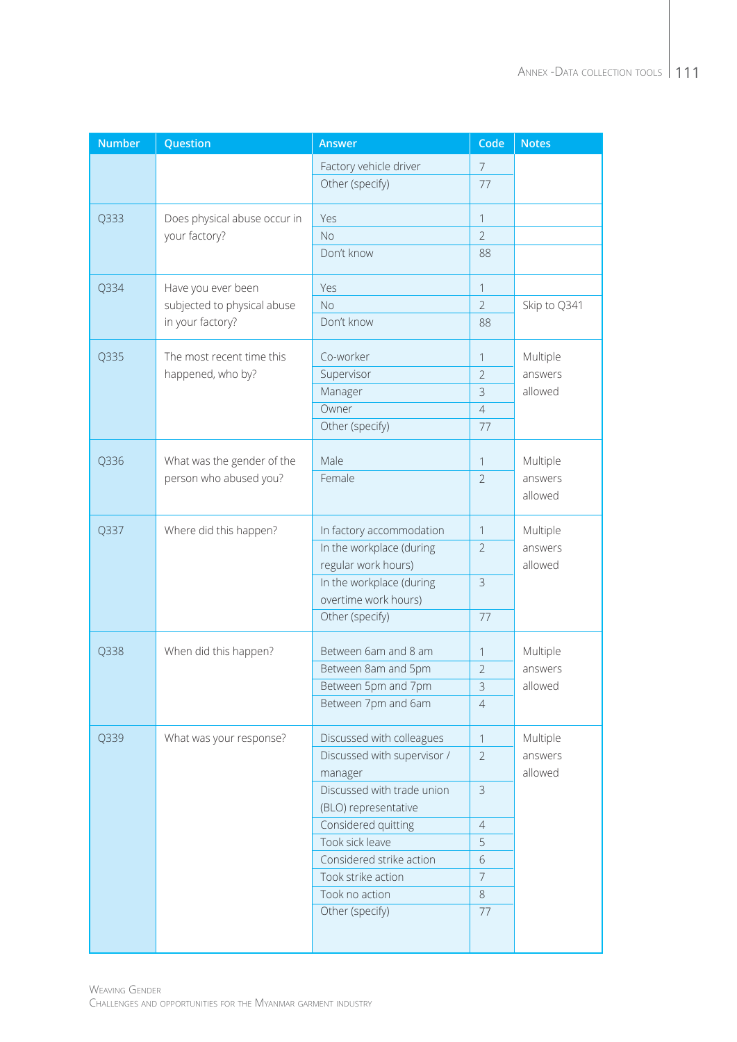| Number | Question | Answer | Code | Notes |
|---|---|---|---|---|
| | | Factory vehicle driver | 7 | |
| | | Other (specify) | 77 | |
| Q333 | Does physical abuse occur in your factory? | Yes | 1 | |
| | | No | 2 | |
| | | Don't know | 88 | |
| Q334 | Have you ever been subjected to physical abuse in your factory? | Yes | 1 | |
| | | No | 2 | Skip to Q341 |
| | | Don't know | 88 | |
| Q335 | The most recent time this happened, who by? | Co-worker | 1 | Multiple answers allowed |
| | | Supervisor | 2 | |
| | | Manager | 3 | |
| | | Owner | 4 | |
| | | Other (specify) | 77 | |
| Q336 | What was the gender of the person who abused you? | Male | 1 | Multiple answers allowed |
| | | Female | 2 | |
| Q337 | Where did this happen? | In factory accommodation | 1 | Multiple answers allowed |
| | | In the workplace (during regular work hours) | 2 | |
| | | In the workplace (during overtime work hours) | 3 | |
| | | Other (specify) | 77 | |
| Q338 | When did this happen? | Between 6am and 8 am | 1 | Multiple answers allowed |
| | | Between 8am and 5pm | 2 | |
| | | Between 5pm and 7pm | 3 | |
| | | Between 7pm and 6am | 4 | |
| Q339 | What was your response? | Discussed with colleagues | 1 | Multiple answers allowed |
| | | Discussed with supervisor / manager | 2 | |
| | | Discussed with trade union (BLO) representative | 3 | |
| | | Considered quitting | 4 | |
| | | Took sick leave | 5 | |
| | | Considered strike action | 6 | |
| | | Took strike action | 7 | |
| | | Took no action | 8 | |
| | | Other (specify) | 77 | |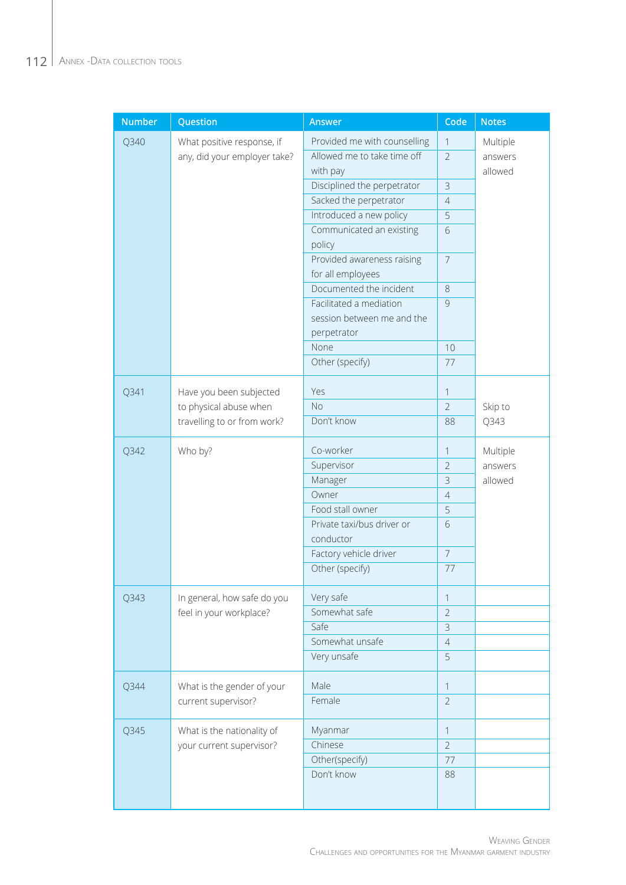| Number | Question | Answer | Code | Notes |
|---|---|---|---|---|
| Q340 | What positive response, if any, did your employer take? | Provided me with counselling | 1 | Multiple answers allowed |
| | | Allowed me to take time off with pay | 2 | |
| | | Disciplined the perpetrator | 3 | |
| | | Sacked the perpetrator | 4 | |
| | | Introduced a new policy | 5 | |
| | | Communicated an existing policy | 6 | |
| | | Provided awareness raising for all employees | 7 | |
| | | Documented the incident | 8 | |
| | | Facilitated a mediation session between me and the perpetrator | 9 | |
| | | None | 10 | |
| | | Other (specify) | 77 | |
| Q341 | Have you been subjected to physical abuse when travelling to or from work? | Yes | 1 | |
| | | No | 2 | Skip to Q343 |
| | | Don't know | 88 | |
| Q342 | Who by? | Co-worker | 1 | Multiple answers allowed |
| | | Supervisor | 2 | |
| | | Manager | 3 | |
| | | Owner | 4 | |
| | | Food stall owner | 5 | |
| | | Private taxi/bus driver or conductor | 6 | |
| | | Factory vehicle driver | 7 | |
| | | Other (specify) | 77 | |
| Q343 | In general, how safe do you feel in your workplace? | Very safe | 1 | |
| | | Somewhat safe | 2 | |
| | | Safe | 3 | |
| | | Somewhat unsafe | 4 | |
| | | Very unsafe | 5 | |
| Q344 | What is the gender of your current supervisor? | Male | 1 | |
| | | Female | 2 | |
| Q345 | What is the nationality of your current supervisor? | Myanmar | 1 | |
| | | Chinese | 2 | |
| | | Other(specify) | 77 | |
| | | Don't know | 88 | |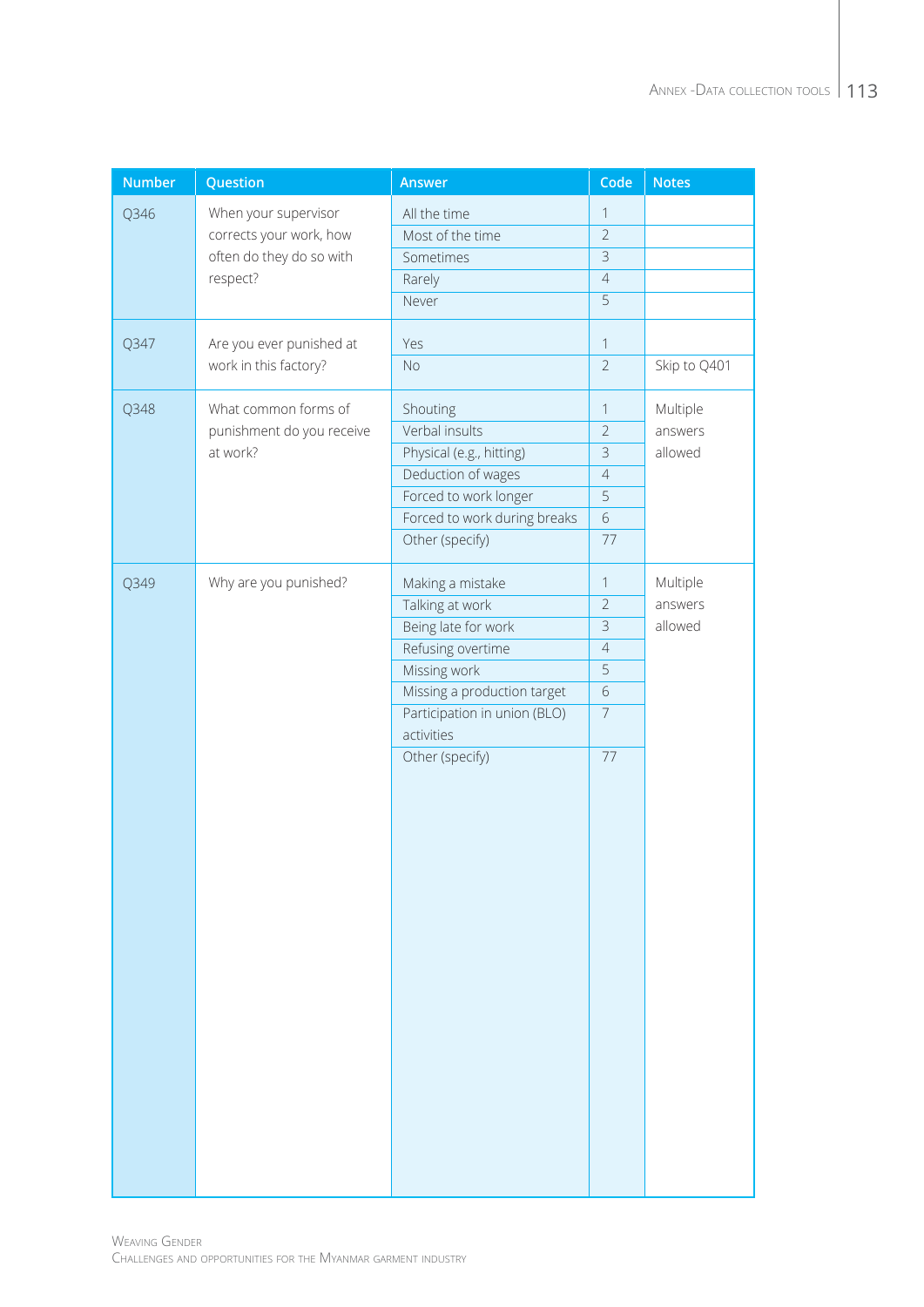| Number | Question | Answer | Code | Notes |
|---|---|---|---|---|
| Q346 | When your supervisor corrects your work, how often do they do so with respect? | All the time | 1 | |
| | | Most of the time | 2 | |
| | | Sometimes | 3 | |
| | | Rarely | 4 | |
| | | Never | 5 | |
| Q347 | Are you ever punished at work in this factory? | Yes | 1 | |
| | | No | 2 | Skip to Q401 |
| Q348 | What common forms of punishment do you receive at work? | Shouting | 1 | Multiple answers allowed |
| | | Verbal insults | 2 | |
| | | Physical (e.g., hitting) | 3 | |
| | | Deduction of wages | 4 | |
| | | Forced to work longer | 5 | |
| | | Forced to work during breaks | 6 | |
| | | Other (specify) | 77 | |
| Q349 | Why are you punished? | Making a mistake | 1 | Multiple answers allowed |
| | | Talking at work | 2 | |
| | | Being late for work | 3 | |
| | | Refusing overtime | 4 | |
| | | Missing work | 5 | |
| | | Missing a production target | 6 | |
| | | Participation in union (BLO) activities | 7 | |
| | | Other (specify) | 77 | |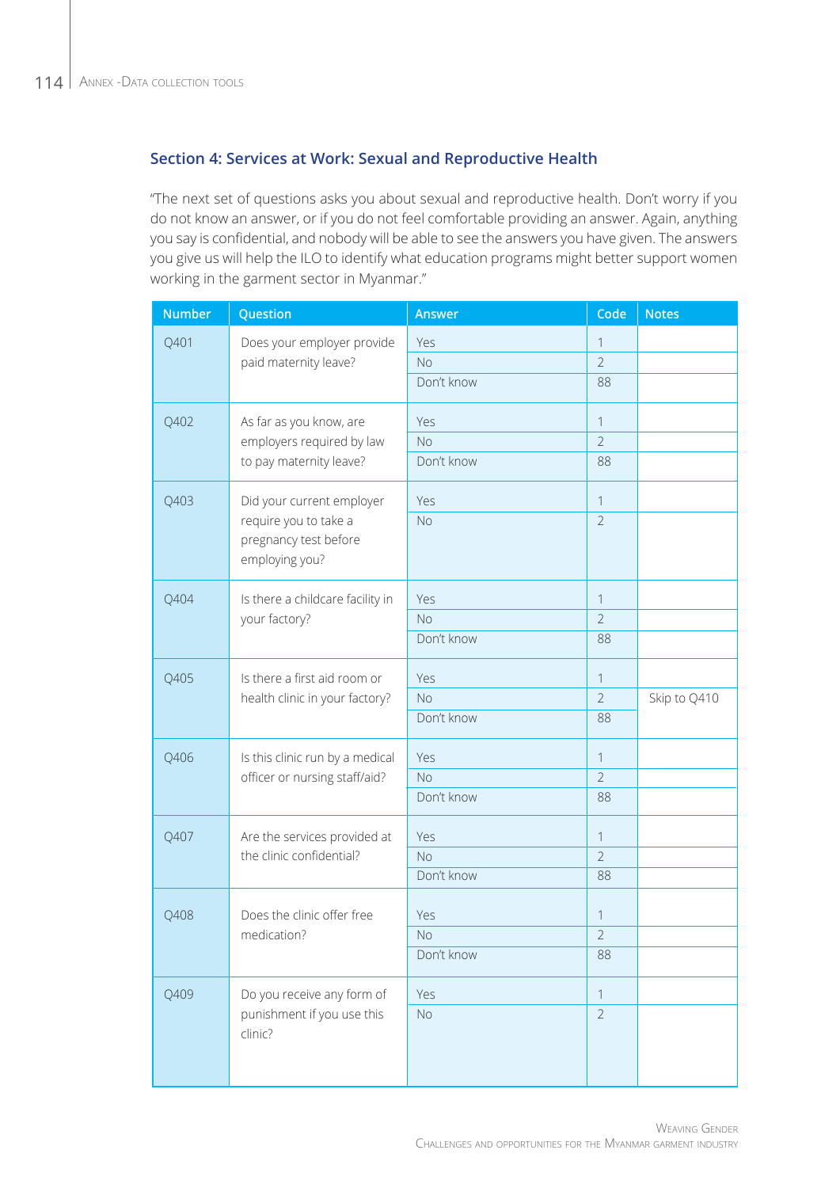## Section 4: Services at Work: Sexual and Reproductive Health

"The next set of questions asks you about sexual and reproductive health. Don't worry if you do not know an answer, or if you do not feel comfortable providing an answer. Again, anything you say is confidential, and nobody will be able to see the answers you have given. The answers you give us will help the ILO to identify what education programs might better support women working in the garment sector in Myanmar."

| Number | Question | Answer | Code | Notes |
|---|---|---|---|---|
| Q401 | Does your employer provide paid maternity leave? | Yes | 1 | |
| | | No | 2 | |
| | | Don't know | 88 | |
| Q402 | As far as you know, are employers required by law to pay maternity leave? | Yes | 1 | |
| | | No | 2 | |
| | | Don't know | 88 | |
| Q403 | Did your current employer require you to take a pregnancy test before employing you? | Yes | 1 | |
| | | No | 2 | |
| Q404 | Is there a childcare facility in your factory? | Yes | 1 | |
| | | No | 2 | |
| | | Don't know | 88 | |
| Q405 | Is there a first aid room or health clinic in your factory? | Yes | 1 | |
| | | No | 2 | Skip to Q410 |
| | | Don't know | 88 | |
| Q406 | Is this clinic run by a medical officer or nursing staff/aid? | Yes | 1 | |
| | | No | 2 | |
| | | Don't know | 88 | |
| Q407 | Are the services provided at the clinic confidential? | Yes | 1 | |
| | | No | 2 | |
| | | Don't know | 88 | |
| Q408 | Does the clinic offer free medication? | Yes | 1 | |
| | | No | 2 | |
| | | Don't know | 88 | |
| Q409 | Do you receive any form of punishment if you use this clinic? | Yes | 1 | |
| | | No | 2 | |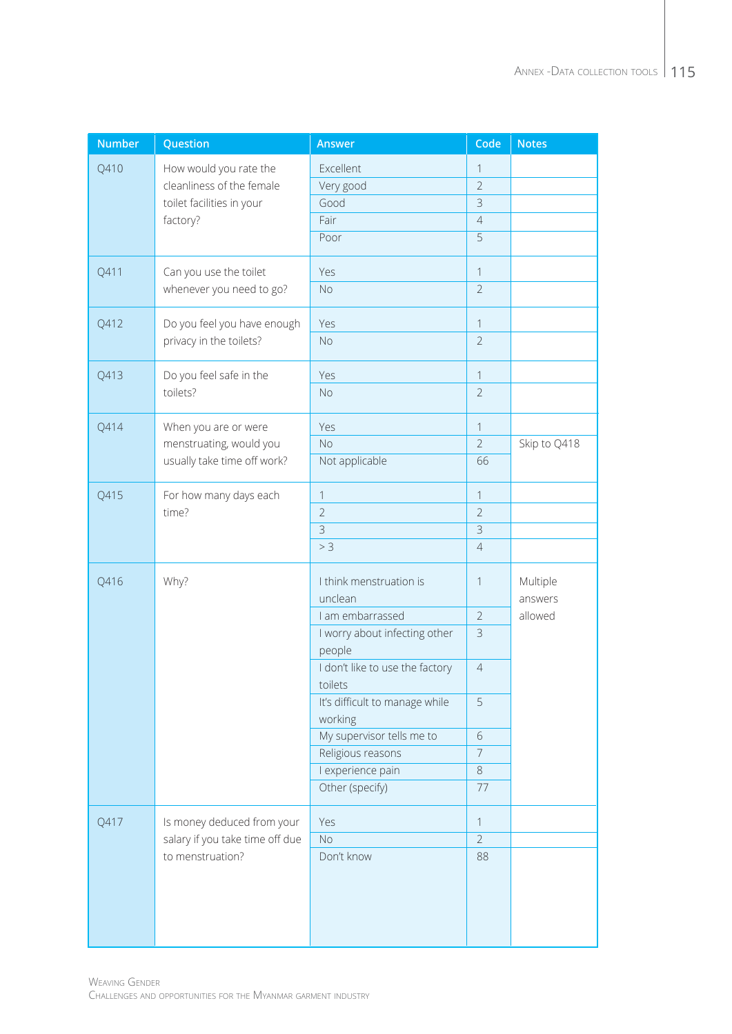| Number | Question | Answer | Code | Notes |
|---|---|---|---|---|
| Q410 | How would you rate the cleanliness of the female toilet facilities in your factory? | Excellent | 1 | |
| | | Very good | 2 | |
| | | Good | 3 | |
| | | Fair | 4 | |
| | | Poor | 5 | |
| Q411 | Can you use the toilet whenever you need to go? | Yes | 1 | |
| | | No | 2 | |
| Q412 | Do you feel you have enough privacy in the toilets? | Yes | 1 | |
| | | No | 2 | |
| Q413 | Do you feel safe in the toilets? | Yes | 1 | |
| | | No | 2 | |
| Q414 | When you are or were menstruating, would you usually take time off work? | Yes | 1 | |
| | | No | 2 | Skip to Q418 |
| | | Not applicable | 66 | |
| Q415 | For how many days each time? | 1 | 1 | |
| | | 2 | 2 | |
| | | 3 | 3 | |
| | | > 3 | 4 | |
| Q416 | Why? | I think menstruation is unclean | 1 | Multiple answers allowed |
| | | I am embarrassed | 2 | |
| | | I worry about infecting other people | 3 | |
| | | I don't like to use the factory toilets | 4 | |
| | | It's difficult to manage while working | 5 | |
| | | My supervisor tells me to | 6 | |
| | | Religious reasons | 7 | |
| | | I experience pain | 8 | |
| | | Other (specify) | 77 | |
| Q417 | Is money deducted from your salary if you take time off due to menstruation? | Yes | 1 | |
| | | No | 2 | |
| | | Don't know | 88 | |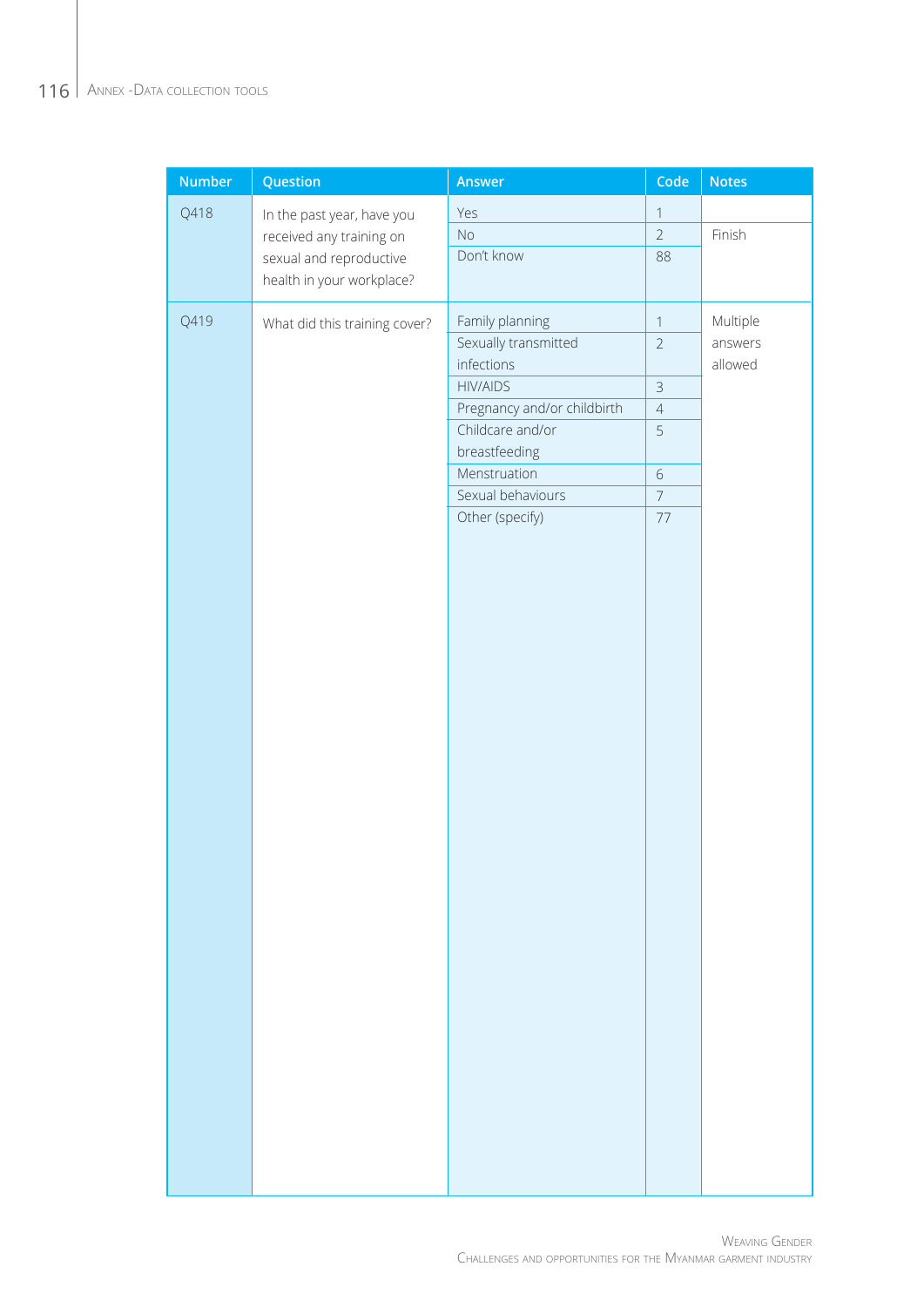| Number | Question | Answer | Code | Notes |
|---|---|---|---|---|
| Q418 | In the past year, have you received any training on sexual and reproductive health in your workplace? | Yes | 1 | |
| | | No | 2 | Finish |
| | | Don't know | 88 | |
| Q419 | What did this training cover? | Family planning | 1 | Multiple answers allowed |
| | | Sexually transmitted infections | 2 | |
| | | HIV/AIDS | 3 | |
| | | Pregnancy and/or childbirth | 4 | |
| | | Childcare and/or breastfeeding | 5 | |
| | | Menstruation | 6 | |
| | | Sexual behaviours | 7 | |
| | | Other (specify) | 77 | |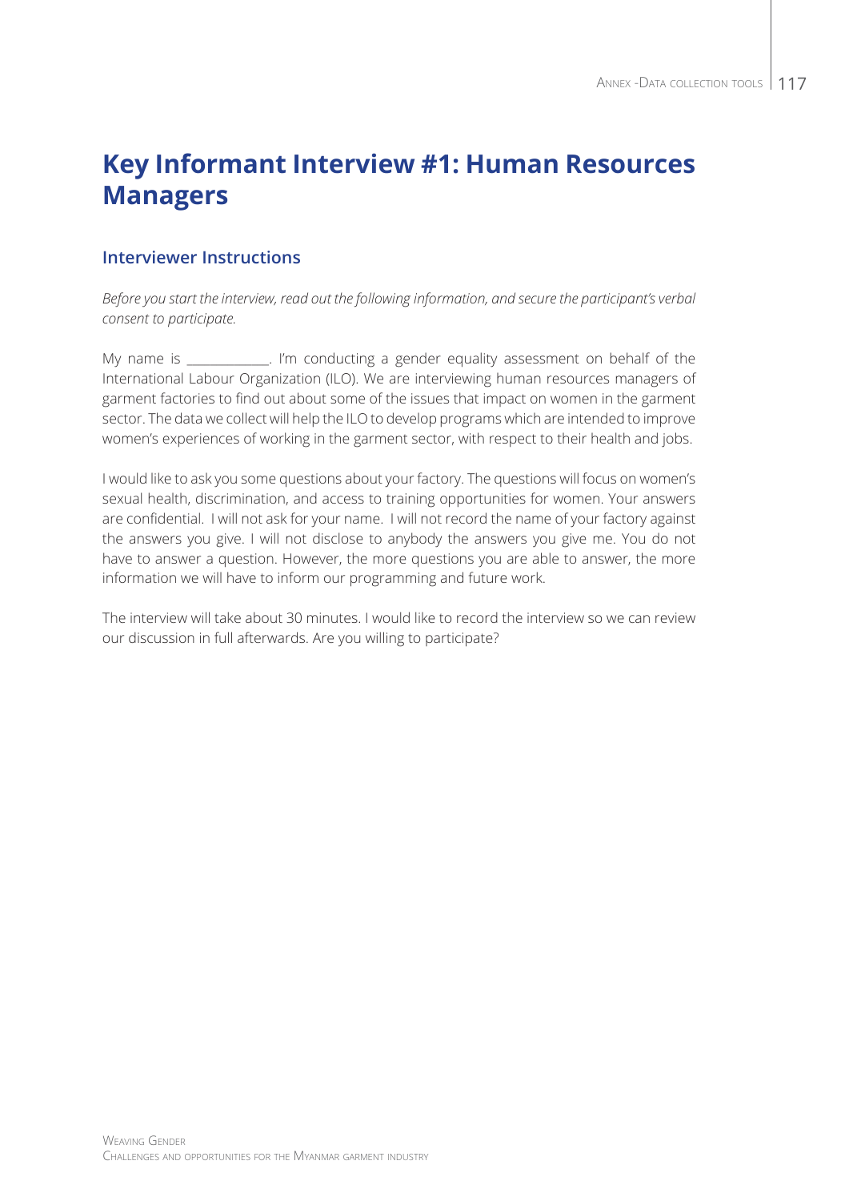# Key Informant Interview #1: Human Resources Managers

## Interviewer Instructions

*Before you start the interview, read out the following information, and secure the participant's verbal consent to participate.*

My name is ____________. I'm conducting a gender equality assessment on behalf of the International Labour Organization (ILO). We are interviewing human resources managers of garment factories to find out about some of the issues that impact on women in the garment sector. The data we collect will help the ILO to develop programs which are intended to improve women's experiences of working in the garment sector, with respect to their health and jobs.

I would like to ask you some questions about your factory. The questions will focus on women's sexual health, discrimination, and access to training opportunities for women. Your answers are confidential. I will not ask for your name. I will not record the name of your factory against the answers you give. I will not disclose to anybody the answers you give me. You do not have to answer a question. However, the more questions you are able to answer, the more information we will have to inform our programming and future work.

The interview will take about 30 minutes. I would like to record the interview so we can review our discussion in full afterwards. Are you willing to participate?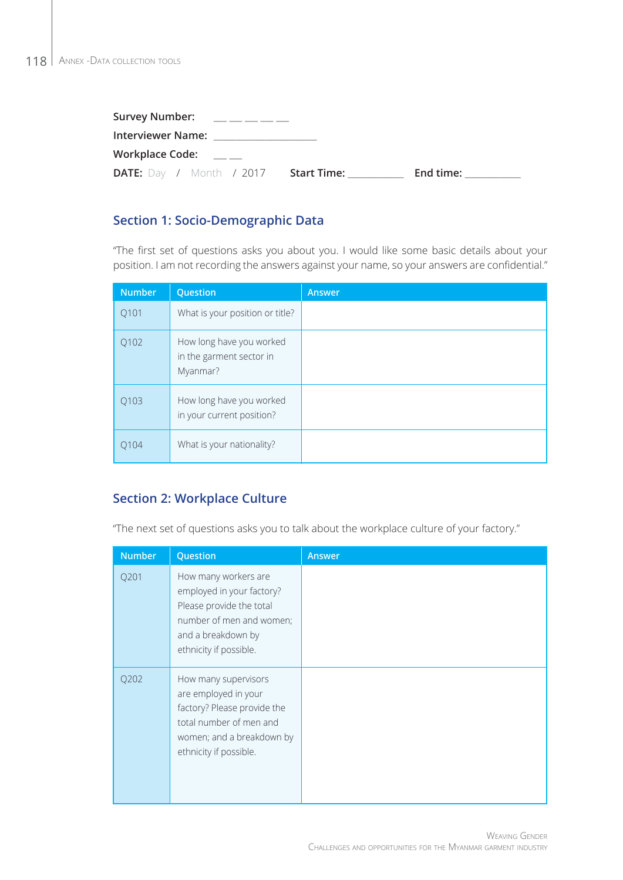**Survey Number:** __ __ __ __ __

**Interviewer Name:** ____________________

**Workplace Code:** __ __

**DATE:** Day / Month / 2017 **Start Time:** ___________ **End time:** ___________

## Section 1: Socio-Demographic Data

"The first set of questions asks you about you. I would like some basic details about your position. I am not recording the answers against your name, so your answers are confidential."

| Number | Question | Answer |
|---|---|---|
| Q101 | What is your position or title? | |
| Q102 | How long have you worked in the garment sector in Myanmar? | |
| Q103 | How long have you worked in your current position? | |
| Q104 | What is your nationality? | |

## Section 2: Workplace Culture

"The next set of questions asks you to talk about the workplace culture of your factory."

| Number | Question | Answer |
|---|---|---|
| Q201 | How many workers are employed in your factory? Please provide the total number of men and women; and a breakdown by ethnicity if possible. | |
| Q202 | How many supervisors are employed in your factory? Please provide the total number of men and women; and a breakdown by ethnicity if possible. | |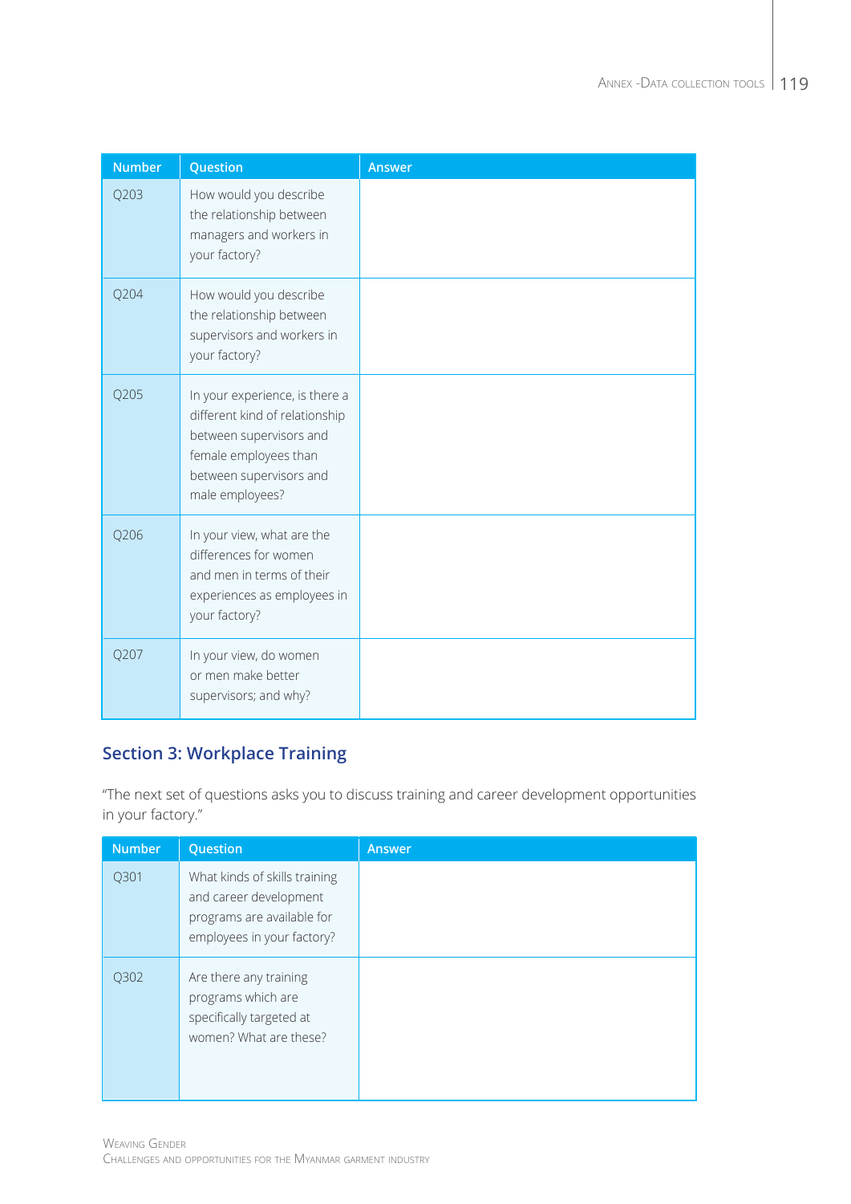| Number | Question | Answer |
| --- | --- | --- |
| Q203 | How would you describe the relationship between managers and workers in your factory? | |
| Q204 | How would you describe the relationship between supervisors and workers in your factory? | |
| Q205 | In your experience, is there a different kind of relationship between supervisors and female employees than between supervisors and male employees? | |
| Q206 | In your view, what are the differences for women and men in terms of their experiences as employees in your factory? | |
| Q207 | In your view, do women or men make better supervisors; and why? | |

## Section 3: Workplace Training

"The next set of questions asks you to discuss training and career development opportunities in your factory."

| Number | Question | Answer |
| --- | --- | --- |
| Q301 | What kinds of skills training and career development programs are available for employees in your factory? | |
| Q302 | Are there any training programs which are specifically targeted at women? What are these? | |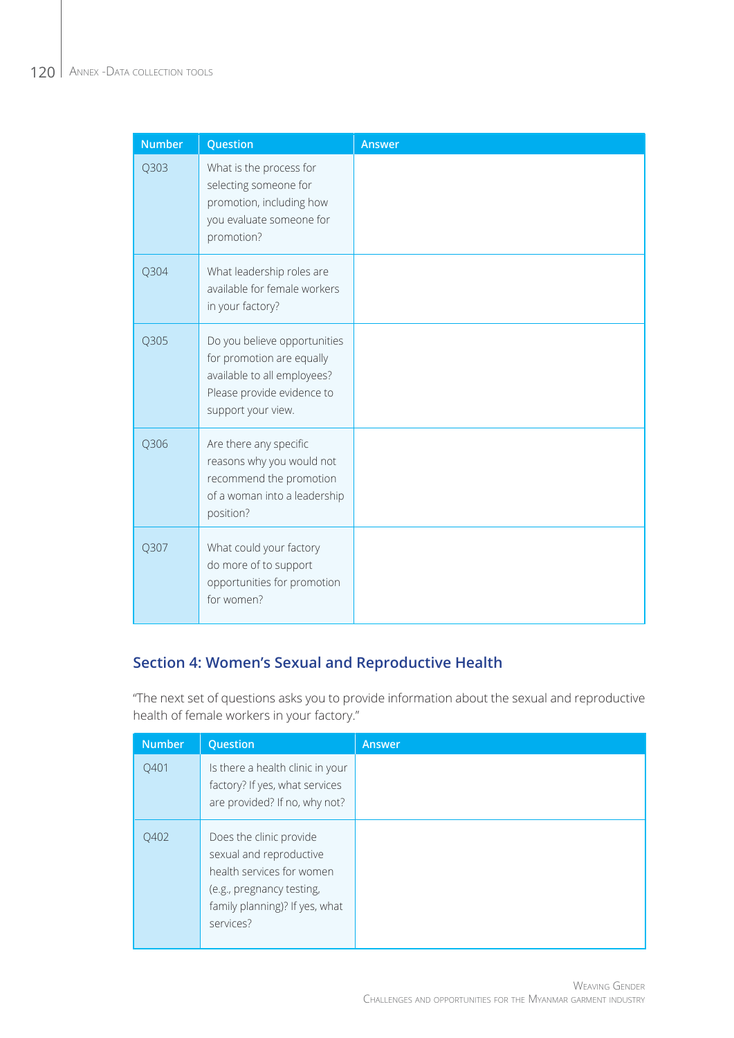| Number | Question | Answer |
|---|---|---|
| Q303 | What is the process for selecting someone for promotion, including how you evaluate someone for promotion? | |
| Q304 | What leadership roles are available for female workers in your factory? | |
| Q305 | Do you believe opportunities for promotion are equally available to all employees? Please provide evidence to support your view. | |
| Q306 | Are there any specific reasons why you would not recommend the promotion of a woman into a leadership position? | |
| Q307 | What could your factory do more of to support opportunities for promotion for women? | |

## Section 4: Women's Sexual and Reproductive Health

"The next set of questions asks you to provide information about the sexual and reproductive health of female workers in your factory."

| Number | Question | Answer |
|---|---|---|
| Q401 | Is there a health clinic in your factory? If yes, what services are provided? If no, why not? | |
| Q402 | Does the clinic provide sexual and reproductive health services for women (e.g., pregnancy testing, family planning)? If yes, what services? | |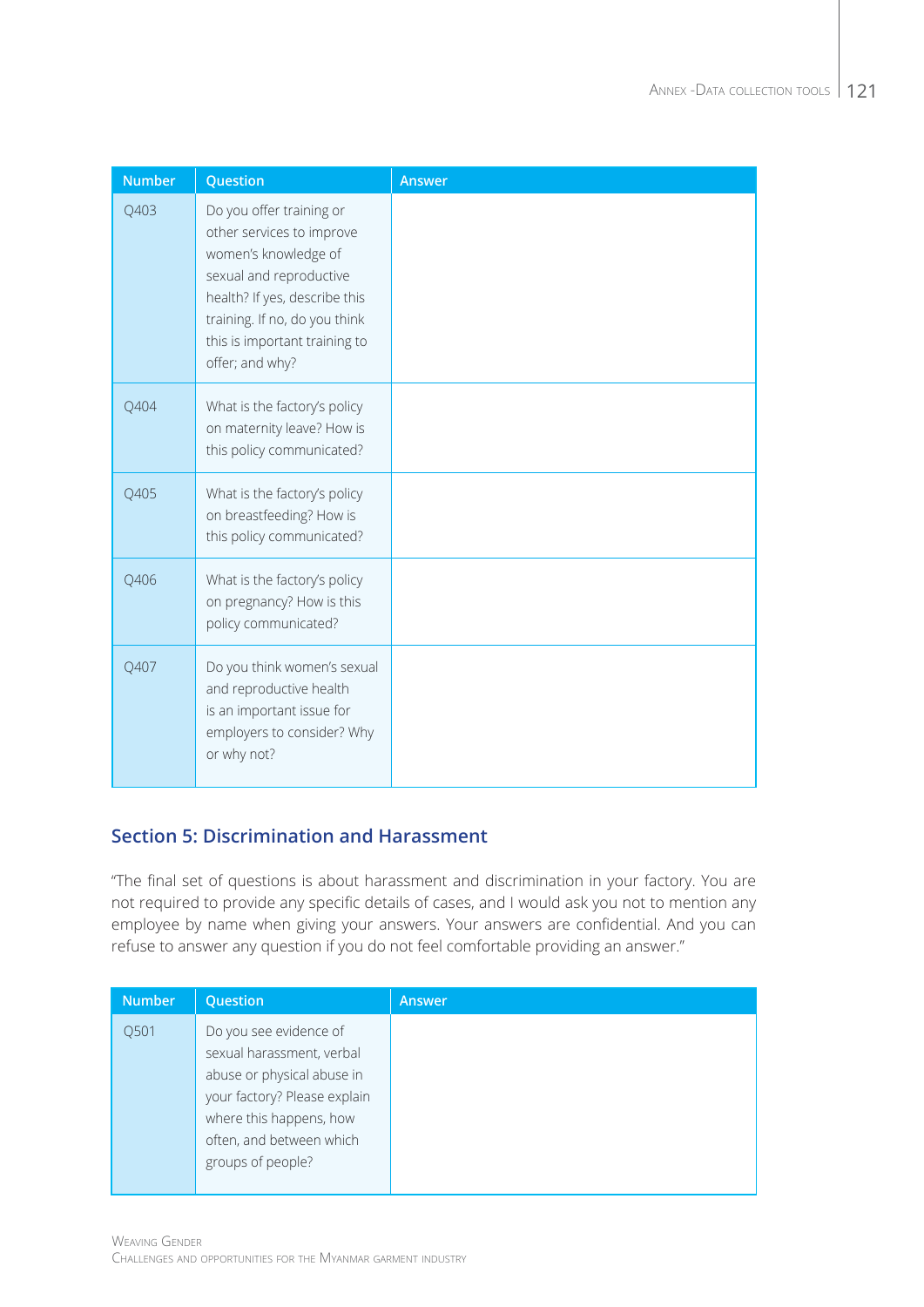| Number | Question | Answer |
|---|---|---|
| Q403 | Do you offer training or other services to improve women's knowledge of sexual and reproductive health? If yes, describe this training. If no, do you think this is important training to offer; and why? | |
| Q404 | What is the factory's policy on maternity leave? How is this policy communicated? | |
| Q405 | What is the factory's policy on breastfeeding? How is this policy communicated? | |
| Q406 | What is the factory's policy on pregnancy? How is this policy communicated? | |
| Q407 | Do you think women's sexual and reproductive health is an important issue for employers to consider? Why or why not? | |

## Section 5: Discrimination and Harassment

"The final set of questions is about harassment and discrimination in your factory. You are not required to provide any specific details of cases, and I would ask you not to mention any employee by name when giving your answers. Your answers are confidential. And you can refuse to answer any question if you do not feel comfortable providing an answer."

| Number | Question | Answer |
|---|---|---|
| Q501 | Do you see evidence of sexual harassment, verbal abuse or physical abuse in your factory? Please explain where this happens, how often, and between which groups of people? | |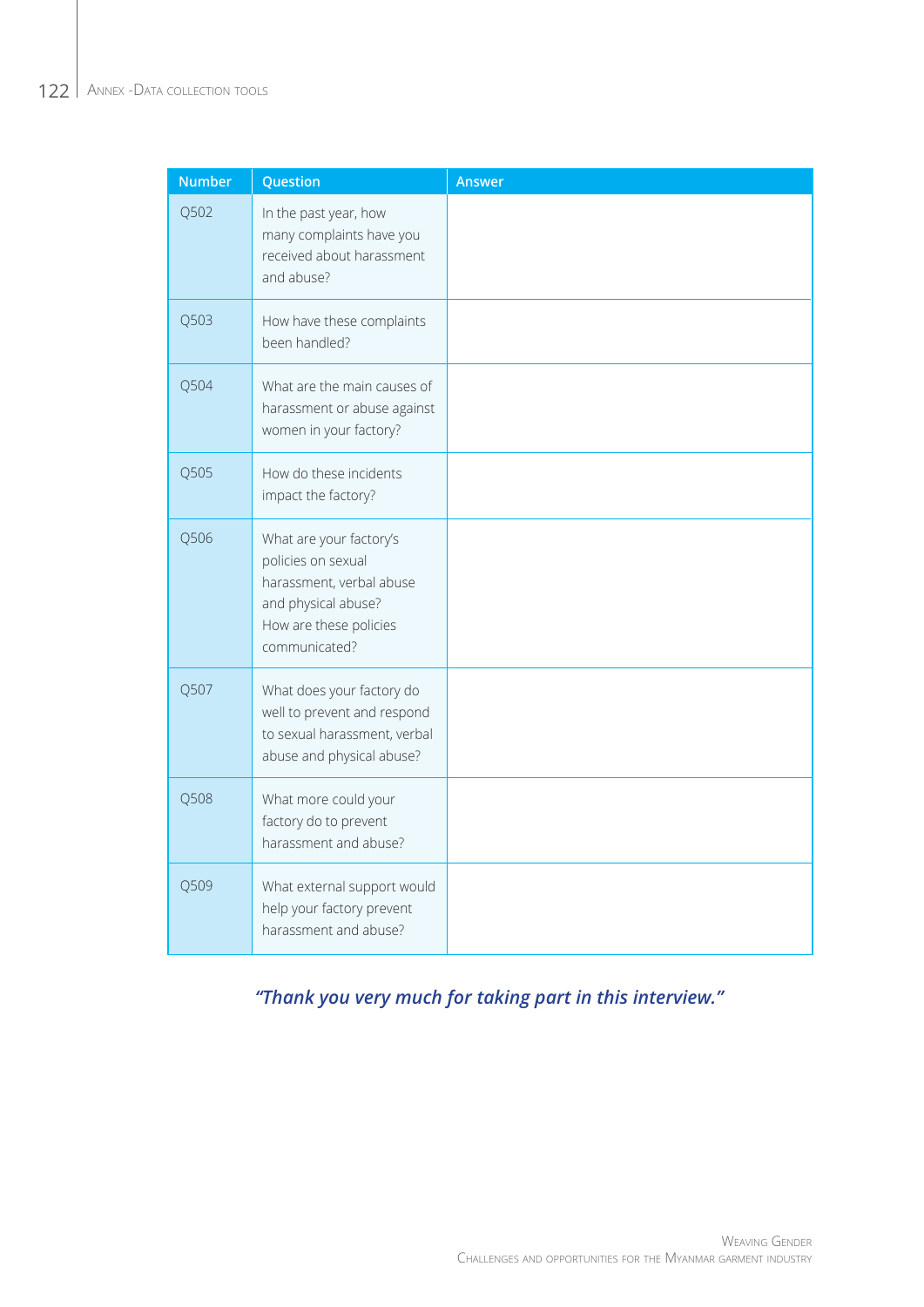| Number | Question | Answer |
|---|---|---|
| Q502 | In the past year, how many complaints have you received about harassment and abuse? | |
| Q503 | How have these complaints been handled? | |
| Q504 | What are the main causes of harassment or abuse against women in your factory? | |
| Q505 | How do these incidents impact the factory? | |
| Q506 | What are your factory's policies on sexual harassment, verbal abuse and physical abuse? How are these policies communicated? | |
| Q507 | What does your factory do well to prevent and respond to sexual harassment, verbal abuse and physical abuse? | |
| Q508 | What more could your factory do to prevent harassment and abuse? | |
| Q509 | What external support would help your factory prevent harassment and abuse? | |

***"Thank you very much for taking part in this interview."***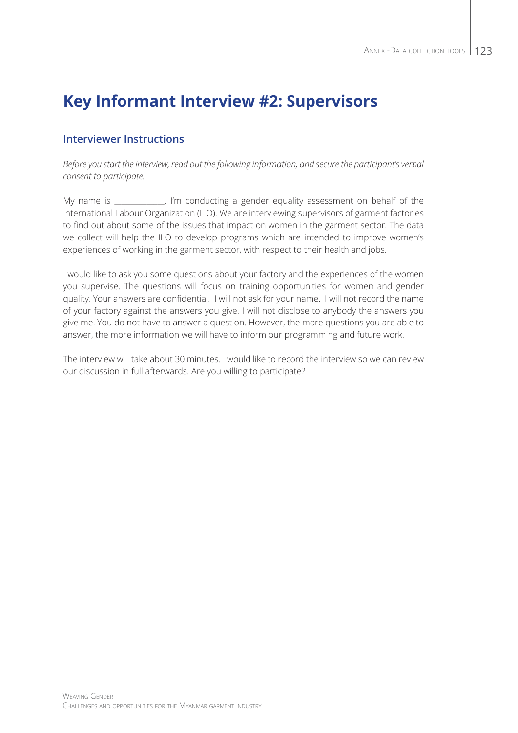# Key Informant Interview #2: Supervisors

## Interviewer Instructions

*Before you start the interview, read out the following information, and secure the participant's verbal consent to participate.*

My name is ____________. I'm conducting a gender equality assessment on behalf of the International Labour Organization (ILO). We are interviewing supervisors of garment factories to find out about some of the issues that impact on women in the garment sector. The data we collect will help the ILO to develop programs which are intended to improve women's experiences of working in the garment sector, with respect to their health and jobs.

I would like to ask you some questions about your factory and the experiences of the women you supervise. The questions will focus on training opportunities for women and gender quality. Your answers are confidential. I will not ask for your name. I will not record the name of your factory against the answers you give. I will not disclose to anybody the answers you give me. You do not have to answer a question. However, the more questions you are able to answer, the more information we will have to inform our programming and future work.

The interview will take about 30 minutes. I would like to record the interview so we can review our discussion in full afterwards. Are you willing to participate?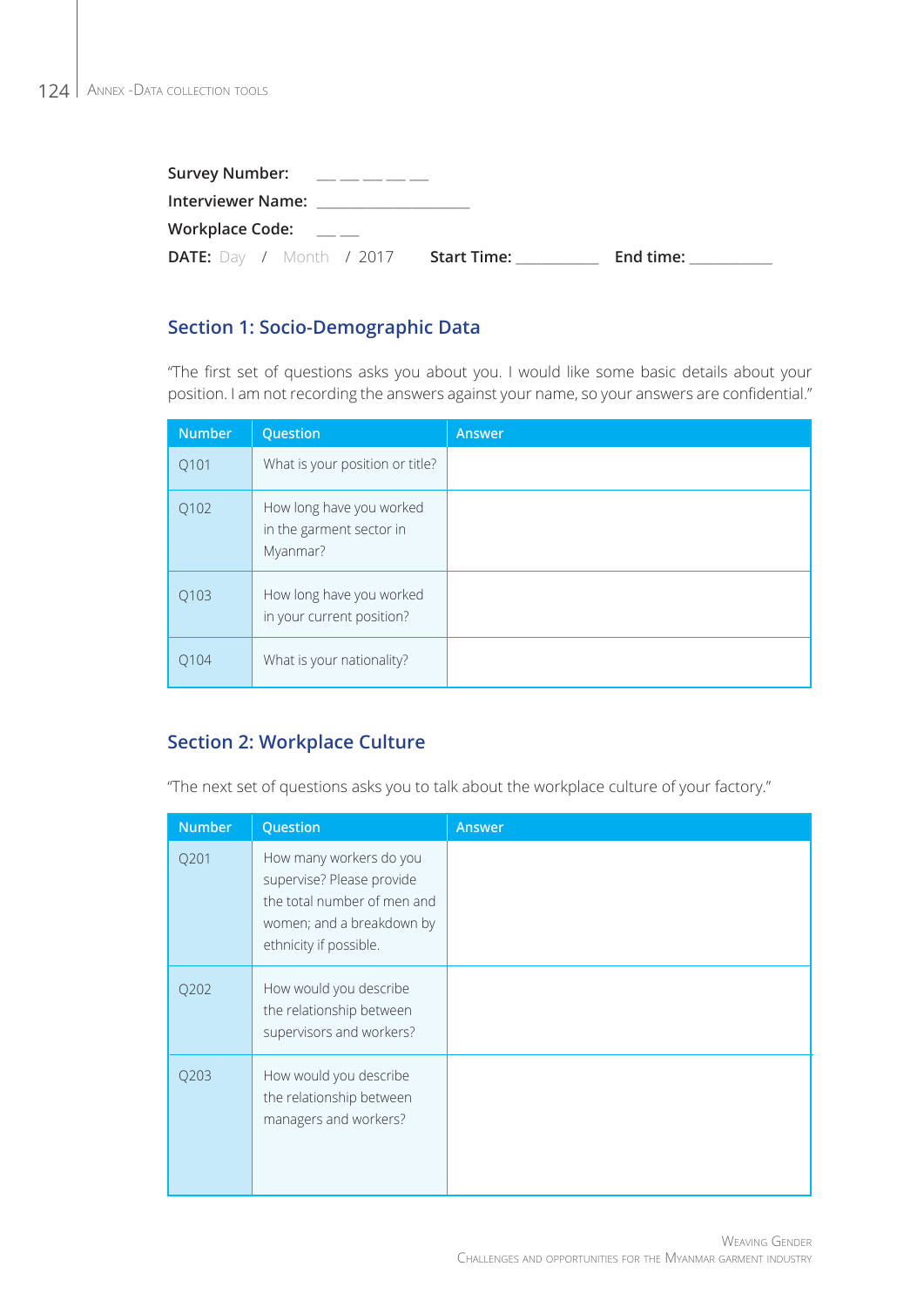**Survey Number:** __ __ __ __ __

**Interviewer Name:** ________________

**Workplace Code:** __ __

**DATE:** Day / Month / 2017 **Start Time:** _________ **End time:** _________

## Section 1: Socio-Demographic Data

"The first set of questions asks you about you. I would like some basic details about your position. I am not recording the answers against your name, so your answers are confidential."

| Number | Question | Answer |
|---|---|---|
| Q101 | What is your position or title? | |
| Q102 | How long have you worked in the garment sector in Myanmar? | |
| Q103 | How long have you worked in your current position? | |
| Q104 | What is your nationality? | |

## Section 2: Workplace Culture

"The next set of questions asks you to talk about the workplace culture of your factory."

| Number | Question | Answer |
|---|---|---|
| Q201 | How many workers do you supervise? Please provide the total number of men and women; and a breakdown by ethnicity if possible. | |
| Q202 | How would you describe the relationship between supervisors and workers? | |
| Q203 | How would you describe the relationship between managers and workers? | |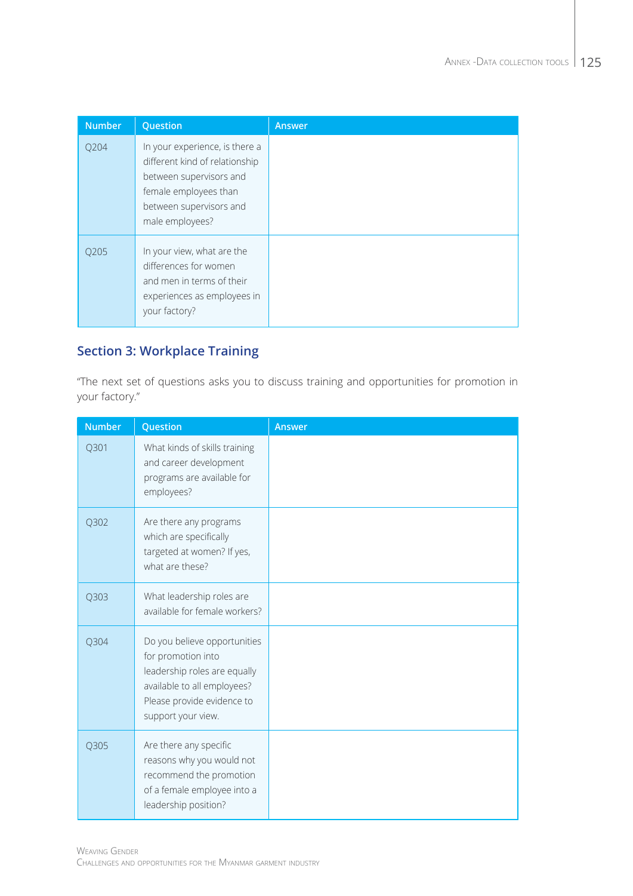| Number | Question | Answer |
|---|---|---|
| Q204 | In your experience, is there a different kind of relationship between supervisors and female employees than between supervisors and male employees? | |
| Q205 | In your view, what are the differences for women and men in terms of their experiences as employees in your factory? | |

## Section 3: Workplace Training

"The next set of questions asks you to discuss training and opportunities for promotion in your factory."

| Number | Question | Answer |
|---|---|---|
| Q301 | What kinds of skills training and career development programs are available for employees? | |
| Q302 | Are there any programs which are specifically targeted at women? If yes, what are these? | |
| Q303 | What leadership roles are available for female workers? | |
| Q304 | Do you believe opportunities for promotion into leadership roles are equally available to all employees? Please provide evidence to support your view. | |
| Q305 | Are there any specific reasons why you would not recommend the promotion of a female employee into a leadership position? | |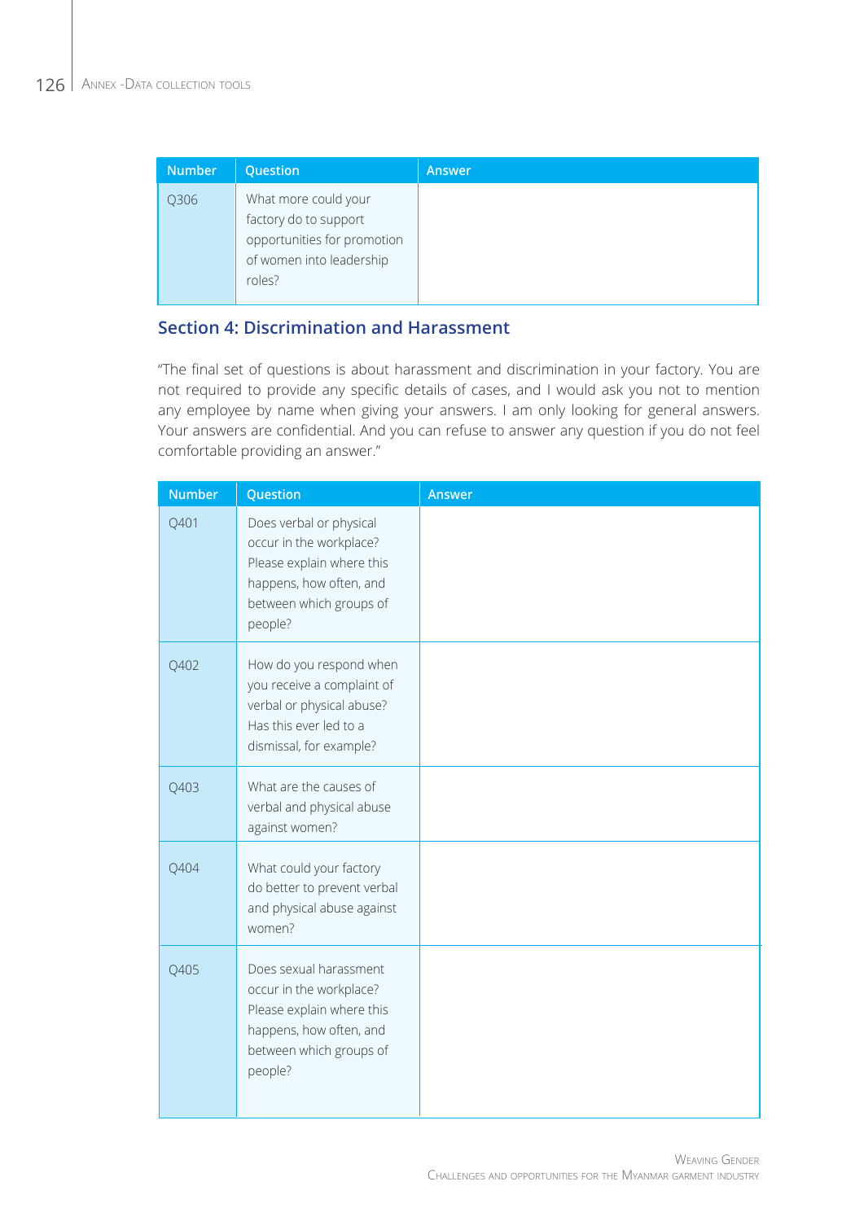| Number | Question | Answer |
|---|---|---|
| Q306 | What more could your factory do to support opportunities for promotion of women into leadership roles? | |

## Section 4: Discrimination and Harassment

"The final set of questions is about harassment and discrimination in your factory. You are not required to provide any specific details of cases, and I would ask you not to mention any employee by name when giving your answers. I am only looking for general answers. Your answers are confidential. And you can refuse to answer any question if you do not feel comfortable providing an answer."

| Number | Question | Answer |
|---|---|---|
| Q401 | Does verbal or physical occur in the workplace? Please explain where this happens, how often, and between which groups of people? | |
| Q402 | How do you respond when you receive a complaint of verbal or physical abuse? Has this ever led to a dismissal, for example? | |
| Q403 | What are the causes of verbal and physical abuse against women? | |
| Q404 | What could your factory do better to prevent verbal and physical abuse against women? | |
| Q405 | Does sexual harassment occur in the workplace? Please explain where this happens, how often, and between which groups of people? | |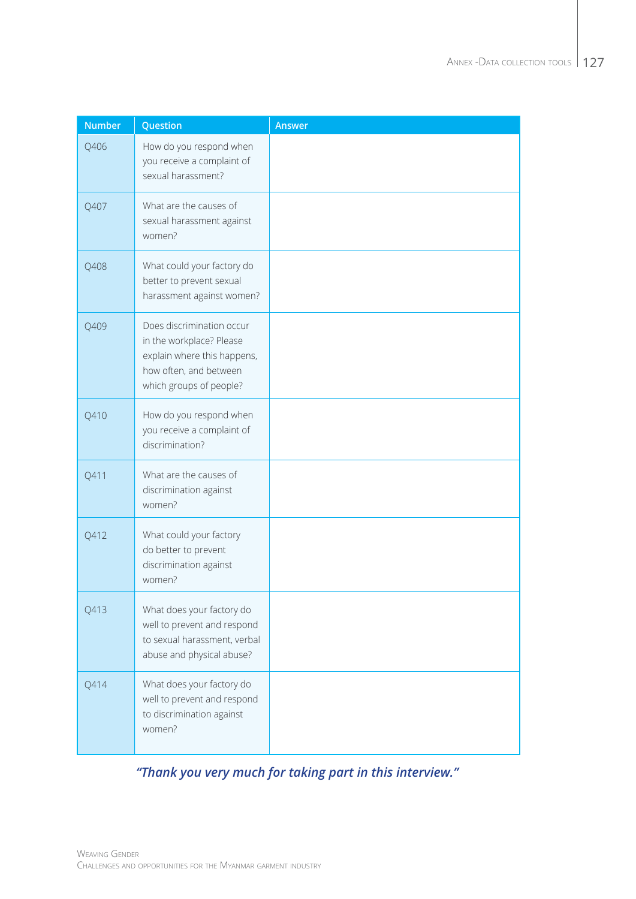| Number | Question | Answer |
|---|---|---|
| Q406 | How do you respond when you receive a complaint of sexual harassment? | |
| Q407 | What are the causes of sexual harassment against women? | |
| Q408 | What could your factory do better to prevent sexual harassment against women? | |
| Q409 | Does discrimination occur in the workplace? Please explain where this happens, how often, and between which groups of people? | |
| Q410 | How do you respond when you receive a complaint of discrimination? | |
| Q411 | What are the causes of discrimination against women? | |
| Q412 | What could your factory do better to prevent discrimination against women? | |
| Q413 | What does your factory do well to prevent and respond to sexual harassment, verbal abuse and physical abuse? | |
| Q414 | What does your factory do well to prevent and respond to discrimination against women? | |

***"Thank you very much for taking part in this interview."***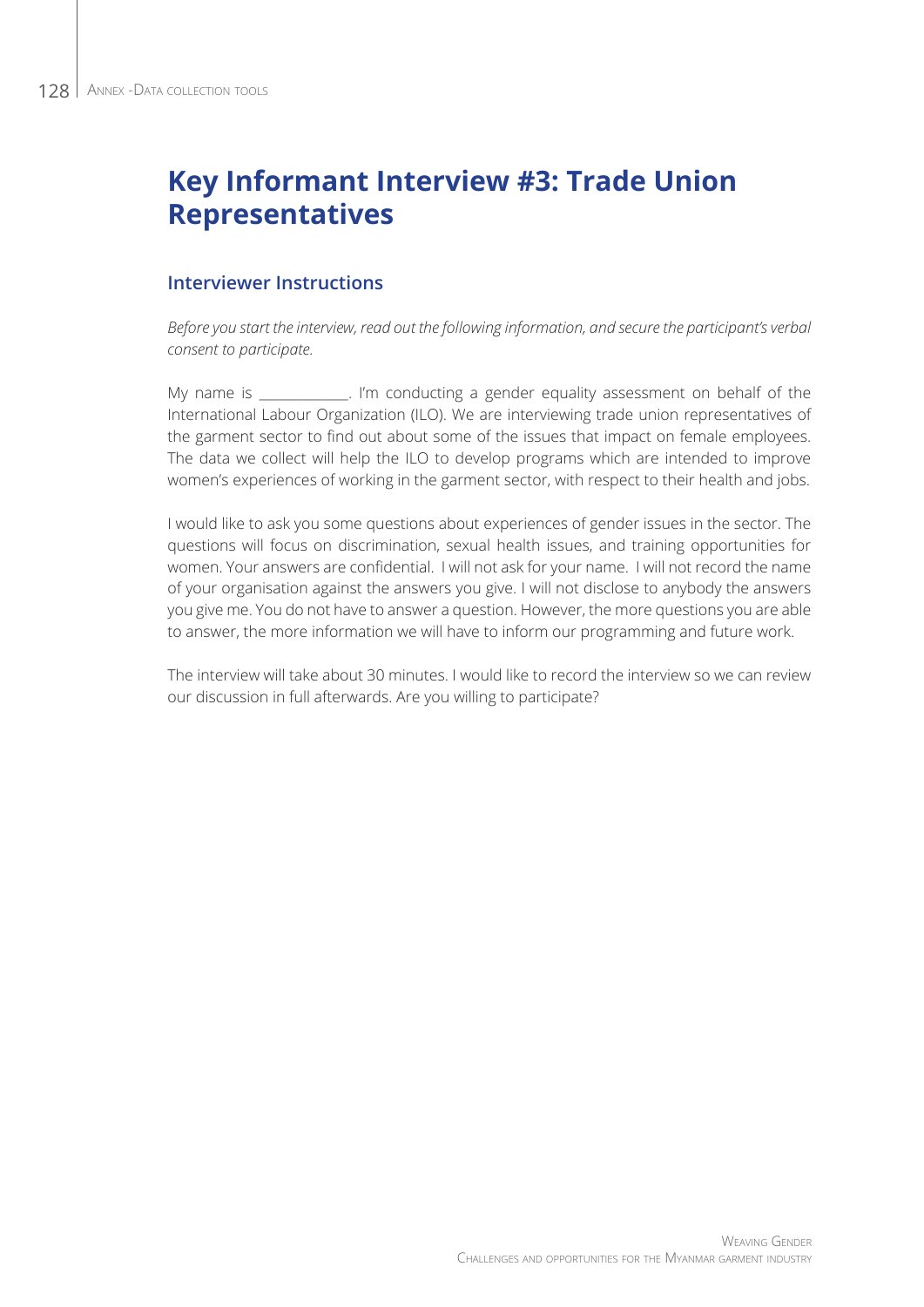# Key Informant Interview #3: Trade Union Representatives

## Interviewer Instructions

*Before you start the interview, read out the following information, and secure the participant's verbal consent to participate.*

My name is ____________. I'm conducting a gender equality assessment on behalf of the International Labour Organization (ILO). We are interviewing trade union representatives of the garment sector to find out about some of the issues that impact on female employees. The data we collect will help the ILO to develop programs which are intended to improve women's experiences of working in the garment sector, with respect to their health and jobs.

I would like to ask you some questions about experiences of gender issues in the sector. The questions will focus on discrimination, sexual health issues, and training opportunities for women. Your answers are confidential. I will not ask for your name. I will not record the name of your organisation against the answers you give. I will not disclose to anybody the answers you give me. You do not have to answer a question. However, the more questions you are able to answer, the more information we will have to inform our programming and future work.

The interview will take about 30 minutes. I would like to record the interview so we can review our discussion in full afterwards. Are you willing to participate?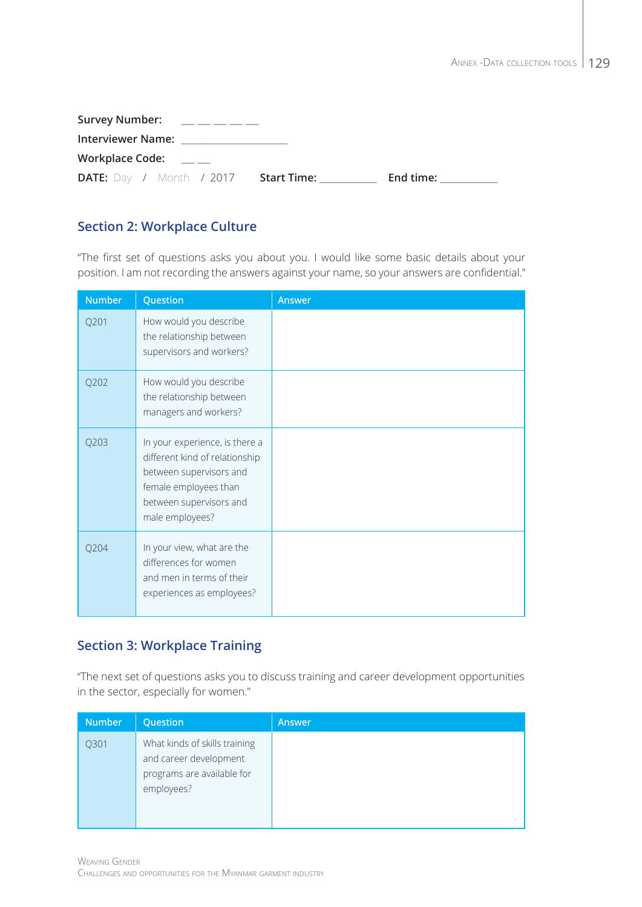**Survey Number:** __ __ __ __ __

**Interviewer Name:** ________________

**Workplace Code:** __ __

**DATE:** Day / Month / 2017 **Start Time:** _________ **End time:** _________

## Section 2: Workplace Culture

"The first set of questions asks you about you. I would like some basic details about your position. I am not recording the answers against your name, so your answers are confidential."

| Number | Question | Answer |
|---|---|---|
| Q201 | How would you describe the relationship between supervisors and workers? | |
| Q202 | How would you describe the relationship between managers and workers? | |
| Q203 | In your experience, is there a different kind of relationship between supervisors and female employees than between supervisors and male employees? | |
| Q204 | In your view, what are the differences for women and men in terms of their experiences as employees? | |

## Section 3: Workplace Training

"The next set of questions asks you to discuss training and career development opportunities in the sector, especially for women."

| Number | Question | Answer |
|---|---|---|
| Q301 | What kinds of skills training and career development programs are available for employees? | |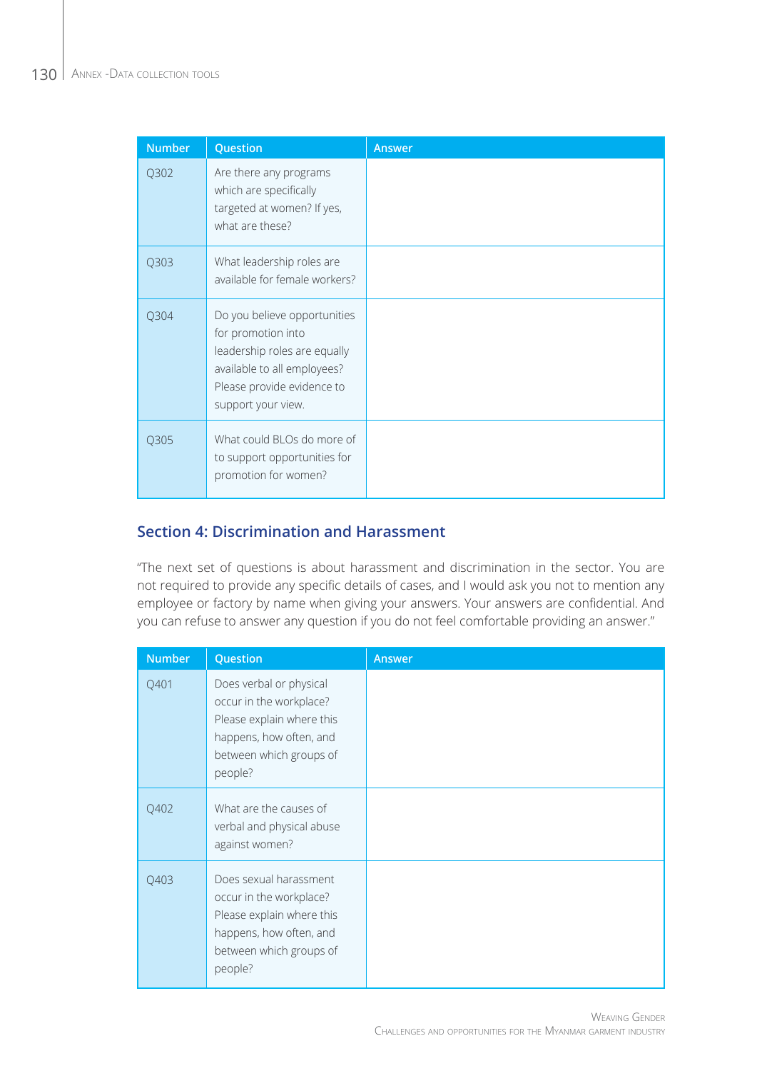| Number | Question | Answer |
|---|---|---|
| Q302 | Are there any programs which are specifically targeted at women? If yes, what are these? | |
| Q303 | What leadership roles are available for female workers? | |
| Q304 | Do you believe opportunities for promotion into leadership roles are equally available to all employees? Please provide evidence to support your view. | |
| Q305 | What could BLOs do more of to support opportunities for promotion for women? | |

## Section 4: Discrimination and Harassment

"The next set of questions is about harassment and discrimination in the sector. You are not required to provide any specific details of cases, and I would ask you not to mention any employee or factory by name when giving your answers. Your answers are confidential. And you can refuse to answer any question if you do not feel comfortable providing an answer."

| Number | Question | Answer |
|---|---|---|
| Q401 | Does verbal or physical occur in the workplace? Please explain where this happens, how often, and between which groups of people? | |
| Q402 | What are the causes of verbal and physical abuse against women? | |
| Q403 | Does sexual harassment occur in the workplace? Please explain where this happens, how often, and between which groups of people? | |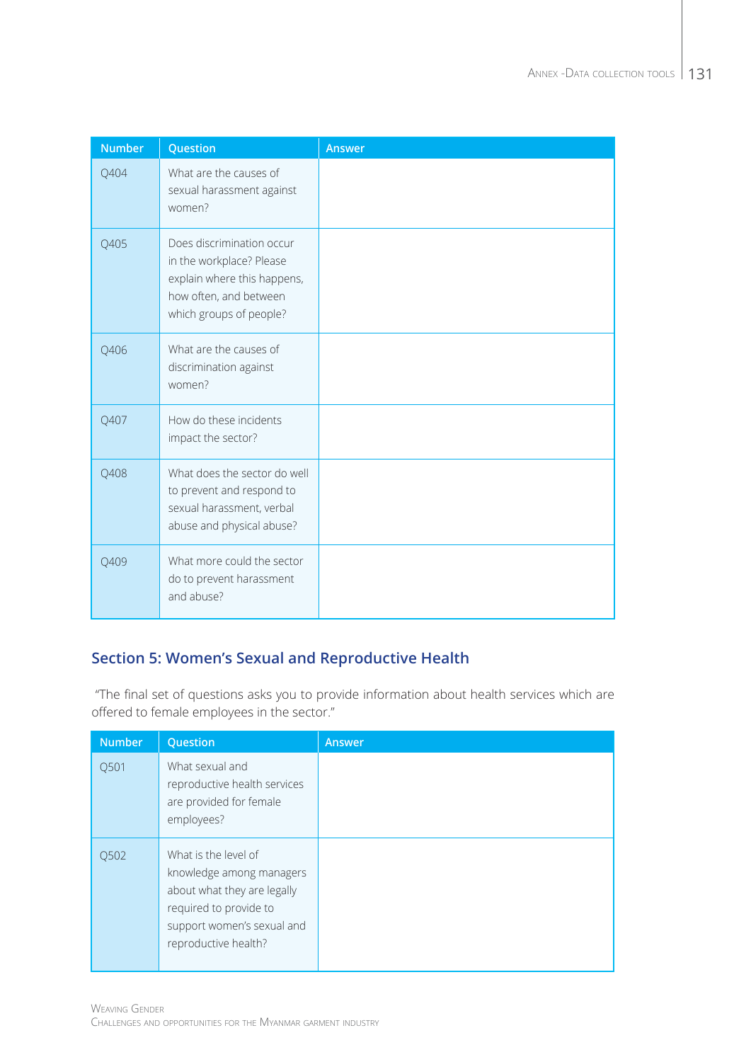| Number | Question | Answer |
|---|---|---|
| Q404 | What are the causes of sexual harassment against women? | |
| Q405 | Does discrimination occur in the workplace? Please explain where this happens, how often, and between which groups of people? | |
| Q406 | What are the causes of discrimination against women? | |
| Q407 | How do these incidents impact the sector? | |
| Q408 | What does the sector do well to prevent and respond to sexual harassment, verbal abuse and physical abuse? | |
| Q409 | What more could the sector do to prevent harassment and abuse? | |

## Section 5: Women's Sexual and Reproductive Health

"The final set of questions asks you to provide information about health services which are offered to female employees in the sector."

| Number | Question | Answer |
|---|---|---|
| Q501 | What sexual and reproductive health services are provided for female employees? | |
| Q502 | What is the level of knowledge among managers about what they are legally required to provide to support women's sexual and reproductive health? | |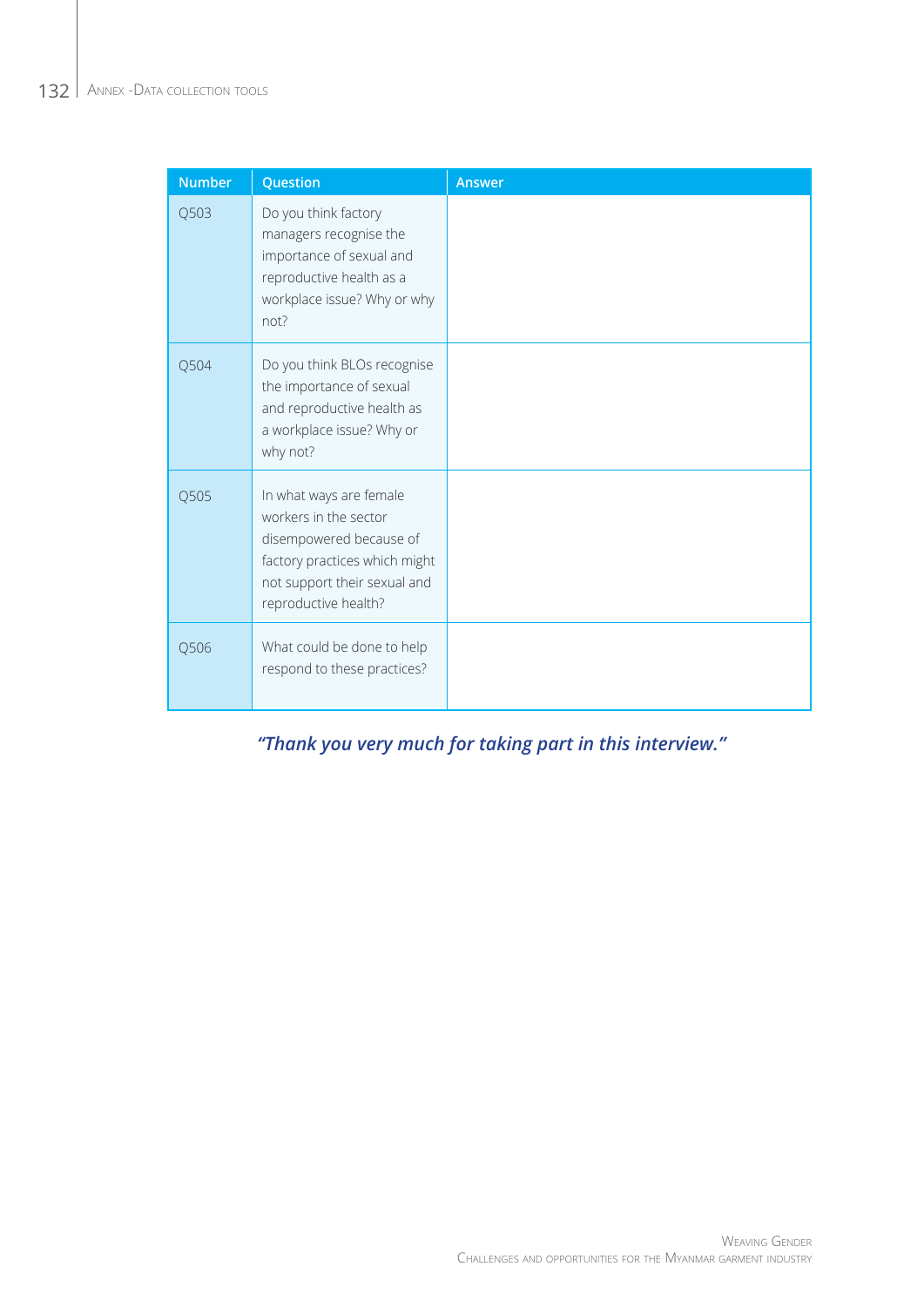| Number | Question | Answer |
|---|---|---|
| Q503 | Do you think factory managers recognise the importance of sexual and reproductive health as a workplace issue? Why or why not? | |
| Q504 | Do you think BLOs recognise the importance of sexual and reproductive health as a workplace issue? Why or why not? | |
| Q505 | In what ways are female workers in the sector disempowered because of factory practices which might not support their sexual and reproductive health? | |
| Q506 | What could be done to help respond to these practices? | |

***"Thank you very much for taking part in this interview."***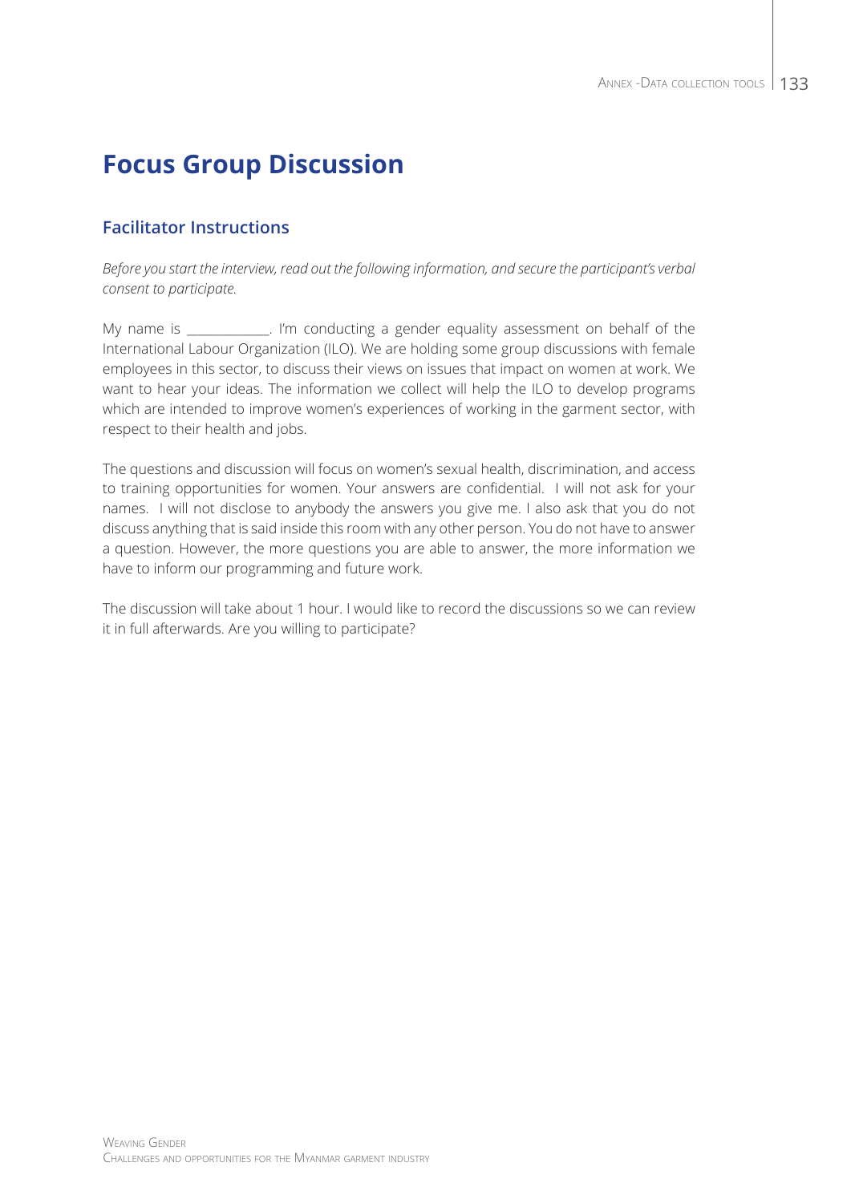# Focus Group Discussion

## Facilitator Instructions

*Before you start the interview, read out the following information, and secure the participant's verbal consent to participate.*

My name is ____________. I'm conducting a gender equality assessment on behalf of the International Labour Organization (ILO). We are holding some group discussions with female employees in this sector, to discuss their views on issues that impact on women at work. We want to hear your ideas. The information we collect will help the ILO to develop programs which are intended to improve women's experiences of working in the garment sector, with respect to their health and jobs.

The questions and discussion will focus on women's sexual health, discrimination, and access to training opportunities for women. Your answers are confidential. I will not ask for your names. I will not disclose to anybody the answers you give me. I also ask that you do not discuss anything that is said inside this room with any other person. You do not have to answer a question. However, the more questions you are able to answer, the more information we have to inform our programming and future work.

The discussion will take about 1 hour. I would like to record the discussions so we can review it in full afterwards. Are you willing to participate?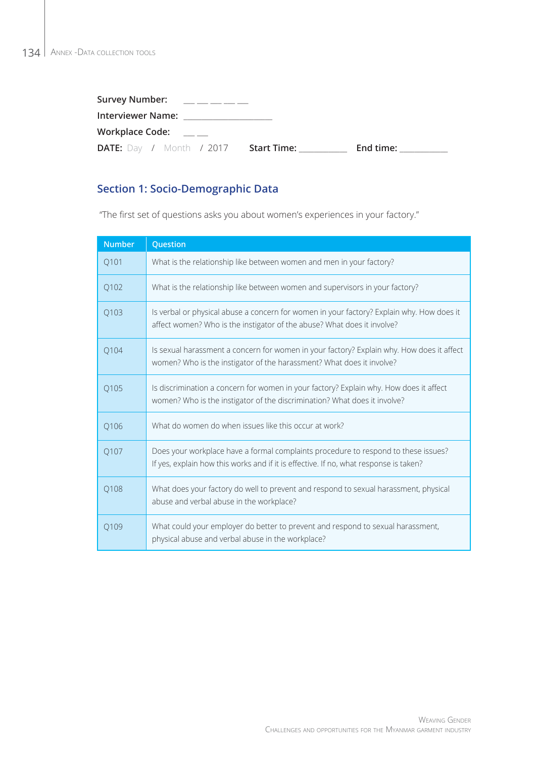**Survey Number:** __ __ __ __ __

**Interviewer Name:** ________________

**Workplace Code:** __ __

**DATE:** Day / Month / 2017 **Start Time:** __________ **End time:** __________

## Section 1: Socio-Demographic Data

"The first set of questions asks you about women's experiences in your factory."

| Number | Question |
|---|---|
| Q101 | What is the relationship like between women and men in your factory? |
| Q102 | What is the relationship like between women and supervisors in your factory? |
| Q103 | Is verbal or physical abuse a concern for women in your factory? Explain why. How does it affect women? Who is the instigator of the abuse? What does it involve? |
| Q104 | Is sexual harassment a concern for women in your factory? Explain why. How does it affect women? Who is the instigator of the harassment? What does it involve? |
| Q105 | Is discrimination a concern for women in your factory? Explain why. How does it affect women? Who is the instigator of the discrimination? What does it involve? |
| Q106 | What do women do when issues like this occur at work? |
| Q107 | Does your workplace have a formal complaints procedure to respond to these issues? If yes, explain how this works and if it is effective. If no, what response is taken? |
| Q108 | What does your factory do well to prevent and respond to sexual harassment, physical abuse and verbal abuse in the workplace? |
| Q109 | What could your employer do better to prevent and respond to sexual harassment, physical abuse and verbal abuse in the workplace? |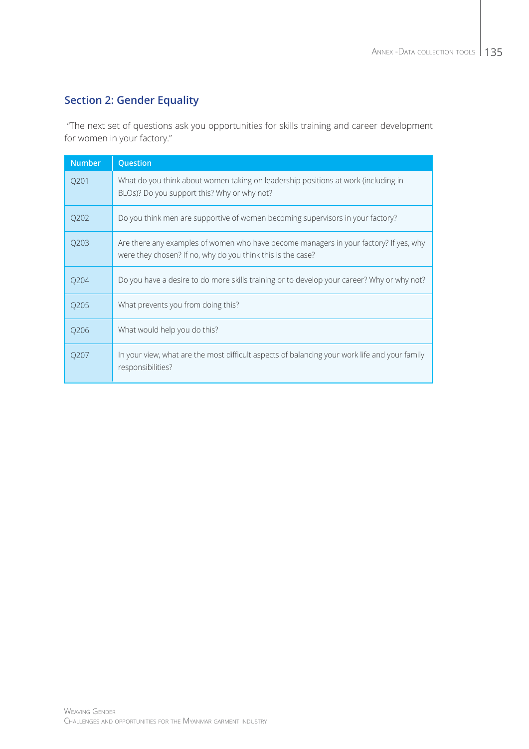## Section 2: Gender Equality

"The next set of questions ask you opportunities for skills training and career development for women in your factory."

| Number | Question |
|---|---|
| Q201 | What do you think about women taking on leadership positions at work (including in BLOs)? Do you support this? Why or why not? |
| Q202 | Do you think men are supportive of women becoming supervisors in your factory? |
| Q203 | Are there any examples of women who have become managers in your factory? If yes, why were they chosen? If no, why do you think this is the case? |
| Q204 | Do you have a desire to do more skills training or to develop your career? Why or why not? |
| Q205 | What prevents you from doing this? |
| Q206 | What would help you do this? |
| Q207 | In your view, what are the most difficult aspects of balancing your work life and your family responsibilities? |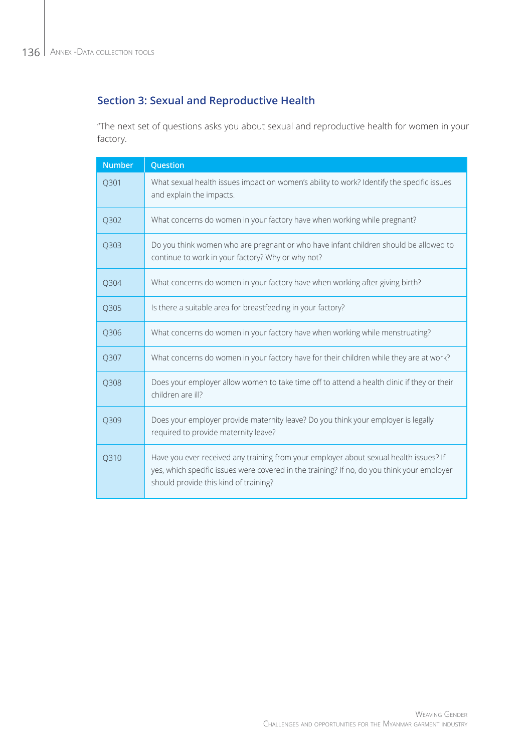## Section 3: Sexual and Reproductive Health

"The next set of questions asks you about sexual and reproductive health for women in your factory.

| Number | Question |
|---|---|
| Q301 | What sexual health issues impact on women's ability to work? Identify the specific issues and explain the impacts. |
| Q302 | What concerns do women in your factory have when working while pregnant? |
| Q303 | Do you think women who are pregnant or who have infant children should be allowed to continue to work in your factory? Why or why not? |
| Q304 | What concerns do women in your factory have when working after giving birth? |
| Q305 | Is there a suitable area for breastfeeding in your factory? |
| Q306 | What concerns do women in your factory have when working while menstruating? |
| Q307 | What concerns do women in your factory have for their children while they are at work? |
| Q308 | Does your employer allow women to take time off to attend a health clinic if they or their children are ill? |
| Q309 | Does your employer provide maternity leave? Do you think your employer is legally required to provide maternity leave? |
| Q310 | Have you ever received any training from your employer about sexual health issues? If yes, which specific issues were covered in the training? If no, do you think your employer should provide this kind of training? |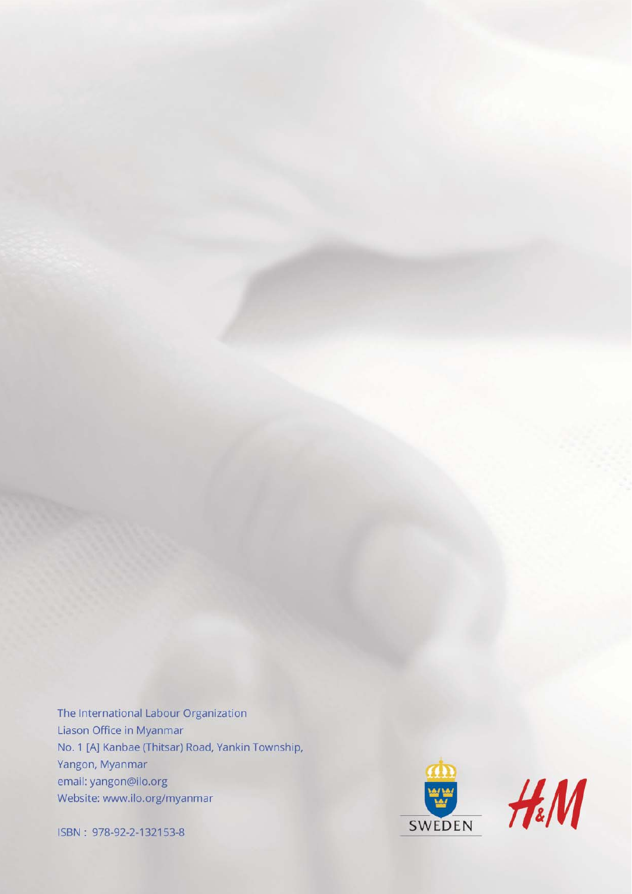The International Labour Organization
Liason Office in Myanmar
No. 1 [A] Kanbae (Thitsar) Road, Yankin Township,
Yangon, Myanmar
email: yangon@ilo.org
Website: www.ilo.org/myanmar

ISBN : 978-92-2-132153-8

SWEDEN

H&M